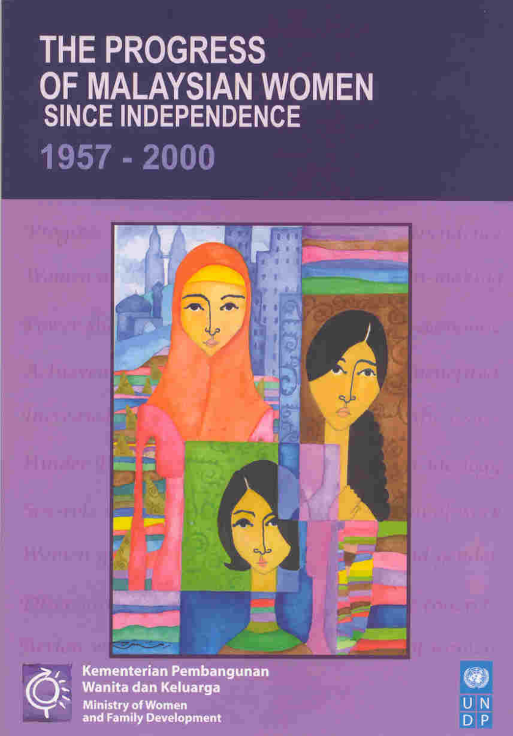# THE PROGRESS OF MALAYSIAN WOMEN SINCE INDEPENDENCE

## 1957 - 2000

Kementerian Pembangunan Wanita dan Keluarga

Ministry of Women and Family Development

UNDP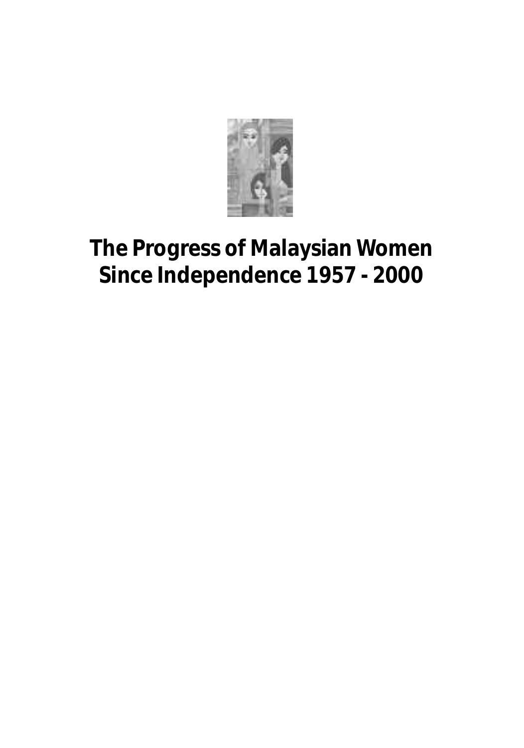# The Progress of Malaysian Women Since Independence 1957 - 2000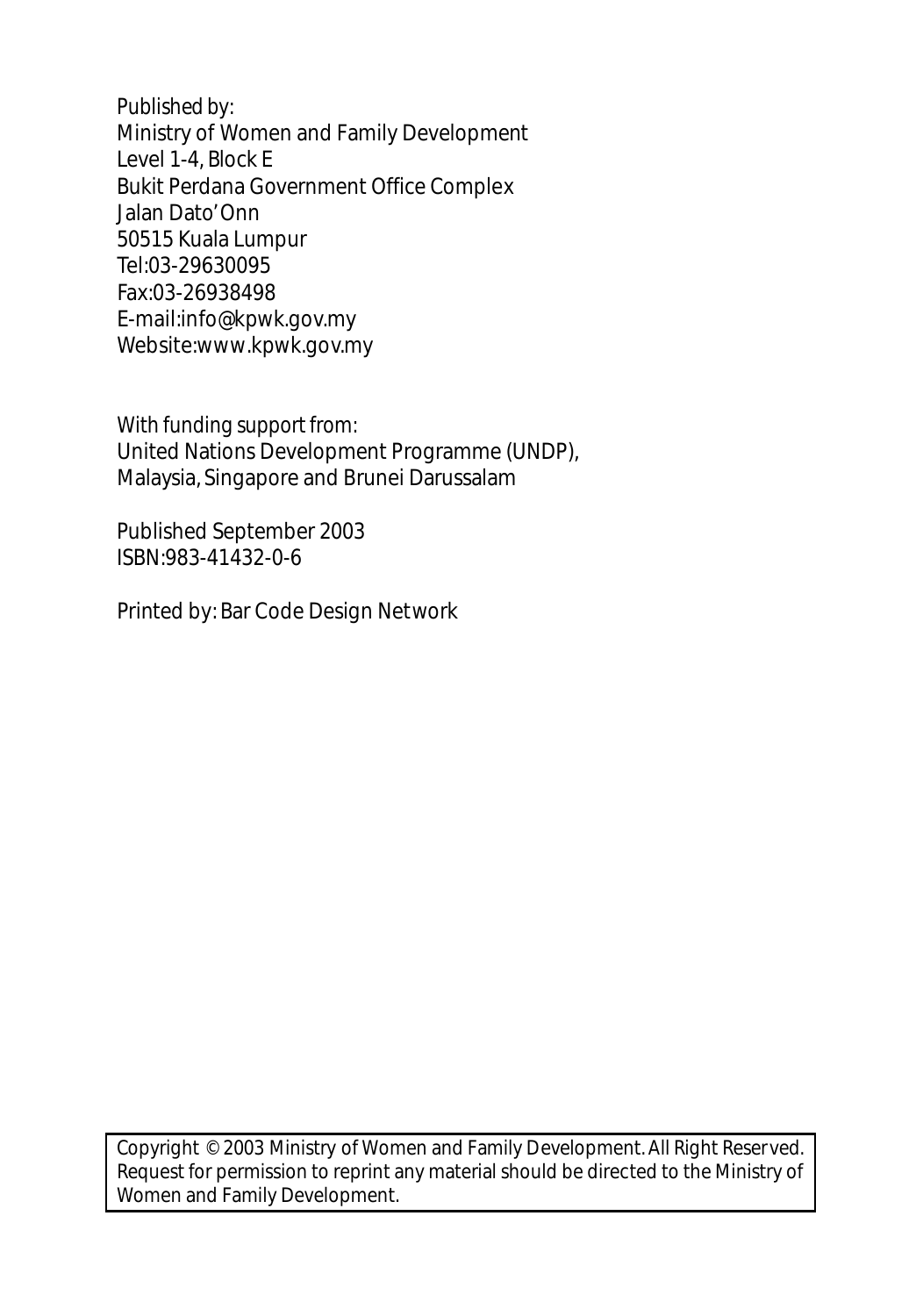Published by:
Ministry of Women and Family Development
Level 1-4, Block E
Bukit Perdana Government Office Complex
Jalan Dato' Onn
50515 Kuala Lumpur
Tel:03-29630095
Fax:03-26938498
E-mail:info@kpwk.gov.my
Website:www.kpwk.gov.my

With funding support from:
United Nations Development Programme (UNDP),
Malaysia, Singapore and Brunei Darussalam

Published September 2003
ISBN:983-41432-0-6

Printed by: Bar Code Design Network

Copyright © 2003 Ministry of Women and Family Development. All Right Reserved. Request for permission to reprint any material should be directed to the Ministry of Women and Family Development.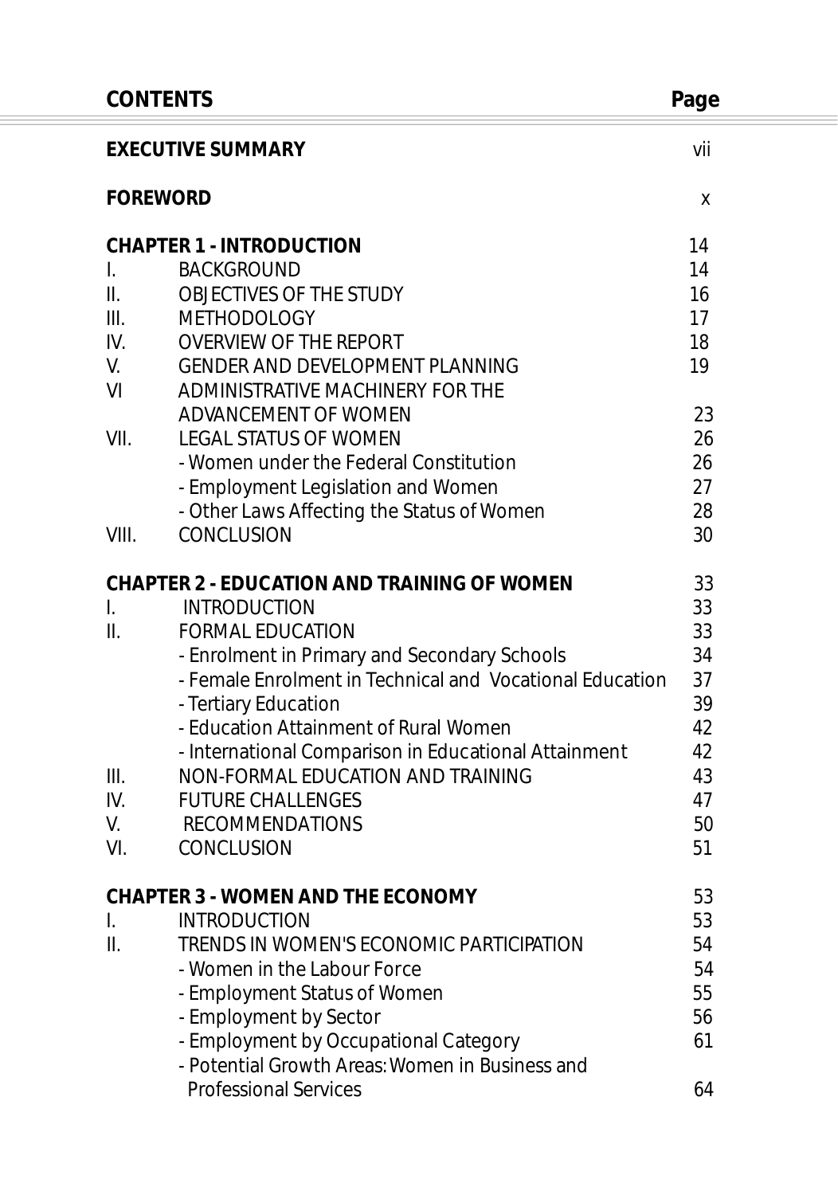| CONTENTS | | Page |
|---|---|---|
| **EXECUTIVE SUMMARY** | | vii |
| **FOREWORD** | | x |
| **CHAPTER 1 - INTRODUCTION** | | 14 |
| I. | BACKGROUND | 14 |
| II. | OBJECTIVES OF THE STUDY | 16 |
| III. | METHODOLOGY | 17 |
| IV. | OVERVIEW OF THE REPORT | 18 |
| V. | GENDER AND DEVELOPMENT PLANNING | 19 |
| VI | ADMINISTRATIVE MACHINERY FOR THE ADVANCEMENT OF WOMEN | 23 |
| VII. | LEGAL STATUS OF WOMEN | 26 |
| | - Women under the Federal Constitution | 26 |
| | - Employment Legislation and Women | 27 |
| | - Other Laws Affecting the Status of Women | 28 |
| VIII. | CONCLUSION | 30 |
| **CHAPTER 2 - EDUCATION AND TRAINING OF WOMEN** | | 33 |
| I. | INTRODUCTION | 33 |
| II. | FORMAL EDUCATION | 33 |
| | - Enrolment in Primary and Secondary Schools | 34 |
| | - Female Enrolment in Technical and Vocational Education | 37 |
| | - Tertiary Education | 39 |
| | - Education Attainment of Rural Women | 42 |
| | - International Comparison in Educational Attainment | 42 |
| III. | NON-FORMAL EDUCATION AND TRAINING | 43 |
| IV. | FUTURE CHALLENGES | 47 |
| V. | RECOMMENDATIONS | 50 |
| VI. | CONCLUSION | 51 |
| **CHAPTER 3 - WOMEN AND THE ECONOMY** | | 53 |
| I. | INTRODUCTION | 53 |
| II. | TRENDS IN WOMEN'S ECONOMIC PARTICIPATION | 54 |
| | - Women in the Labour Force | 54 |
| | - Employment Status of Women | 55 |
| | - Employment by Sector | 56 |
| | - Employment by Occupational Category | 61 |
| | - Potential Growth Areas: Women in Business and Professional Services | 64 |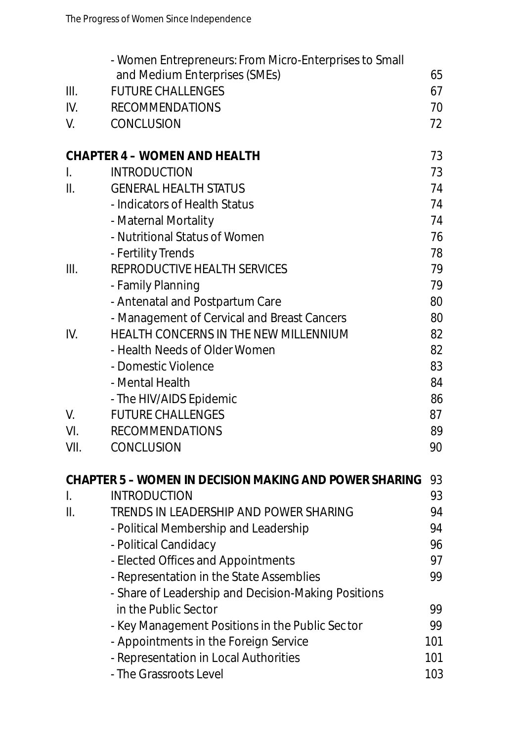| | | |
|---|---|---|
| | - Women Entrepreneurs: From Micro-Enterprises to Small and Medium Enterprises (SMEs) | 65 |
| III. | FUTURE CHALLENGES | 67 |
| IV. | RECOMMENDATIONS | 70 |
| V. | CONCLUSION | 72 |
| | | |
| **CHAPTER 4 – WOMEN AND HEALTH** | | 73 |
| I. | INTRODUCTION | 73 |
| II. | GENERAL HEALTH STATUS | 74 |
| | - Indicators of Health Status | 74 |
| | - Maternal Mortality | 74 |
| | - Nutritional Status of Women | 76 |
| | - Fertility Trends | 78 |
| III. | REPRODUCTIVE HEALTH SERVICES | 79 |
| | - Family Planning | 79 |
| | - Antenatal and Postpartum Care | 80 |
| | - Management of Cervical and Breast Cancers | 80 |
| IV. | HEALTH CONCERNS IN THE NEW MILLENNIUM | 82 |
| | - Health Needs of Older Women | 82 |
| | - Domestic Violence | 83 |
| | - Mental Health | 84 |
| | - The HIV/AIDS Epidemic | 86 |
| V. | FUTURE CHALLENGES | 87 |
| VI. | RECOMMENDATIONS | 89 |
| VII. | CONCLUSION | 90 |
| | | |
| **CHAPTER 5 – WOMEN IN DECISION MAKING AND POWER SHARING** | | 93 |
| I. | INTRODUCTION | 93 |
| II. | TRENDS IN LEADERSHIP AND POWER SHARING | 94 |
| | - Political Membership and Leadership | 94 |
| | - Political Candidacy | 96 |
| | - Elected Offices and Appointments | 97 |
| | - Representation in the State Assemblies | 99 |
| | - Share of Leadership and Decision-Making Positions in the Public Sector | 99 |
| | - Key Management Positions in the Public Sector | 99 |
| | - Appointments in the Foreign Service | 101 |
| | - Representation in Local Authorities | 101 |
| | - The Grassroots Level | 103 |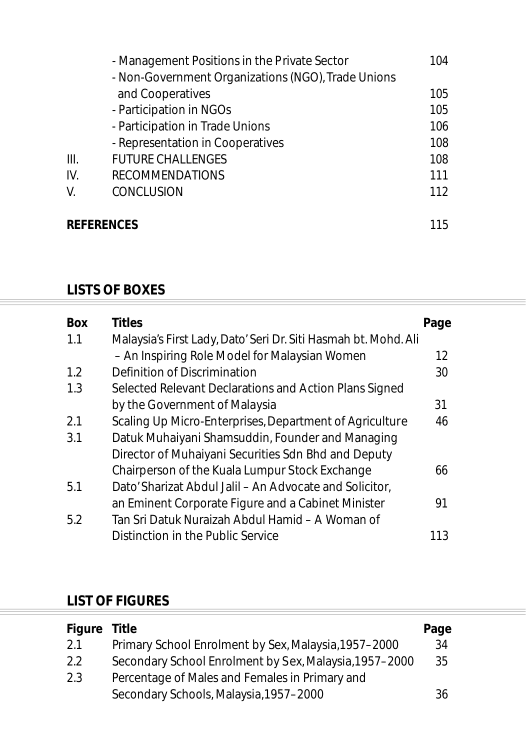| | | |
|---|---|---|
| | - Management Positions in the Private Sector | 104 |
| | - Non-Government Organizations (NGO), Trade Unions and Cooperatives | 105 |
| | - Participation in NGOs | 105 |
| | - Participation in Trade Unions | 106 |
| | - Representation in Cooperatives | 108 |
| III. | FUTURE CHALLENGES | 108 |
| IV. | RECOMMENDATIONS | 111 |
| V. | CONCLUSION | 112 |
| **REFERENCES** | | 115 |

## LISTS OF BOXES

| Box | Titles | Page |
|---|---|---|
| 1.1 | Malaysia's First Lady, Dato' Seri Dr. Siti Hasmah bt. Mohd. Ali – An Inspiring Role Model for Malaysian Women | 12 |
| 1.2 | Definition of Discrimination | 30 |
| 1.3 | Selected Relevant Declarations and Action Plans Signed by the Government of Malaysia | 31 |
| 2.1 | Scaling Up Micro-Enterprises, Department of Agriculture | 46 |
| 3.1 | Datuk Muhaiyani Shamsuddin, Founder and Managing Director of Muhaiyani Securities Sdn Bhd and Deputy Chairperson of the Kuala Lumpur Stock Exchange | 66 |
| 5.1 | Dato' Sharizat Abdul Jalil – An Advocate and Solicitor, an Eminent Corporate Figure and a Cabinet Minister | 91 |
| 5.2 | Tan Sri Datuk Nuraizah Abdul Hamid – A Woman of Distinction in the Public Service | 113 |

## LIST OF FIGURES

| Figure | Title | Page |
|---|---|---|
| 2.1 | Primary School Enrolment by Sex, Malaysia, 1957–2000 | 34 |
| 2.2 | Secondary School Enrolment by Sex, Malaysia, 1957–2000 | 35 |
| 2.3 | Percentage of Males and Females in Primary and Secondary Schools, Malaysia, 1957–2000 | 36 |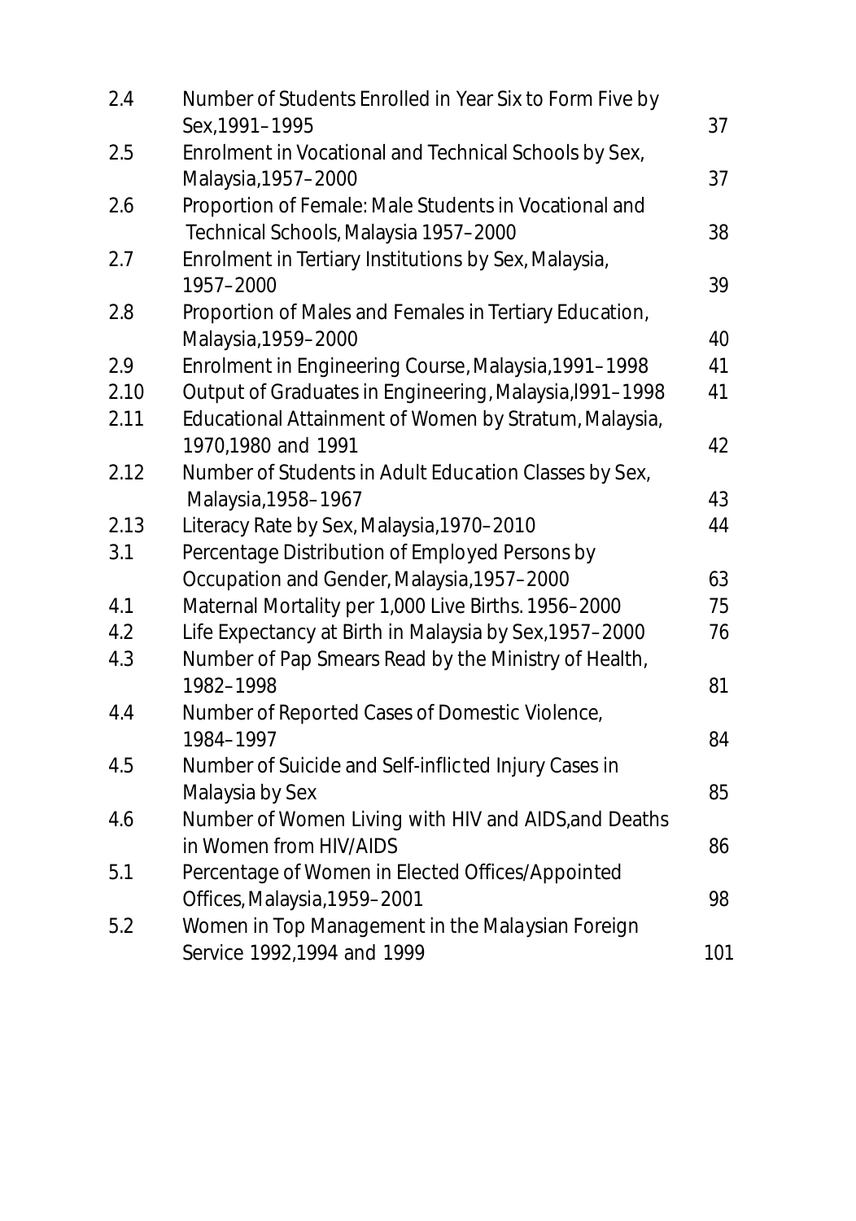| | | |
|---|---|---|
| 2.4 | Number of Students Enrolled in Year Six to Form Five by Sex,1991–1995 | 37 |
| 2.5 | Enrolment in Vocational and Technical Schools by Sex, Malaysia,1957–2000 | 37 |
| 2.6 | Proportion of Female: Male Students in Vocational and Technical Schools, Malaysia 1957–2000 | 38 |
| 2.7 | Enrolment in Tertiary Institutions by Sex, Malaysia, 1957–2000 | 39 |
| 2.8 | Proportion of Males and Females in Tertiary Education, Malaysia,1959–2000 | 40 |
| 2.9 | Enrolment in Engineering Course, Malaysia,1991–1998 | 41 |
| 2.10 | Output of Graduates in Engineering, Malaysia,l991–1998 | 41 |
| 2.11 | Educational Attainment of Women by Stratum, Malaysia, 1970,1980 and 1991 | 42 |
| 2.12 | Number of Students in Adult Education Classes by Sex, Malaysia,1958–1967 | 43 |
| 2.13 | Literacy Rate by Sex, Malaysia,1970–2010 | 44 |
| 3.1 | Percentage Distribution of Employed Persons by Occupation and Gender, Malaysia,1957–2000 | 63 |
| 4.1 | Maternal Mortality per 1,000 Live Births. 1956–2000 | 75 |
| 4.2 | Life Expectancy at Birth in Malaysia by Sex,1957–2000 | 76 |
| 4.3 | Number of Pap Smears Read by the Ministry of Health, 1982–1998 | 81 |
| 4.4 | Number of Reported Cases of Domestic Violence, 1984–1997 | 84 |
| 4.5 | Number of Suicide and Self-inflicted Injury Cases in Malaysia by Sex | 85 |
| 4.6 | Number of Women Living with HIV and AIDS,and Deaths in Women from HIV/AIDS | 86 |
| 5.1 | Percentage of Women in Elected Offices/Appointed Offices, Malaysia,1959–2001 | 98 |
| 5.2 | Women in Top Management in the Malaysian Foreign Service 1992,1994 and 1999 | 101 |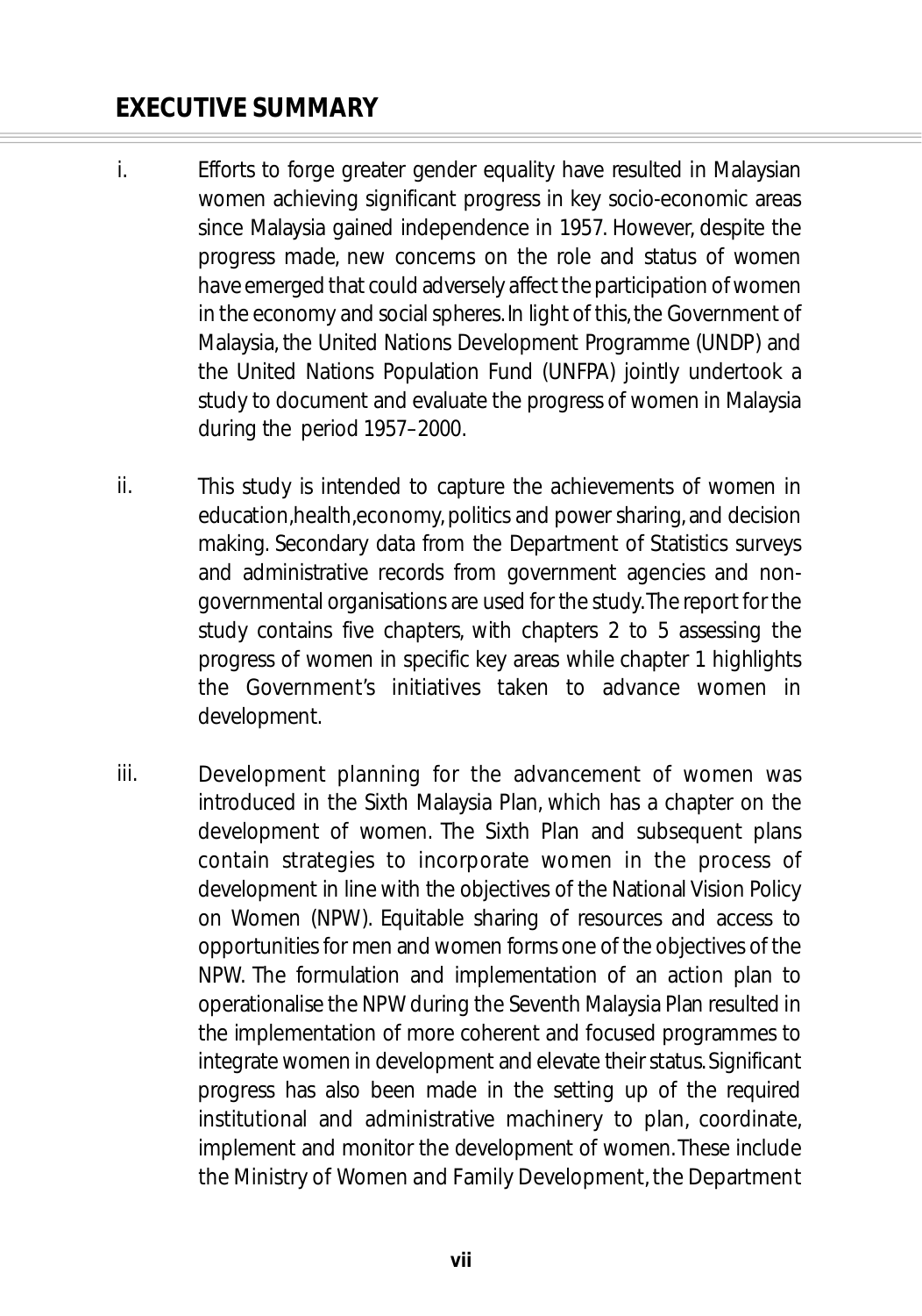## EXECUTIVE SUMMARY

i. Efforts to forge greater gender equality have resulted in Malaysian women achieving significant progress in key socio-economic areas since Malaysia gained independence in 1957. However, despite the progress made, new concerns on the role and status of women have emerged that could adversely affect the participation of women in the economy and social spheres. In light of this, the Government of Malaysia, the United Nations Development Programme (UNDP) and the United Nations Population Fund (UNFPA) jointly undertook a study to document and evaluate the progress of women in Malaysia during the period 1957–2000.

ii. This study is intended to capture the achievements of women in education, health, economy, politics and power sharing, and decision making. Secondary data from the Department of Statistics surveys and administrative records from government agencies and non-governmental organisations are used for the study. The report for the study contains five chapters, with chapters 2 to 5 assessing the progress of women in specific key areas while chapter 1 highlights the Government's initiatives taken to advance women in development.

iii. Development planning for the advancement of women was introduced in the Sixth Malaysia Plan, which has a chapter on the development of women. The Sixth Plan and subsequent plans contain strategies to incorporate women in the process of development in line with the objectives of the National Vision Policy on Women (NPW). Equitable sharing of resources and access to opportunities for men and women forms one of the objectives of the NPW. The formulation and implementation of an action plan to operationalise the NPW during the Seventh Malaysia Plan resulted in the implementation of more coherent and focused programmes to integrate women in development and elevate their status. Significant progress has also been made in the setting up of the required institutional and administrative machinery to plan, coordinate, implement and monitor the development of women. These include the Ministry of Women and Family Development, the Department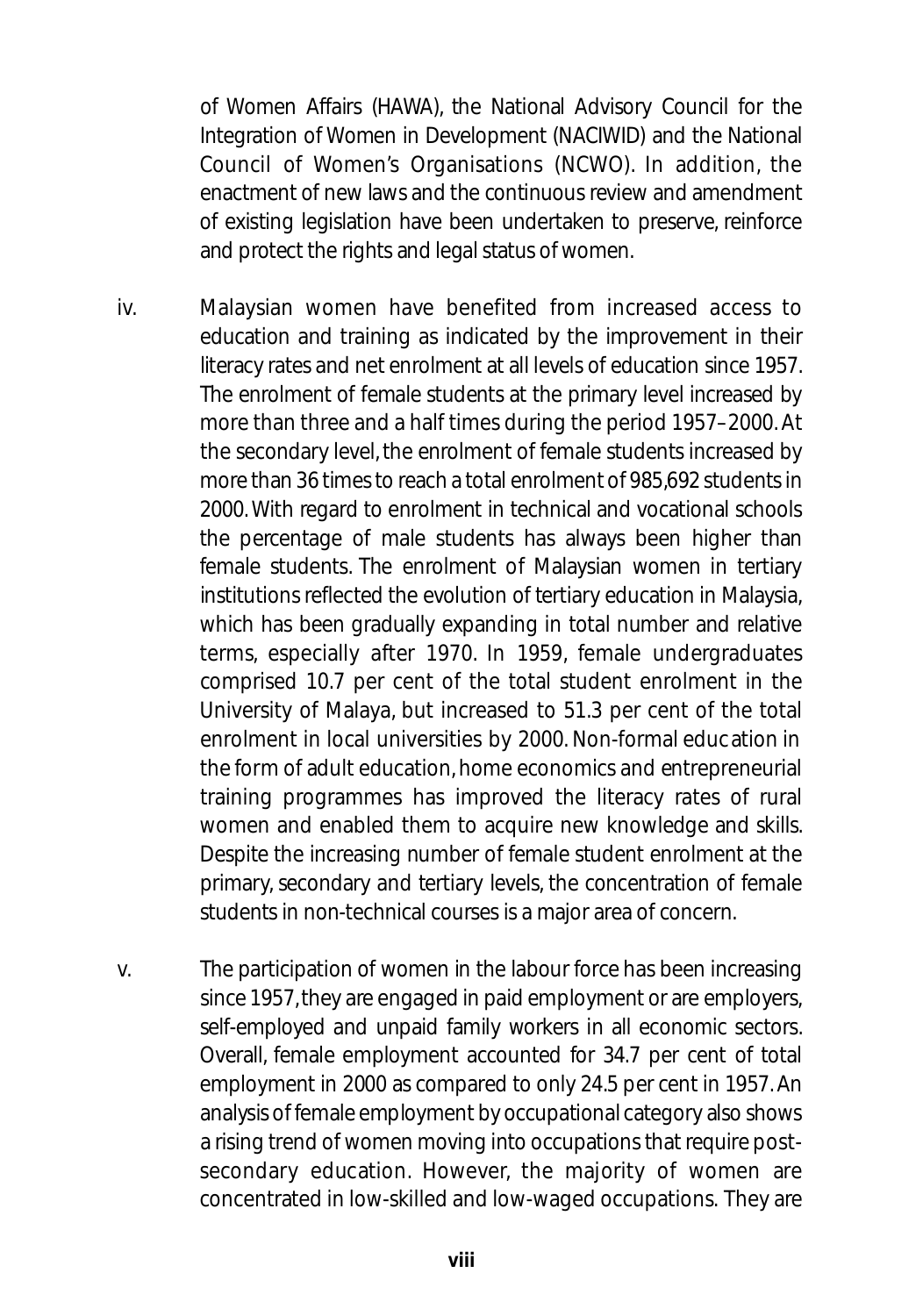of Women Affairs (HAWA), the National Advisory Council for the Integration of Women in Development (NACIWID) and the National Council of Women's Organisations (NCWO). In addition, the enactment of new laws and the continuous review and amendment of existing legislation have been undertaken to preserve, reinforce and protect the rights and legal status of women.

iv. Malaysian women have benefited from increased access to education and training as indicated by the improvement in their literacy rates and net enrolment at all levels of education since 1957. The enrolment of female students at the primary level increased by more than three and a half times during the period 1957–2000. At the secondary level, the enrolment of female students increased by more than 36 times to reach a total enrolment of 985,692 students in 2000. With regard to enrolment in technical and vocational schools the percentage of male students has always been higher than female students. The enrolment of Malaysian women in tertiary institutions reflected the evolution of tertiary education in Malaysia, which has been gradually expanding in total number and relative terms, especially after 1970. In 1959, female undergraduates comprised 10.7 per cent of the total student enrolment in the University of Malaya, but increased to 51.3 per cent of the total enrolment in local universities by 2000. Non-formal education in the form of adult education, home economics and entrepreneurial training programmes has improved the literacy rates of rural women and enabled them to acquire new knowledge and skills. Despite the increasing number of female student enrolment at the primary, secondary and tertiary levels, the concentration of female students in non-technical courses is a major area of concern.

v. The participation of women in the labour force has been increasing since 1957, they are engaged in paid employment or are employers, self-employed and unpaid family workers in all economic sectors. Overall, female employment accounted for 34.7 per cent of total employment in 2000 as compared to only 24.5 per cent in 1957. An analysis of female employment by occupational category also shows a rising trend of women moving into occupations that require post-secondary education. However, the majority of women are concentrated in low-skilled and low-waged occupations. They are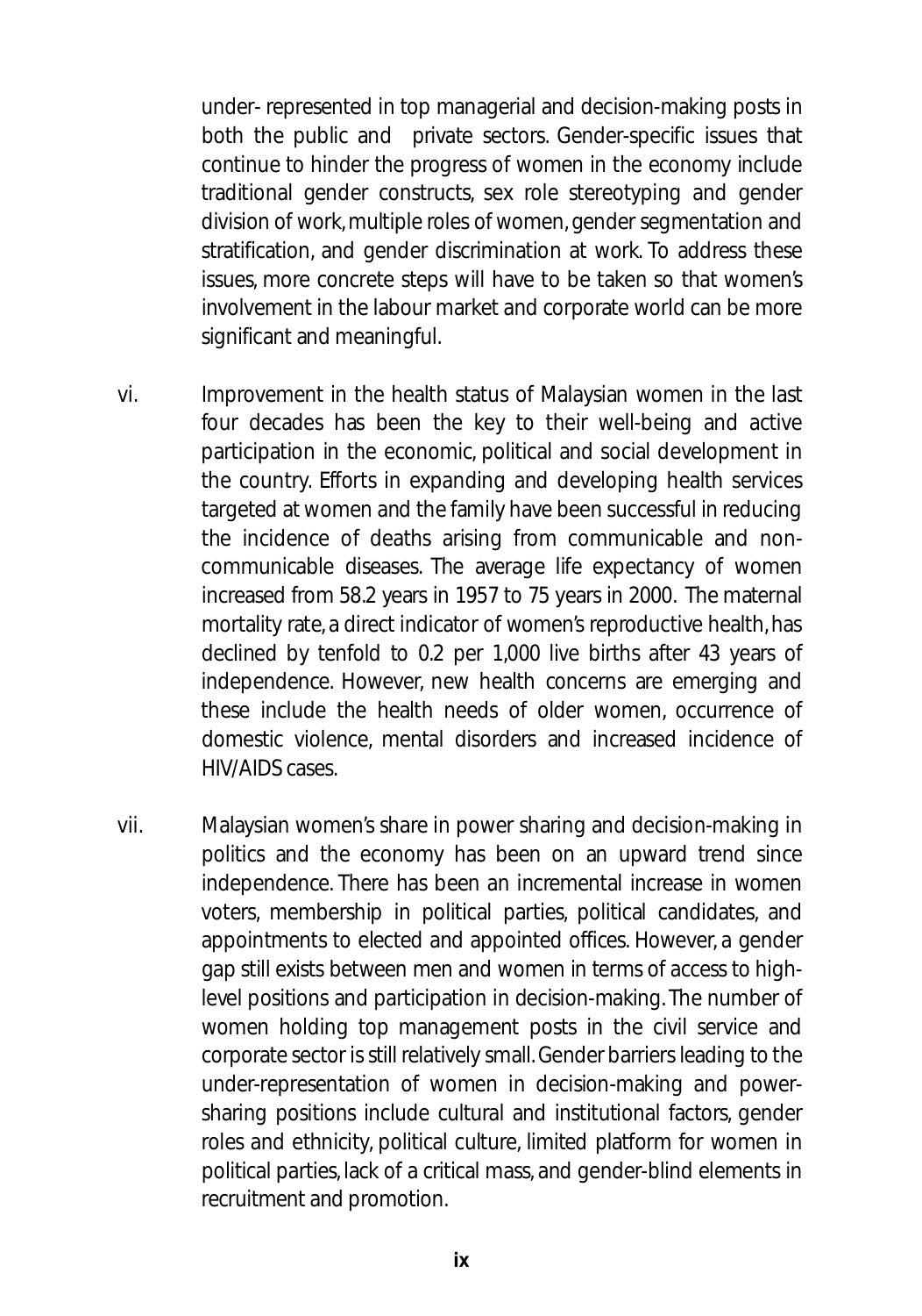under- represented in top managerial and decision-making posts in both the public and private sectors. Gender-specific issues that continue to hinder the progress of women in the economy include traditional gender constructs, sex role stereotyping and gender division of work, multiple roles of women, gender segmentation and stratification, and gender discrimination at work. To address these issues, more concrete steps will have to be taken so that women's involvement in the labour market and corporate world can be more significant and meaningful.

vi. Improvement in the health status of Malaysian women in the last four decades has been the key to their well-being and active participation in the economic, political and social development in the country. Efforts in expanding and developing health services targeted at women and the family have been successful in reducing the incidence of deaths arising from communicable and non-communicable diseases. The average life expectancy of women increased from 58.2 years in 1957 to 75 years in 2000. The maternal mortality rate, a direct indicator of women's reproductive health, has declined by tenfold to 0.2 per 1,000 live births after 43 years of independence. However, new health concerns are emerging and these include the health needs of older women, occurrence of domestic violence, mental disorders and increased incidence of HIV/AIDS cases.

vii. Malaysian women's share in power sharing and decision-making in politics and the economy has been on an upward trend since independence. There has been an incremental increase in women voters, membership in political parties, political candidates, and appointments to elected and appointed offices. However, a gender gap still exists between men and women in terms of access to high-level positions and participation in decision-making. The number of women holding top management posts in the civil service and corporate sector is still relatively small. Gender barriers leading to the under-representation of women in decision-making and power-sharing positions include cultural and institutional factors, gender roles and ethnicity, political culture, limited platform for women in political parties, lack of a critical mass, and gender-blind elements in recruitment and promotion.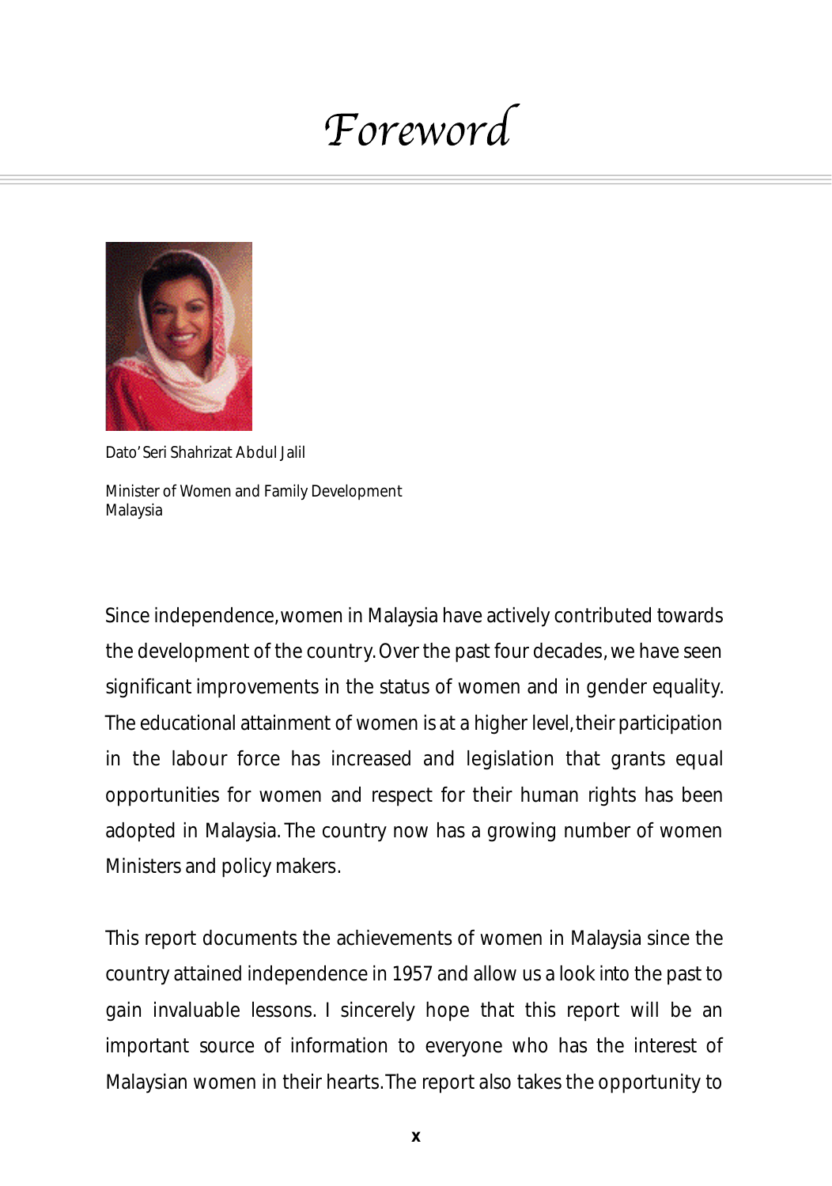# Foreword

Dato' Seri Shahrizat Abdul Jalil

Minister of Women and Family Development
Malaysia

Since independence, women in Malaysia have actively contributed towards the development of the country. Over the past four decades, we have seen significant improvements in the status of women and in gender equality. The educational attainment of women is at a higher level, their participation in the labour force has increased and legislation that grants equal opportunities for women and respect for their human rights has been adopted in Malaysia. The country now has a growing number of women Ministers and policy makers.

This report documents the achievements of women in Malaysia since the country attained independence in 1957 and allow us a look into the past to gain invaluable lessons. I sincerely hope that this report will be an important source of information to everyone who has the interest of Malaysian women in their hearts. The report also takes the opportunity to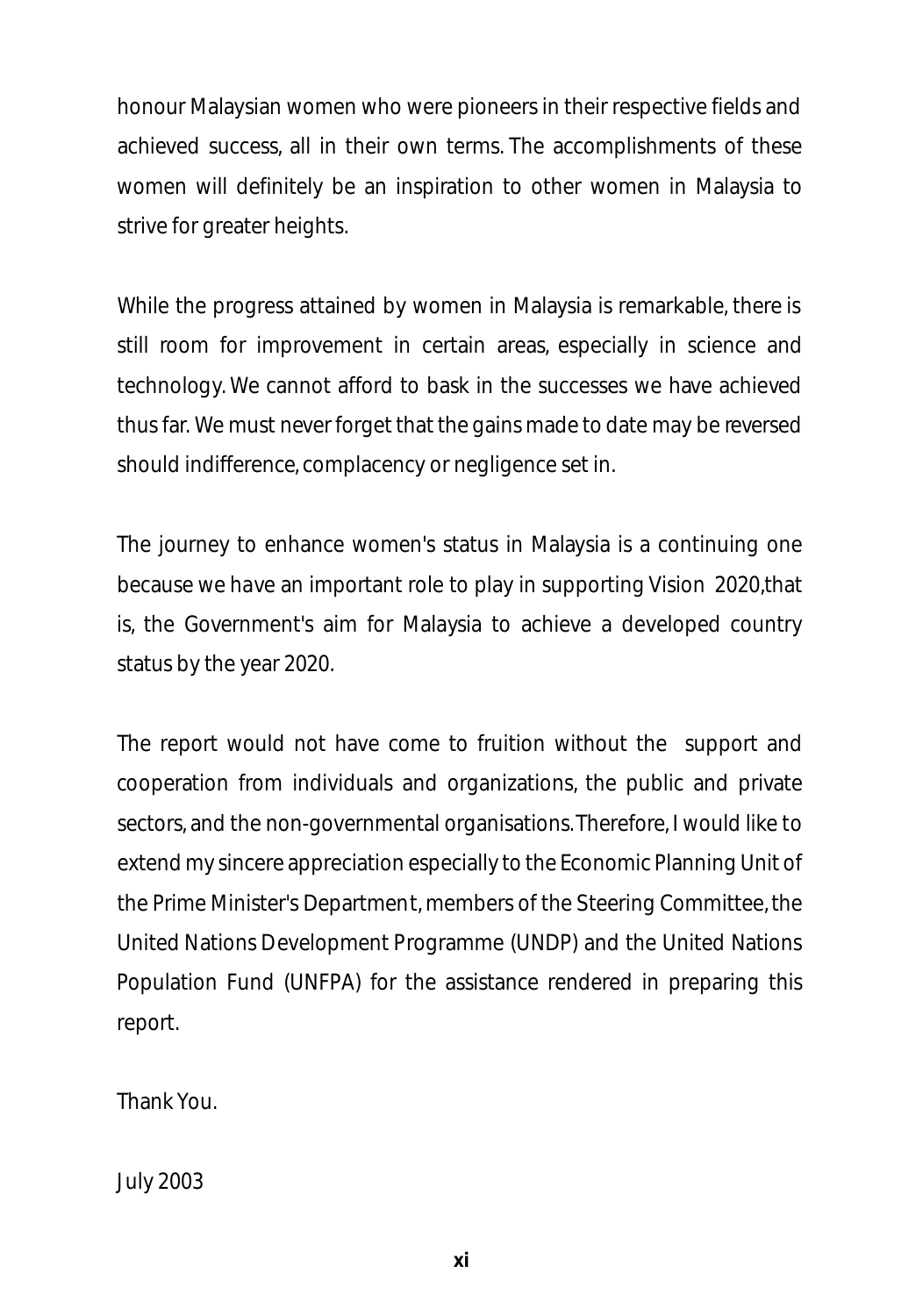honour Malaysian women who were pioneers in their respective fields and achieved success, all in their own terms. The accomplishments of these women will definitely be an inspiration to other women in Malaysia to strive for greater heights.

While the progress attained by women in Malaysia is remarkable, there is still room for improvement in certain areas, especially in science and technology. We cannot afford to bask in the successes we have achieved thus far. We must never forget that the gains made to date may be reversed should indifference, complacency or negligence set in.

The journey to enhance women's status in Malaysia is a continuing one because we have an important role to play in supporting Vision 2020,that is, the Government's aim for Malaysia to achieve a developed country status by the year 2020.

The report would not have come to fruition without the support and cooperation from individuals and organizations, the public and private sectors, and the non-governmental organisations. Therefore, I would like to extend my sincere appreciation especially to the Economic Planning Unit of the Prime Minister's Department, members of the Steering Committee, the United Nations Development Programme (UNDP) and the United Nations Population Fund (UNFPA) for the assistance rendered in preparing this report.

Thank You.

July 2003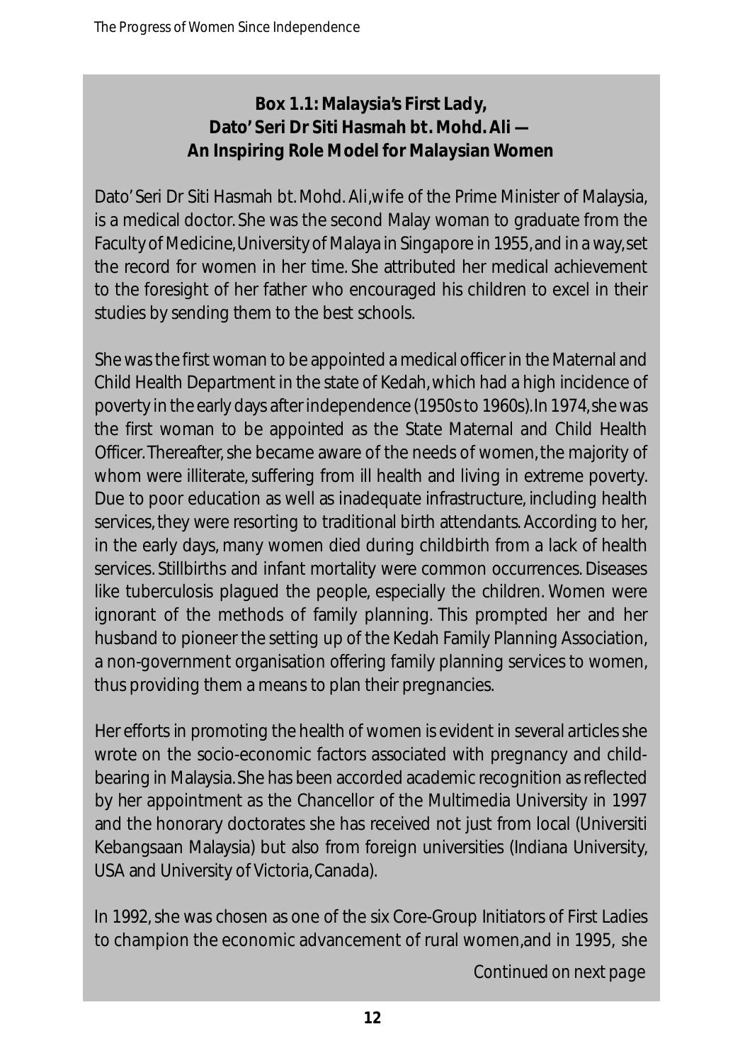### Box 1.1: Malaysia's First Lady, Dato' Seri Dr Siti Hasmah bt. Mohd. Ali — An Inspiring Role Model for Malaysian Women

Dato' Seri Dr Siti Hasmah bt. Mohd. Ali, wife of the Prime Minister of Malaysia, is a medical doctor. She was the second Malay woman to graduate from the Faculty of Medicine, University of Malaya in Singapore in 1955, and in a way, set the record for women in her time. She attributed her medical achievement to the foresight of her father who encouraged his children to excel in their studies by sending them to the best schools.

She was the first woman to be appointed a medical officer in the Maternal and Child Health Department in the state of Kedah, which had a high incidence of poverty in the early days after independence (1950s to 1960s). In 1974, she was the first woman to be appointed as the State Maternal and Child Health Officer. Thereafter, she became aware of the needs of women, the majority of whom were illiterate, suffering from ill health and living in extreme poverty. Due to poor education as well as inadequate infrastructure, including health services, they were resorting to traditional birth attendants. According to her, in the early days, many women died during childbirth from a lack of health services. Stillbirths and infant mortality were common occurrences. Diseases like tuberculosis plagued the people, especially the children. Women were ignorant of the methods of family planning. This prompted her and her husband to pioneer the setting up of the Kedah Family Planning Association, a non-government organisation offering family planning services to women, thus providing them a means to plan their pregnancies.

Her efforts in promoting the health of women is evident in several articles she wrote on the socio-economic factors associated with pregnancy and child-bearing in Malaysia. She has been accorded academic recognition as reflected by her appointment as the Chancellor of the Multimedia University in 1997 and the honorary doctorates she has received not just from local (Universiti Kebangsaan Malaysia) but also from foreign universities (Indiana University, USA and University of Victoria, Canada).

In 1992, she was chosen as one of the six Core-Group Initiators of First Ladies to champion the economic advancement of rural women, and in 1995, she

*Continued on next page*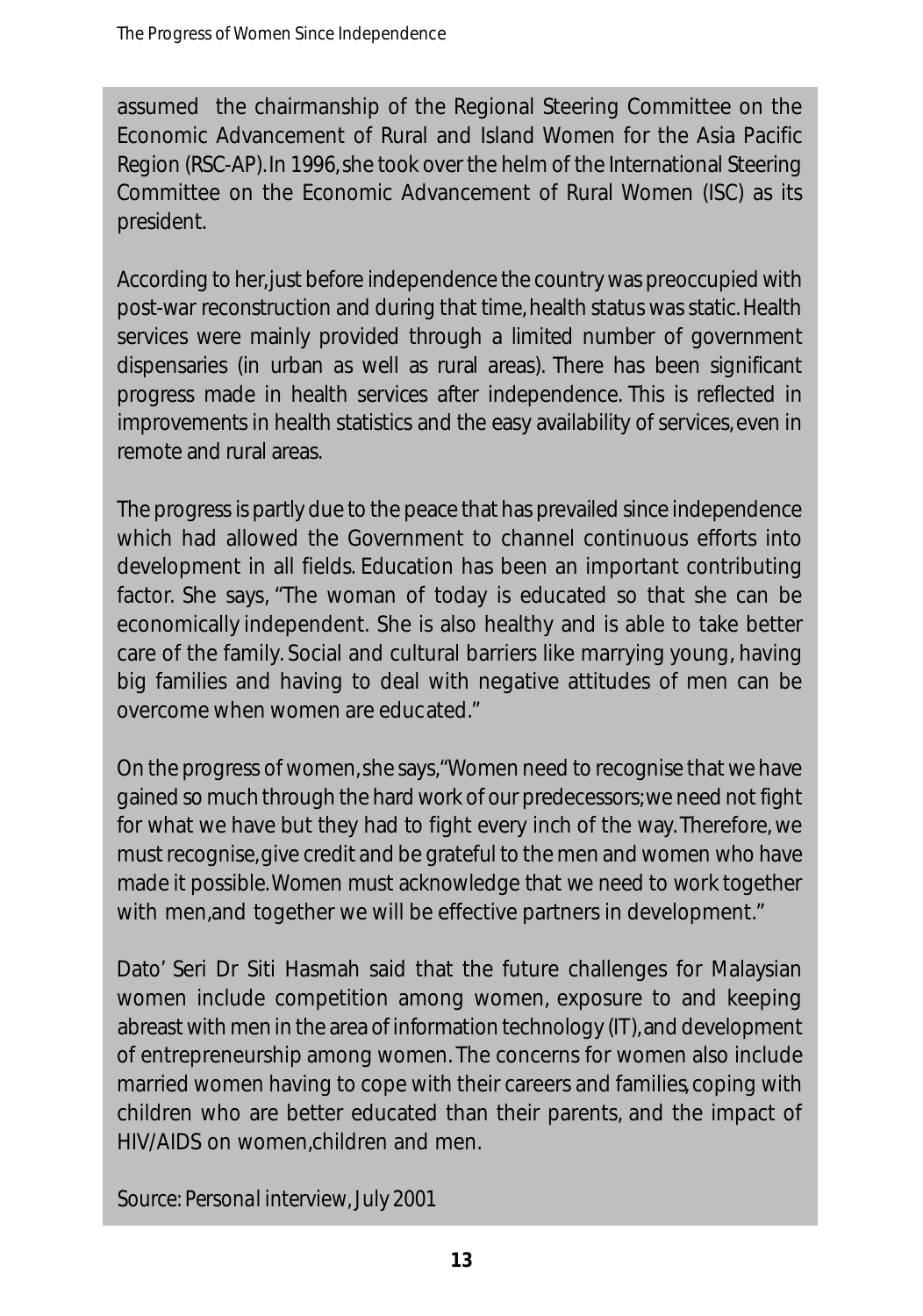assumed the chairmanship of the Regional Steering Committee on the Economic Advancement of Rural and Island Women for the Asia Pacific Region (RSC-AP). In 1996, she took over the helm of the International Steering Committee on the Economic Advancement of Rural Women (ISC) as its president.

According to her, just before independence the country was preoccupied with post-war reconstruction and during that time, health status was static. Health services were mainly provided through a limited number of government dispensaries (in urban as well as rural areas). There has been significant progress made in health services after independence. This is reflected in improvements in health statistics and the easy availability of services, even in remote and rural areas.

The progress is partly due to the peace that has prevailed since independence which had allowed the Government to channel continuous efforts into development in all fields. Education has been an important contributing factor. She says, "The woman of today is educated so that she can be economically independent. She is also healthy and is able to take better care of the family. Social and cultural barriers like marrying young, having big families and having to deal with negative attitudes of men can be overcome when women are educated."

On the progress of women, she says, "Women need to recognise that we have gained so much through the hard work of our predecessors; we need not fight for what we have but they had to fight every inch of the way. Therefore, we must recognise, give credit and be grateful to the men and women who have made it possible. Women must acknowledge that we need to work together with men, and together we will be effective partners in development."

Dato' Seri Dr Siti Hasmah said that the future challenges for Malaysian women include competition among women, exposure to and keeping abreast with men in the area of information technology (IT), and development of entrepreneurship among women. The concerns for women also include married women having to cope with their careers and families, coping with children who are better educated than their parents, and the impact of HIV/AIDS on women, children and men.

Source: Personal interview, July 2001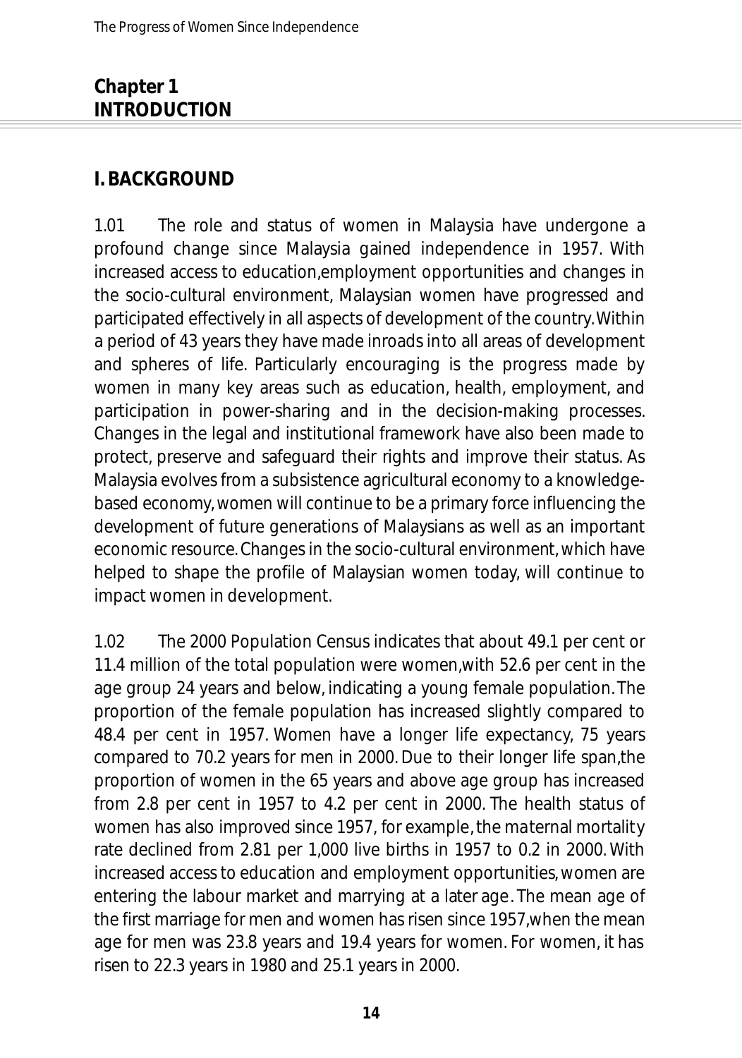## Chapter 1
## INTRODUCTION

### I. BACKGROUND

1.01 The role and status of women in Malaysia have undergone a profound change since Malaysia gained independence in 1957. With increased access to education,employment opportunities and changes in the socio-cultural environment, Malaysian women have progressed and participated effectively in all aspects of development of the country.Within a period of 43 years they have made inroads into all areas of development and spheres of life. Particularly encouraging is the progress made by women in many key areas such as education, health, employment, and participation in power-sharing and in the decision-making processes. Changes in the legal and institutional framework have also been made to protect, preserve and safeguard their rights and improve their status. As Malaysia evolves from a subsistence agricultural economy to a knowledge-based economy,women will continue to be a primary force influencing the development of future generations of Malaysians as well as an important economic resource.Changes in the socio-cultural environment,which have helped to shape the profile of Malaysian women today, will continue to impact women in development.

1.02 The 2000 Population Census indicates that about 49.1 per cent or 11.4 million of the total population were women,with 52.6 per cent in the age group 24 years and below, indicating a young female population.The proportion of the female population has increased slightly compared to 48.4 per cent in 1957. Women have a longer life expectancy, 75 years compared to 70.2 years for men in 2000. Due to their longer life span,the proportion of women in the 65 years and above age group has increased from 2.8 per cent in 1957 to 4.2 per cent in 2000. The health status of women has also improved since 1957, for example, the maternal mortality rate declined from 2.81 per 1,000 live births in 1957 to 0.2 in 2000. With increased access to education and employment opportunities, women are entering the labour market and marrying at a later age. The mean age of the first marriage for men and women has risen since 1957,when the mean age for men was 23.8 years and 19.4 years for women. For women, it has risen to 22.3 years in 1980 and 25.1 years in 2000.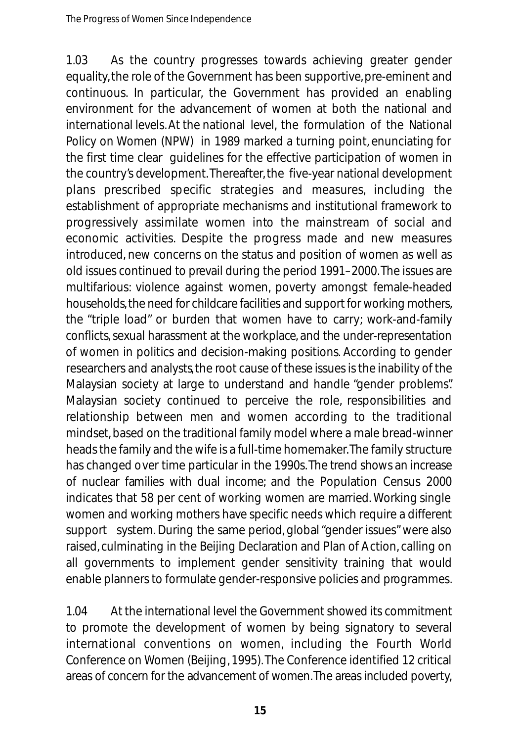1.03 As the country progresses towards achieving greater gender equality, the role of the Government has been supportive, pre-eminent and continuous. In particular, the Government has provided an enabling environment for the advancement of women at both the national and international levels. At the national level, the formulation of the National Policy on Women (NPW) in 1989 marked a turning point, enunciating for the first time clear guidelines for the effective participation of women in the country's development. Thereafter, the five-year national development plans prescribed specific strategies and measures, including the establishment of appropriate mechanisms and institutional framework to progressively assimilate women into the mainstream of social and economic activities. Despite the progress made and new measures introduced, new concerns on the status and position of women as well as old issues continued to prevail during the period 1991–2000. The issues are multifarious: violence against women, poverty amongst female-headed households, the need for childcare facilities and support for working mothers, the "triple load" or burden that women have to carry; work-and-family conflicts, sexual harassment at the workplace, and the under-representation of women in politics and decision-making positions. According to gender researchers and analysts, the root cause of these issues is the inability of the Malaysian society at large to understand and handle "gender problems". Malaysian society continued to perceive the role, responsibilities and relationship between men and women according to the traditional mindset, based on the traditional family model where a male bread-winner heads the family and the wife is a full-time homemaker. The family structure has changed over time particular in the 1990s. The trend shows an increase of nuclear families with dual income; and the Population Census 2000 indicates that 58 per cent of working women are married. Working single women and working mothers have specific needs which require a different support system. During the same period, global "gender issues" were also raised, culminating in the Beijing Declaration and Plan of Action, calling on all governments to implement gender sensitivity training that would enable planners to formulate gender-responsive policies and programmes.

1.04 At the international level the Government showed its commitment to promote the development of women by being signatory to several international conventions on women, including the Fourth World Conference on Women (Beijing, 1995). The Conference identified 12 critical areas of concern for the advancement of women. The areas included poverty,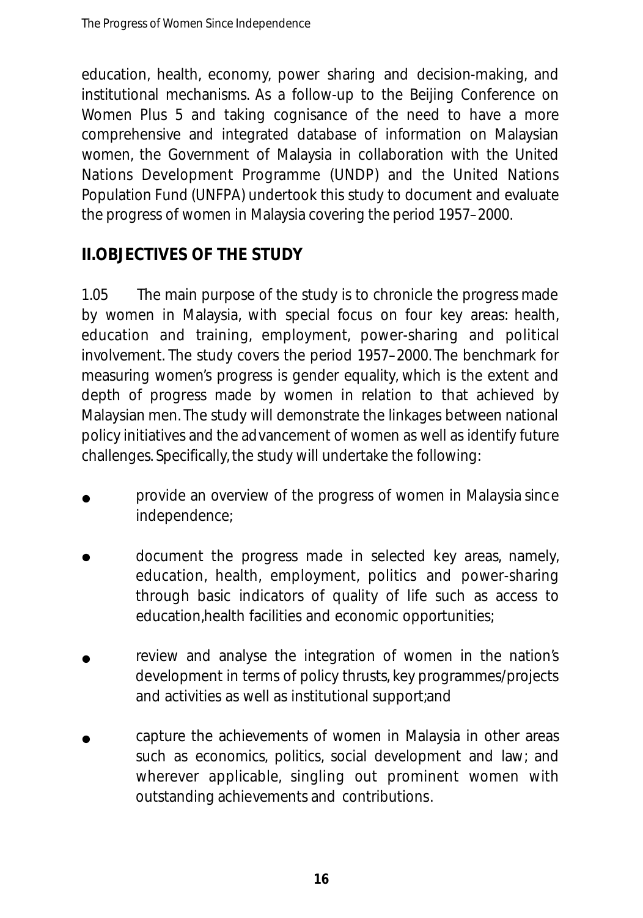education, health, economy, power sharing and decision-making, and institutional mechanisms. As a follow-up to the Beijing Conference on Women Plus 5 and taking cognisance of the need to have a more comprehensive and integrated database of information on Malaysian women, the Government of Malaysia in collaboration with the United Nations Development Programme (UNDP) and the United Nations Population Fund (UNFPA) undertook this study to document and evaluate the progress of women in Malaysia covering the period 1957–2000.

## II. OBJECTIVES OF THE STUDY

1.05 The main purpose of the study is to chronicle the progress made by women in Malaysia, with special focus on four key areas: health, education and training, employment, power-sharing and political involvement. The study covers the period 1957–2000. The benchmark for measuring women's progress is gender equality, which is the extent and depth of progress made by women in relation to that achieved by Malaysian men. The study will demonstrate the linkages between national policy initiatives and the advancement of women as well as identify future challenges. Specifically, the study will undertake the following:

- provide an overview of the progress of women in Malaysia since independence;
- document the progress made in selected key areas, namely, education, health, employment, politics and power-sharing through basic indicators of quality of life such as access to education, health facilities and economic opportunities;
- review and analyse the integration of women in the nation's development in terms of policy thrusts, key programmes/projects and activities as well as institutional support; and
- capture the achievements of women in Malaysia in other areas such as economics, politics, social development and law; and wherever applicable, singling out prominent women with outstanding achievements and contributions.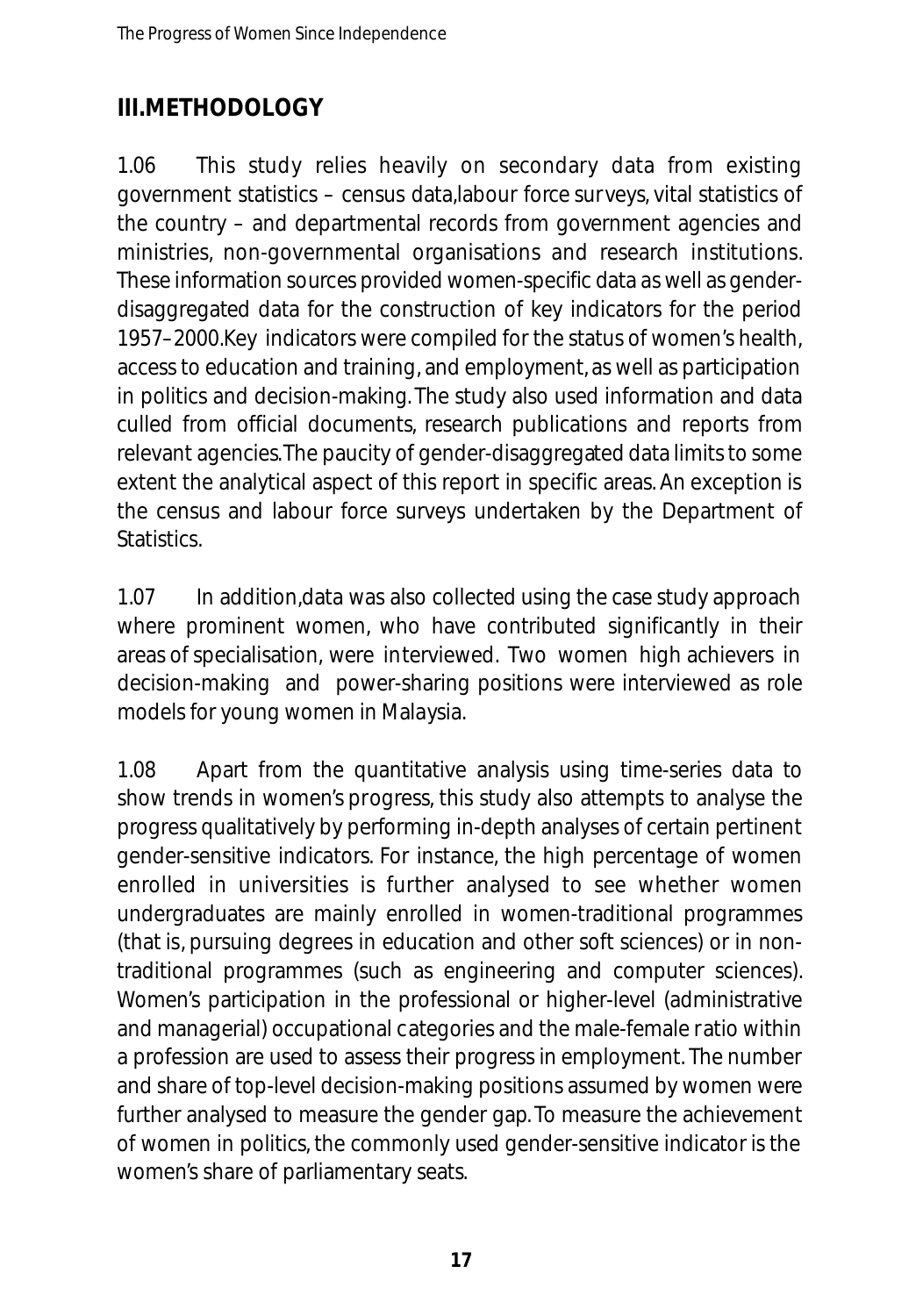## III.METHODOLOGY

1.06 This study relies heavily on secondary data from existing government statistics – census data,labour force surveys, vital statistics of the country – and departmental records from government agencies and ministries, non-governmental organisations and research institutions. These information sources provided women-specific data as well as gender-disaggregated data for the construction of key indicators for the period 1957–2000.Key indicators were compiled for the status of women's health, access to education and training, and employment, as well as participation in politics and decision-making. The study also used information and data culled from official documents, research publications and reports from relevant agencies.The paucity of gender-disaggregated data limits to some extent the analytical aspect of this report in specific areas. An exception is the census and labour force surveys undertaken by the Department of Statistics.

1.07 In addition,data was also collected using the case study approach where prominent women, who have contributed significantly in their areas of specialisation, were interviewed. Two women high achievers in decision-making and power-sharing positions were interviewed as role models for young women in Malaysia.

1.08 Apart from the quantitative analysis using time-series data to show trends in women's progress, this study also attempts to analyse the progress qualitatively by performing in-depth analyses of certain pertinent gender-sensitive indicators. For instance, the high percentage of women enrolled in universities is further analysed to see whether women undergraduates are mainly enrolled in women-traditional programmes (that is, pursuing degrees in education and other soft sciences) or in non-traditional programmes (such as engineering and computer sciences). Women's participation in the professional or higher-level (administrative and managerial) occupational categories and the male-female ratio within a profession are used to assess their progress in employment. The number and share of top-level decision-making positions assumed by women were further analysed to measure the gender gap. To measure the achievement of women in politics, the commonly used gender-sensitive indicator is the women's share of parliamentary seats.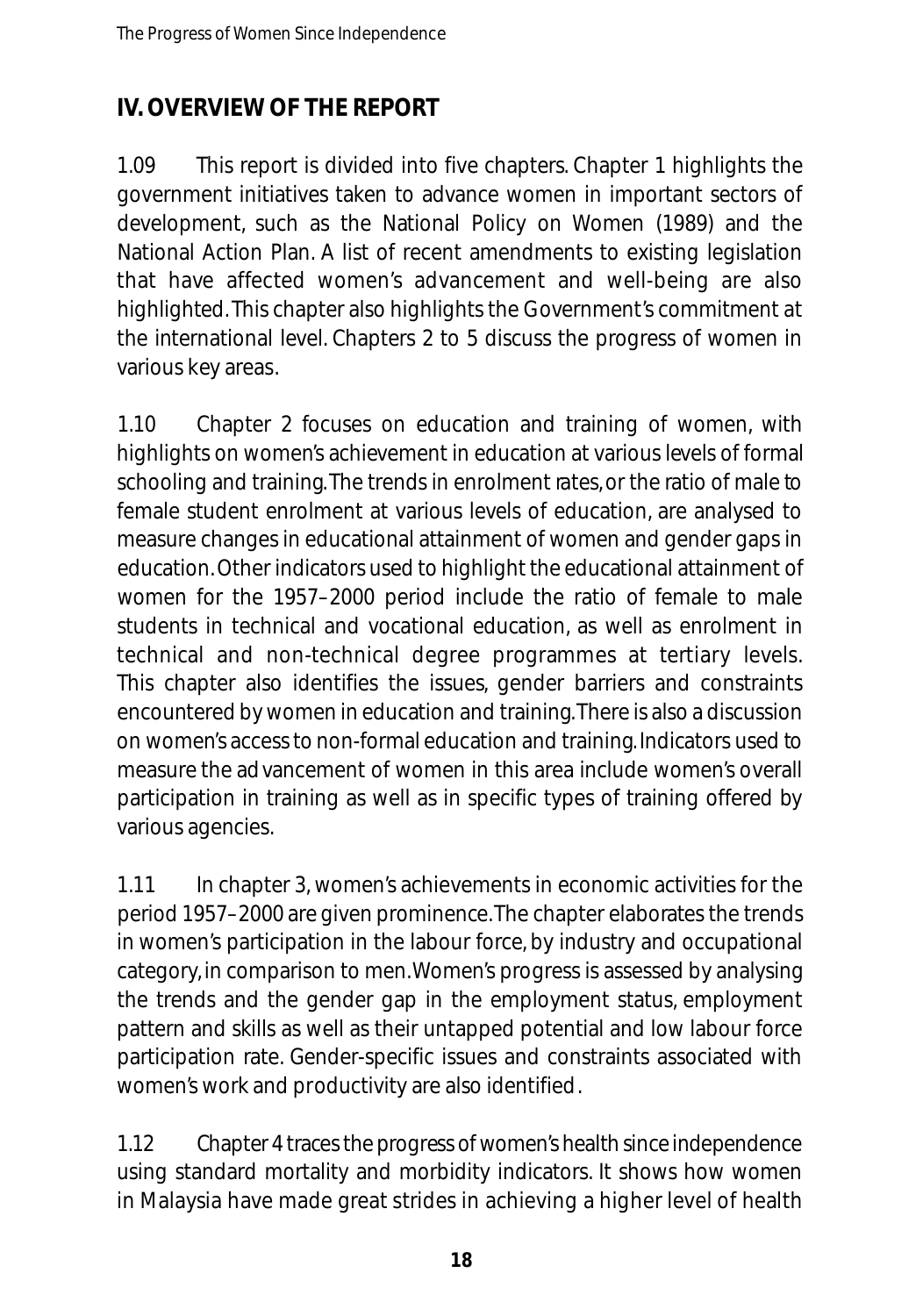## IV. OVERVIEW OF THE REPORT

1.09 This report is divided into five chapters. Chapter 1 highlights the government initiatives taken to advance women in important sectors of development, such as the National Policy on Women (1989) and the National Action Plan. A list of recent amendments to existing legislation that have affected women's advancement and well-being are also highlighted. This chapter also highlights the Government's commitment at the international level. Chapters 2 to 5 discuss the progress of women in various key areas.

1.10 Chapter 2 focuses on education and training of women, with highlights on women's achievement in education at various levels of formal schooling and training. The trends in enrolment rates, or the ratio of male to female student enrolment at various levels of education, are analysed to measure changes in educational attainment of women and gender gaps in education. Other indicators used to highlight the educational attainment of women for the 1957–2000 period include the ratio of female to male students in technical and vocational education, as well as enrolment in technical and non-technical degree programmes at tertiary levels. This chapter also identifies the issues, gender barriers and constraints encountered by women in education and training. There is also a discussion on women's access to non-formal education and training. Indicators used to measure the advancement of women in this area include women's overall participation in training as well as in specific types of training offered by various agencies.

1.11 In chapter 3, women's achievements in economic activities for the period 1957–2000 are given prominence. The chapter elaborates the trends in women's participation in the labour force, by industry and occupational category, in comparison to men. Women's progress is assessed by analysing the trends and the gender gap in the employment status, employment pattern and skills as well as their untapped potential and low labour force participation rate. Gender-specific issues and constraints associated with women's work and productivity are also identified.

1.12 Chapter 4 traces the progress of women's health since independence using standard mortality and morbidity indicators. It shows how women in Malaysia have made great strides in achieving a higher level of health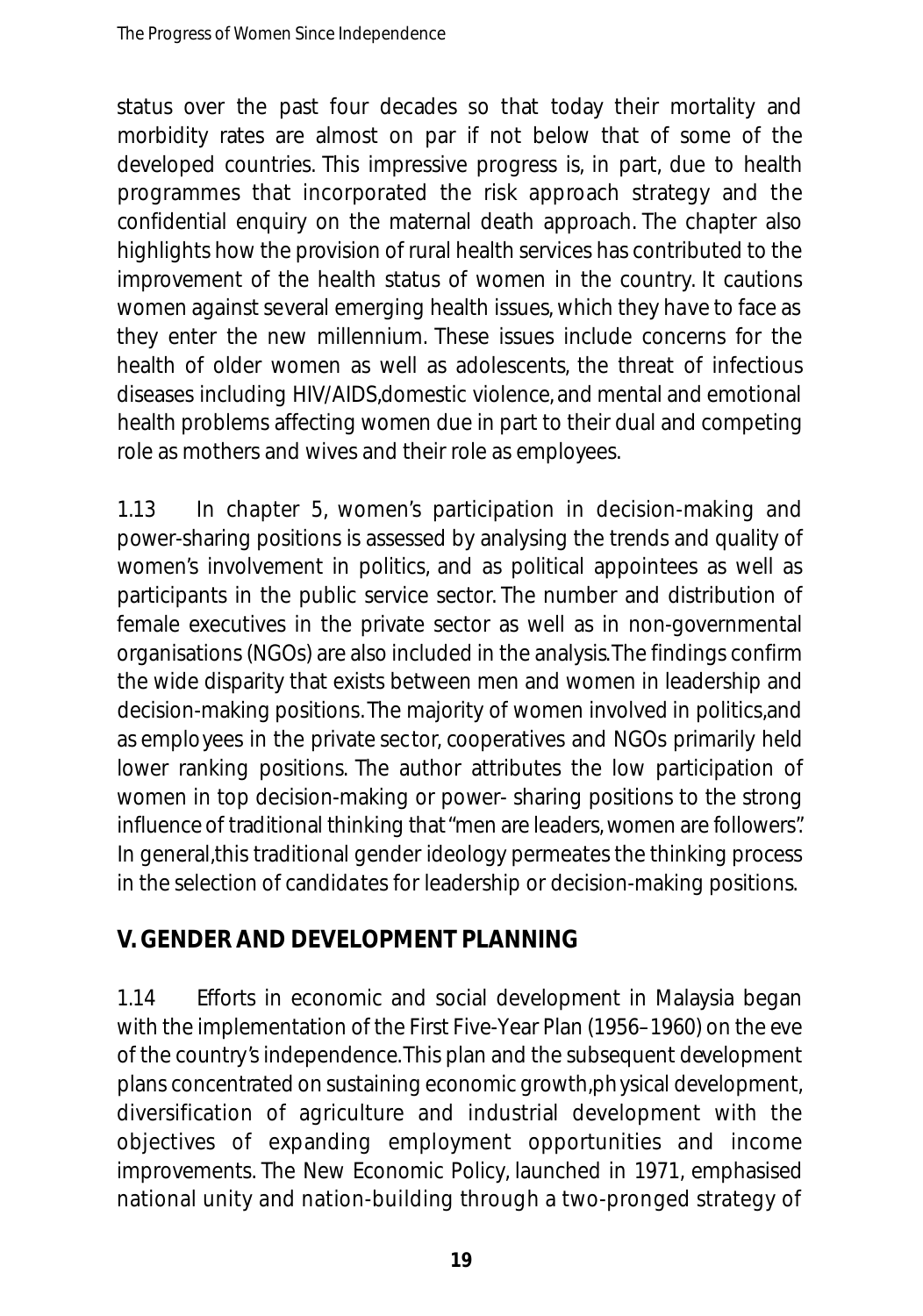status over the past four decades so that today their mortality and morbidity rates are almost on par if not below that of some of the developed countries. This impressive progress is, in part, due to health programmes that incorporated the risk approach strategy and the confidential enquiry on the maternal death approach. The chapter also highlights how the provision of rural health services has contributed to the improvement of the health status of women in the country. It cautions women against several emerging health issues, which they have to face as they enter the new millennium. These issues include concerns for the health of older women as well as adolescents, the threat of infectious diseases including HIV/AIDS,domestic violence, and mental and emotional health problems affecting women due in part to their dual and competing role as mothers and wives and their role as employees.

1.13 In chapter 5, women's participation in decision-making and power-sharing positions is assessed by analysing the trends and quality of women's involvement in politics, and as political appointees as well as participants in the public service sector. The number and distribution of female executives in the private sector as well as in non-governmental organisations (NGOs) are also included in the analysis.The findings confirm the wide disparity that exists between men and women in leadership and decision-making positions.The majority of women involved in politics,and as employees in the private sector, cooperatives and NGOs primarily held lower ranking positions. The author attributes the low participation of women in top decision-making or power- sharing positions to the strong influence of traditional thinking that "men are leaders, women are followers". In general,this traditional gender ideology permeates the thinking process in the selection of candidates for leadership or decision-making positions.

## V. GENDER AND DEVELOPMENT PLANNING

1.14 Efforts in economic and social development in Malaysia began with the implementation of the First Five-Year Plan (1956–1960) on the eve of the country's independence.This plan and the subsequent development plans concentrated on sustaining economic growth,physical development, diversification of agriculture and industrial development with the objectives of expanding employment opportunities and income improvements. The New Economic Policy, launched in 1971, emphasised national unity and nation-building through a two-pronged strategy of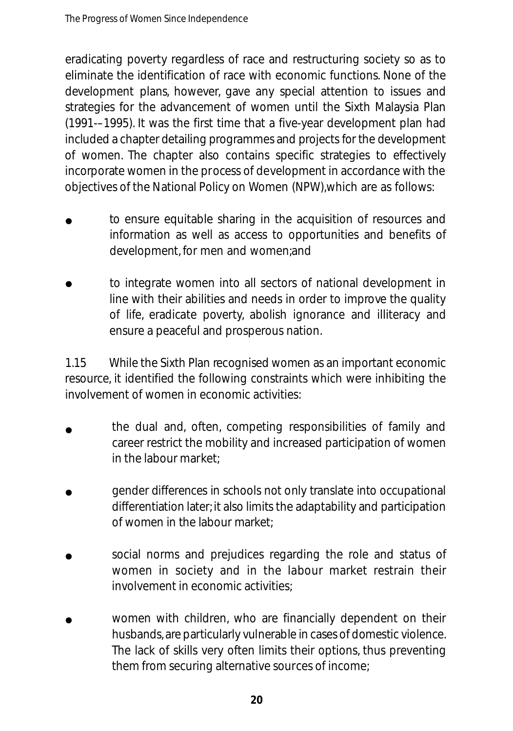eradicating poverty regardless of race and restructuring society so as to eliminate the identification of race with economic functions. None of the development plans, however, gave any special attention to issues and strategies for the advancement of women until the Sixth Malaysia Plan (1991-–1995). It was the first time that a five-year development plan had included a chapter detailing programmes and projects for the development of women. The chapter also contains specific strategies to effectively incorporate women in the process of development in accordance with the objectives of the National Policy on Women (NPW),which are as follows:

- to ensure equitable sharing in the acquisition of resources and information as well as access to opportunities and benefits of development, for men and women;and
- to integrate women into all sectors of national development in line with their abilities and needs in order to improve the quality of life, eradicate poverty, abolish ignorance and illiteracy and ensure a peaceful and prosperous nation.

1.15 While the Sixth Plan recognised women as an important economic resource, it identified the following constraints which were inhibiting the involvement of women in economic activities:

- the dual and, often, competing responsibilities of family and career restrict the mobility and increased participation of women in the labour market;
- gender differences in schools not only translate into occupational differentiation later; it also limits the adaptability and participation of women in the labour market;
- social norms and prejudices regarding the role and status of women in society and in the labour market restrain their involvement in economic activities;
- women with children, who are financially dependent on their husbands, are particularly vulnerable in cases of domestic violence. The lack of skills very often limits their options, thus preventing them from securing alternative sources of income;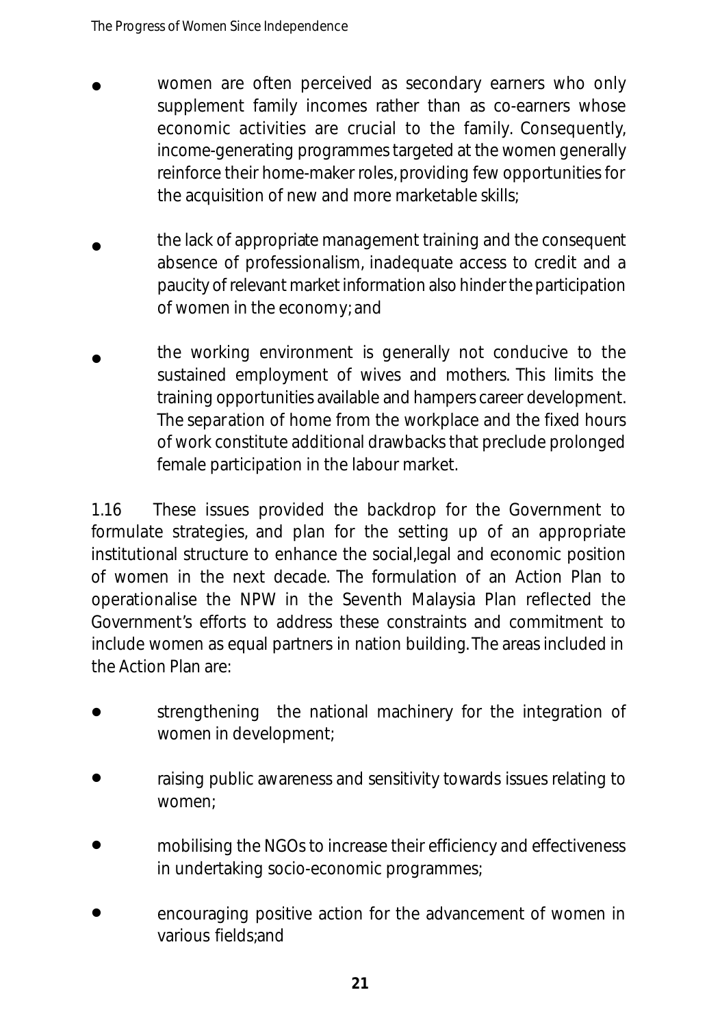- women are often perceived as secondary earners who only supplement family incomes rather than as co-earners whose economic activities are crucial to the family. Consequently, income-generating programmes targeted at the women generally reinforce their home-maker roles, providing few opportunities for the acquisition of new and more marketable skills;

- the lack of appropriate management training and the consequent absence of professionalism, inadequate access to credit and a paucity of relevant market information also hinder the participation of women in the economy; and

- the working environment is generally not conducive to the sustained employment of wives and mothers. This limits the training opportunities available and hampers career development. The separation of home from the workplace and the fixed hours of work constitute additional drawbacks that preclude prolonged female participation in the labour market.

1.16 These issues provided the backdrop for the Government to formulate strategies, and plan for the setting up of an appropriate institutional structure to enhance the social,legal and economic position of women in the next decade. The formulation of an Action Plan to operationalise the NPW in the Seventh Malaysia Plan reflected the Government's efforts to address these constraints and commitment to include women as equal partners in nation building. The areas included in the Action Plan are:

- strengthening the national machinery for the integration of women in development;

- raising public awareness and sensitivity towards issues relating to women;

- mobilising the NGOs to increase their efficiency and effectiveness in undertaking socio-economic programmes;

- encouraging positive action for the advancement of women in various fields;and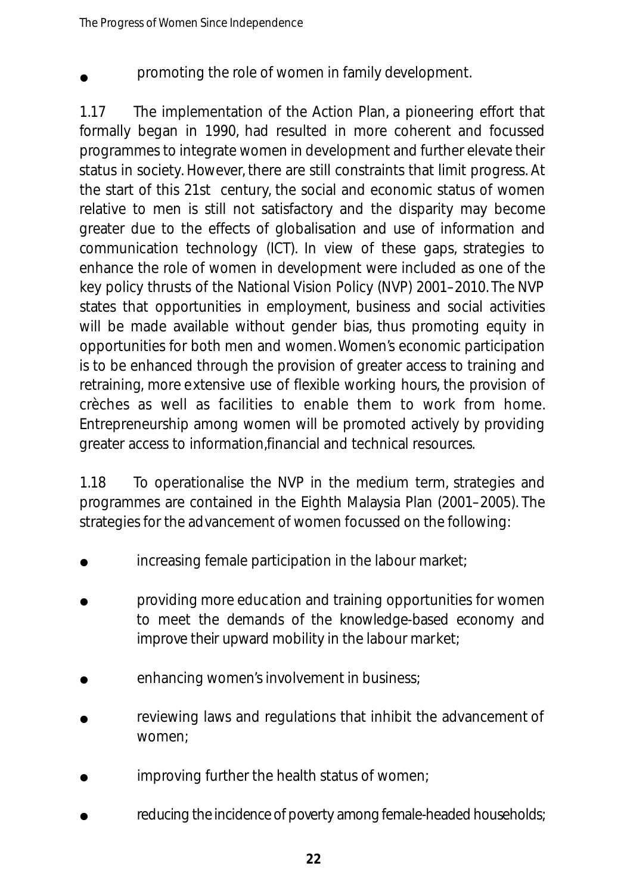- promoting the role of women in family development.

1.17 The implementation of the Action Plan, a pioneering effort that formally began in 1990, had resulted in more coherent and focussed programmes to integrate women in development and further elevate their status in society. However, there are still constraints that limit progress. At the start of this 21st century, the social and economic status of women relative to men is still not satisfactory and the disparity may become greater due to the effects of globalisation and use of information and communication technology (ICT). In view of these gaps, strategies to enhance the role of women in development were included as one of the key policy thrusts of the National Vision Policy (NVP) 2001–2010. The NVP states that opportunities in employment, business and social activities will be made available without gender bias, thus promoting equity in opportunities for both men and women. Women's economic participation is to be enhanced through the provision of greater access to training and retraining, more extensive use of flexible working hours, the provision of crèches as well as facilities to enable them to work from home. Entrepreneurship among women will be promoted actively by providing greater access to information,financial and technical resources.

1.18 To operationalise the NVP in the medium term, strategies and programmes are contained in the Eighth Malaysia Plan (2001–2005). The strategies for the advancement of women focussed on the following:

- increasing female participation in the labour market;
- providing more education and training opportunities for women to meet the demands of the knowledge-based economy and improve their upward mobility in the labour market;
- enhancing women's involvement in business;
- reviewing laws and regulations that inhibit the advancement of women;
- improving further the health status of women;
- reducing the incidence of poverty among female-headed households;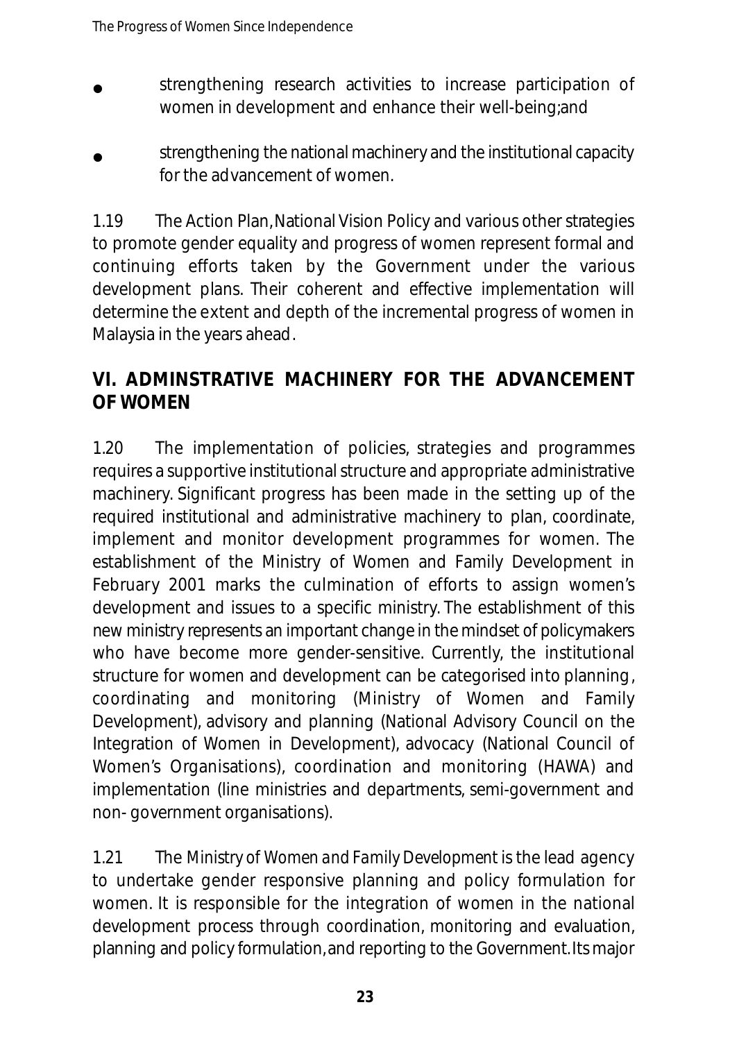- strengthening research activities to increase participation of women in development and enhance their well-being;and
- strengthening the national machinery and the institutional capacity for the advancement of women.

1.19 The Action Plan,National Vision Policy and various other strategies to promote gender equality and progress of women represent formal and continuing efforts taken by the Government under the various development plans. Their coherent and effective implementation will determine the extent and depth of the incremental progress of women in Malaysia in the years ahead.

## VI. ADMINSTRATIVE MACHINERY FOR THE ADVANCEMENT OF WOMEN

1.20 The implementation of policies, strategies and programmes requires a supportive institutional structure and appropriate administrative machinery. Significant progress has been made in the setting up of the required institutional and administrative machinery to plan, coordinate, implement and monitor development programmes for women. The establishment of the Ministry of Women and Family Development in February 2001 marks the culmination of efforts to assign women's development and issues to a specific ministry. The establishment of this new ministry represents an important change in the mindset of policymakers who have become more gender-sensitive. Currently, the institutional structure for women and development can be categorised into planning, coordinating and monitoring (Ministry of Women and Family Development), advisory and planning (National Advisory Council on the Integration of Women in Development), advocacy (National Council of Women's Organisations), coordination and monitoring (HAWA) and implementation (line ministries and departments, semi-government and non- government organisations).

1.21 The *Ministry of Women and Family Development* is the lead agency to undertake gender responsive planning and policy formulation for women. It is responsible for the integration of women in the national development process through coordination, monitoring and evaluation, planning and policy formulation,and reporting to the Government.Its major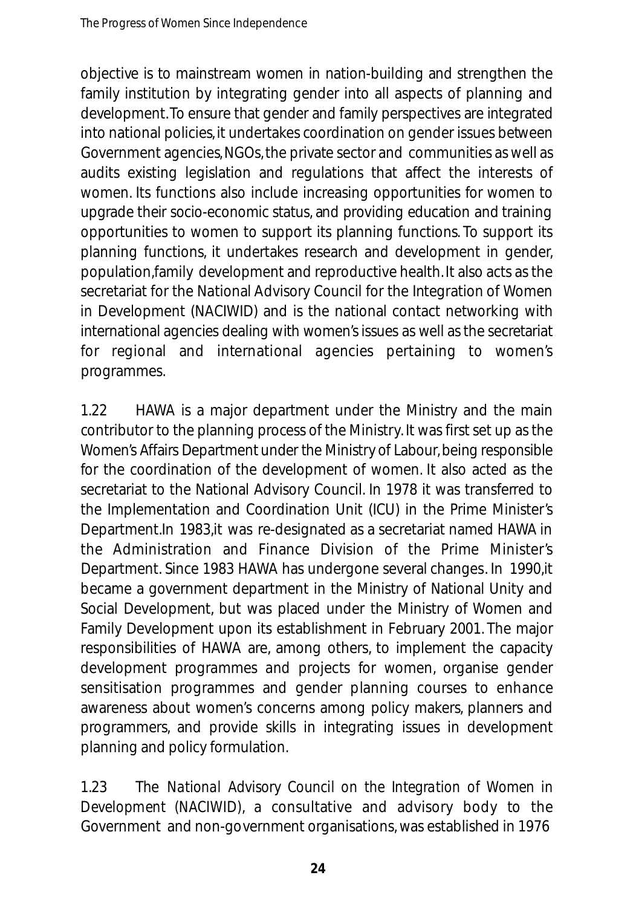objective is to mainstream women in nation-building and strengthen the family institution by integrating gender into all aspects of planning and development. To ensure that gender and family perspectives are integrated into national policies, it undertakes coordination on gender issues between Government agencies, NGOs, the private sector and communities as well as audits existing legislation and regulations that affect the interests of women. Its functions also include increasing opportunities for women to upgrade their socio-economic status, and providing education and training opportunities to women to support its planning functions. To support its planning functions, it undertakes research and development in gender, population, family development and reproductive health. It also acts as the secretariat for the National Advisory Council for the Integration of Women in Development (NACIWID) and is the national contact networking with international agencies dealing with women's issues as well as the secretariat for regional and international agencies pertaining to women's programmes.

1.22 HAWA is a major department under the Ministry and the main contributor to the planning process of the Ministry. It was first set up as the Women's Affairs Department under the Ministry of Labour, being responsible for the coordination of the development of women. It also acted as the secretariat to the National Advisory Council. In 1978 it was transferred to the Implementation and Coordination Unit (ICU) in the Prime Minister's Department. In 1983, it was re-designated as a secretariat named HAWA in the Administration and Finance Division of the Prime Minister's Department. Since 1983 HAWA has undergone several changes. In 1990, it became a government department in the Ministry of National Unity and Social Development, but was placed under the Ministry of Women and Family Development upon its establishment in February 2001. The major responsibilities of HAWA are, among others, to implement the capacity development programmes and projects for women, organise gender sensitisation programmes and gender planning courses to enhance awareness about women's concerns among policy makers, planners and programmers, and provide skills in integrating issues in development planning and policy formulation.

1.23 The *National Advisory Council on the Integration of Women in Development* (NACIWID), a consultative and advisory body to the Government and non-government organisations, was established in 1976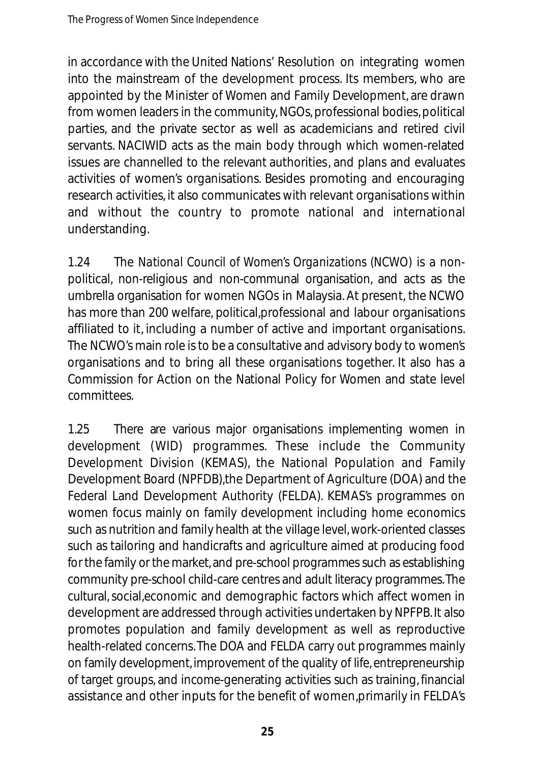in accordance with the United Nations' Resolution on integrating women into the mainstream of the development process. Its members, who are appointed by the Minister of Women and Family Development, are drawn from women leaders in the community, NGOs, professional bodies, political parties, and the private sector as well as academicians and retired civil servants. NACIWID acts as the main body through which women-related issues are channelled to the relevant authorities, and plans and evaluates activities of women's organisations. Besides promoting and encouraging research activities, it also communicates with relevant organisations within and without the country to promote national and international understanding.

1.24 The *National Council of Women's Organizations* (NCWO) is a non-political, non-religious and non-communal organisation, and acts as the umbrella organisation for women NGOs in Malaysia. At present, the NCWO has more than 200 welfare, political,professional and labour organisations affiliated to it, including a number of active and important organisations. The NCWO's main role is to be a consultative and advisory body to women's organisations and to bring all these organisations together. It also has a Commission for Action on the National Policy for Women and state level committees.

1.25 There are various major organisations implementing women in development (WID) programmes. These include the Community Development Division (KEMAS), the National Population and Family Development Board (NPFDB),the Department of Agriculture (DOA) and the Federal Land Development Authority (FELDA). KEMAS's programmes on women focus mainly on family development including home economics such as nutrition and family health at the village level, work-oriented classes such as tailoring and handicrafts and agriculture aimed at producing food for the family or the market, and pre-school programmes such as establishing community pre-school child-care centres and adult literacy programmes. The cultural, social,economic and demographic factors which affect women in development are addressed through activities undertaken by NPFPB. It also promotes population and family development as well as reproductive health-related concerns. The DOA and FELDA carry out programmes mainly on family development, improvement of the quality of life, entrepreneurship of target groups, and income-generating activities such as training, financial assistance and other inputs for the benefit of women,primarily in FELDA's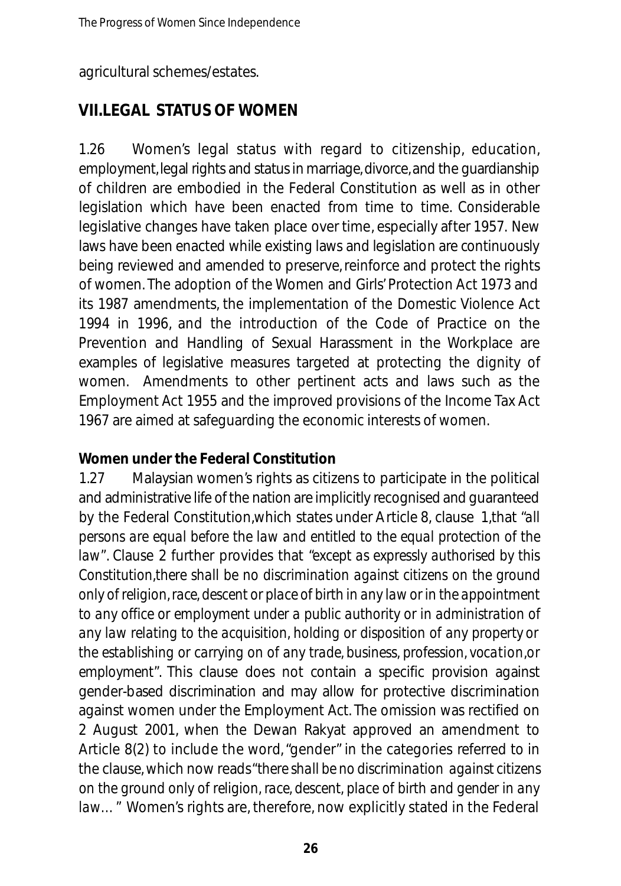agricultural schemes/estates.

## VII.LEGAL STATUS OF WOMEN

1.26 Women's legal status with regard to citizenship, education, employment, legal rights and status in marriage, divorce, and the guardianship of children are embodied in the Federal Constitution as well as in other legislation which have been enacted from time to time. Considerable legislative changes have taken place over time, especially after 1957. New laws have been enacted while existing laws and legislation are continuously being reviewed and amended to preserve, reinforce and protect the rights of women. The adoption of the Women and Girls' Protection Act 1973 and its 1987 amendments, the implementation of the Domestic Violence Act 1994 in 1996, and the introduction of the Code of Practice on the Prevention and Handling of Sexual Harassment in the Workplace are examples of legislative measures targeted at protecting the dignity of women. Amendments to other pertinent acts and laws such as the Employment Act 1955 and the improved provisions of the Income Tax Act 1967 are aimed at safeguarding the economic interests of women.

### Women under the Federal Constitution

1.27 Malaysian women's rights as citizens to participate in the political and administrative life of the nation are implicitly recognised and guaranteed by the Federal Constitution, which states under Article 8, clause 1, that *"all persons are equal before the law and entitled to the equal protection of the law"*. Clause 2 further provides that *"except as expressly authorised by this Constitution, there shall be no discrimination against citizens on the ground only of religion, race, descent or place of birth in any law or in the appointment to any office or employment under a public authority or in administration of any law relating to the acquisition, holding or disposition of any property or the establishing or carrying on of any trade, business, profession, vocation, or employment"*. This clause does not contain a specific provision against gender-based discrimination and may allow for protective discrimination against women under the Employment Act. The omission was rectified on 2 August 2001, when the Dewan Rakyat approved an amendment to Article 8(2) to include the word, "gender" in the categories referred to in the clause, which now reads *"there shall be no discrimination against citizens on the ground only of religion, race, descent, place of birth and gender in any law… "* Women's rights are, therefore, now explicitly stated in the Federal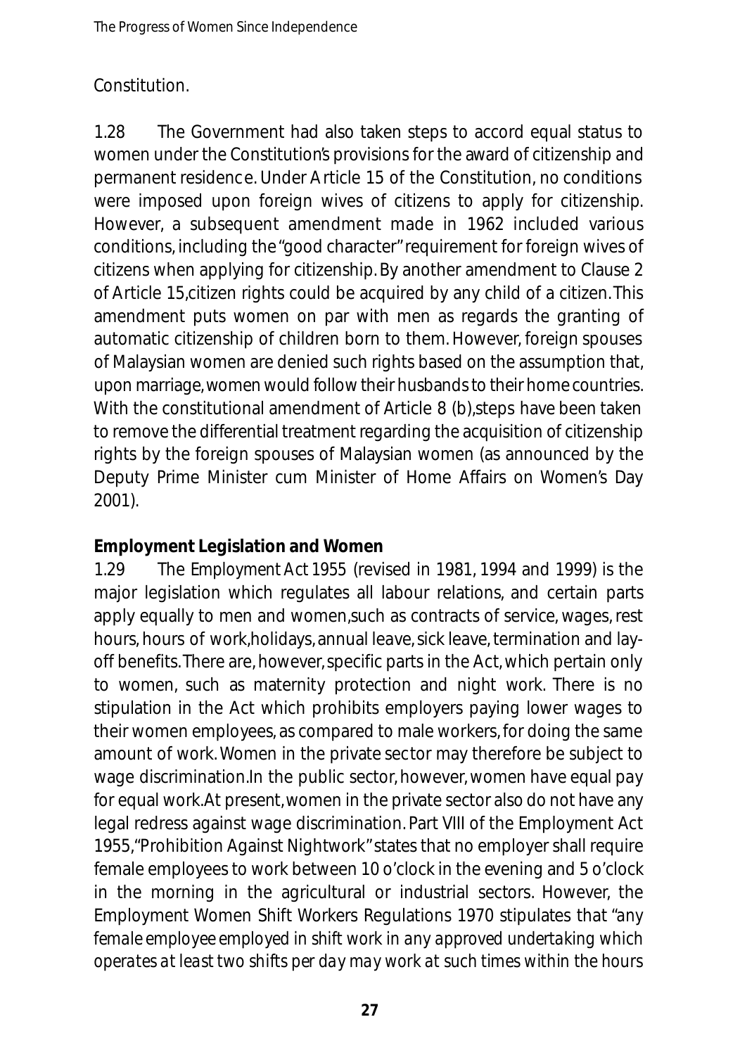Constitution.

1.28 The Government had also taken steps to accord equal status to women under the Constitution's provisions for the award of citizenship and permanent residence. Under Article 15 of the Constitution, no conditions were imposed upon foreign wives of citizens to apply for citizenship. However, a subsequent amendment made in 1962 included various conditions, including the "good character" requirement for foreign wives of citizens when applying for citizenship. By another amendment to Clause 2 of Article 15,citizen rights could be acquired by any child of a citizen. This amendment puts women on par with men as regards the granting of automatic citizenship of children born to them. However, foreign spouses of Malaysian women are denied such rights based on the assumption that, upon marriage, women would follow their husbands to their home countries. With the constitutional amendment of Article 8 (b),steps have been taken to remove the differential treatment regarding the acquisition of citizenship rights by the foreign spouses of Malaysian women (as announced by the Deputy Prime Minister cum Minister of Home Affairs on Women's Day 2001).

**Employment Legislation and Women**

1.29 The Employment Act 1955 (revised in 1981, 1994 and 1999) is the major legislation which regulates all labour relations, and certain parts apply equally to men and women,such as contracts of service, wages, rest hours, hours of work,holidays, annual leave, sick leave, termination and lay-off benefits. There are, however, specific parts in the Act, which pertain only to women, such as maternity protection and night work. There is no stipulation in the Act which prohibits employers paying lower wages to their women employees, as compared to male workers, for doing the same amount of work. Women in the private sector may therefore be subject to wage discrimination.In the public sector, however, women have equal pay for equal work.At present, women in the private sector also do not have any legal redress against wage discrimination. Part VIII of the Employment Act 1955,"Prohibition Against Nightwork" states that no employer shall require female employees to work between 10 o'clock in the evening and 5 o'clock in the morning in the agricultural or industrial sectors. However, the Employment Women Shift Workers Regulations 1970 stipulates that "*any female employee employed in shift work in any approved undertaking which operates at least two shifts per day may work at such times within the hours*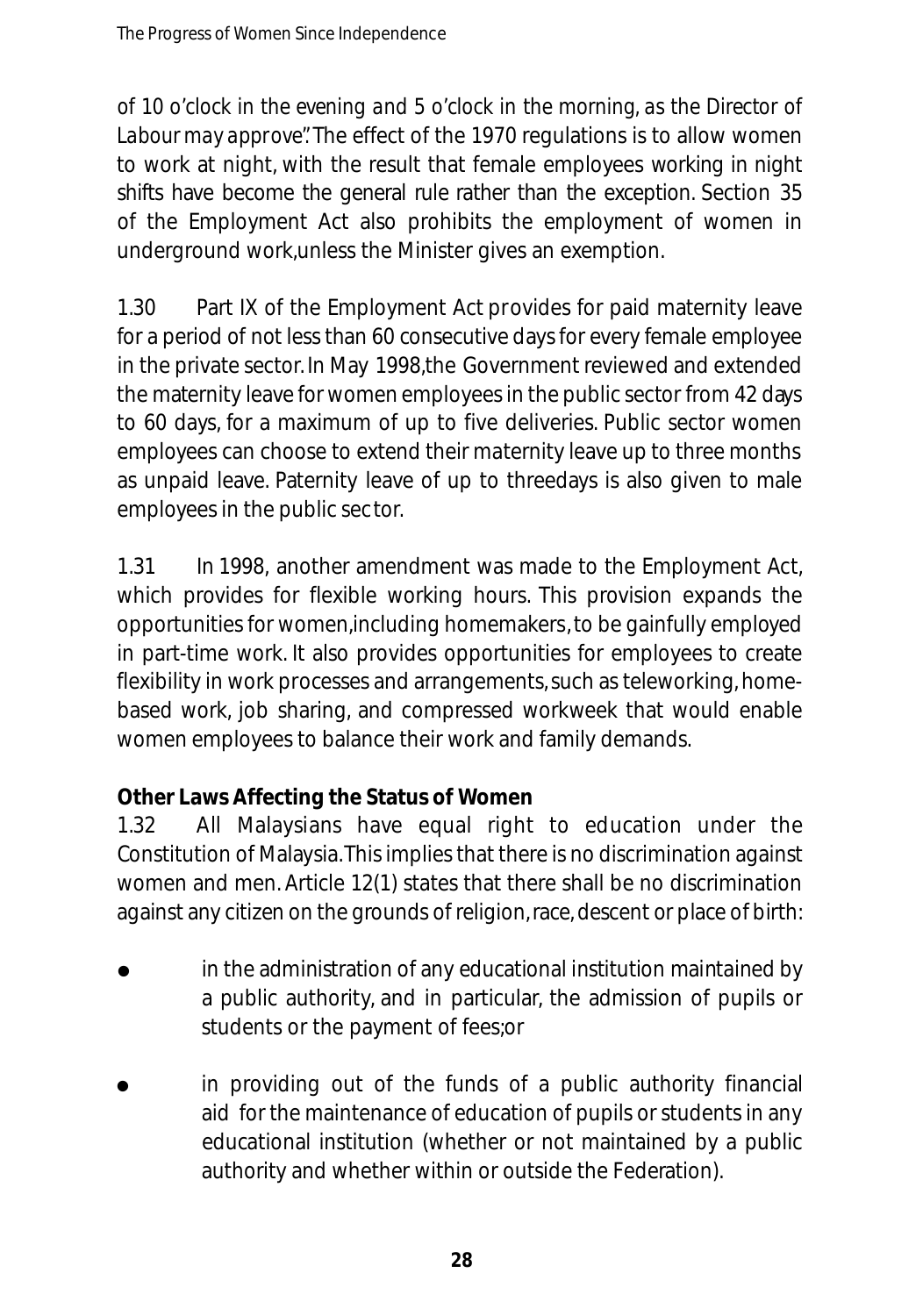of 10 o'clock in the evening and 5 o'clock in the morning, as the Director of Labour may approve". The effect of the 1970 regulations is to allow women to work at night, with the result that female employees working in night shifts have become the general rule rather than the exception. Section 35 of the Employment Act also prohibits the employment of women in underground work,unless the Minister gives an exemption.

1.30 Part IX of the Employment Act provides for paid maternity leave for a period of not less than 60 consecutive days for every female employee in the private sector. In May 1998,the Government reviewed and extended the maternity leave for women employees in the public sector from 42 days to 60 days, for a maximum of up to five deliveries. Public sector women employees can choose to extend their maternity leave up to three months as unpaid leave. Paternity leave of up to threedays is also given to male employees in the public sector.

1.31 In 1998, another amendment was made to the Employment Act, which provides for flexible working hours. This provision expands the opportunities for women,including homemakers, to be gainfully employed in part-time work. It also provides opportunities for employees to create flexibility in work processes and arrangements, such as teleworking, home-based work, job sharing, and compressed workweek that would enable women employees to balance their work and family demands.

**Other Laws Affecting the Status of Women**

1.32 All Malaysians have equal right to education under the Constitution of Malaysia.This implies that there is no discrimination against women and men. Article 12(1) states that there shall be no discrimination against any citizen on the grounds of religion, race, descent or place of birth:

- in the administration of any educational institution maintained by a public authority, and in particular, the admission of pupils or students or the payment of fees;or
- in providing out of the funds of a public authority financial aid for the maintenance of education of pupils or students in any educational institution (whether or not maintained by a public authority and whether within or outside the Federation).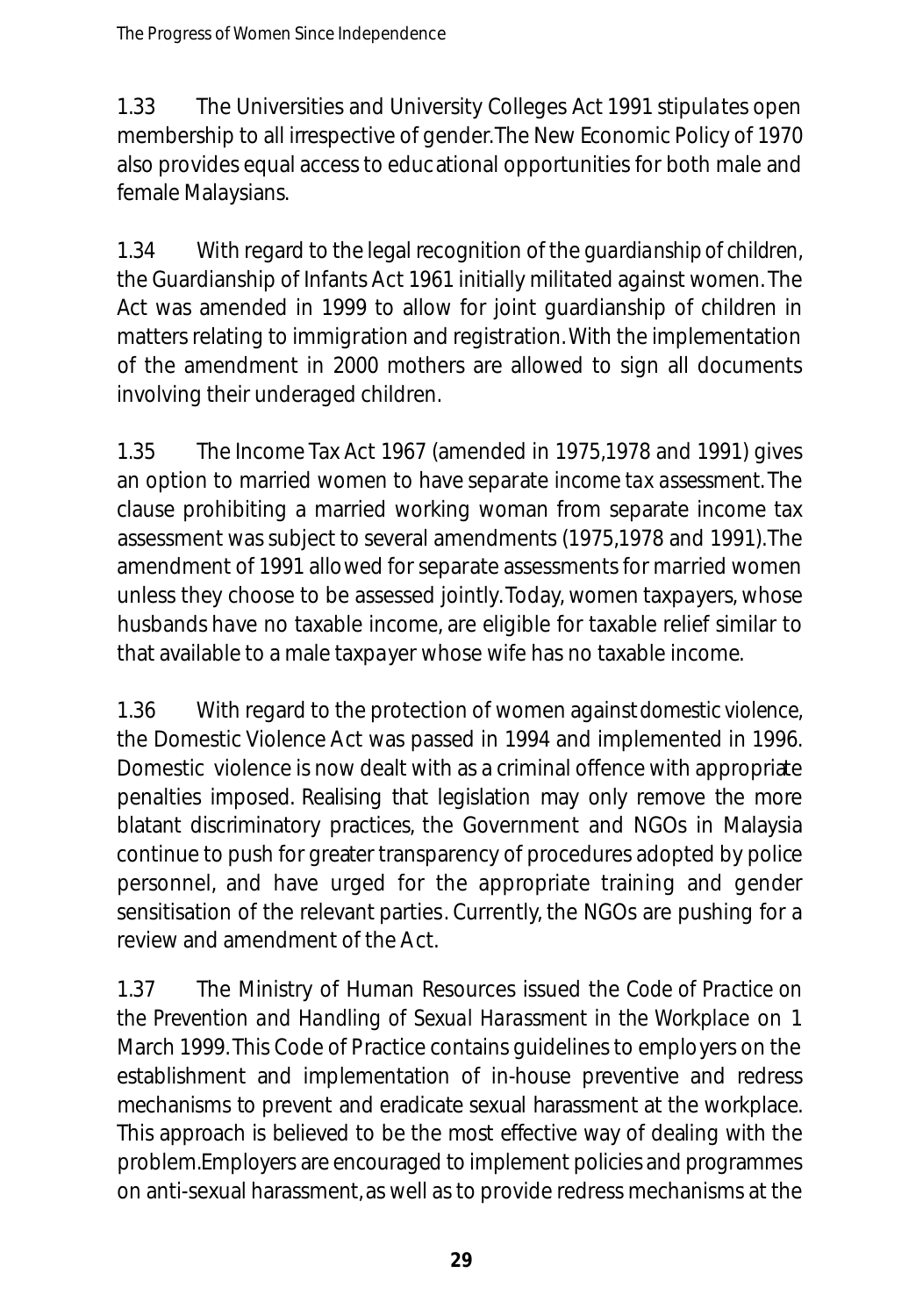1.33 The Universities and University Colleges Act 1991 stipulates open membership to all irrespective of gender. The New Economic Policy of 1970 also provides equal access to educational opportunities for both male and female Malaysians.

1.34 With regard to the legal recognition of the guardianship of children, the Guardianship of Infants Act 1961 initially militated against women. The Act was amended in 1999 to allow for joint guardianship of children in matters relating to immigration and registration. With the implementation of the amendment in 2000 mothers are allowed to sign all documents involving their underaged children.

1.35 The Income Tax Act 1967 (amended in 1975,1978 and 1991) gives an option to married women to have separate income tax assessment. The clause prohibiting a married working woman from separate income tax assessment was subject to several amendments (1975,1978 and 1991). The amendment of 1991 allowed for separate assessments for married women unless they choose to be assessed jointly. Today, women taxpayers, whose husbands have no taxable income, are eligible for taxable relief similar to that available to a male taxpayer whose wife has no taxable income.

1.36 With regard to the protection of women against domestic violence, the Domestic Violence Act was passed in 1994 and implemented in 1996. Domestic violence is now dealt with as a criminal offence with appropriate penalties imposed. Realising that legislation may only remove the more blatant discriminatory practices, the Government and NGOs in Malaysia continue to push for greater transparency of procedures adopted by police personnel, and have urged for the appropriate training and gender sensitisation of the relevant parties. Currently, the NGOs are pushing for a review and amendment of the Act.

1.37 The Ministry of Human Resources issued the *Code of Practice on the Prevention and Handling of Sexual Harassment in the Workplace* on 1 March 1999. This Code of Practice contains guidelines to employers on the establishment and implementation of in-house preventive and redress mechanisms to prevent and eradicate sexual harassment at the workplace. This approach is believed to be the most effective way of dealing with the problem. Employers are encouraged to implement policies and programmes on anti-sexual harassment, as well as to provide redress mechanisms at the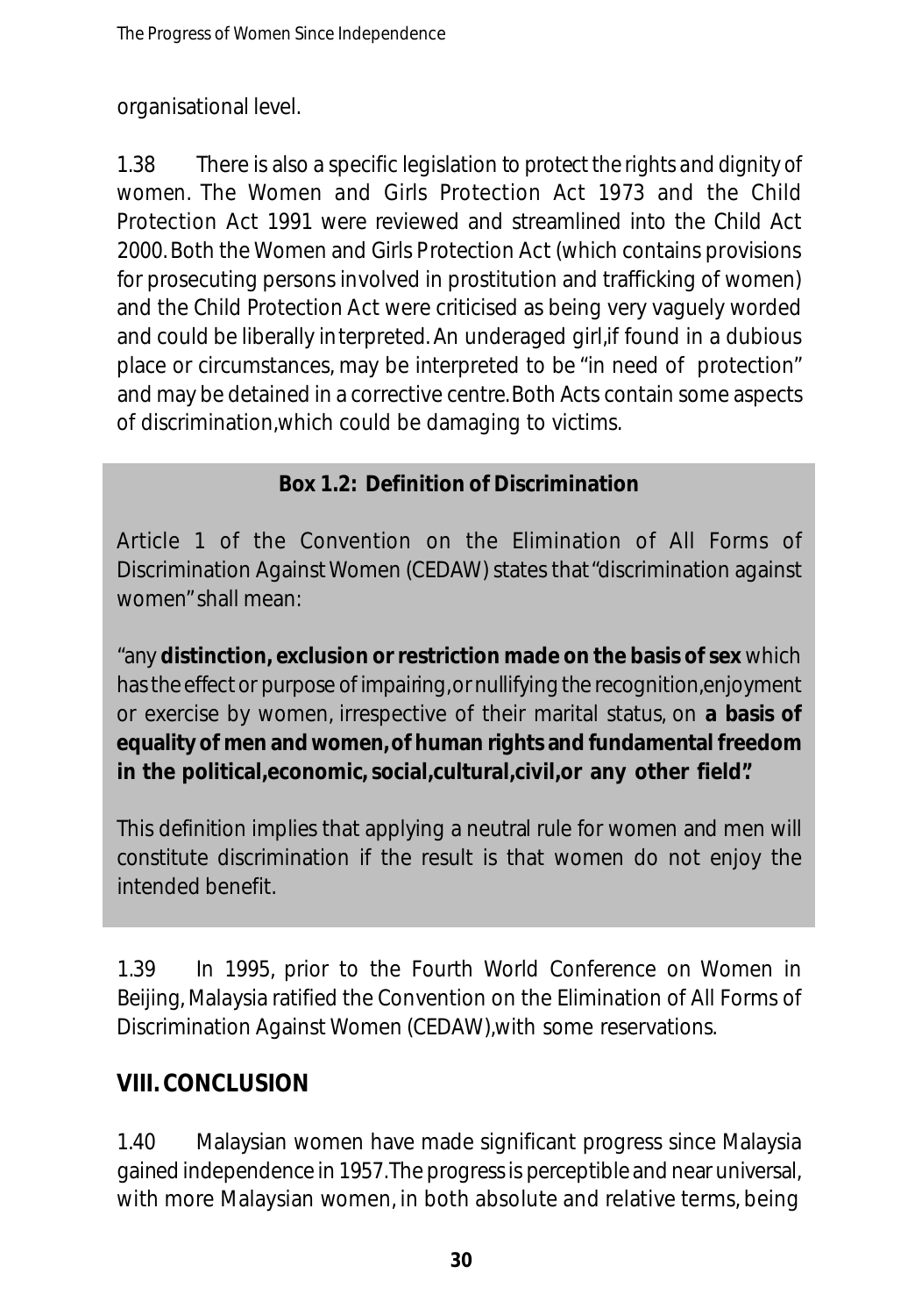organisational level.

1.38 There is also a specific legislation to protect the rights and dignity of women. The Women and Girls Protection Act 1973 and the Child Protection Act 1991 were reviewed and streamlined into the Child Act 2000. Both the Women and Girls Protection Act (which contains provisions for prosecuting persons involved in prostitution and trafficking of women) and the Child Protection Act were criticised as being very vaguely worded and could be liberally interpreted. An underaged girl, if found in a dubious place or circumstances, may be interpreted to be "in need of protection" and may be detained in a corrective centre. Both Acts contain some aspects of discrimination, which could be damaging to victims.

> **Box 1.2: Definition of Discrimination**
>
> Article 1 of the Convention on the Elimination of All Forms of Discrimination Against Women (CEDAW) states that "discrimination against women" shall mean:
>
> "any **distinction, exclusion or restriction made on the basis of sex** which has the effect or purpose of impairing, or nullifying the recognition, enjoyment or exercise by women, irrespective of their marital status, on **a basis of equality of men and women, of human rights and fundamental freedom in the political, economic, social, cultural, civil, or any other field".**
>
> This definition implies that applying a neutral rule for women and men will constitute discrimination if the result is that women do not enjoy the intended benefit.

1.39 In 1995, prior to the Fourth World Conference on Women in Beijing, Malaysia ratified the Convention on the Elimination of All Forms of Discrimination Against Women (CEDAW), with some reservations.

## VIII. CONCLUSION

1.40 Malaysian women have made significant progress since Malaysia gained independence in 1957. The progress is perceptible and near universal, with more Malaysian women, in both absolute and relative terms, being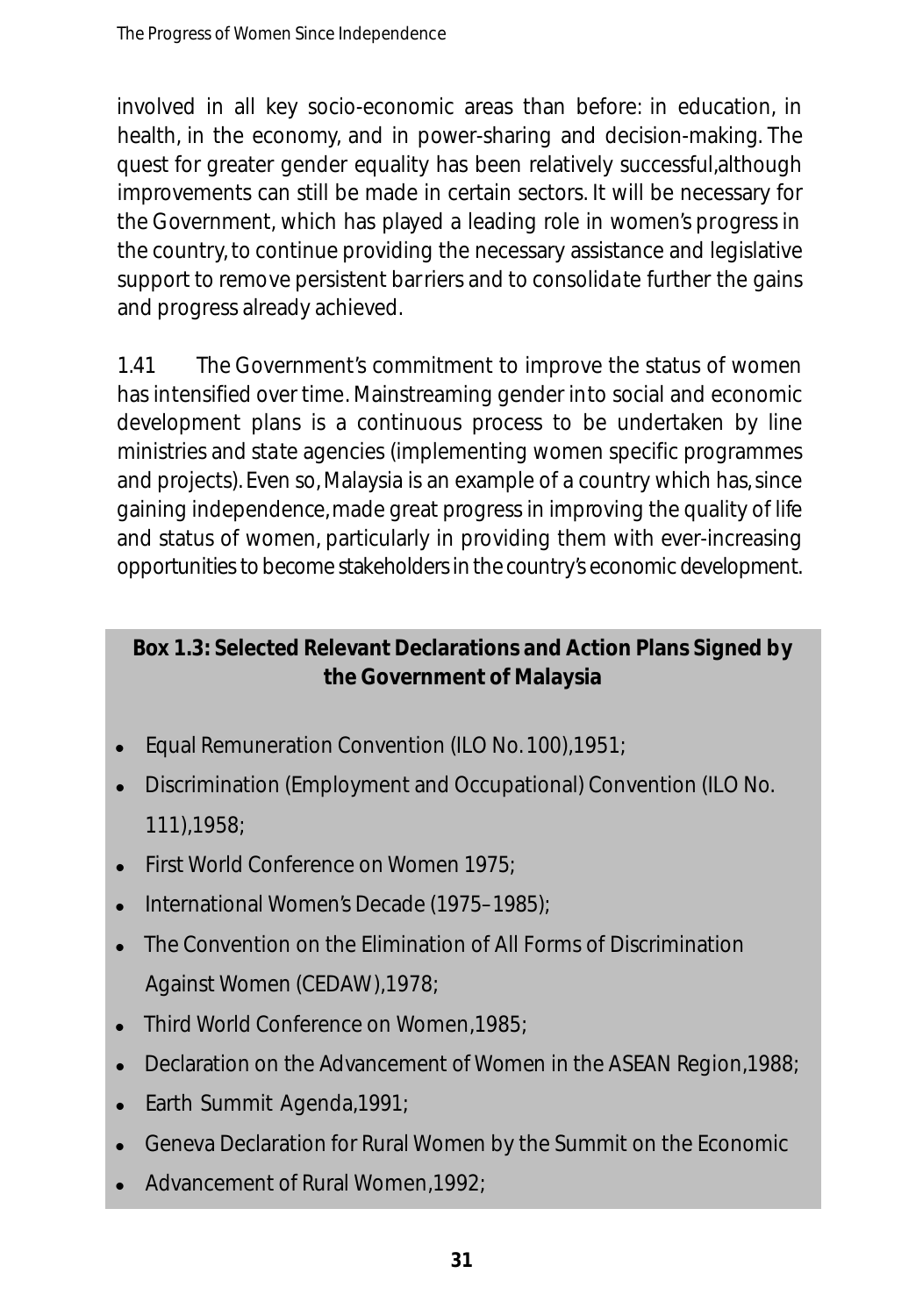involved in all key socio-economic areas than before: in education, in health, in the economy, and in power-sharing and decision-making. The quest for greater gender equality has been relatively successful,although improvements can still be made in certain sectors. It will be necessary for the Government, which has played a leading role in women's progress in the country, to continue providing the necessary assistance and legislative support to remove persistent barriers and to consolidate further the gains and progress already achieved.

1.41 The Government's commitment to improve the status of women has intensified over time. Mainstreaming gender into social and economic development plans is a continuous process to be undertaken by line ministries and state agencies (implementing women specific programmes and projects). Even so, Malaysia is an example of a country which has, since gaining independence, made great progress in improving the quality of life and status of women, particularly in providing them with ever-increasing opportunities to become stakeholders in the country's economic development.

**Box 1.3: Selected Relevant Declarations and Action Plans Signed by the Government of Malaysia**

- Equal Remuneration Convention (ILO No. 100),1951;
- Discrimination (Employment and Occupational) Convention (ILO No. 111),1958;
- First World Conference on Women 1975;
- International Women's Decade (1975–1985);
- The Convention on the Elimination of All Forms of Discrimination Against Women (CEDAW),1978;
- Third World Conference on Women,1985;
- Declaration on the Advancement of Women in the ASEAN Region,1988;
- Earth Summit Agenda,1991;
- Geneva Declaration for Rural Women by the Summit on the Economic
- Advancement of Rural Women,1992;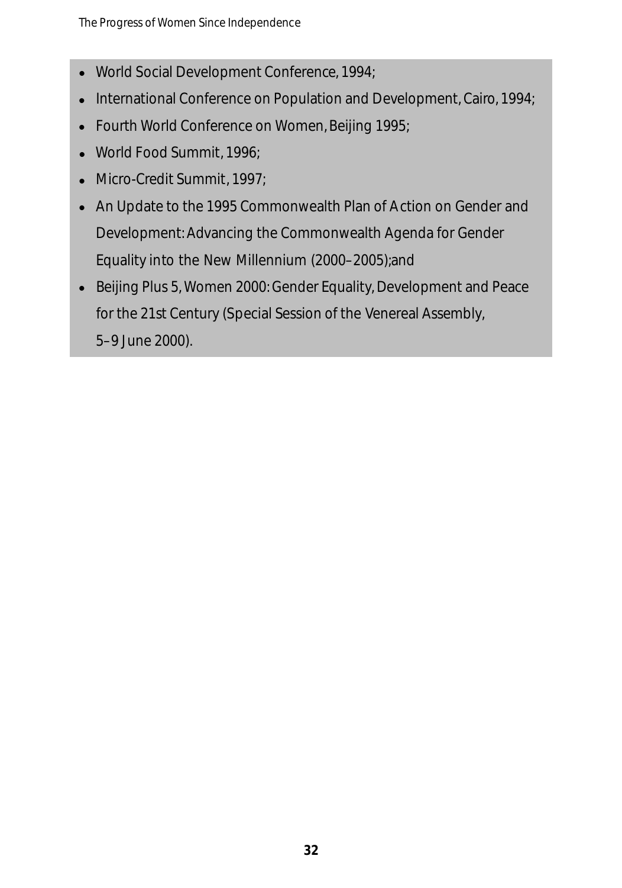- World Social Development Conference, 1994;
- International Conference on Population and Development, Cairo, 1994;
- Fourth World Conference on Women, Beijing 1995;
- World Food Summit, 1996;
- Micro-Credit Summit, 1997;
- An Update to the 1995 Commonwealth Plan of Action on Gender and Development: Advancing the Commonwealth Agenda for Gender Equality into the New Millennium (2000–2005);and
- Beijing Plus 5, Women 2000: Gender Equality, Development and Peace for the 21st Century (Special Session of the Venereal Assembly, 5–9 June 2000).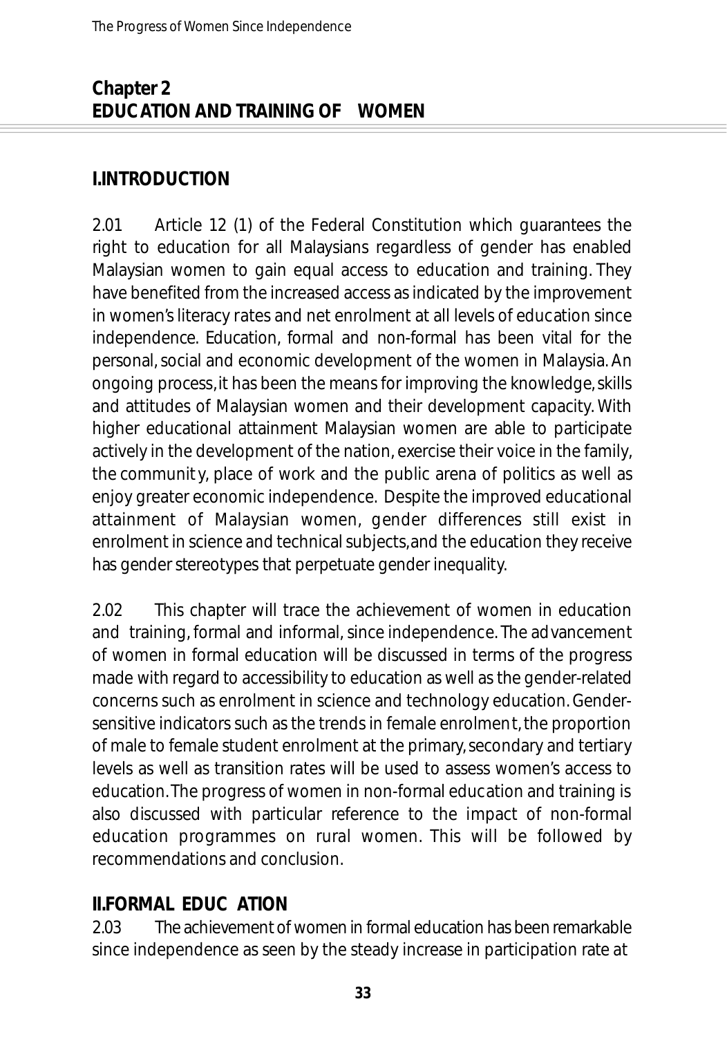## Chapter 2
## EDUCATION AND TRAINING OF WOMEN

### I. INTRODUCTION

2.01 Article 12 (1) of the Federal Constitution which guarantees the right to education for all Malaysians regardless of gender has enabled Malaysian women to gain equal access to education and training. They have benefited from the increased access as indicated by the improvement in women's literacy rates and net enrolment at all levels of education since independence. Education, formal and non-formal has been vital for the personal, social and economic development of the women in Malaysia. An ongoing process, it has been the means for improving the knowledge, skills and attitudes of Malaysian women and their development capacity. With higher educational attainment Malaysian women are able to participate actively in the development of the nation, exercise their voice in the family, the community, place of work and the public arena of politics as well as enjoy greater economic independence. Despite the improved educational attainment of Malaysian women, gender differences still exist in enrolment in science and technical subjects, and the education they receive has gender stereotypes that perpetuate gender inequality.

2.02 This chapter will trace the achievement of women in education and training, formal and informal, since independence. The advancement of women in formal education will be discussed in terms of the progress made with regard to accessibility to education as well as the gender-related concerns such as enrolment in science and technology education. Gender-sensitive indicators such as the trends in female enrolment, the proportion of male to female student enrolment at the primary, secondary and tertiary levels as well as transition rates will be used to assess women's access to education. The progress of women in non-formal education and training is also discussed with particular reference to the impact of non-formal education programmes on rural women. This will be followed by recommendations and conclusion.

### II. FORMAL EDUCATION

2.03 The achievement of women in formal education has been remarkable since independence as seen by the steady increase in participation rate at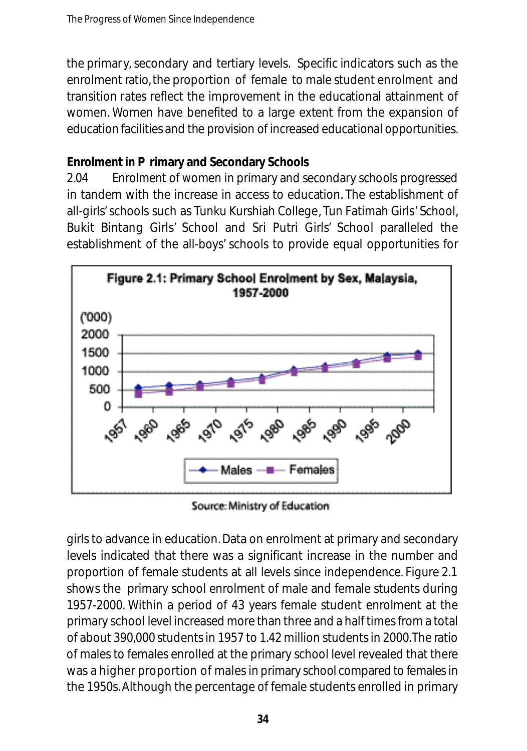the primary, secondary and tertiary levels. Specific indicators such as the enrolment ratio, the proportion of female to male student enrolment and transition rates reflect the improvement in the educational attainment of women. Women have benefited to a large extent from the expansion of education facilities and the provision of increased educational opportunities.

**Enrolment in Primary and Secondary Schools**

2.04 Enrolment of women in primary and secondary schools progressed in tandem with the increase in access to education. The establishment of all-girls' schools such as Tunku Kurshiah College, Tun Fatimah Girls' School, Bukit Bintang Girls' School and Sri Putri Girls' School paralleled the establishment of the all-boys' schools to provide equal opportunities for

**Figure 2.1: Primary School Enrolment by Sex, Malaysia, 1957-2000**

Source: Ministry of Education

girls to advance in education. Data on enrolment at primary and secondary levels indicated that there was a significant increase in the number and proportion of female students at all levels since independence. Figure 2.1 shows the primary school enrolment of male and female students during 1957-2000. Within a period of 43 years female student enrolment at the primary school level increased more than three and a half times from a total of about 390,000 students in 1957 to 1.42 million students in 2000. The ratio of males to females enrolled at the primary school level revealed that there was a higher proportion of males in primary school compared to females in the 1950s. Although the percentage of female students enrolled in primary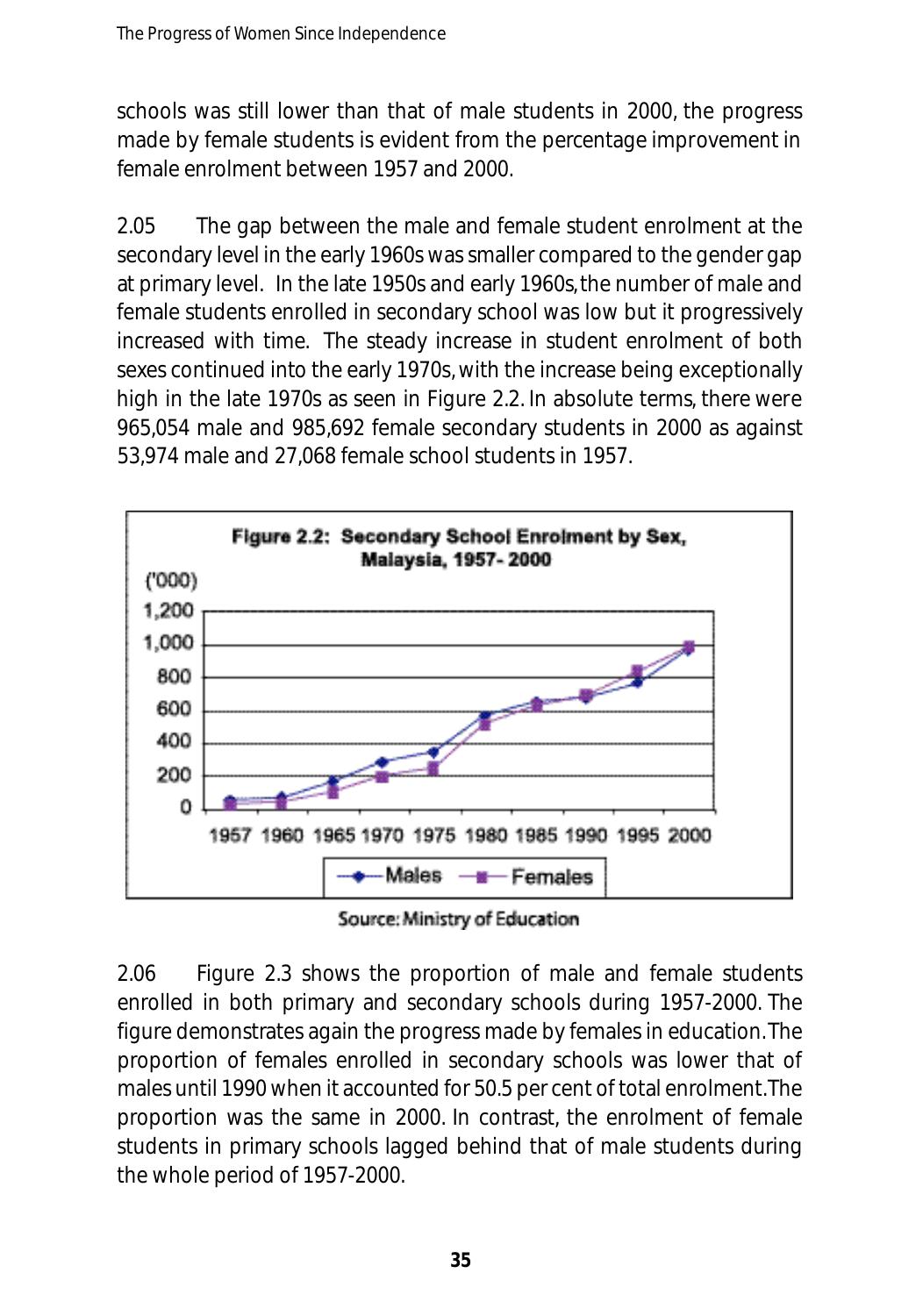schools was still lower than that of male students in 2000, the progress made by female students is evident from the percentage improvement in female enrolment between 1957 and 2000.

2.05 The gap between the male and female student enrolment at the secondary level in the early 1960s was smaller compared to the gender gap at primary level. In the late 1950s and early 1960s, the number of male and female students enrolled in secondary school was low but it progressively increased with time. The steady increase in student enrolment of both sexes continued into the early 1970s, with the increase being exceptionally high in the late 1970s as seen in Figure 2.2. In absolute terms, there were 965,054 male and 985,692 female secondary students in 2000 as against 53,974 male and 27,068 female school students in 1957.

**Figure 2.2: Secondary School Enrolment by Sex, Malaysia, 1957- 2000**

Source: Ministry of Education

2.06 Figure 2.3 shows the proportion of male and female students enrolled in both primary and secondary schools during 1957-2000. The figure demonstrates again the progress made by females in education. The proportion of females enrolled in secondary schools was lower that of males until 1990 when it accounted for 50.5 per cent of total enrolment. The proportion was the same in 2000. In contrast, the enrolment of female students in primary schools lagged behind that of male students during the whole period of 1957-2000.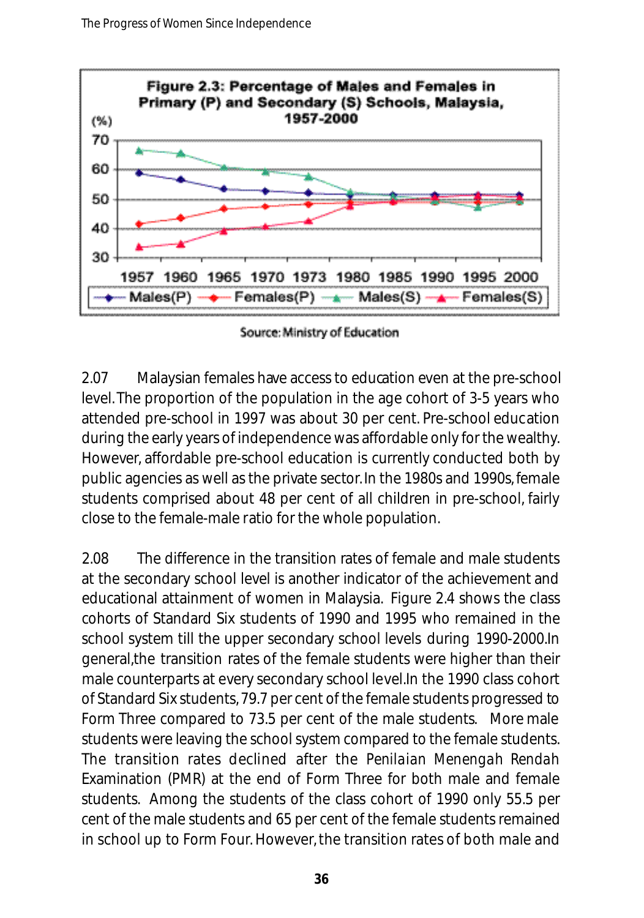**Figure 2.3: Percentage of Males and Females in Primary (P) and Secondary (S) Schools, Malaysia, 1957-2000**

Source: Ministry of Education

2.07 Malaysian females have access to education even at the pre-school level. The proportion of the population in the age cohort of 3-5 years who attended pre-school in 1997 was about 30 per cent. Pre-school education during the early years of independence was affordable only for the wealthy. However, affordable pre-school education is currently conducted both by public agencies as well as the private sector. In the 1980s and 1990s, female students comprised about 48 per cent of all children in pre-school, fairly close to the female-male ratio for the whole population.

2.08 The difference in the transition rates of female and male students at the secondary school level is another indicator of the achievement and educational attainment of women in Malaysia. Figure 2.4 shows the class cohorts of Standard Six students of 1990 and 1995 who remained in the school system till the upper secondary school levels during 1990-2000. In general, the transition rates of the female students were higher than their male counterparts at every secondary school level. In the 1990 class cohort of Standard Six students, 79.7 per cent of the female students progressed to Form Three compared to 73.5 per cent of the male students. More male students were leaving the school system compared to the female students. The transition rates declined after the Penilaian Menengah Rendah Examination (PMR) at the end of Form Three for both male and female students. Among the students of the class cohort of 1990 only 55.5 per cent of the male students and 65 per cent of the female students remained in school up to Form Four. However, the transition rates of both male and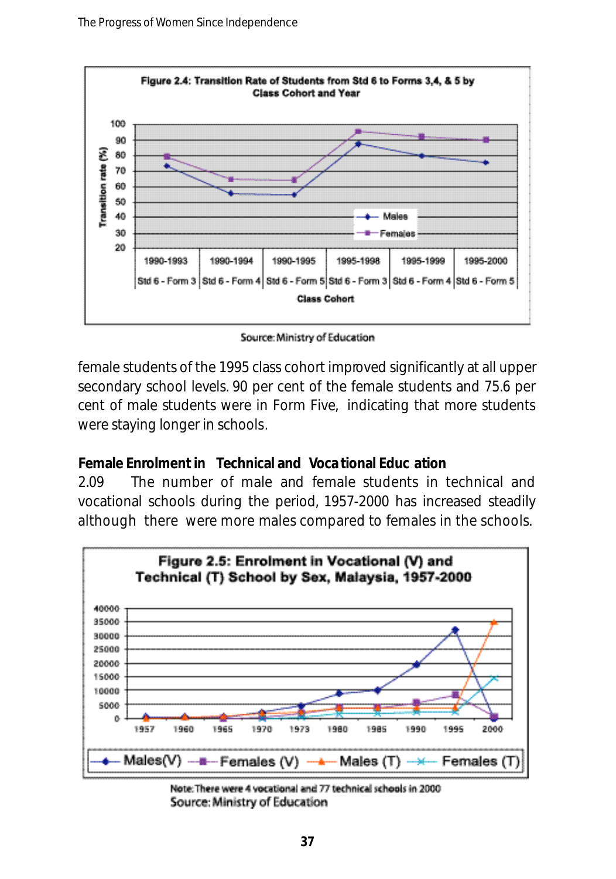**Figure 2.4: Transition Rate of Students from Std 6 to Forms 3,4, & 5 by Class Cohort and Year**

Source: Ministry of Education

female students of the 1995 class cohort improved significantly at all upper secondary school levels. 90 per cent of the female students and 75.6 per cent of male students were in Form Five, indicating that more students were staying longer in schools.

**Female Enrolment in Technical and Vocational Education**

2.09 The number of male and female students in technical and vocational schools during the period, 1957-2000 has increased steadily although there were more males compared to females in the schools.

**Figure 2.5: Enrolment in Vocational (V) and Technical (T) School by Sex, Malaysia, 1957-2000**

Note: There were 4 vocational and 77 technical schools in 2000

Source: Ministry of Education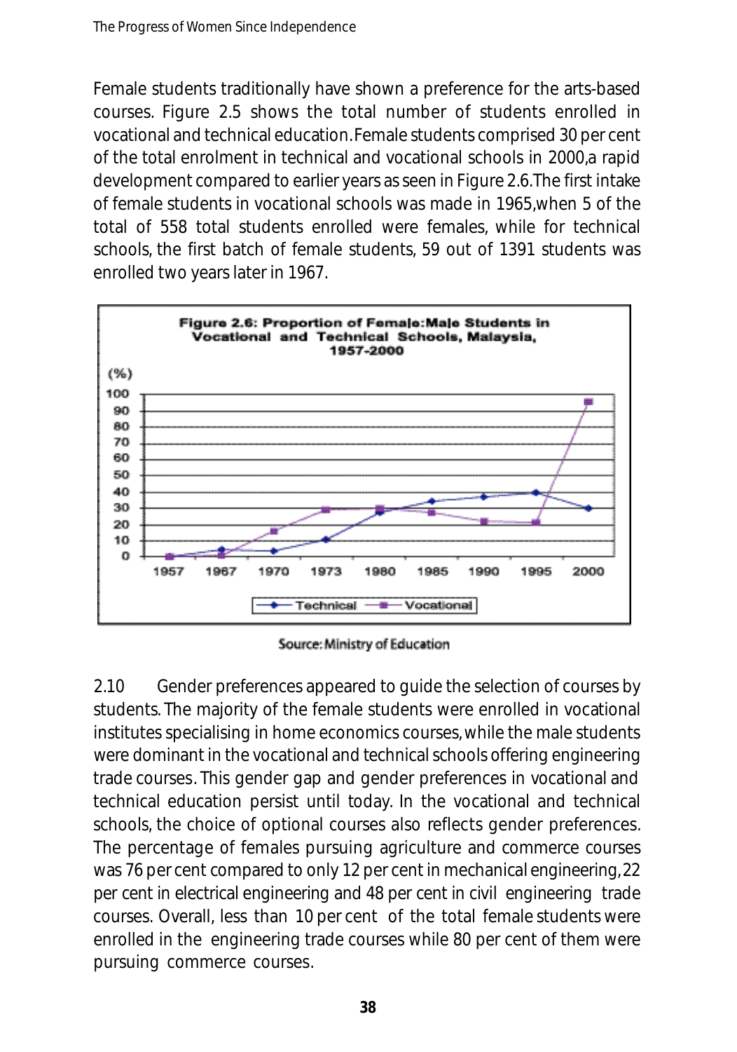Female students traditionally have shown a preference for the arts-based courses. Figure 2.5 shows the total number of students enrolled in vocational and technical education. Female students comprised 30 per cent of the total enrolment in technical and vocational schools in 2000, a rapid development compared to earlier years as seen in Figure 2.6. The first intake of female students in vocational schools was made in 1965, when 5 of the total of 558 total students enrolled were females, while for technical schools, the first batch of female students, 59 out of 1391 students was enrolled two years later in 1967.

**Figure 2.6: Proportion of Female:Male Students in Vocational and Technical Schools, Malaysia, 1957-2000**

Source: Ministry of Education

2.10 Gender preferences appeared to guide the selection of courses by students. The majority of the female students were enrolled in vocational institutes specialising in home economics courses, while the male students were dominant in the vocational and technical schools offering engineering trade courses. This gender gap and gender preferences in vocational and technical education persist until today. In the vocational and technical schools, the choice of optional courses also reflects gender preferences. The percentage of females pursuing agriculture and commerce courses was 76 per cent compared to only 12 per cent in mechanical engineering, 22 per cent in electrical engineering and 48 per cent in civil engineering trade courses. Overall, less than 10 per cent of the total female students were enrolled in the engineering trade courses while 80 per cent of them were pursuing commerce courses.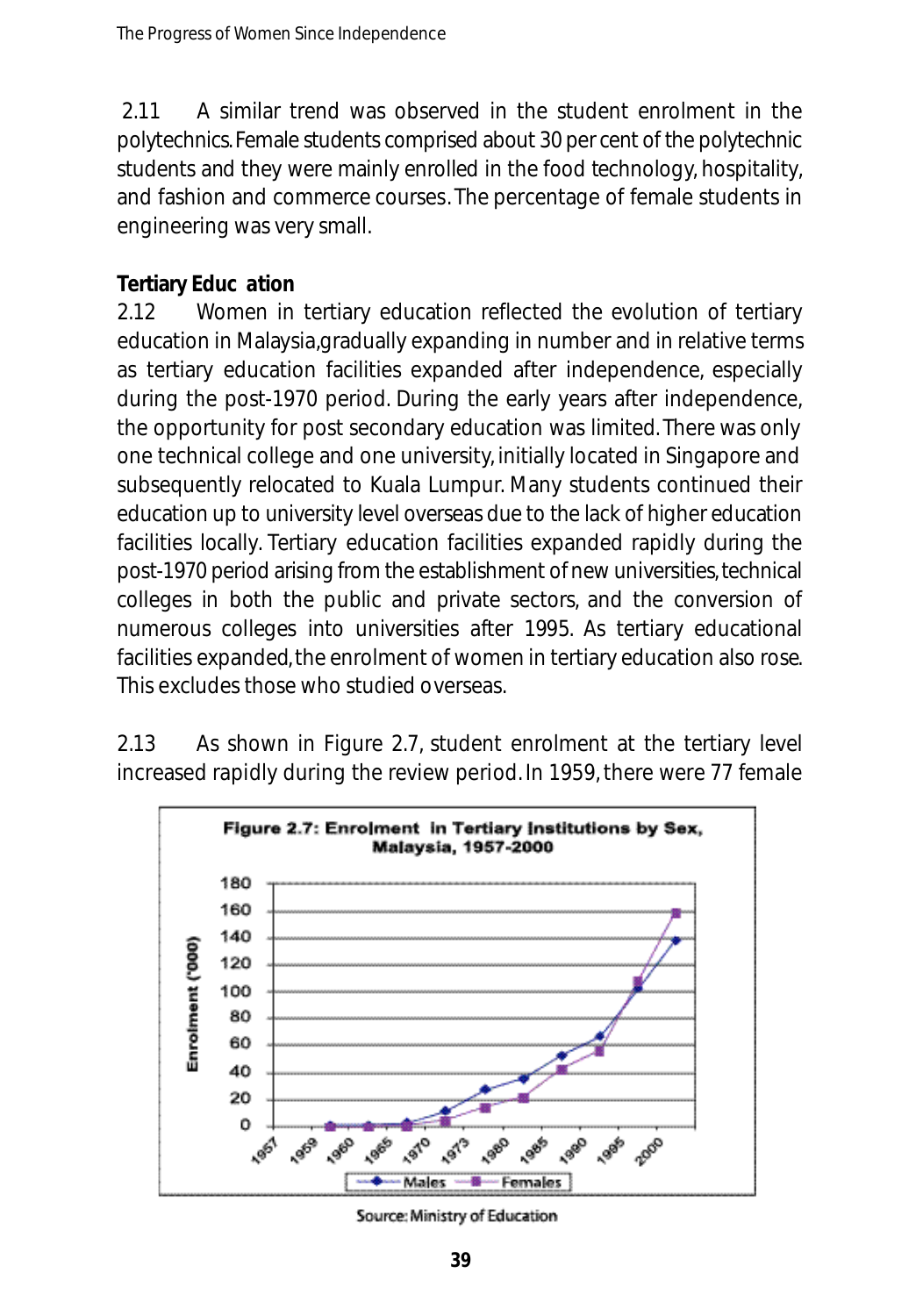2.11 A similar trend was observed in the student enrolment in the polytechnics. Female students comprised about 30 per cent of the polytechnic students and they were mainly enrolled in the food technology, hospitality, and fashion and commerce courses. The percentage of female students in engineering was very small.

**Tertiary Educ ation**

2.12 Women in tertiary education reflected the evolution of tertiary education in Malaysia, gradually expanding in number and in relative terms as tertiary education facilities expanded after independence, especially during the post-1970 period. During the early years after independence, the opportunity for post secondary education was limited. There was only one technical college and one university, initially located in Singapore and subsequently relocated to Kuala Lumpur. Many students continued their education up to university level overseas due to the lack of higher education facilities locally. Tertiary education facilities expanded rapidly during the post-1970 period arising from the establishment of new universities, technical colleges in both the public and private sectors, and the conversion of numerous colleges into universities after 1995. As tertiary educational facilities expanded, the enrolment of women in tertiary education also rose. This excludes those who studied overseas.

2.13 As shown in Figure 2.7, student enrolment at the tertiary level increased rapidly during the review period. In 1959, there were 77 female

**Figure 2.7: Enrolment in Tertiary Institutions by Sex, Malaysia, 1957-2000**

Source: Ministry of Education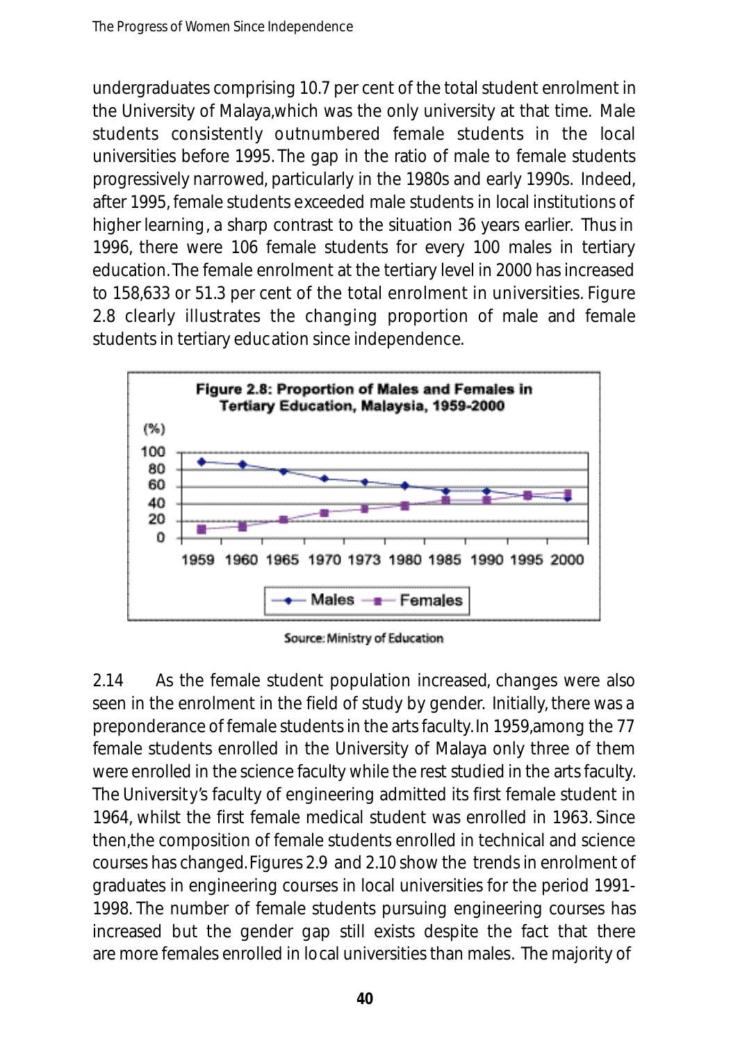undergraduates comprising 10.7 per cent of the total student enrolment in the University of Malaya,which was the only university at that time. Male students consistently outnumbered female students in the local universities before 1995. The gap in the ratio of male to female students progressively narrowed, particularly in the 1980s and early 1990s. Indeed, after 1995, female students exceeded male students in local institutions of higher learning, a sharp contrast to the situation 36 years earlier. Thus in 1996, there were 106 female students for every 100 males in tertiary education. The female enrolment at the tertiary level in 2000 has increased to 158,633 or 51.3 per cent of the total enrolment in universities. Figure 2.8 clearly illustrates the changing proportion of male and female students in tertiary education since independence.

**Figure 2.8: Proportion of Males and Females in Tertiary Education, Malaysia, 1959-2000**

Source: Ministry of Education

2.14 As the female student population increased, changes were also seen in the enrolment in the field of study by gender. Initially, there was a preponderance of female students in the arts faculty. In 1959, among the 77 female students enrolled in the University of Malaya only three of them were enrolled in the science faculty while the rest studied in the arts faculty. The University's faculty of engineering admitted its first female student in 1964, whilst the first female medical student was enrolled in 1963. Since then, the composition of female students enrolled in technical and science courses has changed. Figures 2.9 and 2.10 show the trends in enrolment of graduates in engineering courses in local universities for the period 1991-1998. The number of female students pursuing engineering courses has increased but the gender gap still exists despite the fact that there are more females enrolled in local universities than males. The majority of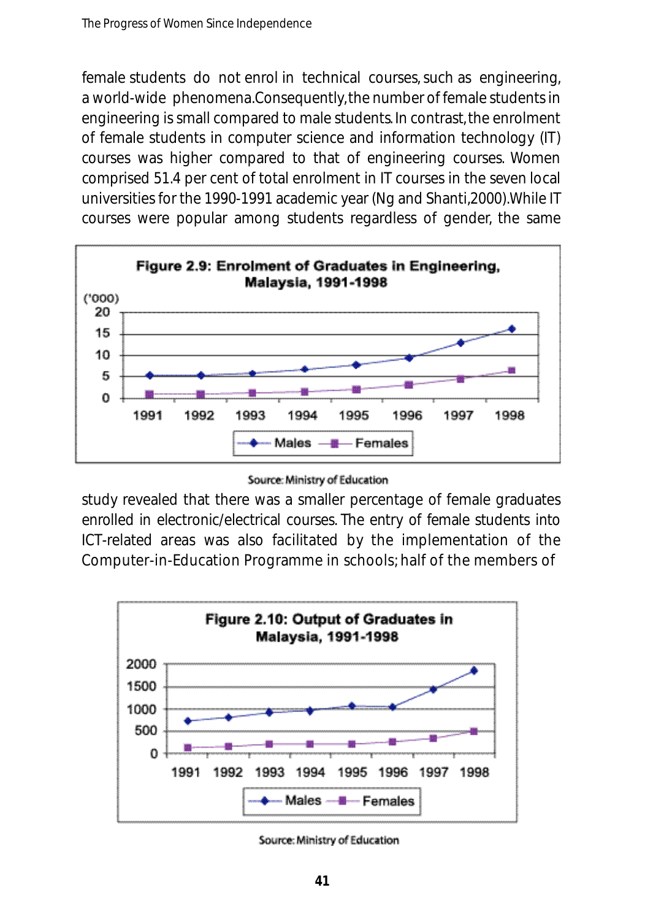female students do not enrol in technical courses, such as engineering, a world-wide phenomena. Consequently, the number of female students in engineering is small compared to male students. In contrast, the enrolment of female students in computer science and information technology (IT) courses was higher compared to that of engineering courses. Women comprised 51.4 per cent of total enrolment in IT courses in the seven local universities for the 1990-1991 academic year (Ng and Shanti, 2000). While IT courses were popular among students regardless of gender, the same

**Figure 2.9: Enrolment of Graduates in Engineering, Malaysia, 1991-1998**

Source: Ministry of Education

study revealed that there was a smaller percentage of female graduates enrolled in electronic/electrical courses. The entry of female students into ICT-related areas was also facilitated by the implementation of the Computer-in-Education Programme in schools; half of the members of

**Figure 2.10: Output of Graduates in Malaysia, 1991-1998**

Source: Ministry of Education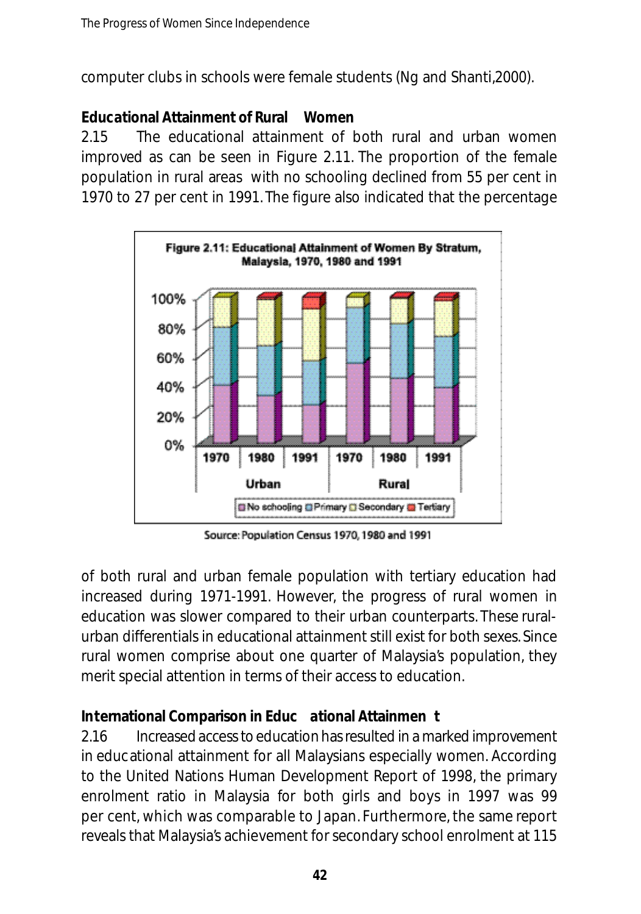computer clubs in schools were female students (Ng and Shanti,2000).

**Educational Attainment of Rural Women**

2.15 The educational attainment of both rural and urban women improved as can be seen in Figure 2.11. The proportion of the female population in rural areas with no schooling declined from 55 per cent in 1970 to 27 per cent in 1991. The figure also indicated that the percentage

**Figure 2.11: Educational Attainment of Women By Stratum, Malaysia, 1970, 1980 and 1991**

Source: Population Census 1970, 1980 and 1991

of both rural and urban female population with tertiary education had increased during 1971-1991. However, the progress of rural women in education was slower compared to their urban counterparts. These rural-urban differentials in educational attainment still exist for both sexes. Since rural women comprise about one quarter of Malaysia's population, they merit special attention in terms of their access to education.

**International Comparison in Educational Attainment**

2.16 Increased access to education has resulted in a marked improvement in educational attainment for all Malaysians especially women. According to the United Nations Human Development Report of 1998, the primary enrolment ratio in Malaysia for both girls and boys in 1997 was 99 per cent, which was comparable to Japan. Furthermore, the same report reveals that Malaysia's achievement for secondary school enrolment at 115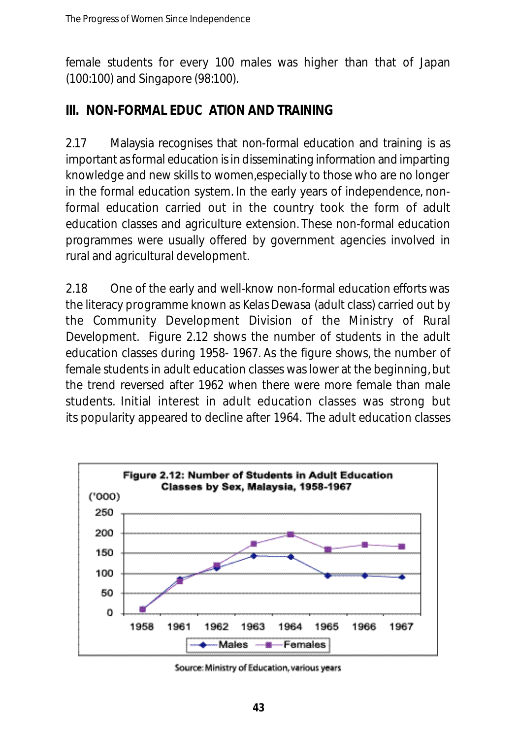female students for every 100 males was higher than that of Japan (100:100) and Singapore (98:100).

## III. NON-FORMAL EDUC ATION AND TRAINING

2.17 Malaysia recognises that non-formal education and training is as important as formal education is in disseminating information and imparting knowledge and new skills to women,especially to those who are no longer in the formal education system. In the early years of independence, non-formal education carried out in the country took the form of adult education classes and agriculture extension. These non-formal education programmes were usually offered by government agencies involved in rural and agricultural development.

2.18 One of the early and well-know non-formal education efforts was the literacy programme known as *Kelas Dewasa* (adult class) carried out by the Community Development Division of the Ministry of Rural Development. Figure 2.12 shows the number of students in the adult education classes during 1958- 1967. As the figure shows, the number of female students in adult education classes was lower at the beginning, but the trend reversed after 1962 when there were more female than male students. Initial interest in adult education classes was strong but its popularity appeared to decline after 1964. The adult education classes

**Figure 2.12: Number of Students in Adult Education Classes by Sex, Malaysia, 1958-1967**

('000)

Source: Ministry of Education, various years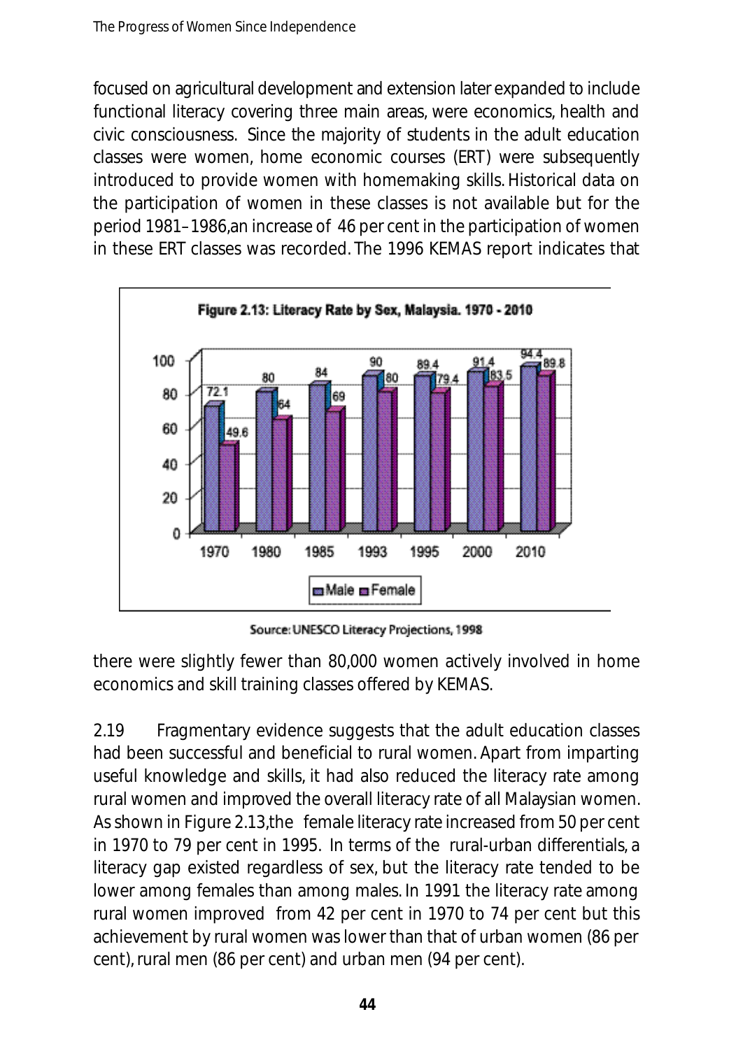focused on agricultural development and extension later expanded to include functional literacy covering three main areas, were economics, health and civic consciousness. Since the majority of students in the adult education classes were women, home economic courses (ERT) were subsequently introduced to provide women with homemaking skills. Historical data on the participation of women in these classes is not available but for the period 1981–1986,an increase of 46 per cent in the participation of women in these ERT classes was recorded. The 1996 KEMAS report indicates that

**Figure 2.13: Literacy Rate by Sex, Malaysia. 1970 - 2010**

| | 1970 | 1980 | 1985 | 1993 | 1995 | 2000 | 2010 |
|---|---|---|---|---|---|---|---|
| Male | 72.1 | 80 | 84 | 90 | 89.4 | 91.4 | 94.4 |
| Female | 49.6 | 64 | 69 | 80 | 79.4 | 83.5 | 89.8 |

Source: UNESCO Literacy Projections, 1998

there were slightly fewer than 80,000 women actively involved in home economics and skill training classes offered by KEMAS.

2.19 Fragmentary evidence suggests that the adult education classes had been successful and beneficial to rural women. Apart from imparting useful knowledge and skills, it had also reduced the literacy rate among rural women and improved the overall literacy rate of all Malaysian women. As shown in Figure 2.13,the female literacy rate increased from 50 per cent in 1970 to 79 per cent in 1995. In terms of the rural-urban differentials, a literacy gap existed regardless of sex, but the literacy rate tended to be lower among females than among males. In 1991 the literacy rate among rural women improved from 42 per cent in 1970 to 74 per cent but this achievement by rural women was lower than that of urban women (86 per cent), rural men (86 per cent) and urban men (94 per cent).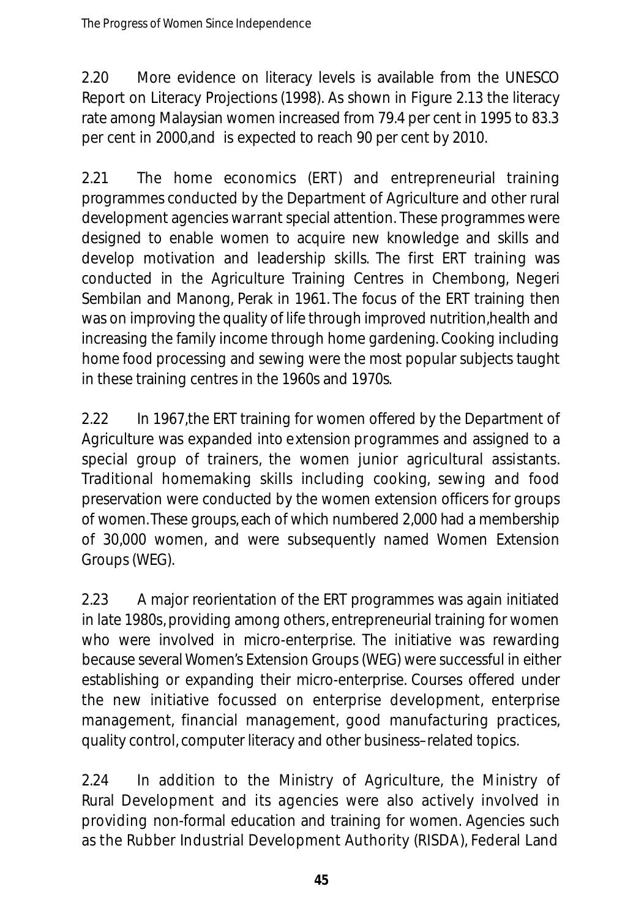2.20 More evidence on literacy levels is available from the UNESCO Report on Literacy Projections (1998). As shown in Figure 2.13 the literacy rate among Malaysian women increased from 79.4 per cent in 1995 to 83.3 per cent in 2000,and is expected to reach 90 per cent by 2010.

2.21 The home economics (ERT) and entrepreneurial training programmes conducted by the Department of Agriculture and other rural development agencies warrant special attention. These programmes were designed to enable women to acquire new knowledge and skills and develop motivation and leadership skills. The first ERT training was conducted in the Agriculture Training Centres in Chembong, Negeri Sembilan and Manong, Perak in 1961. The focus of the ERT training then was on improving the quality of life through improved nutrition,health and increasing the family income through home gardening. Cooking including home food processing and sewing were the most popular subjects taught in these training centres in the 1960s and 1970s.

2.22 In 1967,the ERT training for women offered by the Department of Agriculture was expanded into extension programmes and assigned to a special group of trainers, the women junior agricultural assistants. Traditional homemaking skills including cooking, sewing and food preservation were conducted by the women extension officers for groups of women. These groups, each of which numbered 2,000 had a membership of 30,000 women, and were subsequently named Women Extension Groups (WEG).

2.23 A major reorientation of the ERT programmes was again initiated in late 1980s, providing among others, entrepreneurial training for women who were involved in micro-enterprise. The initiative was rewarding because several Women's Extension Groups (WEG) were successful in either establishing or expanding their micro-enterprise. Courses offered under the new initiative focussed on enterprise development, enterprise management, financial management, good manufacturing practices, quality control, computer literacy and other business–related topics.

2.24 In addition to the Ministry of Agriculture, the Ministry of Rural Development and its agencies were also actively involved in providing non-formal education and training for women. Agencies such as the Rubber Industrial Development Authority (RISDA), Federal Land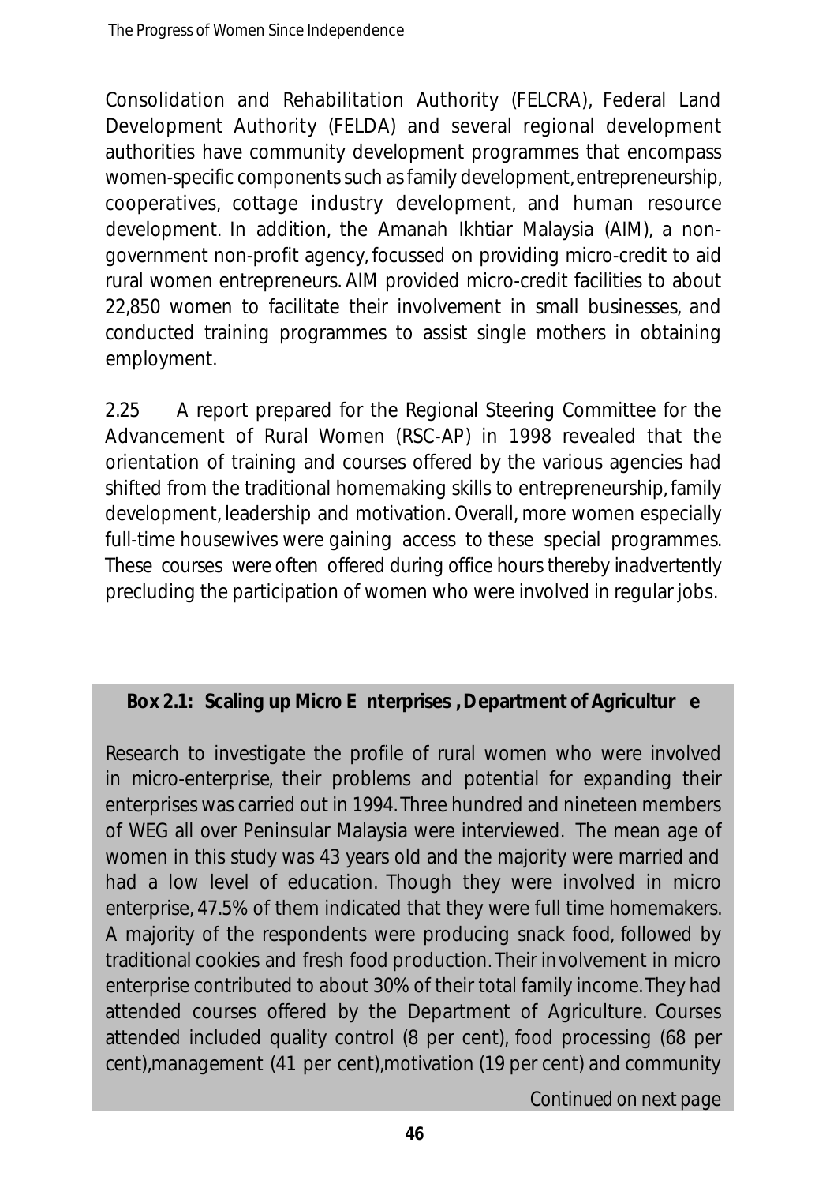Consolidation and Rehabilitation Authority (FELCRA), Federal Land Development Authority (FELDA) and several regional development authorities have community development programmes that encompass women-specific components such as family development, entrepreneurship, cooperatives, cottage industry development, and human resource development. In addition, the Amanah Ikhtiar Malaysia (AIM), a non-government non-profit agency, focussed on providing micro-credit to aid rural women entrepreneurs. AIM provided micro-credit facilities to about 22,850 women to facilitate their involvement in small businesses, and conducted training programmes to assist single mothers in obtaining employment.

2.25 A report prepared for the Regional Steering Committee for the Advancement of Rural Women (RSC-AP) in 1998 revealed that the orientation of training and courses offered by the various agencies had shifted from the traditional homemaking skills to entrepreneurship, family development, leadership and motivation. Overall, more women especially full-time housewives were gaining access to these special programmes. These courses were often offered during office hours thereby inadvertently precluding the participation of women who were involved in regular jobs.

**Box 2.1: Scaling up Micro Enterprises, Department of Agriculture**

Research to investigate the profile of rural women who were involved in micro-enterprise, their problems and potential for expanding their enterprises was carried out in 1994. Three hundred and nineteen members of WEG all over Peninsular Malaysia were interviewed. The mean age of women in this study was 43 years old and the majority were married and had a low level of education. Though they were involved in micro enterprise, 47.5% of them indicated that they were full time homemakers. A majority of the respondents were producing snack food, followed by traditional cookies and fresh food production. Their involvement in micro enterprise contributed to about 30% of their total family income. They had attended courses offered by the Department of Agriculture. Courses attended included quality control (8 per cent), food processing (68 per cent), management (41 per cent), motivation (19 per cent) and community

*Continued on next page*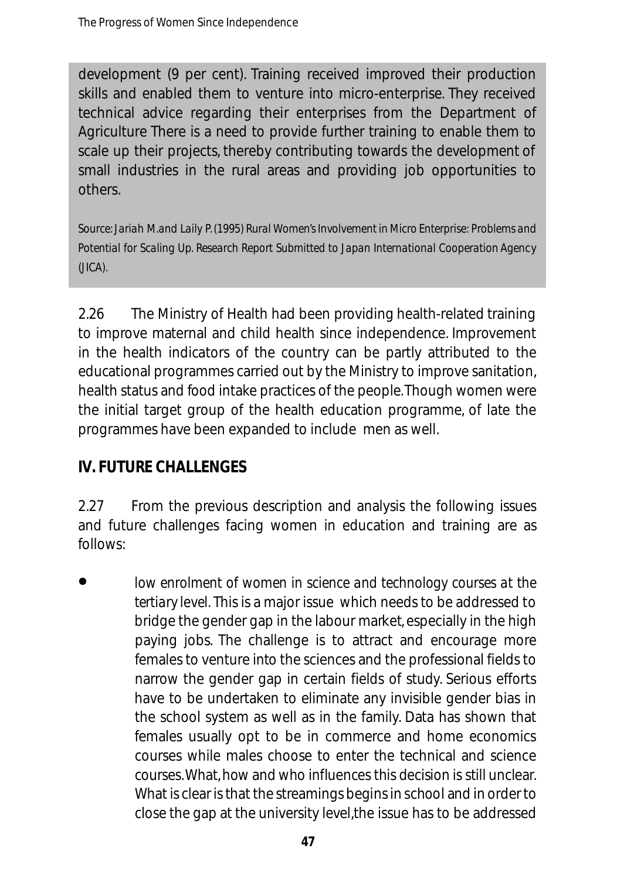development (9 per cent). Training received improved their production skills and enabled them to venture into micro-enterprise. They received technical advice regarding their enterprises from the Department of Agriculture There is a need to provide further training to enable them to scale up their projects, thereby contributing towards the development of small industries in the rural areas and providing job opportunities to others.

*Source: Jariah M.and Laily P. (1995) Rural Women's Involvement in Micro Enterprise: Problems and Potential for Scaling Up. Research Report Submitted to Japan International Cooperation Agency (JICA).*

2.26 The Ministry of Health had been providing health-related training to improve maternal and child health since independence. Improvement in the health indicators of the country can be partly attributed to the educational programmes carried out by the Ministry to improve sanitation, health status and food intake practices of the people. Though women were the initial target group of the health education programme, of late the programmes have been expanded to include men as well.

## IV. FUTURE CHALLENGES

2.27 From the previous description and analysis the following issues and future challenges facing women in education and training are as follows:

- *low enrolment of women in science and technology courses at the tertiary level.* This is a major issue which needs to be addressed to bridge the gender gap in the labour market, especially in the high paying jobs. The challenge is to attract and encourage more females to venture into the sciences and the professional fields to narrow the gender gap in certain fields of study. Serious efforts have to be undertaken to eliminate any invisible gender bias in the school system as well as in the family. Data has shown that females usually opt to be in commerce and home economics courses while males choose to enter the technical and science courses. What, how and who influences this decision is still unclear. What is clear is that the streamings begins in school and in order to close the gap at the university level, the issue has to be addressed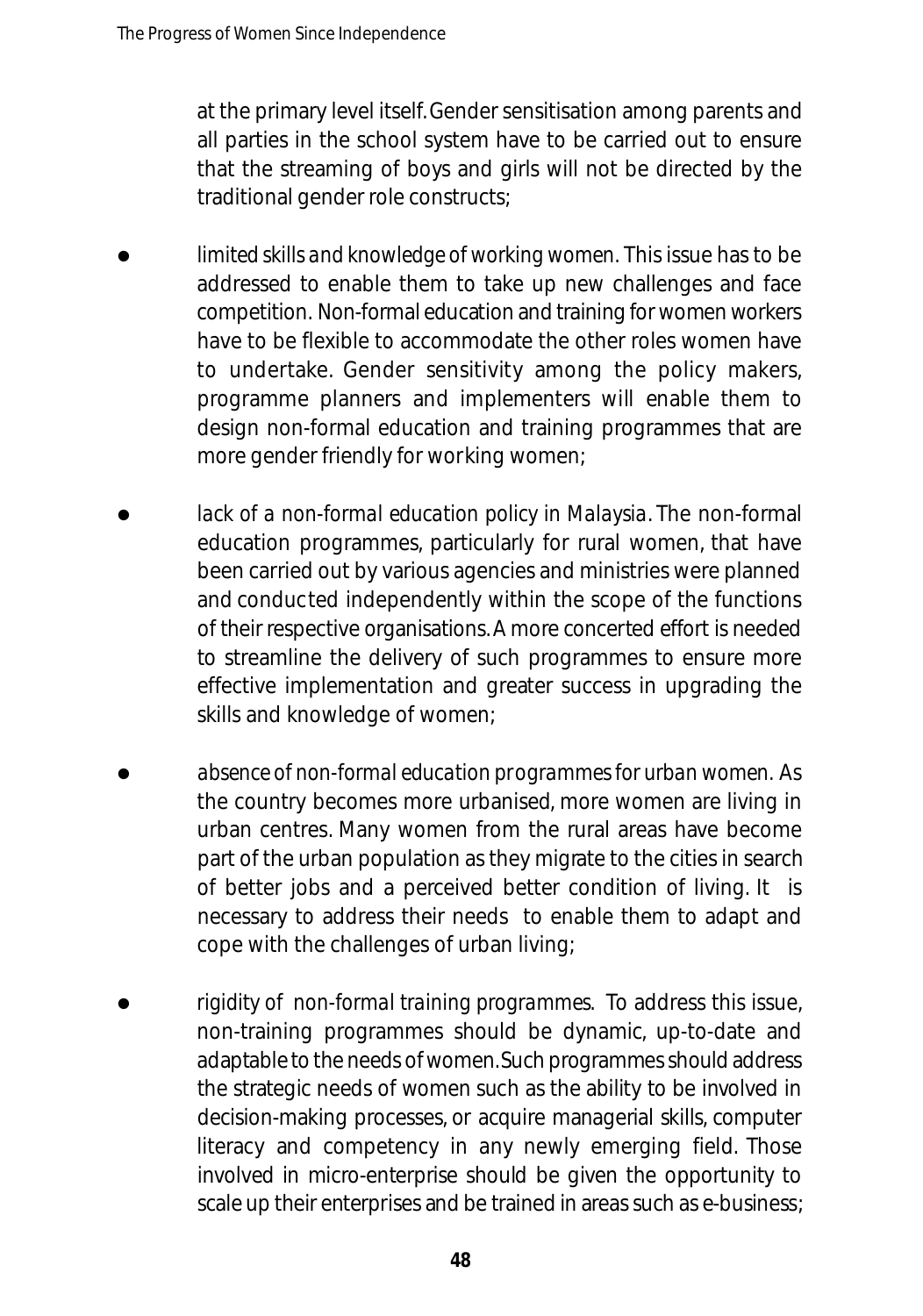at the primary level itself. Gender sensitisation among parents and all parties in the school system have to be carried out to ensure that the streaming of boys and girls will not be directed by the traditional gender role constructs;

- *limited skills and knowledge of working women.* This issue has to be addressed to enable them to take up new challenges and face competition. Non-formal education and training for women workers have to be flexible to accommodate the other roles women have to undertake. Gender sensitivity among the policy makers, programme planners and implementers will enable them to design non-formal education and training programmes that are more gender friendly for working women;

- *lack of a non-formal education policy in Malaysia.* The non-formal education programmes, particularly for rural women, that have been carried out by various agencies and ministries were planned and conducted independently within the scope of the functions of their respective organisations. A more concerted effort is needed to streamline the delivery of such programmes to ensure more effective implementation and greater success in upgrading the skills and knowledge of women;

- *absence of non-formal education programmes for urban women.* As the country becomes more urbanised, more women are living in urban centres. Many women from the rural areas have become part of the urban population as they migrate to the cities in search of better jobs and a perceived better condition of living. It is necessary to address their needs to enable them to adapt and cope with the challenges of urban living;

- *rigidity of non-formal training programmes.* To address this issue, non-training programmes should be dynamic, up-to-date and adaptable to the needs of women. Such programmes should address the strategic needs of women such as the ability to be involved in decision-making processes, or acquire managerial skills, computer literacy and competency in any newly emerging field. Those involved in micro-enterprise should be given the opportunity to scale up their enterprises and be trained in areas such as e-business;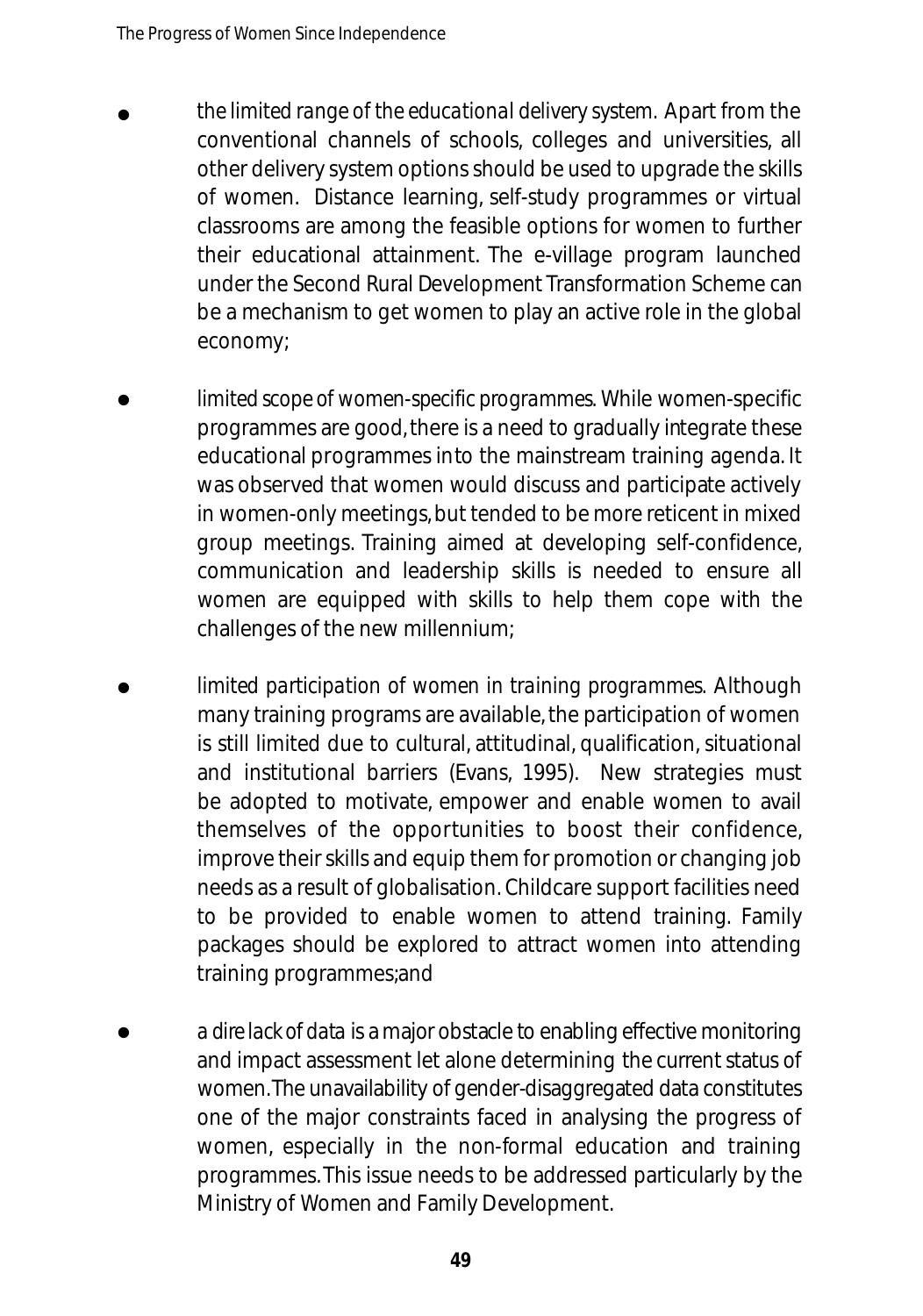- *the limited range of the educational delivery system.* Apart from the conventional channels of schools, colleges and universities, all other delivery system options should be used to upgrade the skills of women. Distance learning, self-study programmes or virtual classrooms are among the feasible options for women to further their educational attainment. The e-village program launched under the Second Rural Development Transformation Scheme can be a mechanism to get women to play an active role in the global economy;

- *limited scope of women-specific programmes.* While women-specific programmes are good, there is a need to gradually integrate these educational programmes into the mainstream training agenda. It was observed that women would discuss and participate actively in women-only meetings, but tended to be more reticent in mixed group meetings. Training aimed at developing self-confidence, communication and leadership skills is needed to ensure all women are equipped with skills to help them cope with the challenges of the new millennium;

- *limited participation of women in training programmes.* Although many training programs are available, the participation of women is still limited due to cultural, attitudinal, qualification, situational and institutional barriers (Evans, 1995). New strategies must be adopted to motivate, empower and enable women to avail themselves of the opportunities to boost their confidence, improve their skills and equip them for promotion or changing job needs as a result of globalisation. Childcare support facilities need to be provided to enable women to attend training. Family packages should be explored to attract women into attending training programmes;and

- *a dire lack of data* is a major obstacle to enabling effective monitoring and impact assessment let alone determining the current status of women. The unavailability of gender-disaggregated data constitutes one of the major constraints faced in analysing the progress of women, especially in the non-formal education and training programmes. This issue needs to be addressed particularly by the Ministry of Women and Family Development.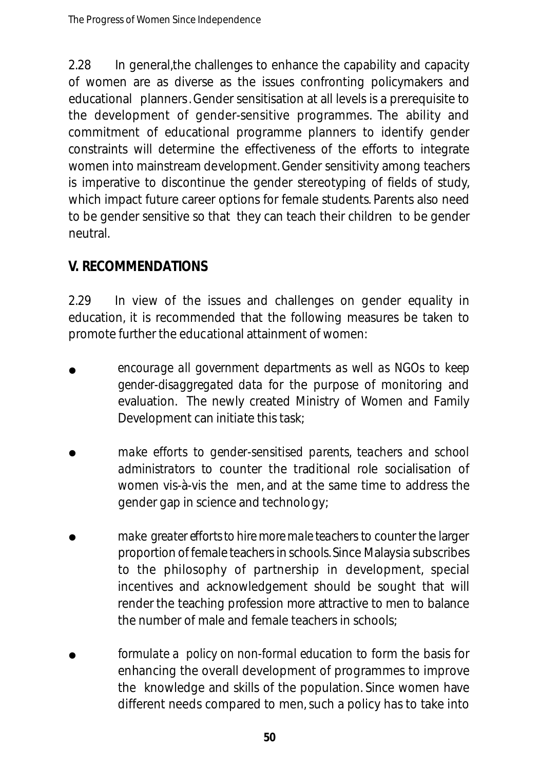2.28 In general,the challenges to enhance the capability and capacity of women are as diverse as the issues confronting policymakers and educational planners. Gender sensitisation at all levels is a prerequisite to the development of gender-sensitive programmes. The ability and commitment of educational programme planners to identify gender constraints will determine the effectiveness of the efforts to integrate women into mainstream development. Gender sensitivity among teachers is imperative to discontinue the gender stereotyping of fields of study, which impact future career options for female students. Parents also need to be gender sensitive so that they can teach their children to be gender neutral.

## V. RECOMMENDATIONS

2.29 In view of the issues and challenges on gender equality in education, it is recommended that the following measures be taken to promote further the educational attainment of women:

- encourage all government departments as well as NGOs to keep gender-disaggregated data for the purpose of monitoring and evaluation. The newly created Ministry of Women and Family Development can initiate this task;

- make efforts to gender-sensitised parents, teachers and school administrators to counter the traditional role socialisation of women vis-à-vis the men, and at the same time to address the gender gap in science and technology;

- make greater efforts to hire more male teachers to counter the larger proportion of female teachers in schools. Since Malaysia subscribes to the philosophy of partnership in development, special incentives and acknowledgement should be sought that will render the teaching profession more attractive to men to balance the number of male and female teachers in schools;

- formulate a policy on non-formal education to form the basis for enhancing the overall development of programmes to improve the knowledge and skills of the population. Since women have different needs compared to men, such a policy has to take into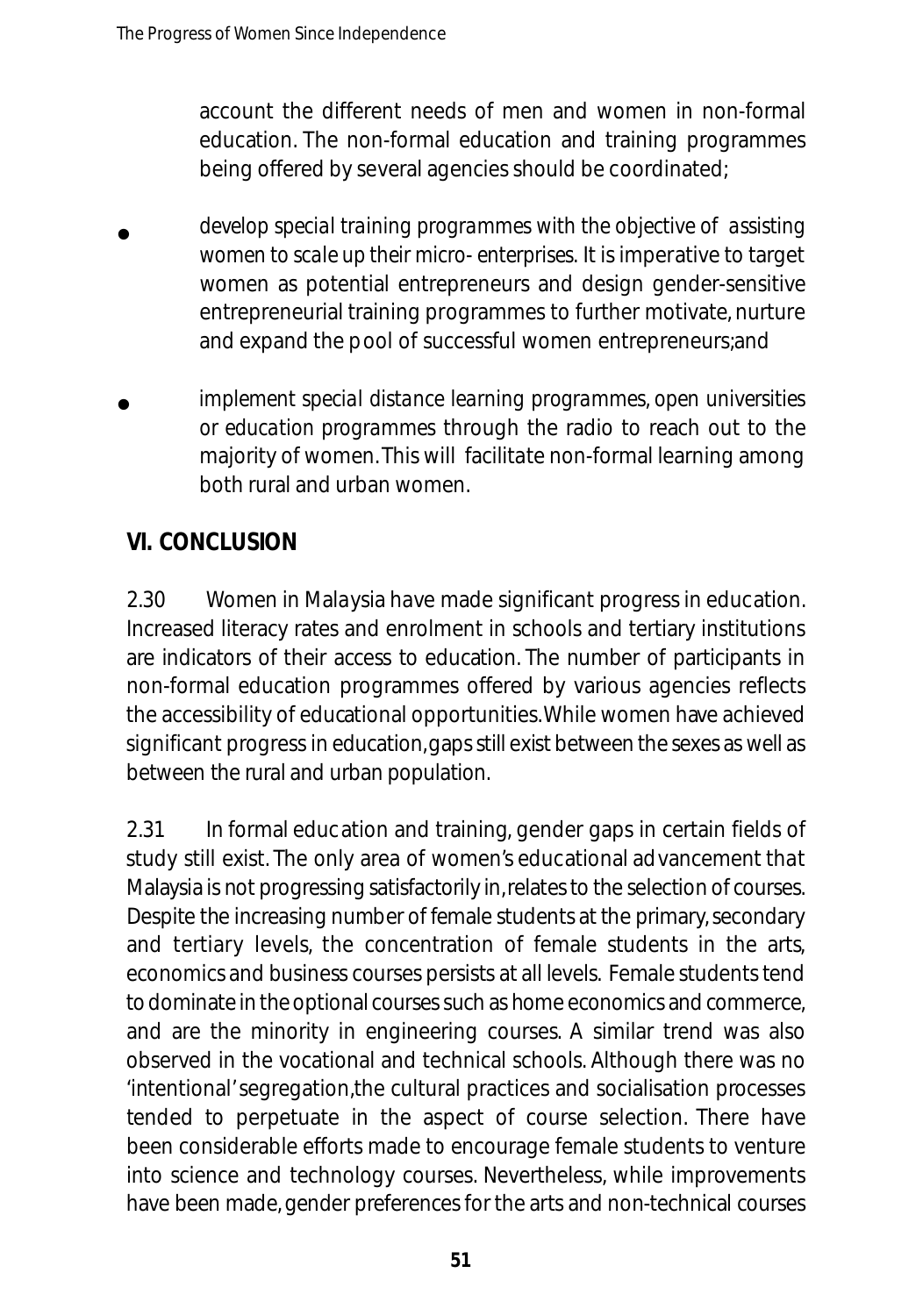account the different needs of men and women in non-formal education. The non-formal education and training programmes being offered by several agencies should be coordinated;

- develop special training programmes with the objective of assisting women to scale up their micro- enterprises. It is imperative to target women as potential entrepreneurs and design gender-sensitive entrepreneurial training programmes to further motivate, nurture and expand the pool of successful women entrepreneurs;and
- implement special distance learning programmes, open universities or education programmes through the radio to reach out to the majority of women. This will facilitate non-formal learning among both rural and urban women.

## VI. CONCLUSION

2.30 Women in Malaysia have made significant progress in education. Increased literacy rates and enrolment in schools and tertiary institutions are indicators of their access to education. The number of participants in non-formal education programmes offered by various agencies reflects the accessibility of educational opportunities. While women have achieved significant progress in education, gaps still exist between the sexes as well as between the rural and urban population.

2.31 In formal education and training, gender gaps in certain fields of study still exist. The only area of women's educational advancement that Malaysia is not progressing satisfactorily in, relates to the selection of courses. Despite the increasing number of female students at the primary, secondary and tertiary levels, the concentration of female students in the arts, economics and business courses persists at all levels. Female students tend to dominate in the optional courses such as home economics and commerce, and are the minority in engineering courses. A similar trend was also observed in the vocational and technical schools. Although there was no 'intentional' segregation, the cultural practices and socialisation processes tended to perpetuate in the aspect of course selection. There have been considerable efforts made to encourage female students to venture into science and technology courses. Nevertheless, while improvements have been made, gender preferences for the arts and non-technical courses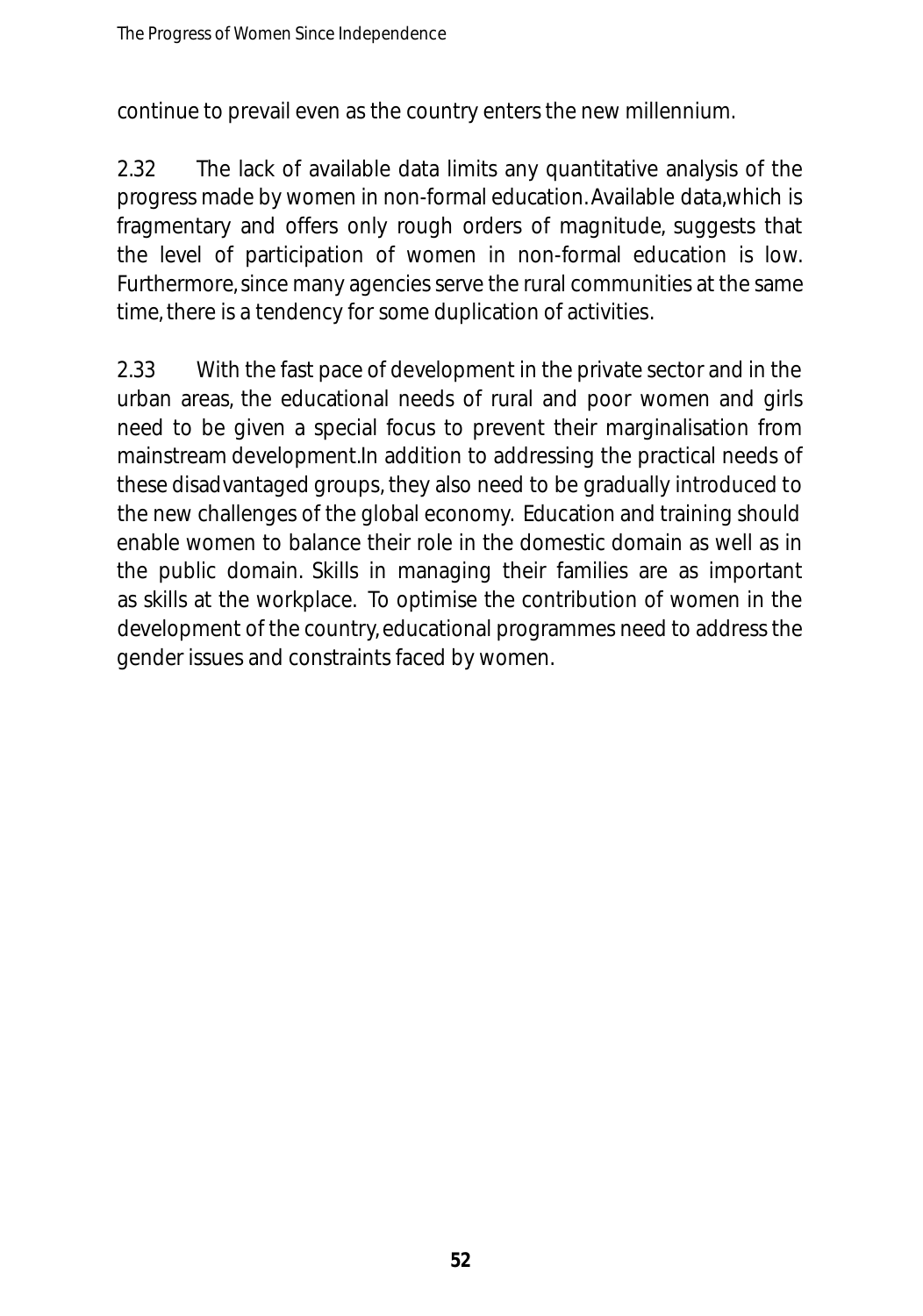continue to prevail even as the country enters the new millennium.

2.32 The lack of available data limits any quantitative analysis of the progress made by women in non-formal education. Available data, which is fragmentary and offers only rough orders of magnitude, suggests that the level of participation of women in non-formal education is low. Furthermore, since many agencies serve the rural communities at the same time, there is a tendency for some duplication of activities.

2.33 With the fast pace of development in the private sector and in the urban areas, the educational needs of rural and poor women and girls need to be given a special focus to prevent their marginalisation from mainstream development. In addition to addressing the practical needs of these disadvantaged groups, they also need to be gradually introduced to the new challenges of the global economy. Education and training should enable women to balance their role in the domestic domain as well as in the public domain. Skills in managing their families are as important as skills at the workplace. To optimise the contribution of women in the development of the country, educational programmes need to address the gender issues and constraints faced by women.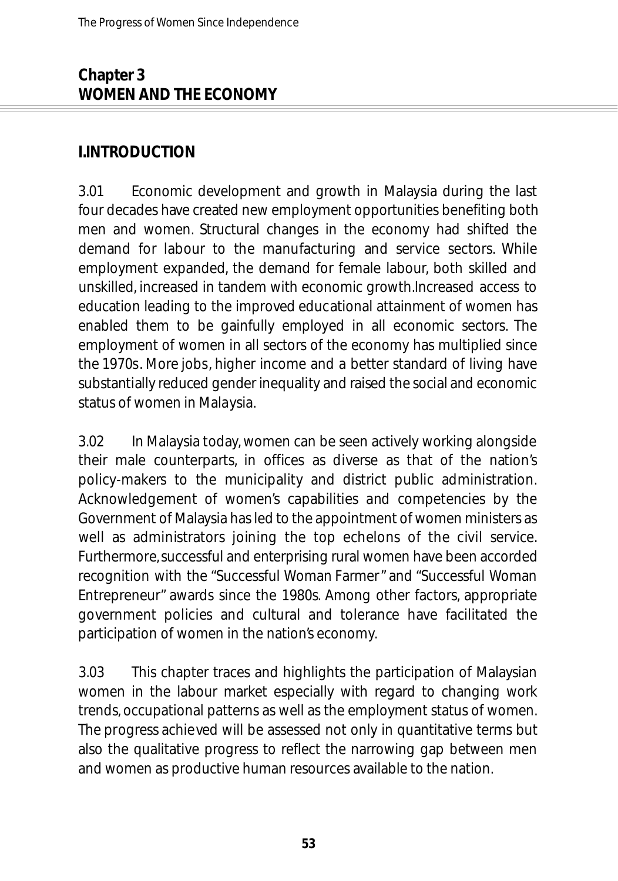# Chapter 3
# WOMEN AND THE ECONOMY

## I.INTRODUCTION

3.01 Economic development and growth in Malaysia during the last four decades have created new employment opportunities benefiting both men and women. Structural changes in the economy had shifted the demand for labour to the manufacturing and service sectors. While employment expanded, the demand for female labour, both skilled and unskilled, increased in tandem with economic growth.Increased access to education leading to the improved educational attainment of women has enabled them to be gainfully employed in all economic sectors. The employment of women in all sectors of the economy has multiplied since the 1970s. More jobs, higher income and a better standard of living have substantially reduced gender inequality and raised the social and economic status of women in Malaysia.

3.02 In Malaysia today, women can be seen actively working alongside their male counterparts, in offices as diverse as that of the nation's policy-makers to the municipality and district public administration. Acknowledgement of women's capabilities and competencies by the Government of Malaysia has led to the appointment of women ministers as well as administrators joining the top echelons of the civil service. Furthermore, successful and enterprising rural women have been accorded recognition with the "Successful Woman Farmer" and "Successful Woman Entrepreneur" awards since the 1980s. Among other factors, appropriate government policies and cultural and tolerance have facilitated the participation of women in the nation's economy.

3.03 This chapter traces and highlights the participation of Malaysian women in the labour market especially with regard to changing work trends, occupational patterns as well as the employment status of women. The progress achieved will be assessed not only in quantitative terms but also the qualitative progress to reflect the narrowing gap between men and women as productive human resources available to the nation.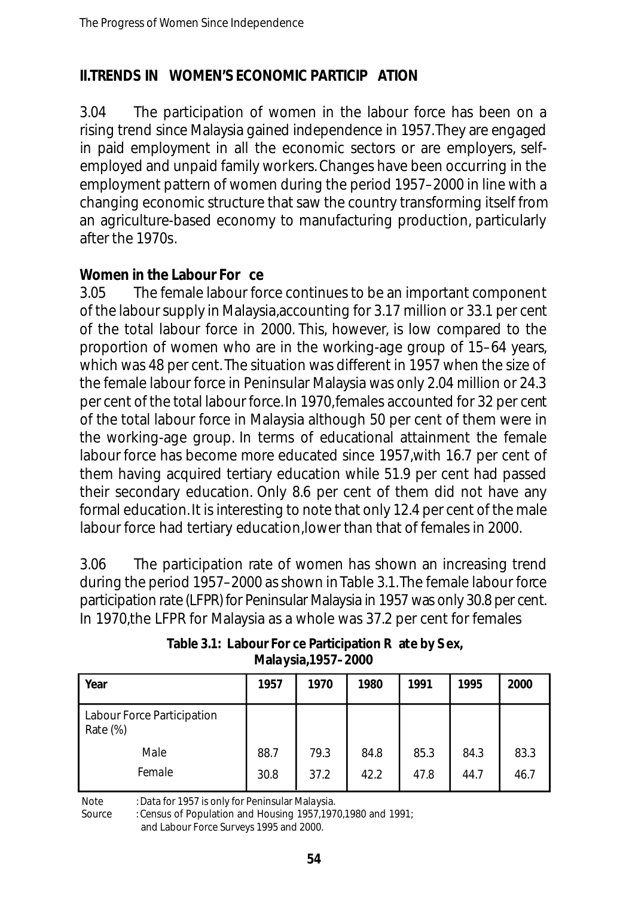## II. TRENDS IN WOMEN'S ECONOMIC PARTICIPATION

3.04 The participation of women in the labour force has been on a rising trend since Malaysia gained independence in 1957. They are engaged in paid employment in all the economic sectors or are employers, self-employed and unpaid family workers. Changes have been occurring in the employment pattern of women during the period 1957–2000 in line with a changing economic structure that saw the country transforming itself from an agriculture-based economy to manufacturing production, particularly after the 1970s.

### Women in the Labour Force

3.05 The female labour force continues to be an important component of the labour supply in Malaysia, accounting for 3.17 million or 33.1 per cent of the total labour force in 2000. This, however, is low compared to the proportion of women who are in the working-age group of 15–64 years, which was 48 per cent. The situation was different in 1957 when the size of the female labour force in Peninsular Malaysia was only 2.04 million or 24.3 per cent of the total labour force. In 1970, females accounted for 32 per cent of the total labour force in Malaysia although 50 per cent of them were in the working-age group. In terms of educational attainment the female labour force has become more educated since 1957, with 16.7 per cent of them having acquired tertiary education while 51.9 per cent had passed their secondary education. Only 8.6 per cent of them did not have any formal education. It is interesting to note that only 12.4 per cent of the male labour force had tertiary education, lower than that of females in 2000.

3.06 The participation rate of women has shown an increasing trend during the period 1957–2000 as shown in Table 3.1. The female labour force participation rate (LFPR) for Peninsular Malaysia in 1957 was only 30.8 per cent. In 1970, the LFPR for Malaysia as a whole was 37.2 per cent for females

**Table 3.1: Labour Force Participation Rate by Sex, Malaysia, 1957–2000**

| Year | 1957 | 1970 | 1980 | 1991 | 1995 | 2000 |
|---|---|---|---|---|---|---|
| Labour Force Participation Rate (%) | | | | | | |
| Male | 88.7 | 79.3 | 84.8 | 85.3 | 84.3 | 83.3 |
| Female | 30.8 | 37.2 | 42.2 | 47.8 | 44.7 | 46.7 |

Note : Data for 1957 is only for Peninsular Malaysia.
Source : Census of Population and Housing 1957, 1970, 1980 and 1991; and Labour Force Surveys 1995 and 2000.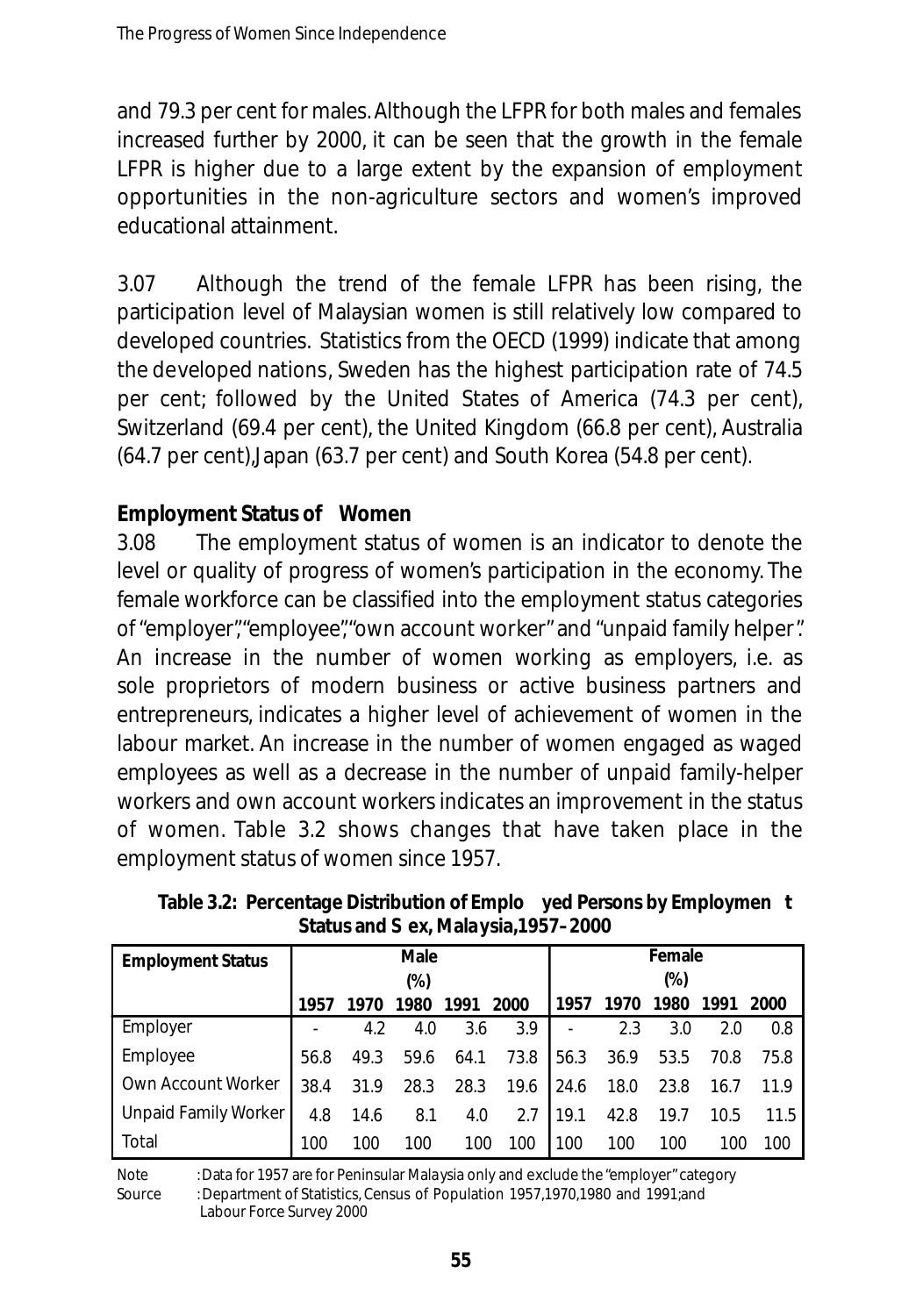and 79.3 per cent for males. Although the LFPR for both males and females increased further by 2000, it can be seen that the growth in the female LFPR is higher due to a large extent by the expansion of employment opportunities in the non-agriculture sectors and women's improved educational attainment.

3.07 Although the trend of the female LFPR has been rising, the participation level of Malaysian women is still relatively low compared to developed countries. Statistics from the OECD (1999) indicate that among the developed nations, Sweden has the highest participation rate of 74.5 per cent; followed by the United States of America (74.3 per cent), Switzerland (69.4 per cent), the United Kingdom (66.8 per cent), Australia (64.7 per cent), Japan (63.7 per cent) and South Korea (54.8 per cent).

**Employment Status of Women**

3.08 The employment status of women is an indicator to denote the level or quality of progress of women's participation in the economy. The female workforce can be classified into the employment status categories of "employer", "employee", "own account worker" and "unpaid family helper". An increase in the number of women working as employers, i.e. as sole proprietors of modern business or active business partners and entrepreneurs, indicates a higher level of achievement of women in the labour market. An increase in the number of women engaged as waged employees as well as a decrease in the number of unpaid family-helper workers and own account workers indicates an improvement in the status of women. Table 3.2 shows changes that have taken place in the employment status of women since 1957.

**Table 3.2: Percentage Distribution of Employed Persons by Employment Status and Sex, Malaysia, 1957–2000**

| Employment Status | Male (%) | | | | | Female (%) | | | | |
|---|---|---|---|---|---|---|---|---|---|---|
| | 1957 | 1970 | 1980 | 1991 | 2000 | 1957 | 1970 | 1980 | 1991 | 2000 |
| Employer | - | 4.2 | 4.0 | 3.6 | 3.9 | - | 2.3 | 3.0 | 2.0 | 0.8 |
| Employee | 56.8 | 49.3 | 59.6 | 64.1 | 73.8 | 56.3 | 36.9 | 53.5 | 70.8 | 75.8 |
| Own Account Worker | 38.4 | 31.9 | 28.3 | 28.3 | 19.6 | 24.6 | 18.0 | 23.8 | 16.7 | 11.9 |
| Unpaid Family Worker | 4.8 | 14.6 | 8.1 | 4.0 | 2.7 | 19.1 | 42.8 | 19.7 | 10.5 | 11.5 |
| Total | 100 | 100 | 100 | 100 | 100 | 100 | 100 | 100 | 100 | 100 |

Note : Data for 1957 are for Peninsular Malaysia only and exclude the "employer" category

Source : Department of Statistics, Census of Population 1957, 1970, 1980 and 1991; and Labour Force Survey 2000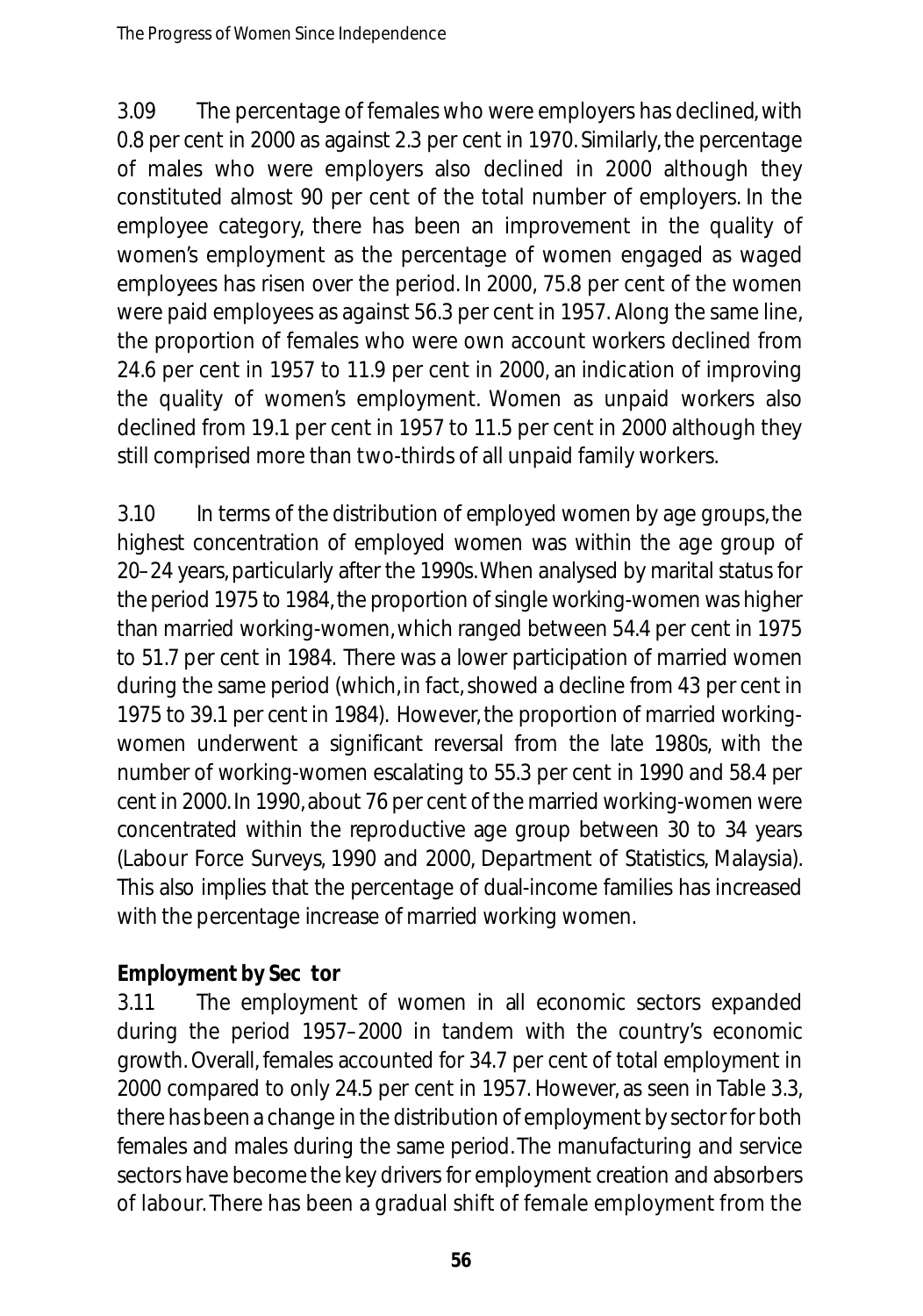3.09 The percentage of females who were employers has declined, with 0.8 per cent in 2000 as against 2.3 per cent in 1970. Similarly, the percentage of males who were employers also declined in 2000 although they constituted almost 90 per cent of the total number of employers. In the employee category, there has been an improvement in the quality of women's employment as the percentage of women engaged as waged employees has risen over the period. In 2000, 75.8 per cent of the women were paid employees as against 56.3 per cent in 1957. Along the same line, the proportion of females who were own account workers declined from 24.6 per cent in 1957 to 11.9 per cent in 2000, an indication of improving the quality of women's employment. Women as unpaid workers also declined from 19.1 per cent in 1957 to 11.5 per cent in 2000 although they still comprised more than two-thirds of all unpaid family workers.

3.10 In terms of the distribution of employed women by age groups, the highest concentration of employed women was within the age group of 20–24 years, particularly after the 1990s. When analysed by marital status for the period 1975 to 1984, the proportion of single working-women was higher than married working-women, which ranged between 54.4 per cent in 1975 to 51.7 per cent in 1984. There was a lower participation of married women during the same period (which, in fact, showed a decline from 43 per cent in 1975 to 39.1 per cent in 1984). However, the proportion of married working-women underwent a significant reversal from the late 1980s, with the number of working-women escalating to 55.3 per cent in 1990 and 58.4 per cent in 2000. In 1990, about 76 per cent of the married working-women were concentrated within the reproductive age group between 30 to 34 years (Labour Force Surveys, 1990 and 2000, Department of Statistics, Malaysia). This also implies that the percentage of dual-income families has increased with the percentage increase of married working women.

**Employment by Sector**

3.11 The employment of women in all economic sectors expanded during the period 1957–2000 in tandem with the country's economic growth. Overall, females accounted for 34.7 per cent of total employment in 2000 compared to only 24.5 per cent in 1957. However, as seen in Table 3.3, there has been a change in the distribution of employment by sector for both females and males during the same period. The manufacturing and service sectors have become the key drivers for employment creation and absorbers of labour. There has been a gradual shift of female employment from the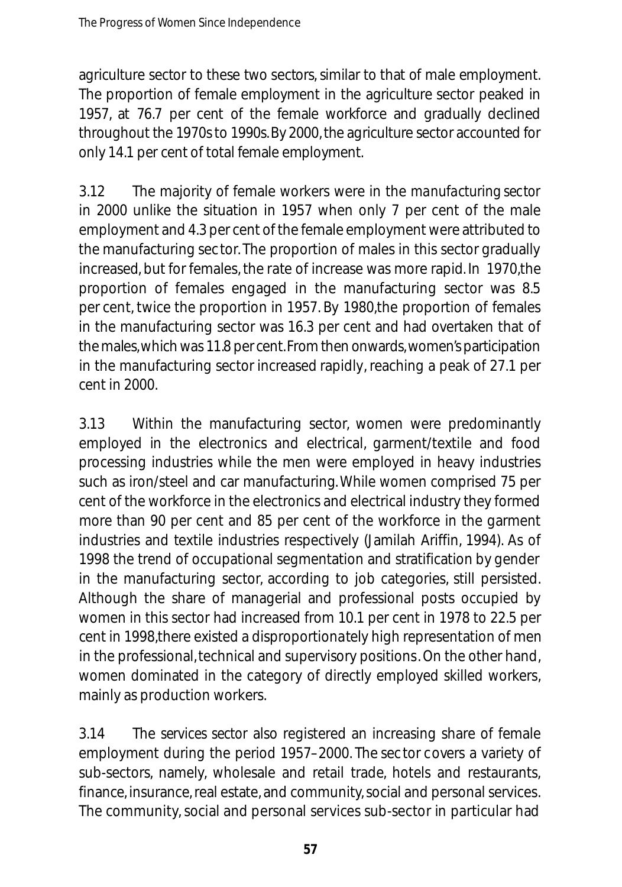agriculture sector to these two sectors, similar to that of male employment. The proportion of female employment in the agriculture sector peaked in 1957, at 76.7 per cent of the female workforce and gradually declined throughout the 1970s to 1990s. By 2000, the agriculture sector accounted for only 14.1 per cent of total female employment.

3.12 The majority of female workers were in the *manufacturing sector* in 2000 unlike the situation in 1957 when only 7 per cent of the male employment and 4.3 per cent of the female employment were attributed to the manufacturing sector. The proportion of males in this sector gradually increased, but for females, the rate of increase was more rapid. In 1970, the proportion of females engaged in the manufacturing sector was 8.5 per cent, twice the proportion in 1957. By 1980, the proportion of females in the manufacturing sector was 16.3 per cent and had overtaken that of the males, which was 11.8 per cent. From then onwards, women's participation in the manufacturing sector increased rapidly, reaching a peak of 27.1 per cent in 2000.

3.13 Within the manufacturing sector, women were predominantly employed in the electronics and electrical, garment/textile and food processing industries while the men were employed in heavy industries such as iron/steel and car manufacturing. While women comprised 75 per cent of the workforce in the electronics and electrical industry they formed more than 90 per cent and 85 per cent of the workforce in the garment industries and textile industries respectively (Jamilah Ariffin, 1994). As of 1998 the trend of occupational segmentation and stratification by gender in the manufacturing sector, according to job categories, still persisted. Although the share of managerial and professional posts occupied by women in this sector had increased from 10.1 per cent in 1978 to 22.5 per cent in 1998, there existed a disproportionately high representation of men in the professional, technical and supervisory positions. On the other hand, women dominated in the category of directly employed skilled workers, mainly as production workers.

3.14 The *services sector* also registered an increasing share of female employment during the period 1957–2000. The sector covers a variety of sub-sectors, namely, wholesale and retail trade, hotels and restaurants, finance, insurance, real estate, and community, social and personal services. The community, social and personal services sub-sector in particular had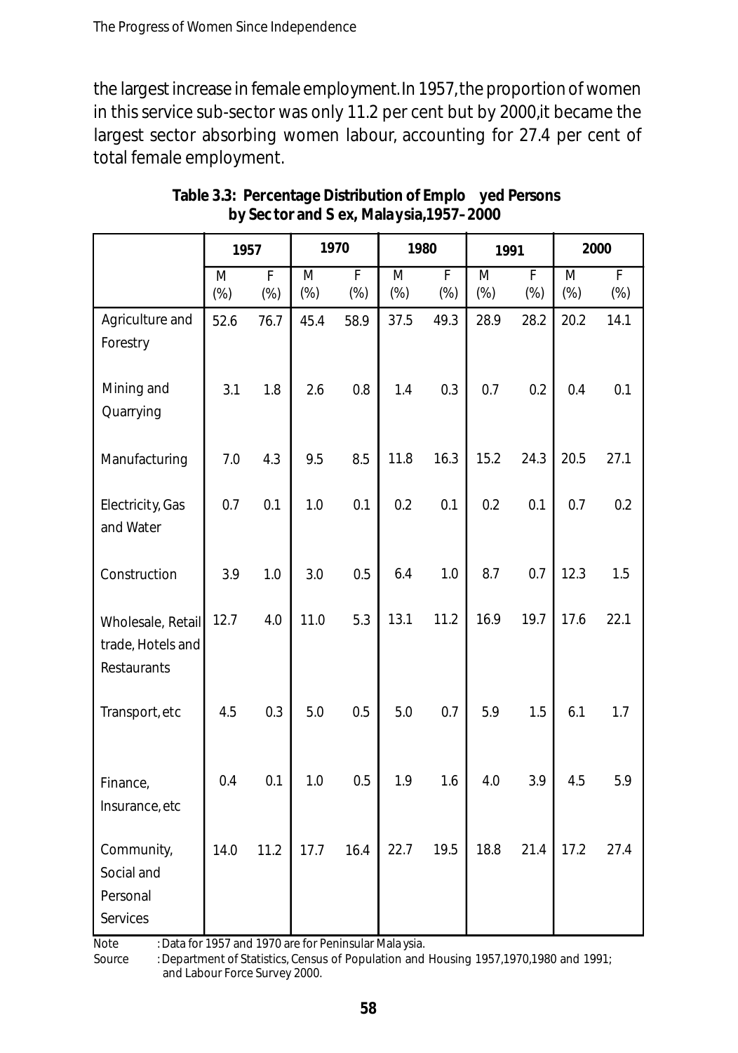the largest increase in female employment. In 1957, the proportion of women in this service sub-sector was only 11.2 per cent but by 2000, it became the largest sector absorbing women labour, accounting for 27.4 per cent of total female employment.

**Table 3.3: Percentage Distribution of Employed Persons by Sector and Sex, Malaysia, 1957–2000**

| | 1957 | | 1970 | | 1980 | | 1991 | | 2000 | |
|---|---|---|---|---|---|---|---|---|---|---|
| | M (%) | F (%) | M (%) | F (%) | M (%) | F (%) | M (%) | F (%) | M (%) | F (%) |
| Agriculture and Forestry | 52.6 | 76.7 | 45.4 | 58.9 | 37.5 | 49.3 | 28.9 | 28.2 | 20.2 | 14.1 |
| Mining and Quarrying | 3.1 | 1.8 | 2.6 | 0.8 | 1.4 | 0.3 | 0.7 | 0.2 | 0.4 | 0.1 |
| Manufacturing | 7.0 | 4.3 | 9.5 | 8.5 | 11.8 | 16.3 | 15.2 | 24.3 | 20.5 | 27.1 |
| Electricity, Gas and Water | 0.7 | 0.1 | 1.0 | 0.1 | 0.2 | 0.1 | 0.2 | 0.1 | 0.7 | 0.2 |
| Construction | 3.9 | 1.0 | 3.0 | 0.5 | 6.4 | 1.0 | 8.7 | 0.7 | 12.3 | 1.5 |
| Wholesale, Retail trade, Hotels and Restaurants | 12.7 | 4.0 | 11.0 | 5.3 | 13.1 | 11.2 | 16.9 | 19.7 | 17.6 | 22.1 |
| Transport, etc | 4.5 | 0.3 | 5.0 | 0.5 | 5.0 | 0.7 | 5.9 | 1.5 | 6.1 | 1.7 |
| Finance, Insurance, etc | 0.4 | 0.1 | 1.0 | 0.5 | 1.9 | 1.6 | 4.0 | 3.9 | 4.5 | 5.9 |
| Community, Social and Personal Services | 14.0 | 11.2 | 17.7 | 16.4 | 22.7 | 19.5 | 18.8 | 21.4 | 17.2 | 27.4 |

Note : Data for 1957 and 1970 are for Peninsular Malaysia.

Source : Department of Statistics, Census of Population and Housing 1957, 1970, 1980 and 1991; and Labour Force Survey 2000.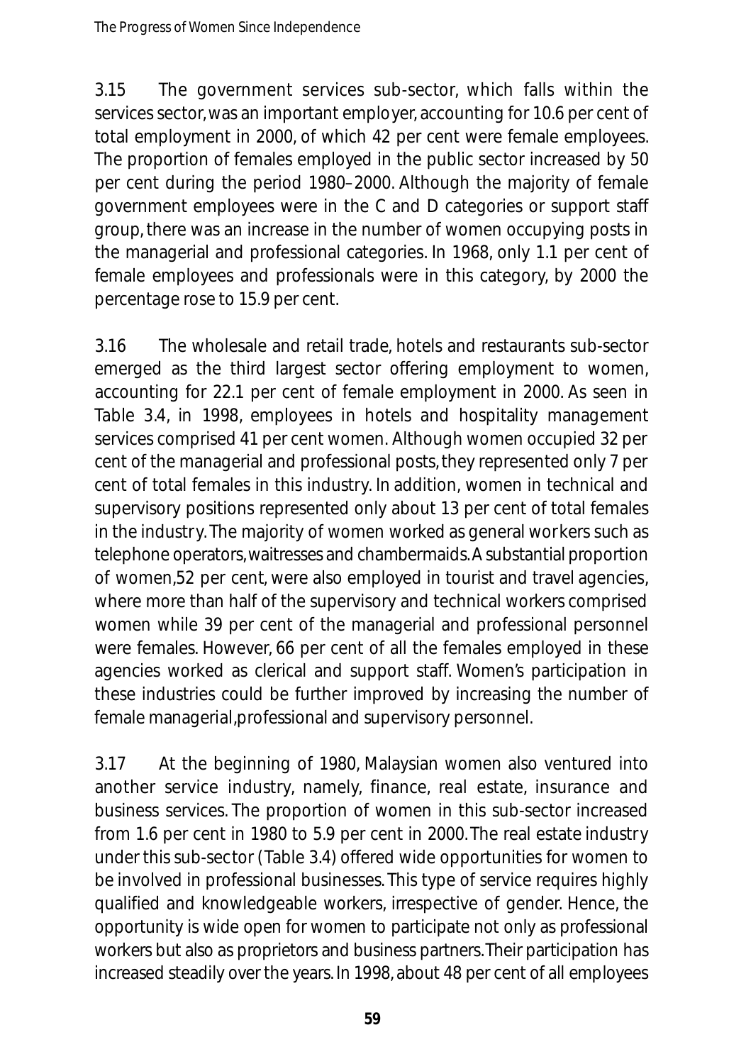3.15 The government services sub-sector, which falls within the services sector, was an important employer, accounting for 10.6 per cent of total employment in 2000, of which 42 per cent were female employees. The proportion of females employed in the public sector increased by 50 per cent during the period 1980–2000. Although the majority of female government employees were in the C and D categories or support staff group, there was an increase in the number of women occupying posts in the managerial and professional categories. In 1968, only 1.1 per cent of female employees and professionals were in this category, by 2000 the percentage rose to 15.9 per cent.

3.16 The wholesale and retail trade, hotels and restaurants sub-sector emerged as the third largest sector offering employment to women, accounting for 22.1 per cent of female employment in 2000. As seen in Table 3.4, in 1998, employees in hotels and hospitality management services comprised 41 per cent women. Although women occupied 32 per cent of the managerial and professional posts, they represented only 7 per cent of total females in this industry. In addition, women in technical and supervisory positions represented only about 13 per cent of total females in the industry. The majority of women worked as general workers such as telephone operators, waitresses and chambermaids. A substantial proportion of women, 52 per cent, were also employed in tourist and travel agencies, where more than half of the supervisory and technical workers comprised women while 39 per cent of the managerial and professional personnel were females. However, 66 per cent of all the females employed in these agencies worked as clerical and support staff. Women's participation in these industries could be further improved by increasing the number of female managerial, professional and supervisory personnel.

3.17 At the beginning of 1980, Malaysian women also ventured into another service industry, namely, finance, real estate, insurance and business services. The proportion of women in this sub-sector increased from 1.6 per cent in 1980 to 5.9 per cent in 2000. The real estate industry under this sub-sector (Table 3.4) offered wide opportunities for women to be involved in professional businesses. This type of service requires highly qualified and knowledgeable workers, irrespective of gender. Hence, the opportunity is wide open for women to participate not only as professional workers but also as proprietors and business partners. Their participation has increased steadily over the years. In 1998, about 48 per cent of all employees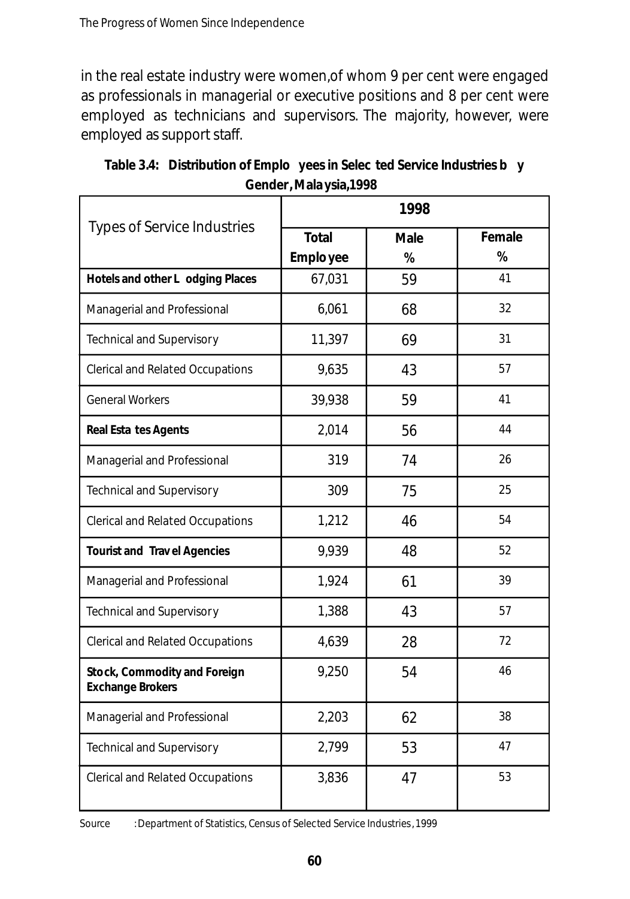in the real estate industry were women,of whom 9 per cent were engaged as professionals in managerial or executive positions and 8 per cent were employed as technicians and supervisors. The majority, however, were employed as support staff.

**Table 3.4: Distribution of Employees in Selected Service Industries by Gender, Malaysia,1998**

| Types of Service Industries | 1998 | | |
|---|---|---|---|
| | Total Employee | Male % | Female % |
| **Hotels and other Lodging Places** | 67,031 | 59 | 41 |
| Managerial and Professional | 6,061 | 68 | 32 |
| Technical and Supervisory | 11,397 | 69 | 31 |
| Clerical and Related Occupations | 9,635 | 43 | 57 |
| General Workers | 39,938 | 59 | 41 |
| **Real Estates Agents** | 2,014 | 56 | 44 |
| Managerial and Professional | 319 | 74 | 26 |
| Technical and Supervisory | 309 | 75 | 25 |
| Clerical and Related Occupations | 1,212 | 46 | 54 |
| **Tourist and Travel Agencies** | 9,939 | 48 | 52 |
| Managerial and Professional | 1,924 | 61 | 39 |
| Technical and Supervisory | 1,388 | 43 | 57 |
| Clerical and Related Occupations | 4,639 | 28 | 72 |
| **Stock, Commodity and Foreign Exchange Brokers** | 9,250 | 54 | 46 |
| Managerial and Professional | 2,203 | 62 | 38 |
| Technical and Supervisory | 2,799 | 53 | 47 |
| Clerical and Related Occupations | 3,836 | 47 | 53 |

Source : Department of Statistics, Census of Selected Service Industries, 1999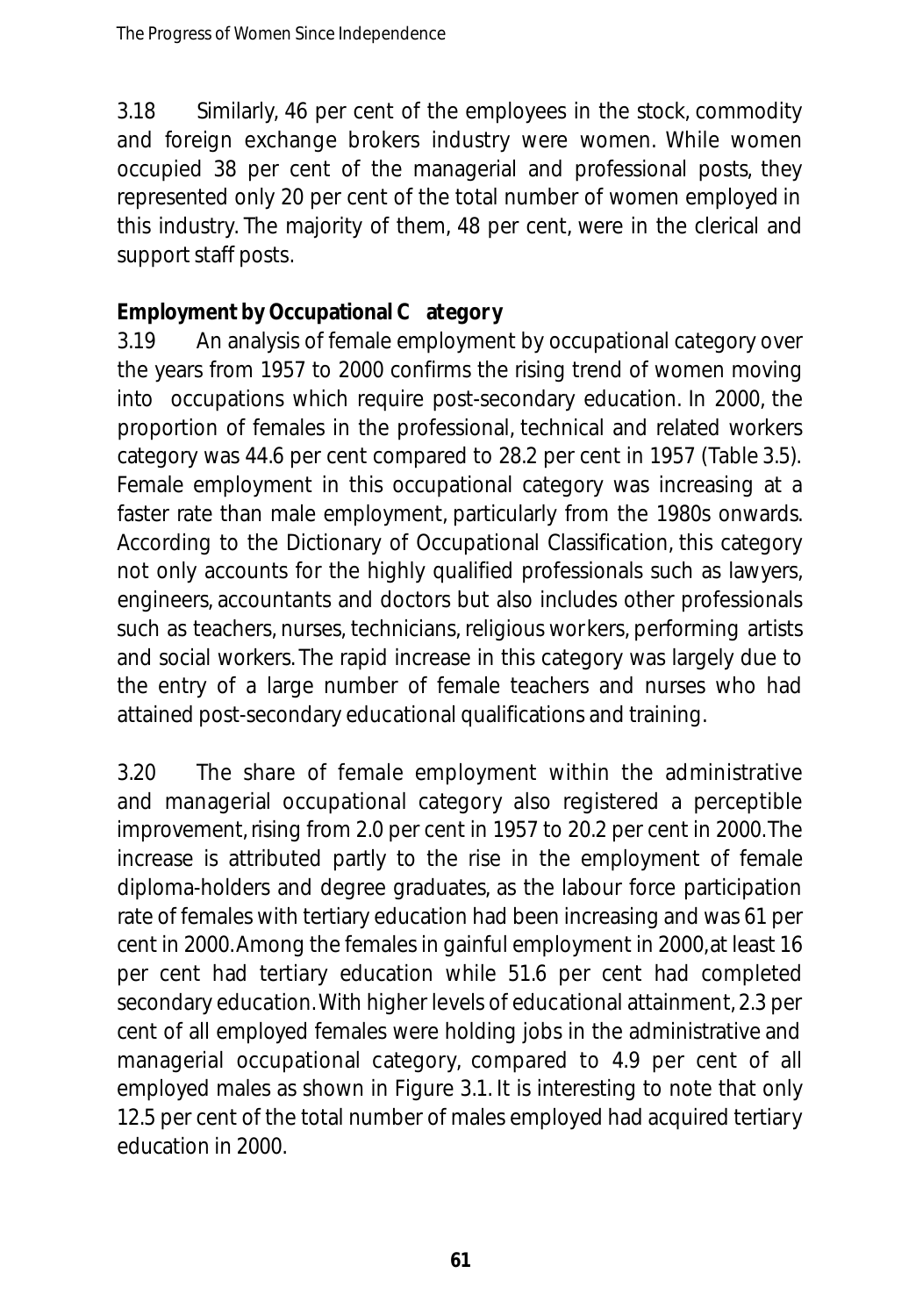3.18 Similarly, 46 per cent of the employees in the stock, commodity and foreign exchange brokers industry were women. While women occupied 38 per cent of the managerial and professional posts, they represented only 20 per cent of the total number of women employed in this industry. The majority of them, 48 per cent, were in the clerical and support staff posts.

**Employment by Occupational Category**

3.19 An analysis of female employment by occupational category over the years from 1957 to 2000 confirms the rising trend of women moving into occupations which require post-secondary education. In 2000, the proportion of females in the professional, technical and related workers category was 44.6 per cent compared to 28.2 per cent in 1957 (Table 3.5). Female employment in this occupational category was increasing at a faster rate than male employment, particularly from the 1980s onwards. According to the Dictionary of Occupational Classification, this category not only accounts for the highly qualified professionals such as lawyers, engineers, accountants and doctors but also includes other professionals such as teachers, nurses, technicians, religious workers, performing artists and social workers. The rapid increase in this category was largely due to the entry of a large number of female teachers and nurses who had attained post-secondary educational qualifications and training.

3.20 The share of female employment within the administrative and managerial occupational category also registered a perceptible improvement, rising from 2.0 per cent in 1957 to 20.2 per cent in 2000. The increase is attributed partly to the rise in the employment of female diploma-holders and degree graduates, as the labour force participation rate of females with tertiary education had been increasing and was 61 per cent in 2000. Among the females in gainful employment in 2000, at least 16 per cent had tertiary education while 51.6 per cent had completed secondary education. With higher levels of educational attainment, 2.3 per cent of all employed females were holding jobs in the administrative and managerial occupational category, compared to 4.9 per cent of all employed males as shown in Figure 3.1. It is interesting to note that only 12.5 per cent of the total number of males employed had acquired tertiary education in 2000.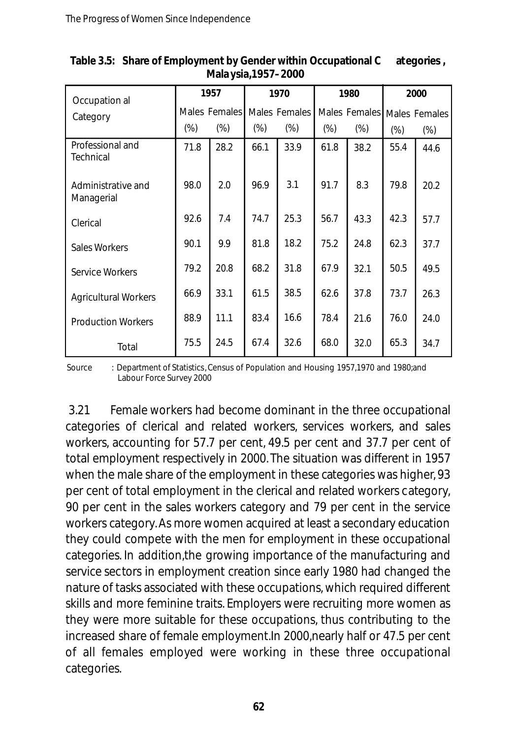**Table 3.5: Share of Employment by Gender within Occupational Categories, Malaysia,1957–2000**

| Occupational Category | 1957 | | 1970 | | 1980 | | 2000 | |
|---|---|---|---|---|---|---|---|---|
| | Males (%) | Females (%) | Males (%) | Females (%) | Males (%) | Females (%) | Males (%) | Females (%) |
| Professional and Technical | 71.8 | 28.2 | 66.1 | 33.9 | 61.8 | 38.2 | 55.4 | 44.6 |
| Administrative and Managerial | 98.0 | 2.0 | 96.9 | 3.1 | 91.7 | 8.3 | 79.8 | 20.2 |
| Clerical | 92.6 | 7.4 | 74.7 | 25.3 | 56.7 | 43.3 | 42.3 | 57.7 |
| Sales Workers | 90.1 | 9.9 | 81.8 | 18.2 | 75.2 | 24.8 | 62.3 | 37.7 |
| Service Workers | 79.2 | 20.8 | 68.2 | 31.8 | 67.9 | 32.1 | 50.5 | 49.5 |
| Agricultural Workers | 66.9 | 33.1 | 61.5 | 38.5 | 62.6 | 37.8 | 73.7 | 26.3 |
| Production Workers | 88.9 | 11.1 | 83.4 | 16.6 | 78.4 | 21.6 | 76.0 | 24.0 |
| Total | 75.5 | 24.5 | 67.4 | 32.6 | 68.0 | 32.0 | 65.3 | 34.7 |

Source : Department of Statistics, Census of Population and Housing 1957,1970 and 1980; and Labour Force Survey 2000

3.21 Female workers had become dominant in the three occupational categories of clerical and related workers, services workers, and sales workers, accounting for 57.7 per cent, 49.5 per cent and 37.7 per cent of total employment respectively in 2000. The situation was different in 1957 when the male share of the employment in these categories was higher, 93 per cent of total employment in the clerical and related workers category, 90 per cent in the sales workers category and 79 per cent in the service workers category. As more women acquired at least a secondary education they could compete with the men for employment in these occupational categories. In addition, the growing importance of the manufacturing and service sectors in employment creation since early 1980 had changed the nature of tasks associated with these occupations, which required different skills and more feminine traits. Employers were recruiting more women as they were more suitable for these occupations, thus contributing to the increased share of female employment. In 2000, nearly half or 47.5 per cent of all females employed were working in these three occupational categories.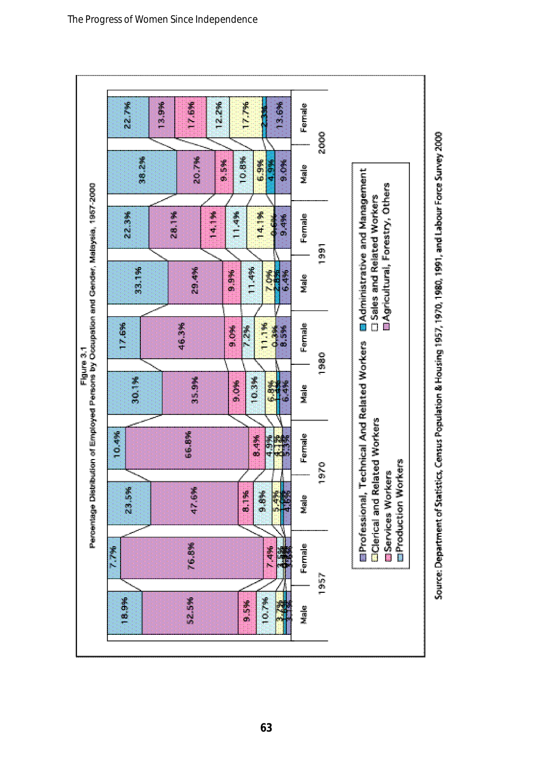Figure 3.1

Percentage Distribution of Employed Persons by Occupation and Gender, Malaysia, 1957-2000

| Occupation | 1957 Male | 1957 Female | 1970 Male | 1970 Female | 1980 Male | 1980 Female | 1991 Male | 1991 Female | 2000 Male | 2000 Female |
|---|---|---|---|---|---|---|---|---|---|---|
| Production Workers | 18.9% | 7.7% | 23.5% | 10.4% | 30.1% | 17.6% | 33.1% | 22.3% | 38.2% | 22.7% |
| Agricultural, Forestry, Others | 52.5% | 76.8% | 47.6% | 66.8% | 35.9% | 46.3% | 29.4% | 28.1% | 20.7% | 13.9% |
| Services Workers | 9.5% | 7.4% | 8.1% | 8.4% | 9.0% | 9.0% | 9.9% | 14.1% | 9.5% | 17.6% |
| Sales and Related Workers | 10.7% | | 9.8% | 4.9% | 10.3% | 7.2% | 11.4% | 11.4% | 10.8% | 12.2% |
| Clerical and Related Workers | 3.4% | | 5.4% | 4.1% | 6.8% | 11.1% | 7.0% | 14.1% | 6.9% | 17.7% |
| Administrative and Management | | | | | 1.4% | 0.3% | 2.8% | 0.6% | 4.9% | 2.3% |
| Professional, Technical And Related Workers | 3.1% | | 4.6% | 5.3% | 6.4% | 8.5% | 6.4% | 9.4% | 9.0% | 13.6% |

- Professional, Technical And Related Workers
- Clerical and Related Workers
- Services Workers
- Production Workers
- Administrative and Management
- Sales and Related Workers
- Agricultural, Forestry, Others

Source: Department of Statistics, Census Population & Housing 1957, 1970, 1980, 1991, and Labour Force Survey 2000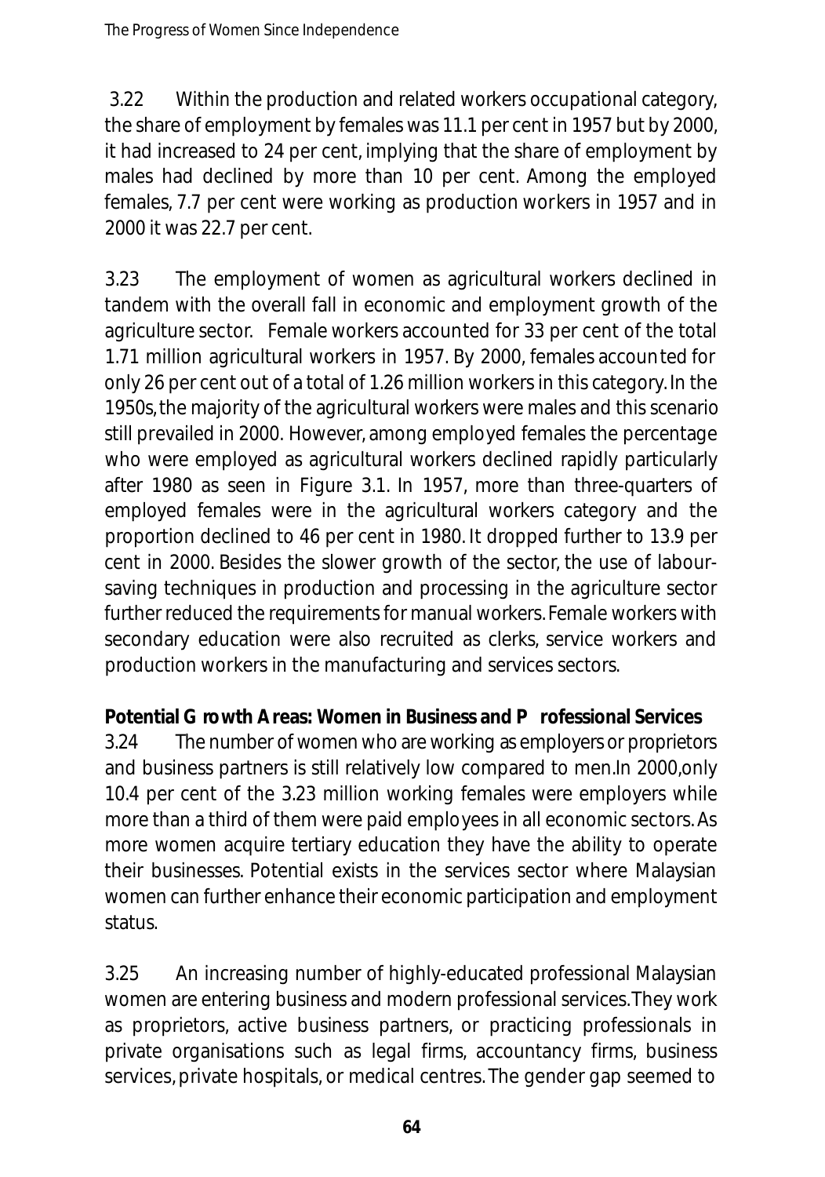3.22 Within the production and related workers occupational category, the share of employment by females was 11.1 per cent in 1957 but by 2000, it had increased to 24 per cent, implying that the share of employment by males had declined by more than 10 per cent. Among the employed females, 7.7 per cent were working as production workers in 1957 and in 2000 it was 22.7 per cent.

3.23 The employment of women as agricultural workers declined in tandem with the overall fall in economic and employment growth of the agriculture sector. Female workers accounted for 33 per cent of the total 1.71 million agricultural workers in 1957. By 2000, females accounted for only 26 per cent out of a total of 1.26 million workers in this category. In the 1950s, the majority of the agricultural workers were males and this scenario still prevailed in 2000. However, among employed females the percentage who were employed as agricultural workers declined rapidly particularly after 1980 as seen in Figure 3.1. In 1957, more than three-quarters of employed females were in the agricultural workers category and the proportion declined to 46 per cent in 1980. It dropped further to 13.9 per cent in 2000. Besides the slower growth of the sector, the use of labour-saving techniques in production and processing in the agriculture sector further reduced the requirements for manual workers. Female workers with secondary education were also recruited as clerks, service workers and production workers in the manufacturing and services sectors.

**Potential Growth Areas: Women in Business and Professional Services**

3.24 The number of women who are working as employers or proprietors and business partners is still relatively low compared to men. In 2000, only 10.4 per cent of the 3.23 million working females were employers while more than a third of them were paid employees in all economic sectors. As more women acquire tertiary education they have the ability to operate their businesses. Potential exists in the services sector where Malaysian women can further enhance their economic participation and employment status.

3.25 An increasing number of highly-educated professional Malaysian women are entering business and modern professional services. They work as proprietors, active business partners, or practicing professionals in private organisations such as legal firms, accountancy firms, business services, private hospitals, or medical centres. The gender gap seemed to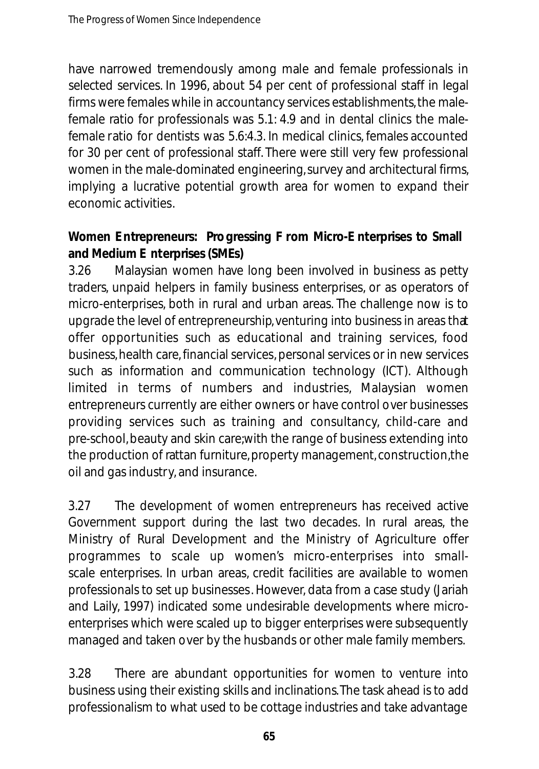have narrowed tremendously among male and female professionals in selected services. In 1996, about 54 per cent of professional staff in legal firms were females while in accountancy services establishments, the male-female ratio for professionals was 5.1: 4.9 and in dental clinics the male-female ratio for dentists was 5.6:4.3. In medical clinics, females accounted for 30 per cent of professional staff. There were still very few professional women in the male-dominated engineering, survey and architectural firms, implying a lucrative potential growth area for women to expand their economic activities.

**Women Entrepreneurs: Progressing From Micro-Enterprises to Small and Medium Enterprises (SMEs)**

3.26 Malaysian women have long been involved in business as petty traders, unpaid helpers in family business enterprises, or as operators of micro-enterprises, both in rural and urban areas. The challenge now is to upgrade the level of entrepreneurship, venturing into business in areas that offer opportunities such as educational and training services, food business, health care, financial services, personal services or in new services such as information and communication technology (ICT). Although limited in terms of numbers and industries, Malaysian women entrepreneurs currently are either owners or have control over businesses providing services such as training and consultancy, child-care and pre-school, beauty and skin care; with the range of business extending into the production of rattan furniture, property management, construction, the oil and gas industry, and insurance.

3.27 The development of women entrepreneurs has received active Government support during the last two decades. In rural areas, the Ministry of Rural Development and the Ministry of Agriculture offer programmes to scale up women's micro-enterprises into small-scale enterprises. In urban areas, credit facilities are available to women professionals to set up businesses. However, data from a case study (Jariah and Laily, 1997) indicated some undesirable developments where micro-enterprises which were scaled up to bigger enterprises were subsequently managed and taken over by the husbands or other male family members.

3.28 There are abundant opportunities for women to venture into business using their existing skills and inclinations. The task ahead is to add professionalism to what used to be cottage industries and take advantage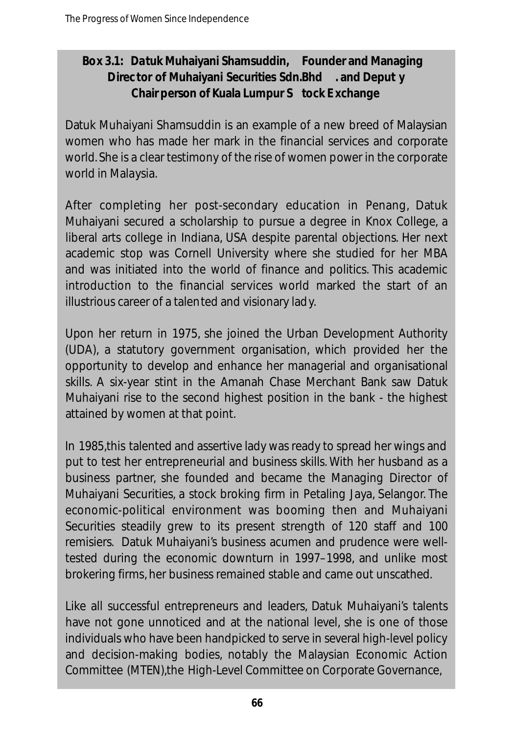**Box 3.1: Datuk Muhaiyani Shamsuddin, Founder and Managing Director of Muhaiyani Securities Sdn.Bhd. and Deputy Chairperson of Kuala Lumpur Stock Exchange**

Datuk Muhaiyani Shamsuddin is an example of a new breed of Malaysian women who has made her mark in the financial services and corporate world. She is a clear testimony of the rise of women power in the corporate world in Malaysia.

After completing her post-secondary education in Penang, Datuk Muhaiyani secured a scholarship to pursue a degree in Knox College, a liberal arts college in Indiana, USA despite parental objections. Her next academic stop was Cornell University where she studied for her MBA and was initiated into the world of finance and politics. This academic introduction to the financial services world marked the start of an illustrious career of a talented and visionary lady.

Upon her return in 1975, she joined the Urban Development Authority (UDA), a statutory government organisation, which provided her the opportunity to develop and enhance her managerial and organisational skills. A six-year stint in the Amanah Chase Merchant Bank saw Datuk Muhaiyani rise to the second highest position in the bank - the highest attained by women at that point.

In 1985,this talented and assertive lady was ready to spread her wings and put to test her entrepreneurial and business skills. With her husband as a business partner, she founded and became the Managing Director of Muhaiyani Securities, a stock broking firm in Petaling Jaya, Selangor. The economic-political environment was booming then and Muhaiyani Securities steadily grew to its present strength of 120 staff and 100 remisiers. Datuk Muhaiyani's business acumen and prudence were well-tested during the economic downturn in 1997–1998, and unlike most brokering firms, her business remained stable and came out unscathed.

Like all successful entrepreneurs and leaders, Datuk Muhaiyani's talents have not gone unnoticed and at the national level, she is one of those individuals who have been handpicked to serve in several high-level policy and decision-making bodies, notably the Malaysian Economic Action Committee (MTEN),the High-Level Committee on Corporate Governance,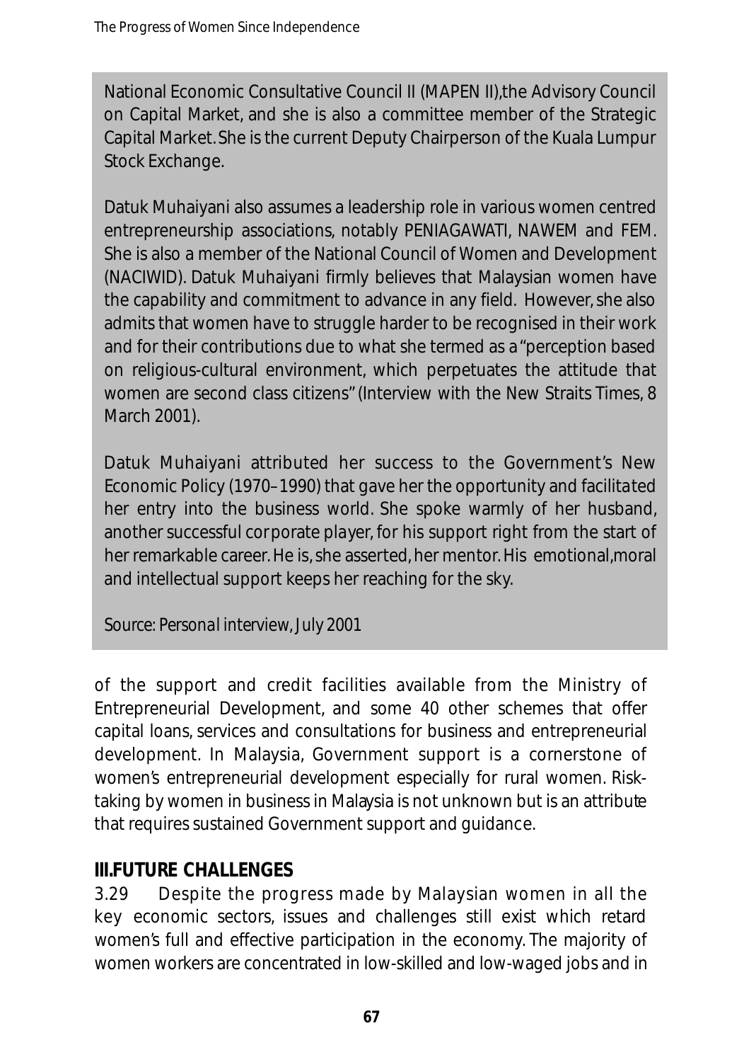National Economic Consultative Council II (MAPEN II),the Advisory Council on Capital Market, and she is also a committee member of the Strategic Capital Market. She is the current Deputy Chairperson of the Kuala Lumpur Stock Exchange.

Datuk Muhaiyani also assumes a leadership role in various women centred entrepreneurship associations, notably PENIAGAWATI, NAWEM and FEM. She is also a member of the National Council of Women and Development (NACIWID). Datuk Muhaiyani firmly believes that Malaysian women have the capability and commitment to advance in any field. However, she also admits that women have to struggle harder to be recognised in their work and for their contributions due to what she termed as a "perception based on religious-cultural environment, which perpetuates the attitude that women are second class citizens" (Interview with the New Straits Times, 8 March 2001).

Datuk Muhaiyani attributed her success to the Government's New Economic Policy (1970–1990) that gave her the opportunity and facilitated her entry into the business world. She spoke warmly of her husband, another successful corporate player, for his support right from the start of her remarkable career. He is, she asserted, her mentor. His emotional,moral and intellectual support keeps her reaching for the sky.

*Source: Personal interview, July 2001*

of the support and credit facilities available from the Ministry of Entrepreneurial Development, and some 40 other schemes that offer capital loans, services and consultations for business and entrepreneurial development. In Malaysia, Government support is a cornerstone of women's entrepreneurial development especially for rural women. Risk-taking by women in business in Malaysia is not unknown but is an attribute that requires sustained Government support and guidance.

## III.FUTURE CHALLENGES

3.29 Despite the progress made by Malaysian women in all the key economic sectors, issues and challenges still exist which retard women's full and effective participation in the economy. The majority of women workers are concentrated in low-skilled and low-waged jobs and in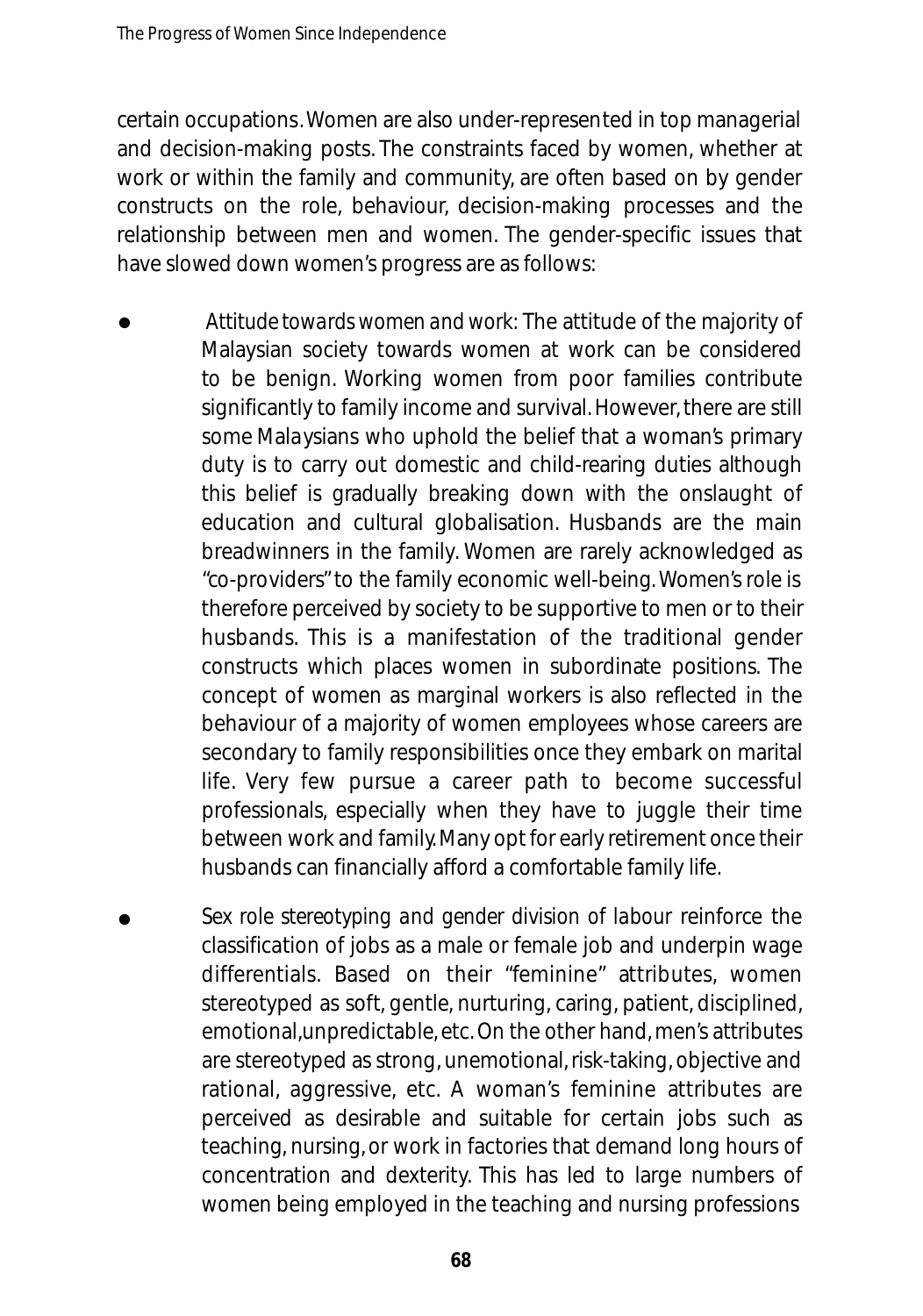certain occupations. Women are also under-represented in top managerial and decision-making posts. The constraints faced by women, whether at work or within the family and community, are often based on by gender constructs on the role, behaviour, decision-making processes and the relationship between men and women. The gender-specific issues that have slowed down women's progress are as follows:

- *Attitude towards women and work*: The attitude of the majority of Malaysian society towards women at work can be considered to be benign. Working women from poor families contribute significantly to family income and survival. However, there are still some Malaysians who uphold the belief that a woman's primary duty is to carry out domestic and child-rearing duties although this belief is gradually breaking down with the onslaught of education and cultural globalisation. Husbands are the main breadwinners in the family. Women are rarely acknowledged as "co-providers" to the family economic well-being. Women's role is therefore perceived by society to be supportive to men or to their husbands. This is a manifestation of the traditional gender constructs which places women in subordinate positions. The concept of women as marginal workers is also reflected in the behaviour of a majority of women employees whose careers are secondary to family responsibilities once they embark on marital life. Very few pursue a career path to become successful professionals, especially when they have to juggle their time between work and family. Many opt for early retirement once their husbands can financially afford a comfortable family life.

- *Sex role stereotyping and gender division of labour* reinforce the classification of jobs as a male or female job and underpin wage differentials. Based on their "feminine" attributes, women stereotyped as soft, gentle, nurturing, caring, patient, disciplined, emotional,unpredictable, etc. On the other hand, men's attributes are stereotyped as strong, unemotional, risk-taking, objective and rational, aggressive, etc. A woman's feminine attributes are perceived as desirable and suitable for certain jobs such as teaching, nursing, or work in factories that demand long hours of concentration and dexterity. This has led to large numbers of women being employed in the teaching and nursing professions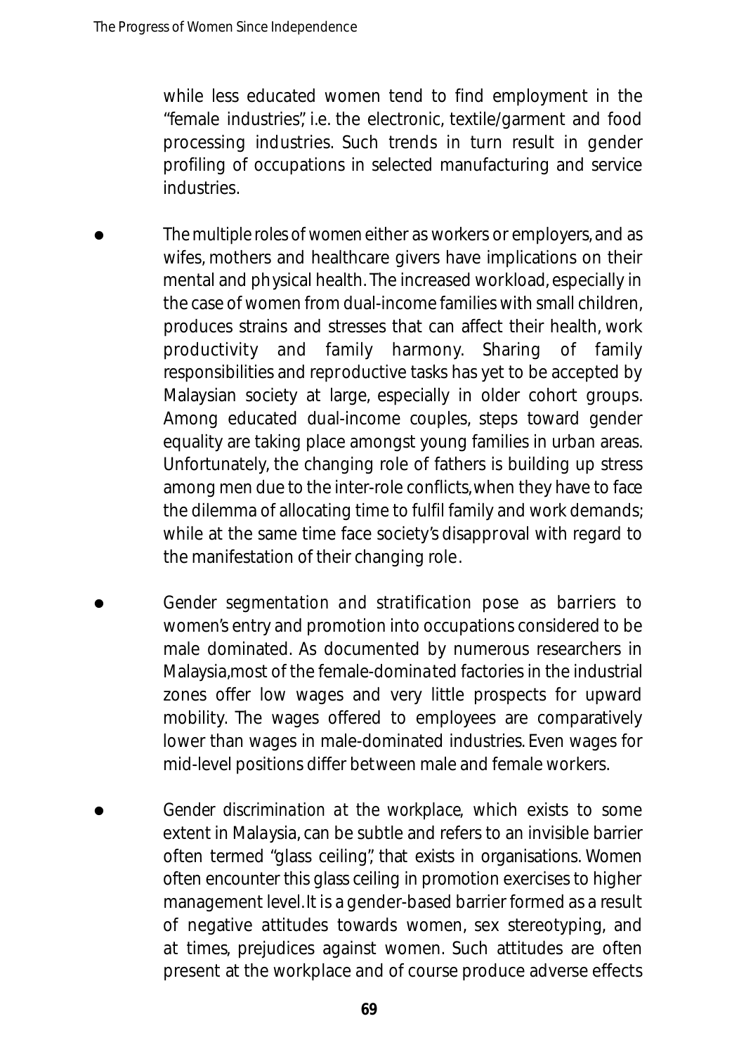while less educated women tend to find employment in the "female industries", i.e. the electronic, textile/garment and food processing industries. Such trends in turn result in gender profiling of occupations in selected manufacturing and service industries.

- The multiple roles of women either as workers or employers, and as wifes, mothers and healthcare givers have implications on their mental and physical health. The increased workload, especially in the case of women from dual-income families with small children, produces strains and stresses that can affect their health, work productivity and family harmony. Sharing of family responsibilities and reproductive tasks has yet to be accepted by Malaysian society at large, especially in older cohort groups. Among educated dual-income couples, steps toward gender equality are taking place amongst young families in urban areas. Unfortunately, the changing role of fathers is building up stress among men due to the inter-role conflicts, when they have to face the dilemma of allocating time to fulfil family and work demands; while at the same time face society's disapproval with regard to the manifestation of their changing role.

- Gender segmentation and stratification pose as barriers to women's entry and promotion into occupations considered to be male dominated. As documented by numerous researchers in Malaysia, most of the female-dominated factories in the industrial zones offer low wages and very little prospects for upward mobility. The wages offered to employees are comparatively lower than wages in male-dominated industries. Even wages for mid-level positions differ between male and female workers.

- Gender discrimination at the workplace, which exists to some extent in Malaysia, can be subtle and refers to an invisible barrier often termed "glass ceiling", that exists in organisations. Women often encounter this glass ceiling in promotion exercises to higher management level. It is a gender-based barrier formed as a result of negative attitudes towards women, sex stereotyping, and at times, prejudices against women. Such attitudes are often present at the workplace and of course produce adverse effects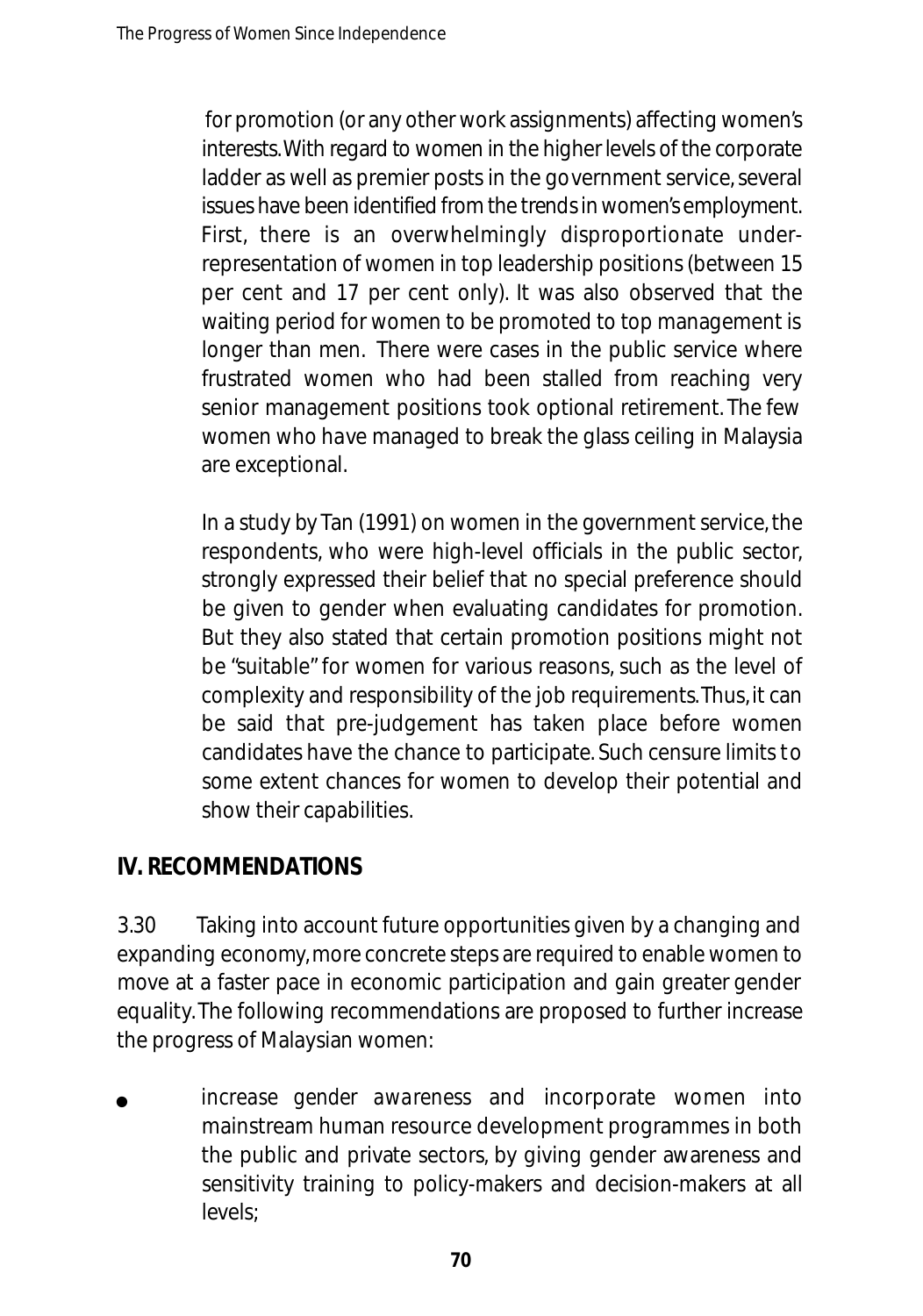for promotion (or any other work assignments) affecting women's interests. With regard to women in the higher levels of the corporate ladder as well as premier posts in the government service, several issues have been identified from the trends in women's employment. First, there is an overwhelmingly disproportionate under-representation of women in top leadership positions (between 15 per cent and 17 per cent only). It was also observed that the waiting period for women to be promoted to top management is longer than men. There were cases in the public service where frustrated women who had been stalled from reaching very senior management positions took optional retirement. The few women who have managed to break the glass ceiling in Malaysia are exceptional.

In a study by Tan (1991) on women in the government service, the respondents, who were high-level officials in the public sector, strongly expressed their belief that no special preference should be given to gender when evaluating candidates for promotion. But they also stated that certain promotion positions might not be "suitable" for women for various reasons, such as the level of complexity and responsibility of the job requirements. Thus, it can be said that pre-judgement has taken place before women candidates have the chance to participate. Such censure limits to some extent chances for women to develop their potential and show their capabilities.

## IV. RECOMMENDATIONS

3.30 Taking into account future opportunities given by a changing and expanding economy, more concrete steps are required to enable women to move at a faster pace in economic participation and gain greater gender equality. The following recommendations are proposed to further increase the progress of Malaysian women:

- increase gender awareness and incorporate women into mainstream human resource development programmes in both the public and private sectors, by giving gender awareness and sensitivity training to policy-makers and decision-makers at all levels;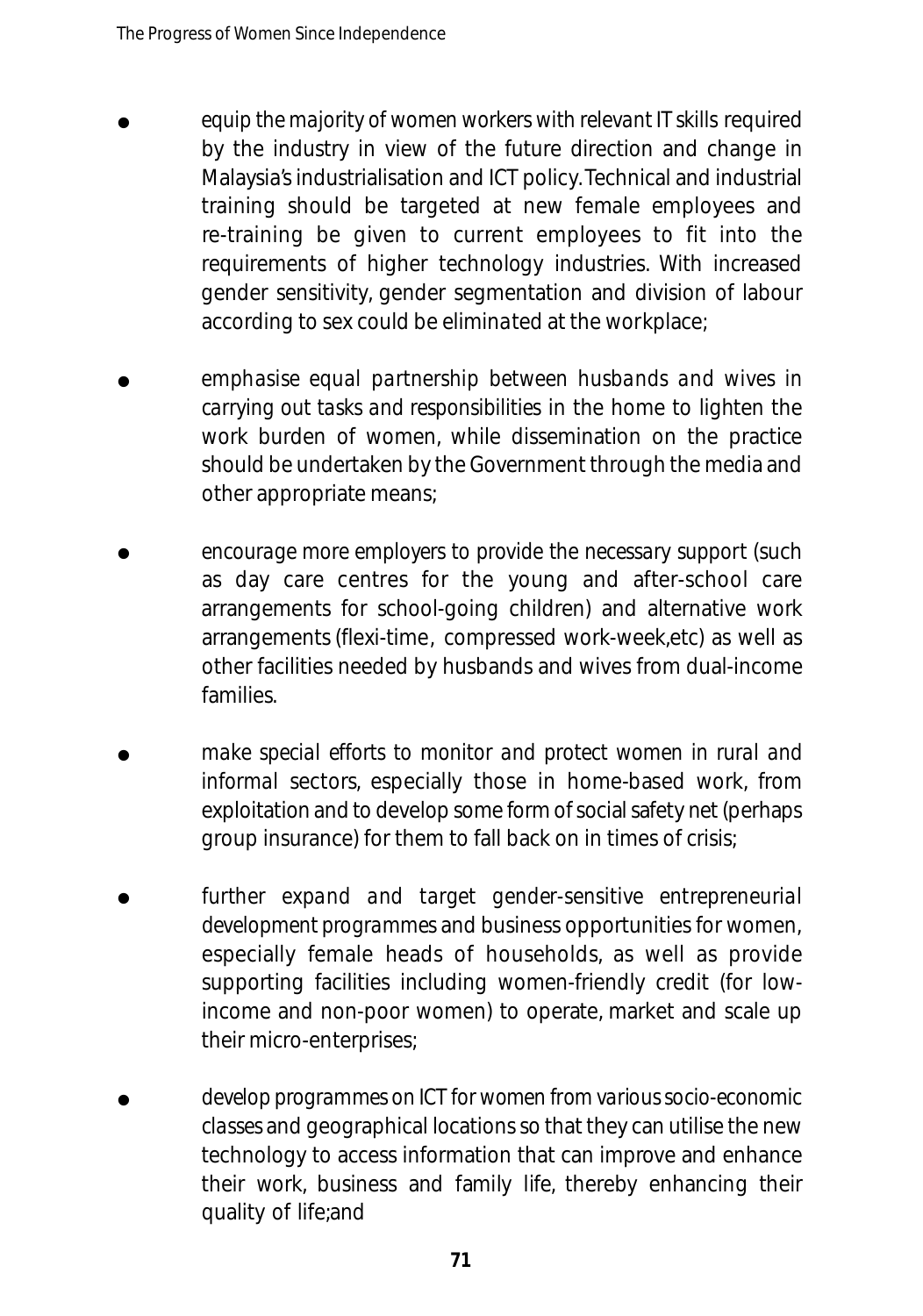- equip the majority of women workers with relevant IT skills required by the industry in view of the future direction and change in Malaysia's industrialisation and ICT policy. Technical and industrial training should be targeted at new female employees and re-training be given to current employees to fit into the requirements of higher technology industries. With increased gender sensitivity, gender segmentation and division of labour according to sex could be eliminated at the workplace;

- emphasise equal partnership between husbands and wives in carrying out tasks and responsibilities in the home to lighten the work burden of women, while dissemination on the practice should be undertaken by the Government through the media and other appropriate means;

- encourage more employers to provide the necessary support (such as day care centres for the young and after-school care arrangements for school-going children) and alternative work arrangements (flexi-time, compressed work-week,etc) as well as other facilities needed by husbands and wives from dual-income families.

- make special efforts to monitor and protect women in rural and informal sectors, especially those in home-based work, from exploitation and to develop some form of social safety net (perhaps group insurance) for them to fall back on in times of crisis;

- further expand and target gender-sensitive entrepreneurial development programmes and business opportunities for women, especially female heads of households, as well as provide supporting facilities including women-friendly credit (for low-income and non-poor women) to operate, market and scale up their micro-enterprises;

- develop programmes on ICT for women from various socio-economic classes and geographical locations so that they can utilise the new technology to access information that can improve and enhance their work, business and family life, thereby enhancing their quality of life;and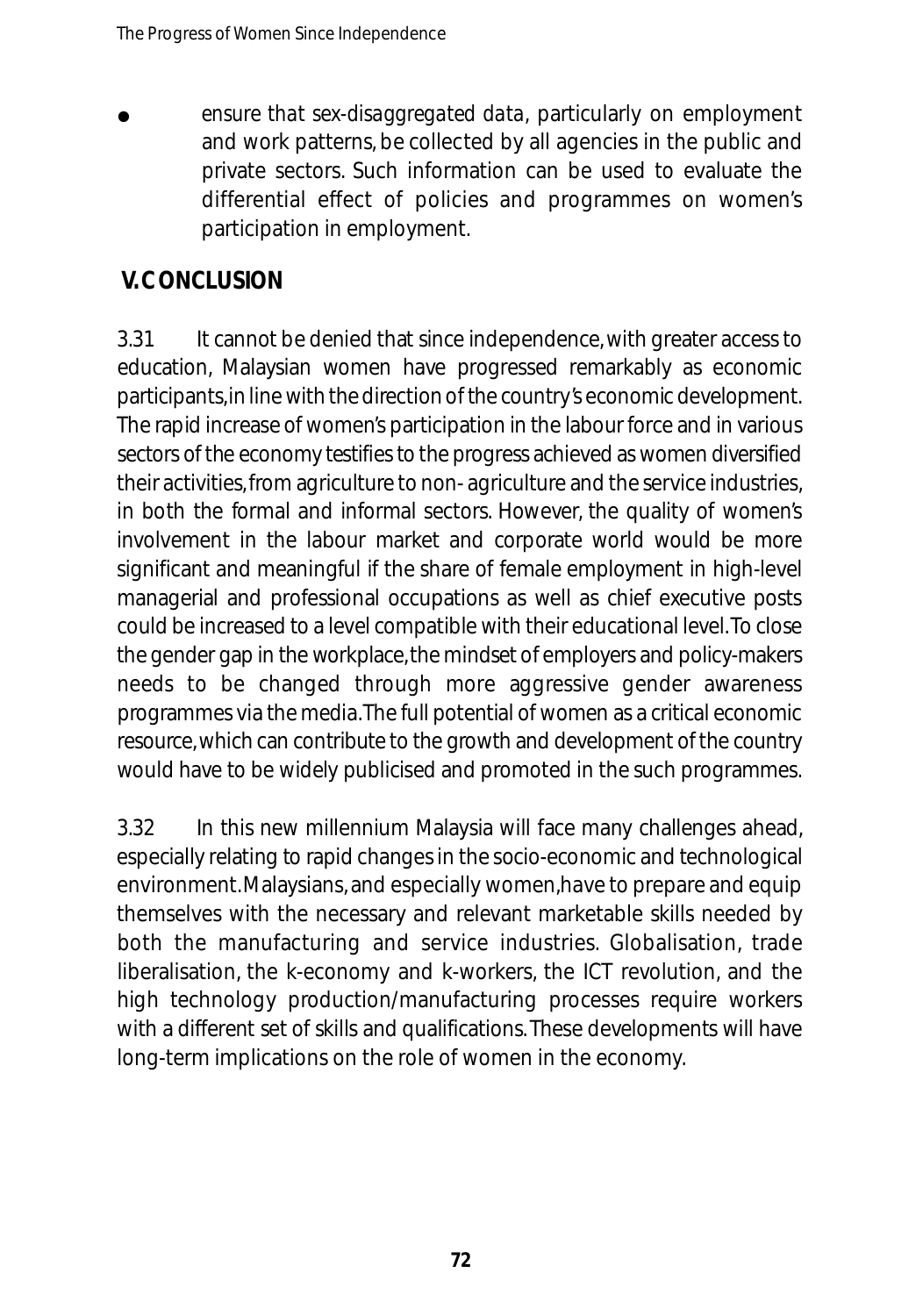- ensure that sex-disaggregated data, particularly on employment and work patterns, be collected by all agencies in the public and private sectors. Such information can be used to evaluate the differential effect of policies and programmes on women's participation in employment.

## V. CONCLUSION

3.31 It cannot be denied that since independence, with greater access to education, Malaysian women have progressed remarkably as economic participants, in line with the direction of the country's economic development. The rapid increase of women's participation in the labour force and in various sectors of the economy testifies to the progress achieved as women diversified their activities, from agriculture to non- agriculture and the service industries, in both the formal and informal sectors. However, the quality of women's involvement in the labour market and corporate world would be more significant and meaningful if the share of female employment in high-level managerial and professional occupations as well as chief executive posts could be increased to a level compatible with their educational level. To close the gender gap in the workplace, the mindset of employers and policy-makers needs to be changed through more aggressive gender awareness programmes via the media. The full potential of women as a critical economic resource, which can contribute to the growth and development of the country would have to be widely publicised and promoted in the such programmes.

3.32 In this new millennium Malaysia will face many challenges ahead, especially relating to rapid changes in the socio-economic and technological environment. Malaysians, and especially women, have to prepare and equip themselves with the necessary and relevant marketable skills needed by both the manufacturing and service industries. Globalisation, trade liberalisation, the k-economy and k-workers, the ICT revolution, and the high technology production/manufacturing processes require workers with a different set of skills and qualifications. These developments will have long-term implications on the role of women in the economy.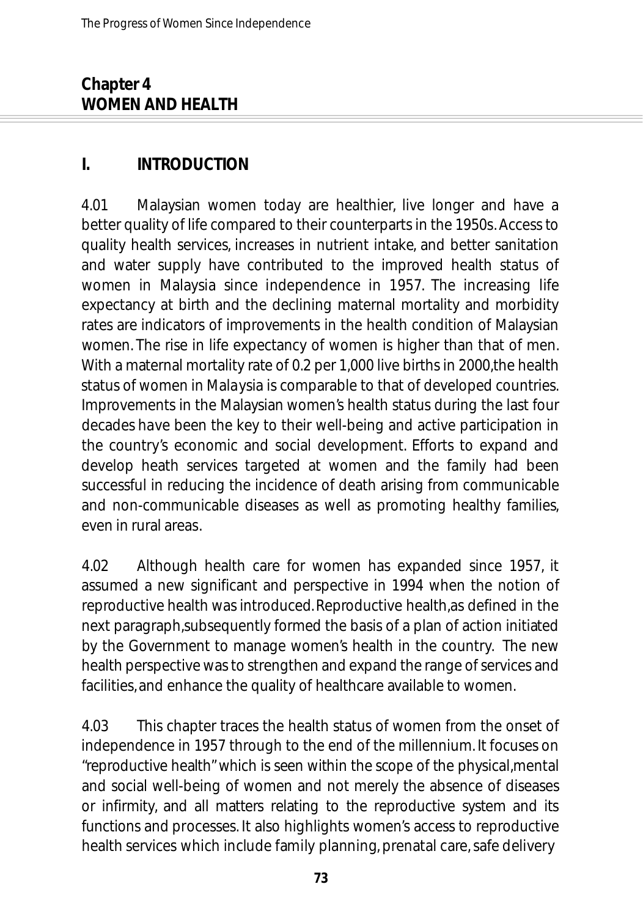# Chapter 4
# WOMEN AND HEALTH

## I. INTRODUCTION

4.01 Malaysian women today are healthier, live longer and have a better quality of life compared to their counterparts in the 1950s. Access to quality health services, increases in nutrient intake, and better sanitation and water supply have contributed to the improved health status of women in Malaysia since independence in 1957. The increasing life expectancy at birth and the declining maternal mortality and morbidity rates are indicators of improvements in the health condition of Malaysian women. The rise in life expectancy of women is higher than that of men. With a maternal mortality rate of 0.2 per 1,000 live births in 2000, the health status of women in Malaysia is comparable to that of developed countries. Improvements in the Malaysian women's health status during the last four decades have been the key to their well-being and active participation in the country's economic and social development. Efforts to expand and develop heath services targeted at women and the family had been successful in reducing the incidence of death arising from communicable and non-communicable diseases as well as promoting healthy families, even in rural areas.

4.02 Although health care for women has expanded since 1957, it assumed a new significant and perspective in 1994 when the notion of reproductive health was introduced. Reproductive health, as defined in the next paragraph, subsequently formed the basis of a plan of action initiated by the Government to manage women's health in the country. The new health perspective was to strengthen and expand the range of services and facilities, and enhance the quality of healthcare available to women.

4.03 This chapter traces the health status of women from the onset of independence in 1957 through to the end of the millennium. It focuses on "reproductive health" which is seen within the scope of the physical, mental and social well-being of women and not merely the absence of diseases or infirmity, and all matters relating to the reproductive system and its functions and processes. It also highlights women's access to reproductive health services which include family planning, prenatal care, safe delivery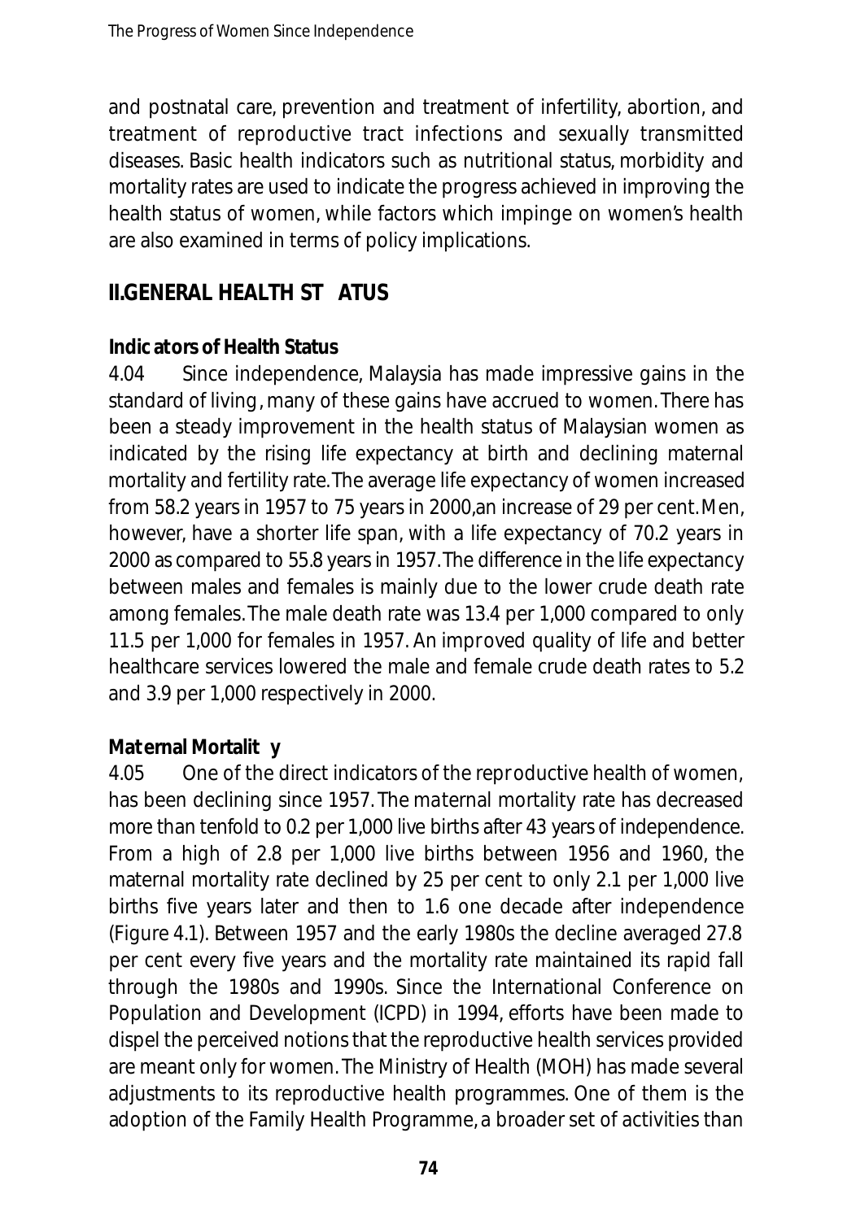and postnatal care, prevention and treatment of infertility, abortion, and treatment of reproductive tract infections and sexually transmitted diseases. Basic health indicators such as nutritional status, morbidity and mortality rates are used to indicate the progress achieved in improving the health status of women, while factors which impinge on women's health are also examined in terms of policy implications.

## II. GENERAL HEALTH STATUS

### Indicators of Health Status

4.04 Since independence, Malaysia has made impressive gains in the standard of living, many of these gains have accrued to women. There has been a steady improvement in the health status of Malaysian women as indicated by the rising life expectancy at birth and declining maternal mortality and fertility rate. The average life expectancy of women increased from 58.2 years in 1957 to 75 years in 2000, an increase of 29 per cent. Men, however, have a shorter life span, with a life expectancy of 70.2 years in 2000 as compared to 55.8 years in 1957. The difference in the life expectancy between males and females is mainly due to the lower crude death rate among females. The male death rate was 13.4 per 1,000 compared to only 11.5 per 1,000 for females in 1957. An improved quality of life and better healthcare services lowered the male and female crude death rates to 5.2 and 3.9 per 1,000 respectively in 2000.

### Maternal Mortality

4.05 One of the direct indicators of the reproductive health of women, has been declining since 1957. The maternal mortality rate has decreased more than tenfold to 0.2 per 1,000 live births after 43 years of independence. From a high of 2.8 per 1,000 live births between 1956 and 1960, the maternal mortality rate declined by 25 per cent to only 2.1 per 1,000 live births five years later and then to 1.6 one decade after independence (Figure 4.1). Between 1957 and the early 1980s the decline averaged 27.8 per cent every five years and the mortality rate maintained its rapid fall through the 1980s and 1990s. Since the International Conference on Population and Development (ICPD) in 1994, efforts have been made to dispel the perceived notions that the reproductive health services provided are meant only for women. The Ministry of Health (MOH) has made several adjustments to its reproductive health programmes. One of them is the adoption of the Family Health Programme, a broader set of activities than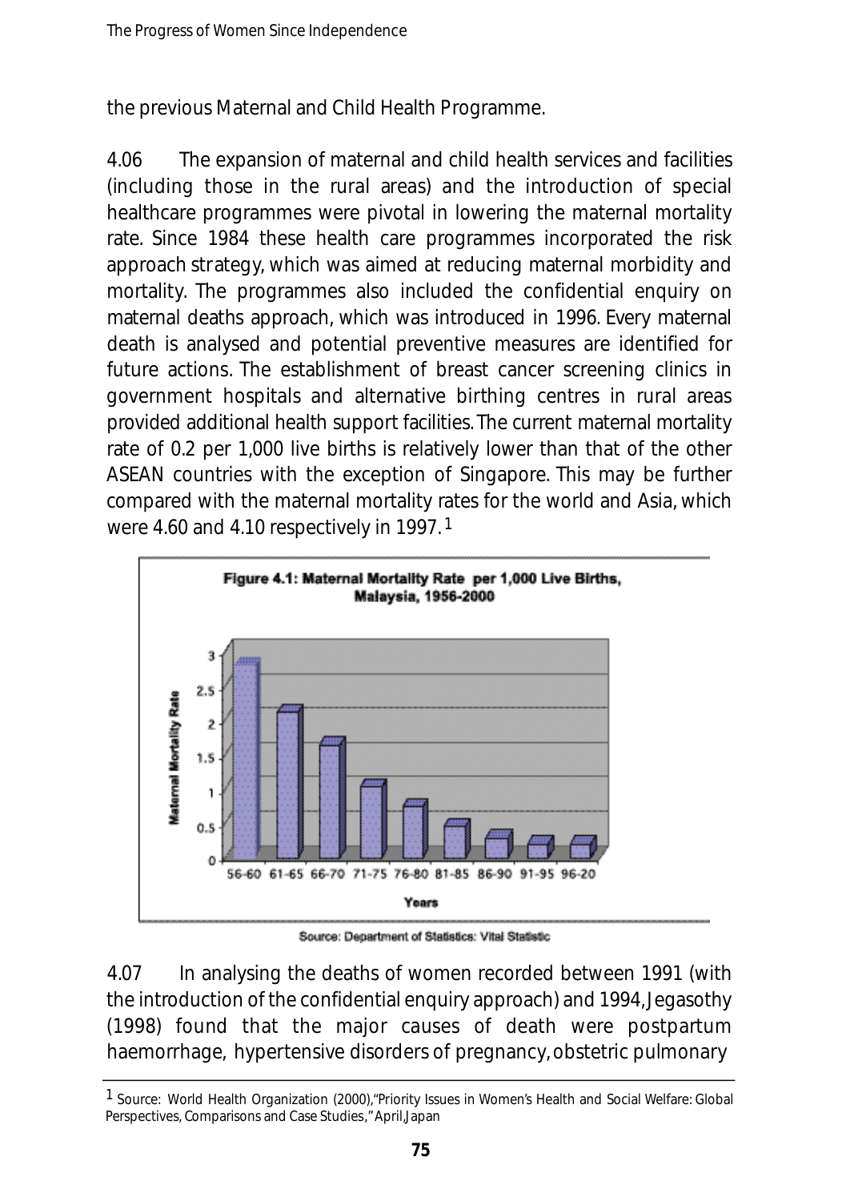the previous Maternal and Child Health Programme.

4.06 The expansion of maternal and child health services and facilities (including those in the rural areas) and the introduction of special healthcare programmes were pivotal in lowering the maternal mortality rate. Since 1984 these health care programmes incorporated the risk approach strategy, which was aimed at reducing maternal morbidity and mortality. The programmes also included the confidential enquiry on maternal deaths approach, which was introduced in 1996. Every maternal death is analysed and potential preventive measures are identified for future actions. The establishment of breast cancer screening clinics in government hospitals and alternative birthing centres in rural areas provided additional health support facilities. The current maternal mortality rate of 0.2 per 1,000 live births is relatively lower than that of the other ASEAN countries with the exception of Singapore. This may be further compared with the maternal mortality rates for the world and Asia, which were 4.60 and 4.10 respectively in 1997.[1]

**Figure 4.1: Maternal Mortality Rate per 1,000 Live Births, Malaysia, 1956-2000**

Source: Department of Statistics: Vital Statistic

4.07 In analysing the deaths of women recorded between 1991 (with the introduction of the confidential enquiry approach) and 1994, Jegasothy (1998) found that the major causes of death were postpartum haemorrhage, hypertensive disorders of pregnancy, obstetric pulmonary

---

[1] Source: World Health Organization (2000), "Priority Issues in Women's Health and Social Welfare: Global Perspectives, Comparisons and Case Studies," April, Japan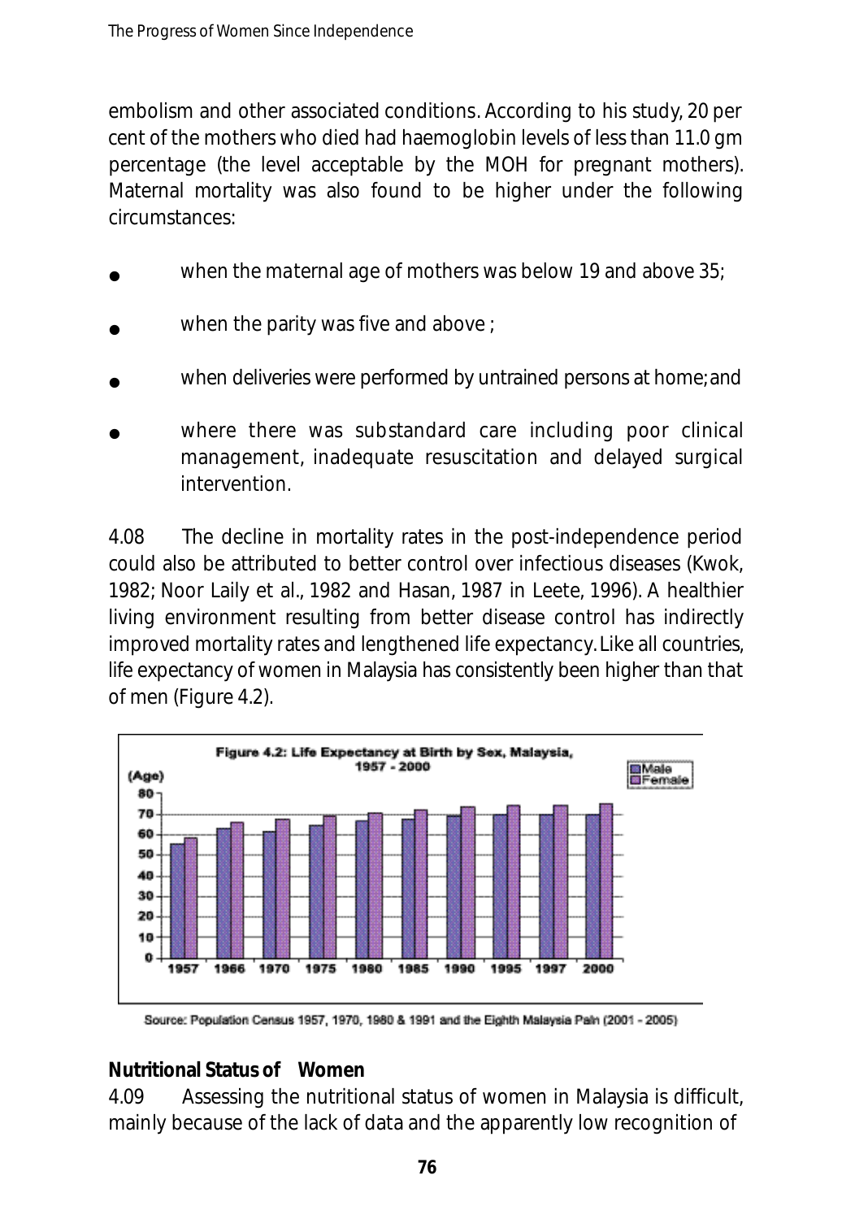embolism and other associated conditions. According to his study, 20 per cent of the mothers who died had haemoglobin levels of less than 11.0 gm percentage (the level acceptable by the MOH for pregnant mothers). Maternal mortality was also found to be higher under the following circumstances:

- when the maternal age of mothers was below 19 and above 35;
- when the parity was five and above ;
- when deliveries were performed by untrained persons at home; and
- where there was substandard care including poor clinical management, inadequate resuscitation and delayed surgical intervention.

4.08 The decline in mortality rates in the post-independence period could also be attributed to better control over infectious diseases (Kwok, 1982; Noor Laily et al., 1982 and Hasan, 1987 in Leete, 1996). A healthier living environment resulting from better disease control has indirectly improved mortality rates and lengthened life expectancy. Like all countries, life expectancy of women in Malaysia has consistently been higher than that of men (Figure 4.2).

Figure 4.2: Life Expectancy at Birth by Sex, Malaysia, 1957 - 2000

Source: Population Census 1957, 1970, 1980 & 1991 and the Eighth Malaysia Paln (2001 - 2005)

**Nutritional Status of Women**

4.09 Assessing the nutritional status of women in Malaysia is difficult, mainly because of the lack of data and the apparently low recognition of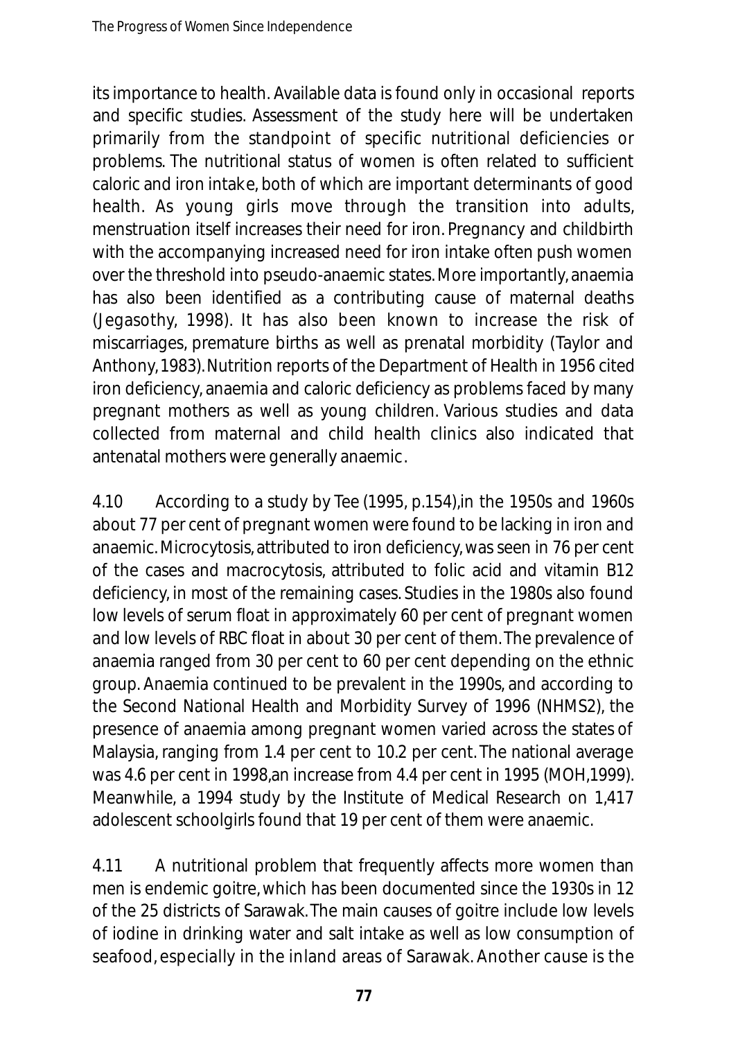its importance to health. Available data is found only in occasional reports and specific studies. Assessment of the study here will be undertaken primarily from the standpoint of specific nutritional deficiencies or problems. The nutritional status of women is often related to sufficient caloric and iron intake, both of which are important determinants of good health. As young girls move through the transition into adults, menstruation itself increases their need for iron. Pregnancy and childbirth with the accompanying increased need for iron intake often push women over the threshold into pseudo-anaemic states. More importantly, anaemia has also been identified as a contributing cause of maternal deaths (Jegasothy, 1998). It has also been known to increase the risk of miscarriages, premature births as well as prenatal morbidity (Taylor and Anthony, 1983). Nutrition reports of the Department of Health in 1956 cited iron deficiency, anaemia and caloric deficiency as problems faced by many pregnant mothers as well as young children. Various studies and data collected from maternal and child health clinics also indicated that antenatal mothers were generally anaemic.

4.10 According to a study by Tee (1995, p.154),in the 1950s and 1960s about 77 per cent of pregnant women were found to be lacking in iron and anaemic. Microcytosis, attributed to iron deficiency, was seen in 76 per cent of the cases and macrocytosis, attributed to folic acid and vitamin B12 deficiency, in most of the remaining cases. Studies in the 1980s also found low levels of serum float in approximately 60 per cent of pregnant women and low levels of RBC float in about 30 per cent of them. The prevalence of anaemia ranged from 30 per cent to 60 per cent depending on the ethnic group. Anaemia continued to be prevalent in the 1990s, and according to the Second National Health and Morbidity Survey of 1996 (NHMS2), the presence of anaemia among pregnant women varied across the states of Malaysia, ranging from 1.4 per cent to 10.2 per cent. The national average was 4.6 per cent in 1998,an increase from 4.4 per cent in 1995 (MOH,1999). Meanwhile, a 1994 study by the Institute of Medical Research on 1,417 adolescent schoolgirls found that 19 per cent of them were anaemic.

4.11 A nutritional problem that frequently affects more women than men is endemic goitre, which has been documented since the 1930s in 12 of the 25 districts of Sarawak. The main causes of goitre include low levels of iodine in drinking water and salt intake as well as low consumption of seafood, especially in the inland areas of Sarawak. Another cause is the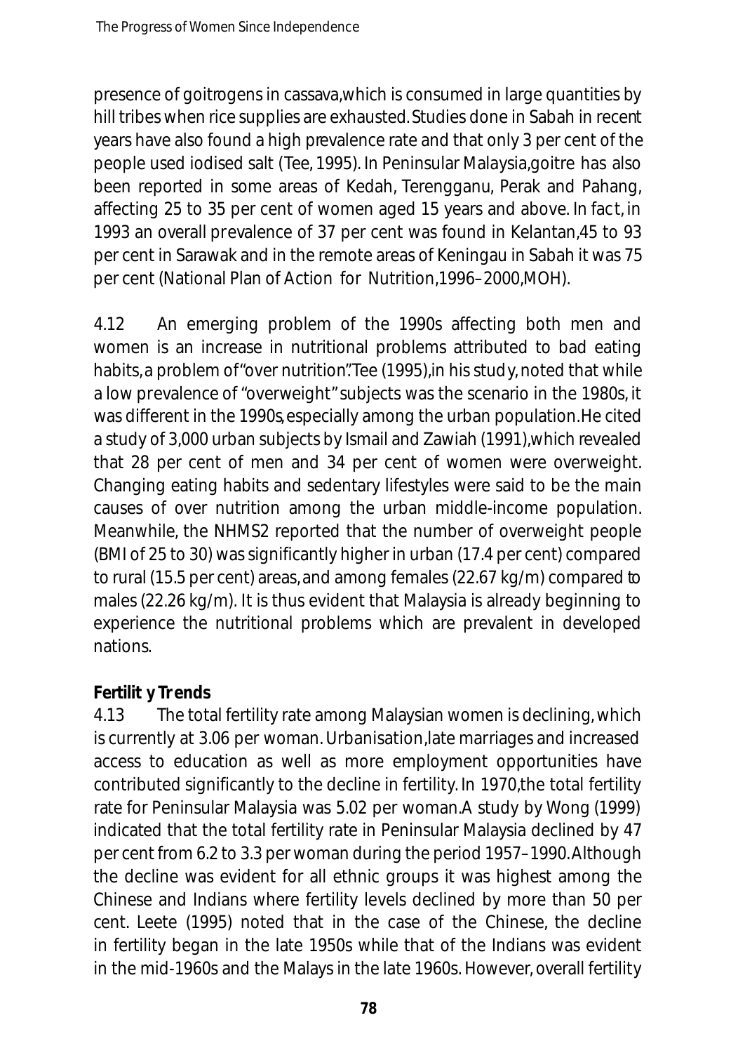presence of goitrogens in cassava, which is consumed in large quantities by hill tribes when rice supplies are exhausted. Studies done in Sabah in recent years have also found a high prevalence rate and that only 3 per cent of the people used iodised salt (Tee, 1995). In Peninsular Malaysia, goitre has also been reported in some areas of Kedah, Terengganu, Perak and Pahang, affecting 25 to 35 per cent of women aged 15 years and above. In fact, in 1993 an overall prevalence of 37 per cent was found in Kelantan, 45 to 93 per cent in Sarawak and in the remote areas of Keningau in Sabah it was 75 per cent (National Plan of Action for Nutrition, 1996–2000, MOH).

4.12 An emerging problem of the 1990s affecting both men and women is an increase in nutritional problems attributed to bad eating habits, a problem of "over nutrition". Tee (1995), in his study, noted that while a low prevalence of "overweight" subjects was the scenario in the 1980s, it was different in the 1990s, especially among the urban population. He cited a study of 3,000 urban subjects by Ismail and Zawiah (1991), which revealed that 28 per cent of men and 34 per cent of women were overweight. Changing eating habits and sedentary lifestyles were said to be the main causes of over nutrition among the urban middle-income population. Meanwhile, the NHMS2 reported that the number of overweight people (BMI of 25 to 30) was significantly higher in urban (17.4 per cent) compared to rural (15.5 per cent) areas, and among females (22.67 kg/m) compared to males (22.26 kg/m). It is thus evident that Malaysia is already beginning to experience the nutritional problems which are prevalent in developed nations.

**Fertility Trends**

4.13 The total fertility rate among Malaysian women is declining, which is currently at 3.06 per woman. Urbanisation, late marriages and increased access to education as well as more employment opportunities have contributed significantly to the decline in fertility. In 1970, the total fertility rate for Peninsular Malaysia was 5.02 per woman. A study by Wong (1999) indicated that the total fertility rate in Peninsular Malaysia declined by 47 per cent from 6.2 to 3.3 per woman during the period 1957–1990. Although the decline was evident for all ethnic groups it was highest among the Chinese and Indians where fertility levels declined by more than 50 per cent. Leete (1995) noted that in the case of the Chinese, the decline in fertility began in the late 1950s while that of the Indians was evident in the mid-1960s and the Malays in the late 1960s. However, overall fertility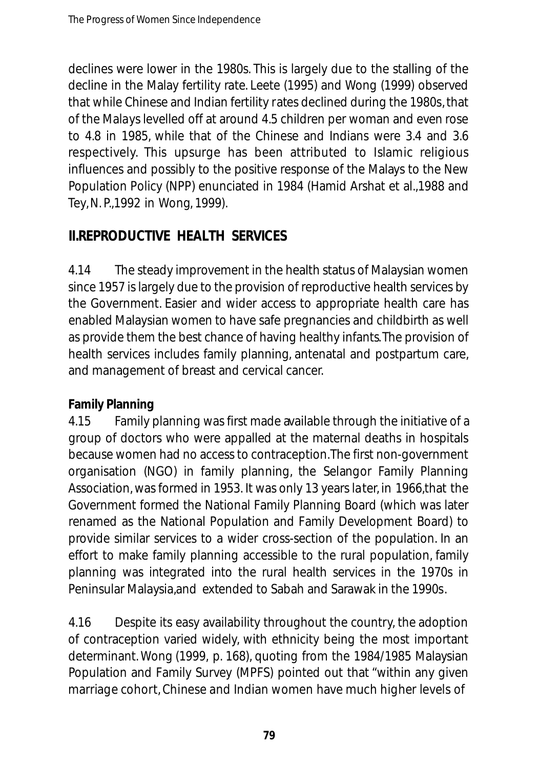declines were lower in the 1980s. This is largely due to the stalling of the decline in the Malay fertility rate. Leete (1995) and Wong (1999) observed that while Chinese and Indian fertility rates declined during the 1980s, that of the Malays levelled off at around 4.5 children per woman and even rose to 4.8 in 1985, while that of the Chinese and Indians were 3.4 and 3.6 respectively. This upsurge has been attributed to Islamic religious influences and possibly to the positive response of the Malays to the New Population Policy (NPP) enunciated in 1984 (Hamid Arshat et al.,1988 and Tey, N. P.,1992 in Wong, 1999).

## II.REPRODUCTIVE HEALTH SERVICES

4.14 The steady improvement in the health status of Malaysian women since 1957 is largely due to the provision of reproductive health services by the Government. Easier and wider access to appropriate health care has enabled Malaysian women to have safe pregnancies and childbirth as well as provide them the best chance of having healthy infants. The provision of health services includes family planning, antenatal and postpartum care, and management of breast and cervical cancer.

**Family Planning**

4.15 Family planning was first made available through the initiative of a group of doctors who were appalled at the maternal deaths in hospitals because women had no access to contraception. The first non-government organisation (NGO) in family planning, the Selangor Family Planning Association, was formed in 1953. It was only 13 years later, in 1966, that the Government formed the National Family Planning Board (which was later renamed as the National Population and Family Development Board) to provide similar services to a wider cross-section of the population. In an effort to make family planning accessible to the rural population, family planning was integrated into the rural health services in the 1970s in Peninsular Malaysia, and extended to Sabah and Sarawak in the 1990s.

4.16 Despite its easy availability throughout the country, the adoption of contraception varied widely, with ethnicity being the most important determinant. Wong (1999, p. 168), quoting from the 1984/1985 Malaysian Population and Family Survey (MPFS) pointed out that "within any given marriage cohort, Chinese and Indian women have much higher levels of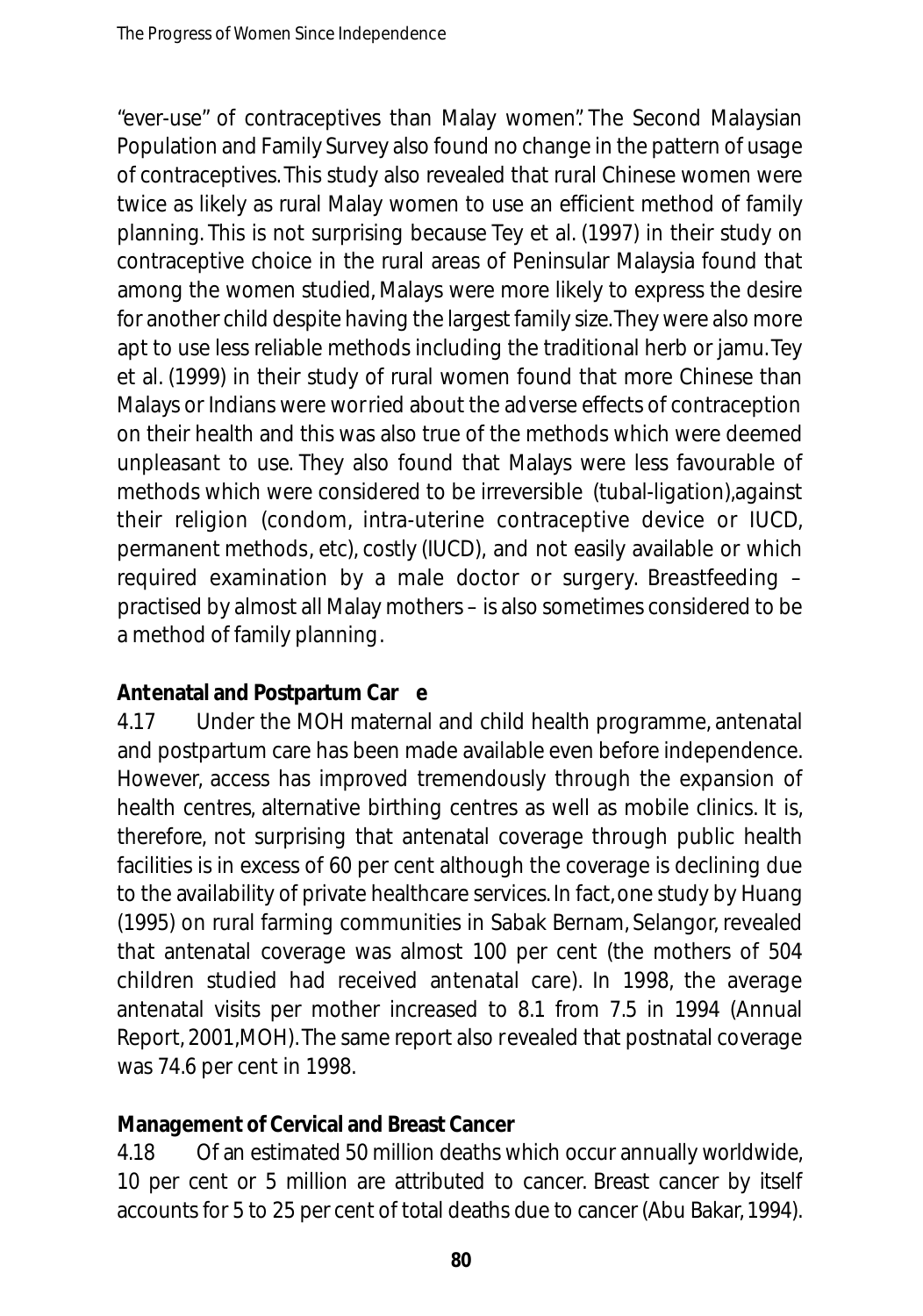"ever-use" of contraceptives than Malay women". The Second Malaysian Population and Family Survey also found no change in the pattern of usage of contraceptives. This study also revealed that rural Chinese women were twice as likely as rural Malay women to use an efficient method of family planning. This is not surprising because Tey et al. (1997) in their study on contraceptive choice in the rural areas of Peninsular Malaysia found that among the women studied, Malays were more likely to express the desire for another child despite having the largest family size. They were also more apt to use less reliable methods including the traditional herb or jamu. Tey et al. (1999) in their study of rural women found that more Chinese than Malays or Indians were worried about the adverse effects of contraception on their health and this was also true of the methods which were deemed unpleasant to use. They also found that Malays were less favourable of methods which were considered to be irreversible (tubal-ligation), against their religion (condom, intra-uterine contraceptive device or IUCD, permanent methods, etc), costly (IUCD), and not easily available or which required examination by a male doctor or surgery. Breastfeeding – practised by almost all Malay mothers – is also sometimes considered to be a method of family planning.

**Antenatal and Postpartum Care**

4.17 Under the MOH maternal and child health programme, antenatal and postpartum care has been made available even before independence. However, access has improved tremendously through the expansion of health centres, alternative birthing centres as well as mobile clinics. It is, therefore, not surprising that antenatal coverage through public health facilities is in excess of 60 per cent although the coverage is declining due to the availability of private healthcare services. In fact, one study by Huang (1995) on rural farming communities in Sabak Bernam, Selangor, revealed that antenatal coverage was almost 100 per cent (the mothers of 504 children studied had received antenatal care). In 1998, the average antenatal visits per mother increased to 8.1 from 7.5 in 1994 (Annual Report, 2001, MOH). The same report also revealed that postnatal coverage was 74.6 per cent in 1998.

**Management of Cervical and Breast Cancer**

4.18 Of an estimated 50 million deaths which occur annually worldwide, 10 per cent or 5 million are attributed to cancer. Breast cancer by itself accounts for 5 to 25 per cent of total deaths due to cancer (Abu Bakar, 1994).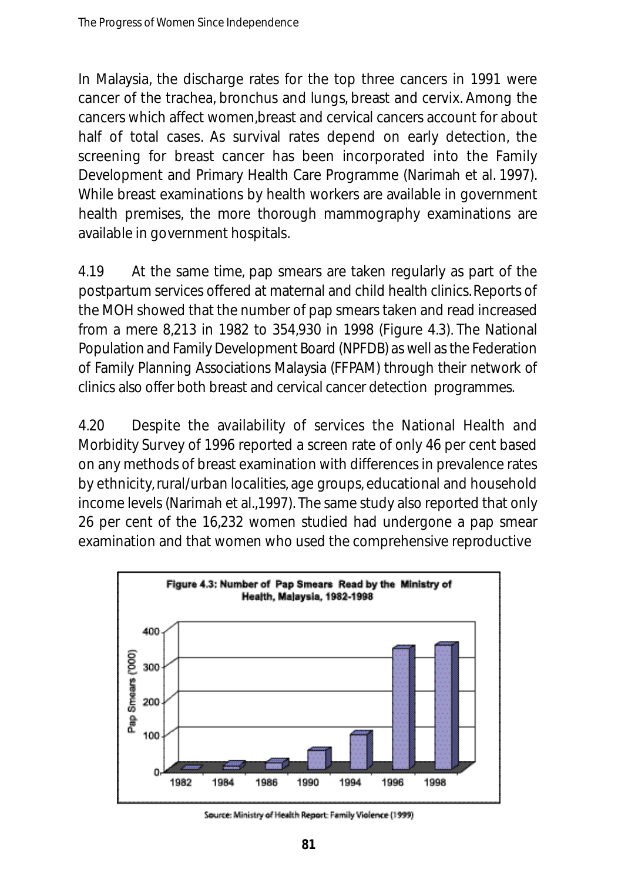In Malaysia, the discharge rates for the top three cancers in 1991 were cancer of the trachea, bronchus and lungs, breast and cervix. Among the cancers which affect women,breast and cervical cancers account for about half of total cases. As survival rates depend on early detection, the screening for breast cancer has been incorporated into the Family Development and Primary Health Care Programme (Narimah et al. 1997). While breast examinations by health workers are available in government health premises, the more thorough mammography examinations are available in government hospitals.

4.19 At the same time, pap smears are taken regularly as part of the postpartum services offered at maternal and child health clinics. Reports of the MOH showed that the number of pap smears taken and read increased from a mere 8,213 in 1982 to 354,930 in 1998 (Figure 4.3). The National Population and Family Development Board (NPFDB) as well as the Federation of Family Planning Associations Malaysia (FFPAM) through their network of clinics also offer both breast and cervical cancer detection programmes.

4.20 Despite the availability of services the National Health and Morbidity Survey of 1996 reported a screen rate of only 46 per cent based on any methods of breast examination with differences in prevalence rates by ethnicity, rural/urban localities, age groups, educational and household income levels (Narimah et al.,1997). The same study also reported that only 26 per cent of the 16,232 women studied had undergone a pap smear examination and that women who used the comprehensive reproductive

**Figure 4.3: Number of Pap Smears Read by the Ministry of Health, Malaysia, 1982-1998**

Source: Ministry of Health Report: Family Violence (1999)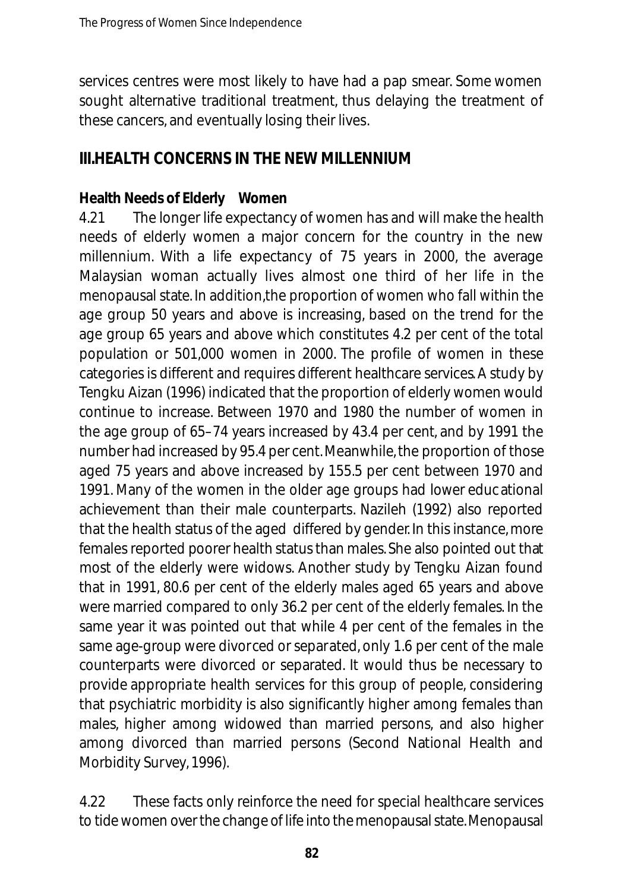services centres were most likely to have had a pap smear. Some women sought alternative traditional treatment, thus delaying the treatment of these cancers, and eventually losing their lives.

## III. HEALTH CONCERNS IN THE NEW MILLENNIUM

### Health Needs of Elderly Women

4.21 The longer life expectancy of women has and will make the health needs of elderly women a major concern for the country in the new millennium. With a life expectancy of 75 years in 2000, the average Malaysian woman actually lives almost one third of her life in the menopausal state. In addition, the proportion of women who fall within the age group 50 years and above is increasing, based on the trend for the age group 65 years and above which constitutes 4.2 per cent of the total population or 501,000 women in 2000. The profile of women in these categories is different and requires different healthcare services. A study by Tengku Aizan (1996) indicated that the proportion of elderly women would continue to increase. Between 1970 and 1980 the number of women in the age group of 65–74 years increased by 43.4 per cent, and by 1991 the number had increased by 95.4 per cent. Meanwhile, the proportion of those aged 75 years and above increased by 155.5 per cent between 1970 and 1991. Many of the women in the older age groups had lower educational achievement than their male counterparts. Nazileh (1992) also reported that the health status of the aged differed by gender. In this instance, more females reported poorer health status than males. She also pointed out that most of the elderly were widows. Another study by Tengku Aizan found that in 1991, 80.6 per cent of the elderly males aged 65 years and above were married compared to only 36.2 per cent of the elderly females. In the same year it was pointed out that while 4 per cent of the females in the same age-group were divorced or separated, only 1.6 per cent of the male counterparts were divorced or separated. It would thus be necessary to provide appropriate health services for this group of people, considering that psychiatric morbidity is also significantly higher among females than males, higher among widowed than married persons, and also higher among divorced than married persons (Second National Health and Morbidity Survey, 1996).

4.22 These facts only reinforce the need for special healthcare services to tide women over the change of life into the menopausal state. Menopausal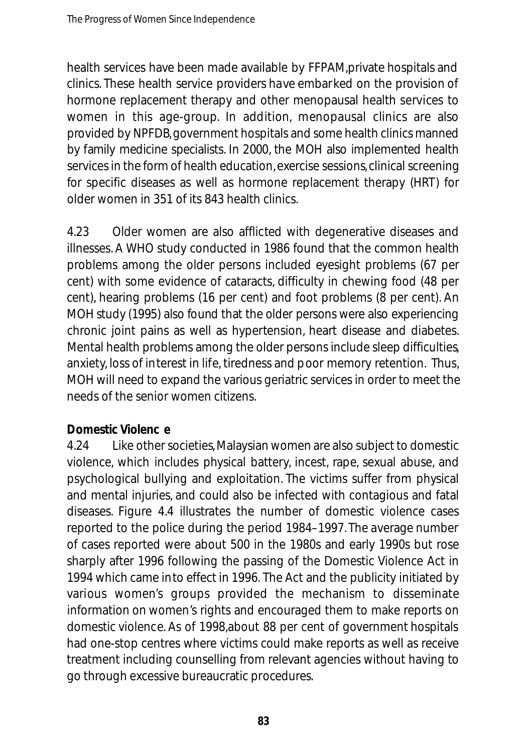health services have been made available by FFPAM,private hospitals and clinics. These health service providers have embarked on the provision of hormone replacement therapy and other menopausal health services to women in this age-group. In addition, menopausal clinics are also provided by NPFDB,government hospitals and some health clinics manned by family medicine specialists. In 2000, the MOH also implemented health services in the form of health education, exercise sessions, clinical screening for specific diseases as well as hormone replacement therapy (HRT) for older women in 351 of its 843 health clinics.

4.23 Older women are also afflicted with degenerative diseases and illnesses. A WHO study conducted in 1986 found that the common health problems among the older persons included eyesight problems (67 per cent) with some evidence of cataracts, difficulty in chewing food (48 per cent), hearing problems (16 per cent) and foot problems (8 per cent). An MOH study (1995) also found that the older persons were also experiencing chronic joint pains as well as hypertension, heart disease and diabetes. Mental health problems among the older persons include sleep difficulties, anxiety, loss of interest in life, tiredness and poor memory retention. Thus, MOH will need to expand the various geriatric services in order to meet the needs of the senior women citizens.

**Domestic Violence**

4.24 Like other societies, Malaysian women are also subject to domestic violence, which includes physical battery, incest, rape, sexual abuse, and psychological bullying and exploitation. The victims suffer from physical and mental injuries, and could also be infected with contagious and fatal diseases. Figure 4.4 illustrates the number of domestic violence cases reported to the police during the period 1984–1997. The average number of cases reported were about 500 in the 1980s and early 1990s but rose sharply after 1996 following the passing of the Domestic Violence Act in 1994 which came into effect in 1996. The Act and the publicity initiated by various women's groups provided the mechanism to disseminate information on women's rights and encouraged them to make reports on domestic violence. As of 1998, about 88 per cent of government hospitals had one-stop centres where victims could make reports as well as receive treatment including counselling from relevant agencies without having to go through excessive bureaucratic procedures.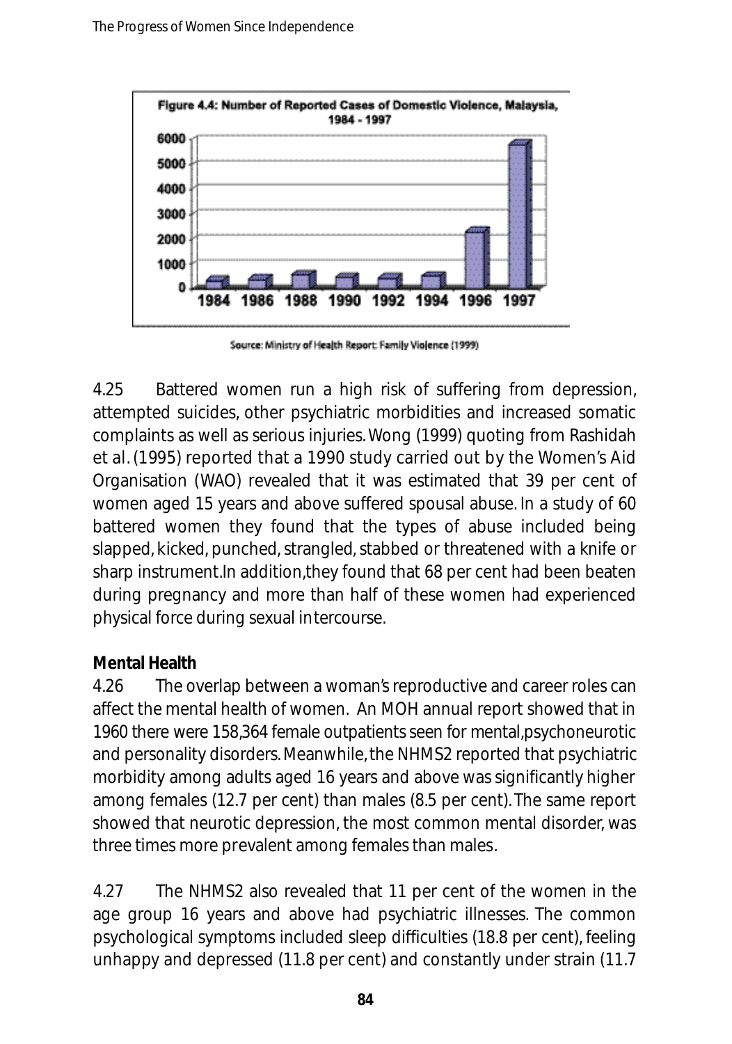Figure 4.4: Number of Reported Cases of Domestic Violence, Malaysia, 1984 - 1997

Source: Ministry of Health Report: Family Violence (1999)

4.25 Battered women run a high risk of suffering from depression, attempted suicides, other psychiatric morbidities and increased somatic complaints as well as serious injuries. Wong (1999) quoting from Rashidah et al. (1995) reported that a 1990 study carried out by the Women's Aid Organisation (WAO) revealed that it was estimated that 39 per cent of women aged 15 years and above suffered spousal abuse. In a study of 60 battered women they found that the types of abuse included being slapped, kicked, punched, strangled, stabbed or threatened with a knife or sharp instrument.In addition,they found that 68 per cent had been beaten during pregnancy and more than half of these women had experienced physical force during sexual intercourse.

**Mental Health**

4.26 The overlap between a woman's reproductive and career roles can affect the mental health of women. An MOH annual report showed that in 1960 there were 158,364 female outpatients seen for mental,psychoneurotic and personality disorders. Meanwhile, the NHMS2 reported that psychiatric morbidity among adults aged 16 years and above was significantly higher among females (12.7 per cent) than males (8.5 per cent). The same report showed that neurotic depression, the most common mental disorder, was three times more prevalent among females than males.

4.27 The NHMS2 also revealed that 11 per cent of the women in the age group 16 years and above had psychiatric illnesses. The common psychological symptoms included sleep difficulties (18.8 per cent), feeling unhappy and depressed (11.8 per cent) and constantly under strain (11.7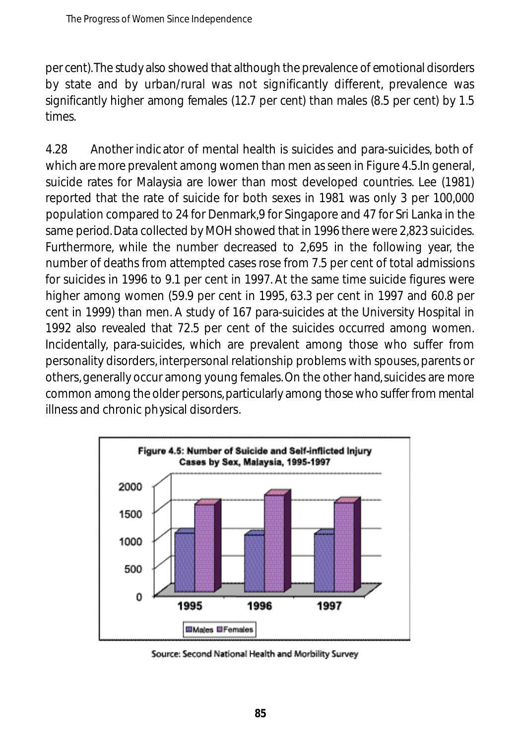per cent). The study also showed that although the prevalence of emotional disorders by state and by urban/rural was not significantly different, prevalence was significantly higher among females (12.7 per cent) than males (8.5 per cent) by 1.5 times.

4.28 Another indicator of mental health is suicides and para-suicides, both of which are more prevalent among women than men as seen in Figure 4.5. In general, suicide rates for Malaysia are lower than most developed countries. Lee (1981) reported that the rate of suicide for both sexes in 1981 was only 3 per 100,000 population compared to 24 for Denmark, 9 for Singapore and 47 for Sri Lanka in the same period. Data collected by MOH showed that in 1996 there were 2,823 suicides. Furthermore, while the number decreased to 2,695 in the following year, the number of deaths from attempted cases rose from 7.5 per cent of total admissions for suicides in 1996 to 9.1 per cent in 1997. At the same time suicide figures were higher among women (59.9 per cent in 1995, 63.3 per cent in 1997 and 60.8 per cent in 1999) than men. A study of 167 para-suicides at the University Hospital in 1992 also revealed that 72.5 per cent of the suicides occurred among women. Incidentally, para-suicides, which are prevalent among those who suffer from personality disorders, interpersonal relationship problems with spouses, parents or others, generally occur among young females. On the other hand, suicides are more common among the older persons, particularly among those who suffer from mental illness and chronic physical disorders.

**Figure 4.5: Number of Suicide and Self-inflicted Injury Cases by Sex, Malaysia, 1995-1997**

Source: Second National Health and Morbility Survey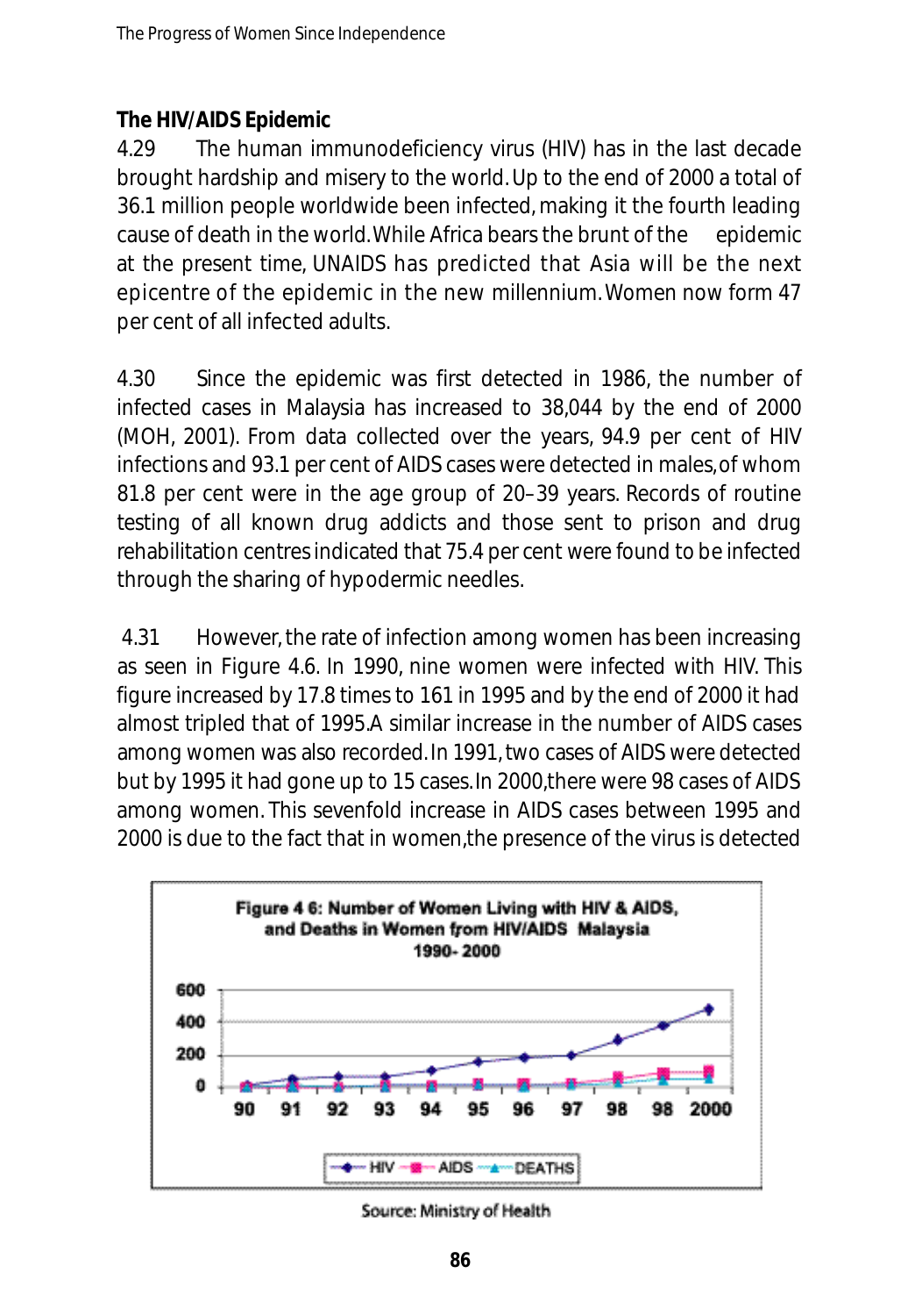### The HIV/AIDS Epidemic

4.29 The human immunodeficiency virus (HIV) has in the last decade brought hardship and misery to the world. Up to the end of 2000 a total of 36.1 million people worldwide been infected, making it the fourth leading cause of death in the world. While Africa bears the brunt of the epidemic at the present time, UNAIDS has predicted that Asia will be the next epicentre of the epidemic in the new millennium. Women now form 47 per cent of all infected adults.

4.30 Since the epidemic was first detected in 1986, the number of infected cases in Malaysia has increased to 38,044 by the end of 2000 (MOH, 2001). From data collected over the years, 94.9 per cent of HIV infections and 93.1 per cent of AIDS cases were detected in males, of whom 81.8 per cent were in the age group of 20–39 years. Records of routine testing of all known drug addicts and those sent to prison and drug rehabilitation centres indicated that 75.4 per cent were found to be infected through the sharing of hypodermic needles.

4.31 However, the rate of infection among women has been increasing as seen in Figure 4.6. In 1990, nine women were infected with HIV. This figure increased by 17.8 times to 161 in 1995 and by the end of 2000 it had almost tripled that of 1995. A similar increase in the number of AIDS cases among women was also recorded. In 1991, two cases of AIDS were detected but by 1995 it had gone up to 15 cases. In 2000, there were 98 cases of AIDS among women. This sevenfold increase in AIDS cases between 1995 and 2000 is due to the fact that in women, the presence of the virus is detected

**Figure 4 6: Number of Women Living with HIV & AIDS, and Deaths in Women from HIV/AIDS Malaysia 1990- 2000**

Source: Ministry of Health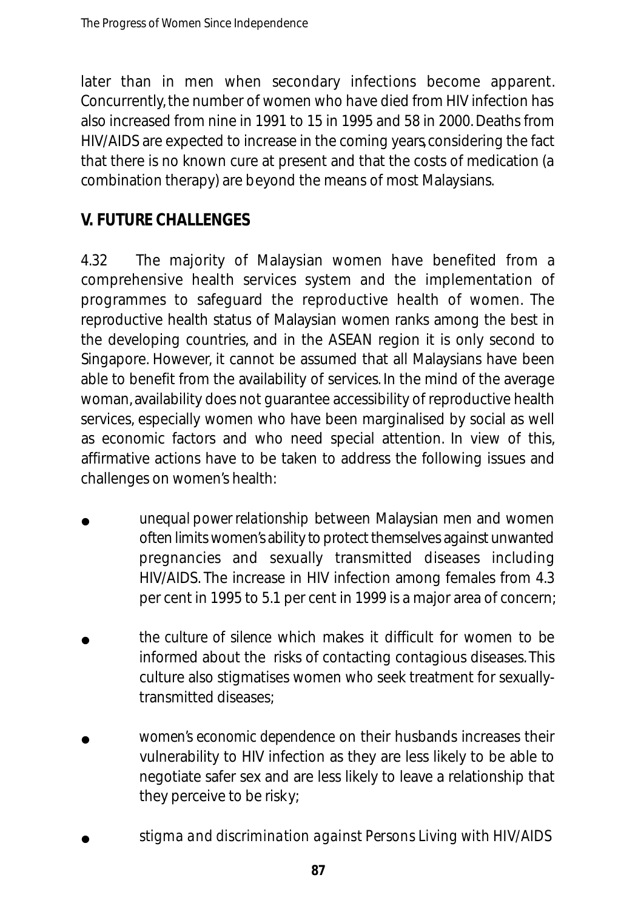later than in men when secondary infections become apparent. Concurrently, the number of women who have died from HIV infection has also increased from nine in 1991 to 15 in 1995 and 58 in 2000. Deaths from HIV/AIDS are expected to increase in the coming years, considering the fact that there is no known cure at present and that the costs of medication (a combination therapy) are beyond the means of most Malaysians.

## V. FUTURE CHALLENGES

4.32 The majority of Malaysian women have benefited from a comprehensive health services system and the implementation of programmes to safeguard the reproductive health of women. The reproductive health status of Malaysian women ranks among the best in the developing countries, and in the ASEAN region it is only second to Singapore. However, it cannot be assumed that all Malaysians have been able to benefit from the availability of services. In the mind of the average woman, availability does not guarantee accessibility of reproductive health services, especially women who have been marginalised by social as well as economic factors and who need special attention. In view of this, affirmative actions have to be taken to address the following issues and challenges on women's health:

- unequal power relationship between Malaysian men and women often limits women's ability to protect themselves against unwanted pregnancies and sexually transmitted diseases including HIV/AIDS. The increase in HIV infection among females from 4.3 per cent in 1995 to 5.1 per cent in 1999 is a major area of concern;

- the culture of silence which makes it difficult for women to be informed about the risks of contacting contagious diseases. This culture also stigmatises women who seek treatment for sexually-transmitted diseases;

- women's economic dependence on their husbands increases their vulnerability to HIV infection as they are less likely to be able to negotiate safer sex and are less likely to leave a relationship that they perceive to be risky;

- stigma and discrimination against Persons Living with HIV/AIDS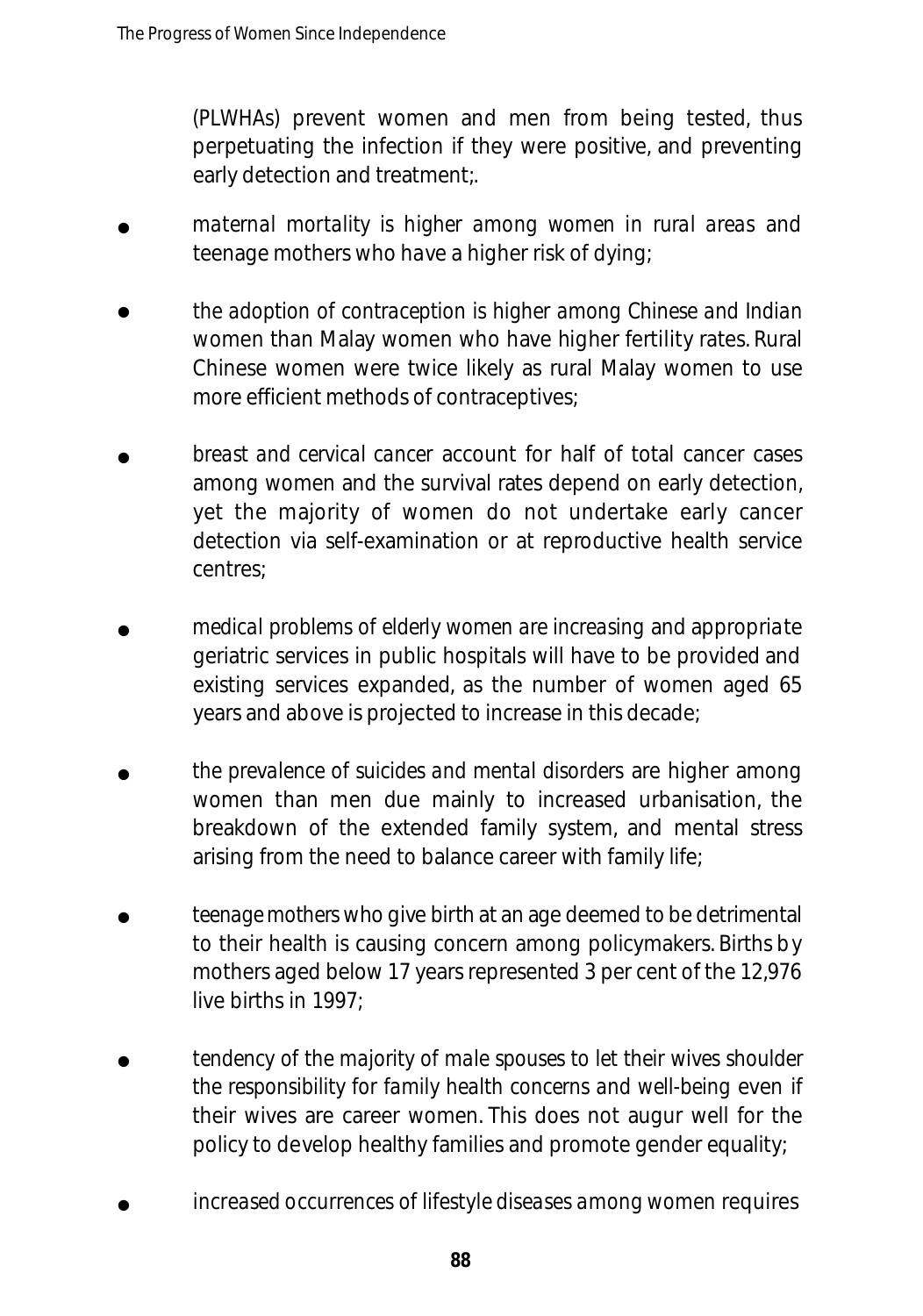(PLWHAs) prevent women and men from being tested, thus perpetuating the infection if they were positive, and preventing early detection and treatment;.

- *maternal mortality* is higher among women in rural areas and teenage mothers who have a higher risk of dying;
- *the adoption of contraception is higher among Chinese and Indian* women than Malay women who have higher fertility rates. Rural Chinese women were twice likely as rural Malay women to use more efficient methods of contraceptives;
- *breast and cervical cancer* account for half of total cancer cases among women and the survival rates depend on early detection, yet the majority of women do not undertake early cancer detection via self-examination or at reproductive health service centres;
- *medical problems of elderly women are increasing and appropriate* geriatric services in public hospitals will have to be provided and existing services expanded, as the number of women aged 65 years and above is projected to increase in this decade;
- *the prevalence of suicides and mental disorders* are higher among women than men due mainly to increased urbanisation, the breakdown of the extended family system, and mental stress arising from the need to balance career with family life;
- *teenage mothers* who give birth at an age deemed to be detrimental to their health is causing concern among policymakers. Births by mothers aged below 17 years represented 3 per cent of the 12,976 live births in 1997;
- *tendency of the majority of male spouses to let their wives shoulder the responsibility for family health concerns and well-being even if* their wives are career women. This does not augur well for the policy to develop healthy families and promote gender equality;
- *increased occurrences of lifestyle diseases among women* requires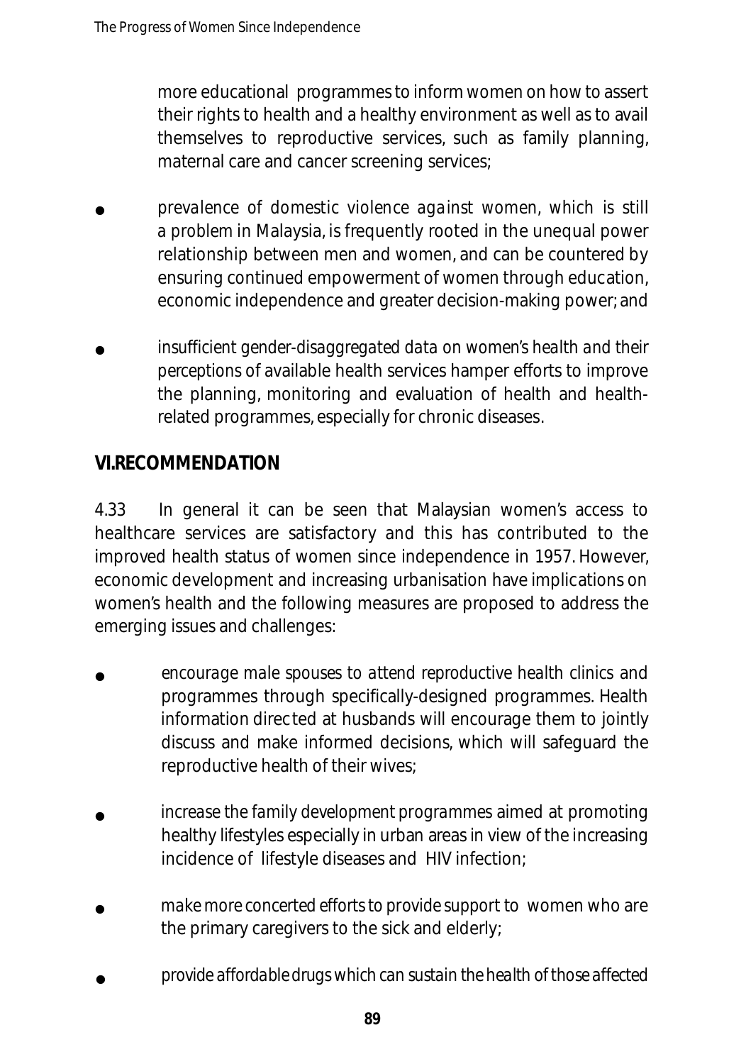more educational programmes to inform women on how to assert their rights to health and a healthy environment as well as to avail themselves to reproductive services, such as family planning, maternal care and cancer screening services;

- prevalence of domestic violence against women, which is still a problem in Malaysia, is frequently rooted in the unequal power relationship between men and women, and can be countered by ensuring continued empowerment of women through education, economic independence and greater decision-making power; and

- insufficient gender-disaggregated data on women's health and their perceptions of available health services hamper efforts to improve the planning, monitoring and evaluation of health and health-related programmes, especially for chronic diseases.

## VI.RECOMMENDATION

4.33 In general it can be seen that Malaysian women's access to healthcare services are satisfactory and this has contributed to the improved health status of women since independence in 1957. However, economic development and increasing urbanisation have implications on women's health and the following measures are proposed to address the emerging issues and challenges:

- encourage male spouses to attend reproductive health clinics and programmes through specifically-designed programmes. Health information directed at husbands will encourage them to jointly discuss and make informed decisions, which will safeguard the reproductive health of their wives;

- increase the family development programmes aimed at promoting healthy lifestyles especially in urban areas in view of the increasing incidence of lifestyle diseases and HIV infection;

- make more concerted efforts to provide support to women who are the primary caregivers to the sick and elderly;

- provide affordable drugs which can sustain the health of those affected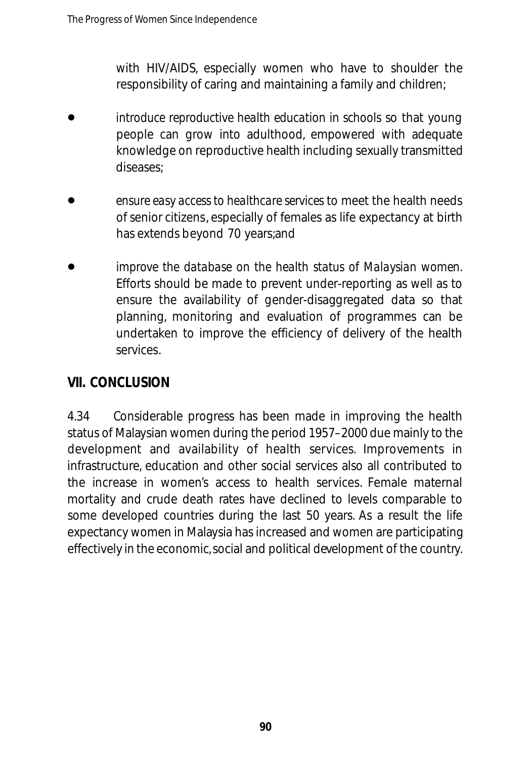with HIV/AIDS, especially women who have to shoulder the responsibility of caring and maintaining a family and children;

- introduce reproductive health education in schools so that young people can grow into adulthood, empowered with adequate knowledge on reproductive health including sexually transmitted diseases;

- ensure easy access to healthcare services to meet the health needs of senior citizens, especially of females as life expectancy at birth has extends beyond 70 years;and

- improve the database on the health status of Malaysian women. Efforts should be made to prevent under-reporting as well as to ensure the availability of gender-disaggregated data so that planning, monitoring and evaluation of programmes can be undertaken to improve the efficiency of delivery of the health services.

## VII. CONCLUSION

4.34 Considerable progress has been made in improving the health status of Malaysian women during the period 1957–2000 due mainly to the development and availability of health services. Improvements in infrastructure, education and other social services also all contributed to the increase in women's access to health services. Female maternal mortality and crude death rates have declined to levels comparable to some developed countries during the last 50 years. As a result the life expectancy women in Malaysia has increased and women are participating effectively in the economic, social and political development of the country.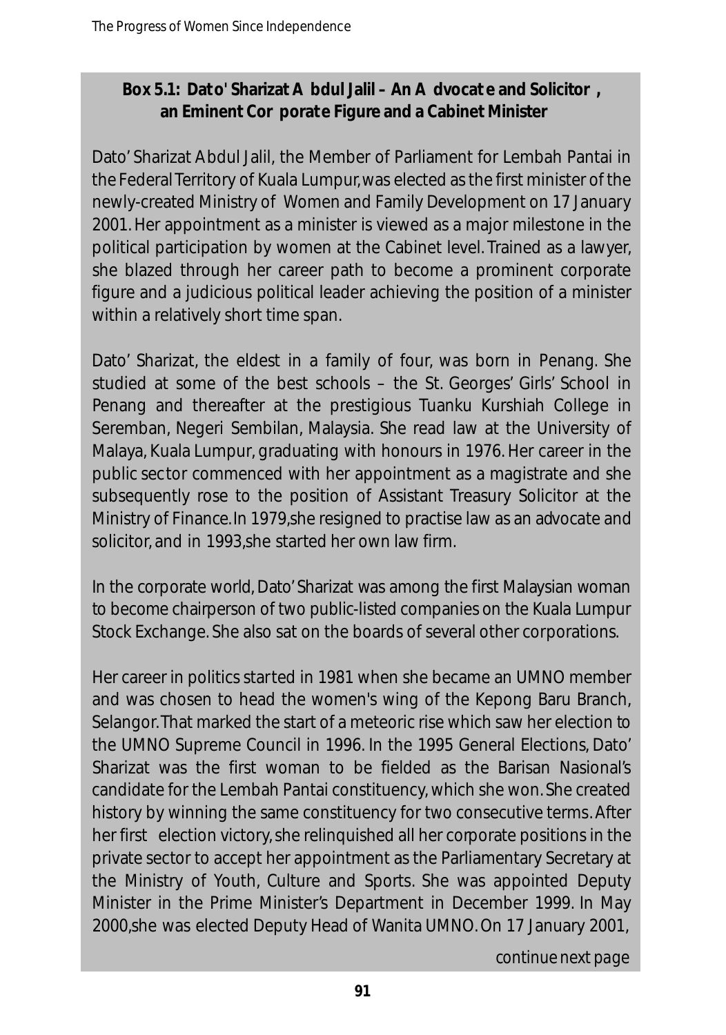**Box 5.1: Dato' Sharizat Abdul Jalil – An Advocate and Solicitor, an Eminent Corporate Figure and a Cabinet Minister**

Dato' Sharizat Abdul Jalil, the Member of Parliament for Lembah Pantai in the Federal Territory of Kuala Lumpur, was elected as the first minister of the newly-created Ministry of Women and Family Development on 17 January 2001. Her appointment as a minister is viewed as a major milestone in the political participation by women at the Cabinet level. Trained as a lawyer, she blazed through her career path to become a prominent corporate figure and a judicious political leader achieving the position of a minister within a relatively short time span.

Dato' Sharizat, the eldest in a family of four, was born in Penang. She studied at some of the best schools – the St. Georges' Girls' School in Penang and thereafter at the prestigious Tuanku Kurshiah College in Seremban, Negeri Sembilan, Malaysia. She read law at the University of Malaya, Kuala Lumpur, graduating with honours in 1976. Her career in the public sector commenced with her appointment as a magistrate and she subsequently rose to the position of Assistant Treasury Solicitor at the Ministry of Finance. In 1979, she resigned to practise law as an advocate and solicitor, and in 1993, she started her own law firm.

In the corporate world, Dato' Sharizat was among the first Malaysian woman to become chairperson of two public-listed companies on the Kuala Lumpur Stock Exchange. She also sat on the boards of several other corporations.

Her career in politics started in 1981 when she became an UMNO member and was chosen to head the women's wing of the Kepong Baru Branch, Selangor. That marked the start of a meteoric rise which saw her election to the UMNO Supreme Council in 1996. In the 1995 General Elections, Dato' Sharizat was the first woman to be fielded as the Barisan Nasional's candidate for the Lembah Pantai constituency, which she won. She created history by winning the same constituency for two consecutive terms. After her first election victory, she relinquished all her corporate positions in the private sector to accept her appointment as the Parliamentary Secretary at the Ministry of Youth, Culture and Sports. She was appointed Deputy Minister in the Prime Minister's Department in December 1999. In May 2000, she was elected Deputy Head of Wanita UMNO. On 17 January 2001,

*continue next page*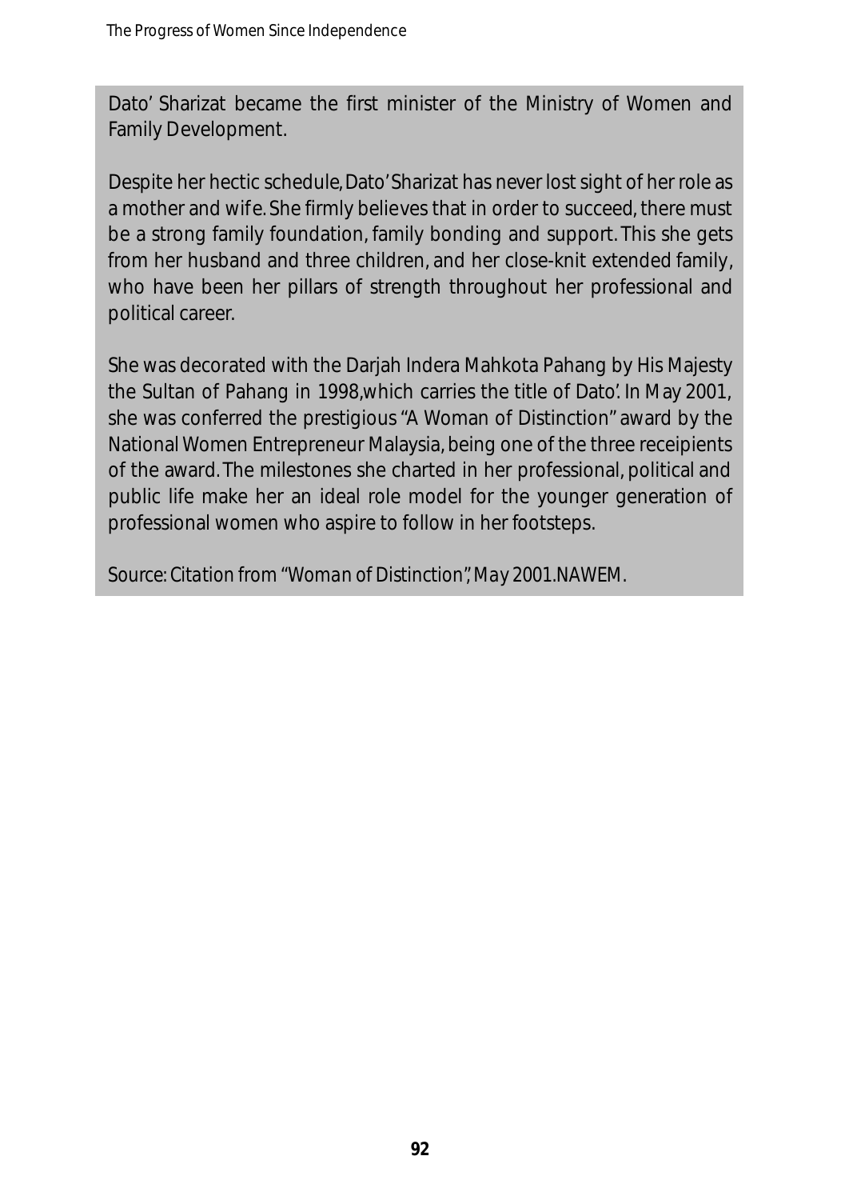Dato' Sharizat became the first minister of the Ministry of Women and Family Development.

Despite her hectic schedule, Dato' Sharizat has never lost sight of her role as a mother and wife. She firmly believes that in order to succeed, there must be a strong family foundation, family bonding and support. This she gets from her husband and three children, and her close-knit extended family, who have been her pillars of strength throughout her professional and political career.

She was decorated with the Darjah Indera Mahkota Pahang by His Majesty the Sultan of Pahang in 1998,which carries the title of Dato'. In May 2001, she was conferred the prestigious "A Woman of Distinction" award by the National Women Entrepreneur Malaysia, being one of the three receipients of the award. The milestones she charted in her professional, political and public life make her an ideal role model for the younger generation of professional women who aspire to follow in her footsteps.

*Source: Citation from "Woman of Distinction", May 2001.NAWEM.*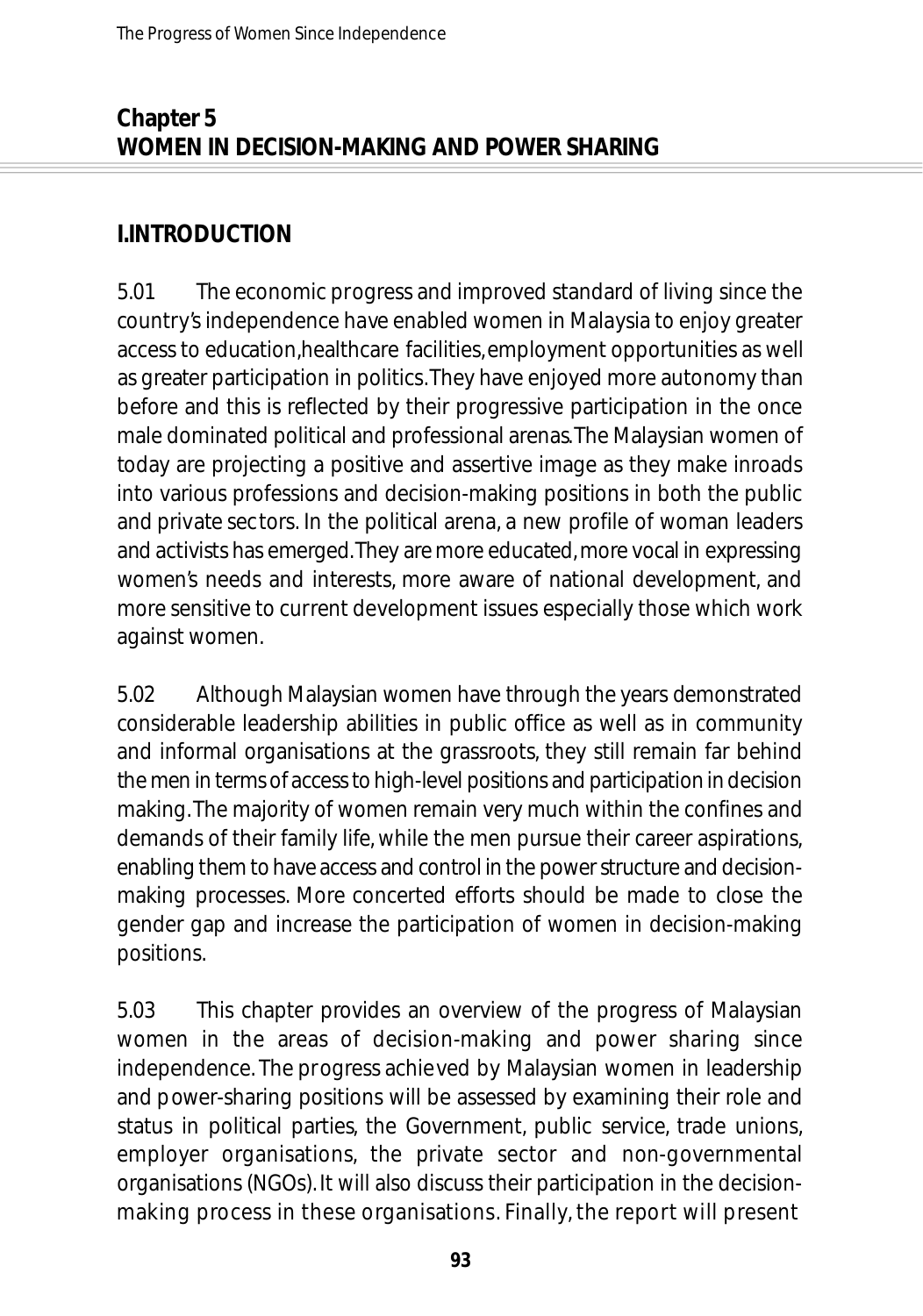# Chapter 5
# WOMEN IN DECISION-MAKING AND POWER SHARING

## I.INTRODUCTION

5.01 The economic progress and improved standard of living since the country's independence have enabled women in Malaysia to enjoy greater access to education,healthcare facilities,employment opportunities as well as greater participation in politics.They have enjoyed more autonomy than before and this is reflected by their progressive participation in the once male dominated political and professional arenas.The Malaysian women of today are projecting a positive and assertive image as they make inroads into various professions and decision-making positions in both the public and private sectors. In the political arena, a new profile of woman leaders and activists has emerged.They are more educated,more vocal in expressing women's needs and interests, more aware of national development, and more sensitive to current development issues especially those which work against women.

5.02 Although Malaysian women have through the years demonstrated considerable leadership abilities in public office as well as in community and informal organisations at the grassroots, they still remain far behind the men in terms of access to high-level positions and participation in decision making.The majority of women remain very much within the confines and demands of their family life, while the men pursue their career aspirations, enabling them to have access and control in the power structure and decision-making processes. More concerted efforts should be made to close the gender gap and increase the participation of women in decision-making positions.

5.03 This chapter provides an overview of the progress of Malaysian women in the areas of decision-making and power sharing since independence. The progress achieved by Malaysian women in leadership and power-sharing positions will be assessed by examining their role and status in political parties, the Government, public service, trade unions, employer organisations, the private sector and non-governmental organisations (NGOs). It will also discuss their participation in the decision-making process in these organisations. Finally, the report will present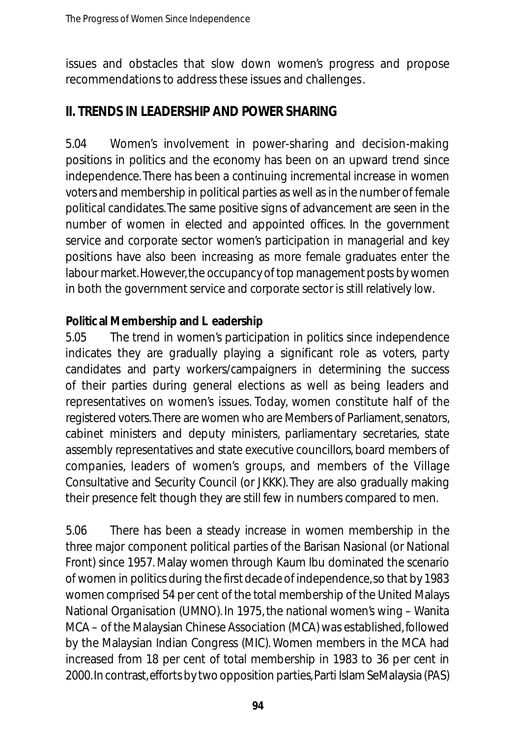issues and obstacles that slow down women's progress and propose recommendations to address these issues and challenges.

## II. TRENDS IN LEADERSHIP AND POWER SHARING

5.04 Women's involvement in power-sharing and decision-making positions in politics and the economy has been on an upward trend since independence. There has been a continuing incremental increase in women voters and membership in political parties as well as in the number of female political candidates. The same positive signs of advancement are seen in the number of women in elected and appointed offices. In the government service and corporate sector women's participation in managerial and key positions have also been increasing as more female graduates enter the labour market. However, the occupancy of top management posts by women in both the government service and corporate sector is still relatively low.

### Political Membership and Leadership

5.05 The trend in women's participation in politics since independence indicates they are gradually playing a significant role as voters, party candidates and party workers/campaigners in determining the success of their parties during general elections as well as being leaders and representatives on women's issues. Today, women constitute half of the registered voters. There are women who are Members of Parliament, senators, cabinet ministers and deputy ministers, parliamentary secretaries, state assembly representatives and state executive councillors, board members of companies, leaders of women's groups, and members of the Village Consultative and Security Council (or JKKK). They are also gradually making their presence felt though they are still few in numbers compared to men.

5.06 There has been a steady increase in women membership in the three major component political parties of the Barisan Nasional (or National Front) since 1957. Malay women through Kaum Ibu dominated the scenario of women in politics during the first decade of independence, so that by 1983 women comprised 54 per cent of the total membership of the United Malays National Organisation (UMNO). In 1975, the national women's wing – Wanita MCA – of the Malaysian Chinese Association (MCA) was established, followed by the Malaysian Indian Congress (MIC). Women members in the MCA had increased from 18 per cent of total membership in 1983 to 36 per cent in 2000. In contrast, efforts by two opposition parties, Parti Islam SeMalaysia (PAS)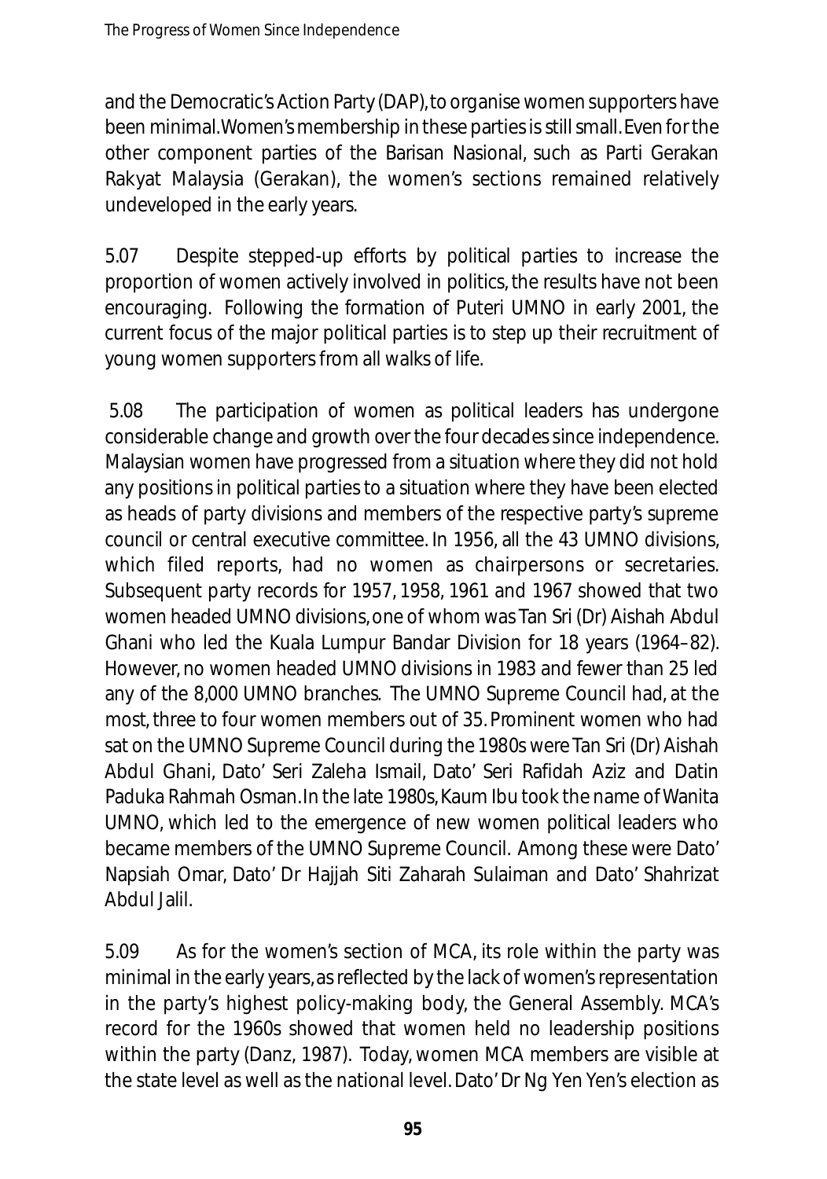and the Democratic's Action Party (DAP), to organise women supporters have been minimal. Women's membership in these parties is still small. Even for the other component parties of the Barisan Nasional, such as Parti Gerakan Rakyat Malaysia (Gerakan), the women's sections remained relatively undeveloped in the early years.

5.07 Despite stepped-up efforts by political parties to increase the proportion of women actively involved in politics, the results have not been encouraging. Following the formation of Puteri UMNO in early 2001, the current focus of the major political parties is to step up their recruitment of young women supporters from all walks of life.

5.08 The participation of women as political leaders has undergone considerable change and growth over the four decades since independence. Malaysian women have progressed from a situation where they did not hold any positions in political parties to a situation where they have been elected as heads of party divisions and members of the respective party's supreme council or central executive committee. In 1956, all the 43 UMNO divisions, which filed reports, had no women as chairpersons or secretaries. Subsequent party records for 1957, 1958, 1961 and 1967 showed that two women headed UMNO divisions, one of whom was Tan Sri (Dr) Aishah Abdul Ghani who led the Kuala Lumpur Bandar Division for 18 years (1964–82). However, no women headed UMNO divisions in 1983 and fewer than 25 led any of the 8,000 UMNO branches. The UMNO Supreme Council had, at the most, three to four women members out of 35. Prominent women who had sat on the UMNO Supreme Council during the 1980s were Tan Sri (Dr) Aishah Abdul Ghani, Dato' Seri Zaleha Ismail, Dato' Seri Rafidah Aziz and Datin Paduka Rahmah Osman. In the late 1980s, Kaum Ibu took the name of Wanita UMNO, which led to the emergence of new women political leaders who became members of the UMNO Supreme Council. Among these were Dato' Napsiah Omar, Dato' Dr Hajjah Siti Zaharah Sulaiman and Dato' Shahrizat Abdul Jalil.

5.09 As for the women's section of MCA, its role within the party was minimal in the early years, as reflected by the lack of women's representation in the party's highest policy-making body, the General Assembly. MCA's record for the 1960s showed that women held no leadership positions within the party (Danz, 1987). Today, women MCA members are visible at the state level as well as the national level. Dato' Dr Ng Yen Yen's election as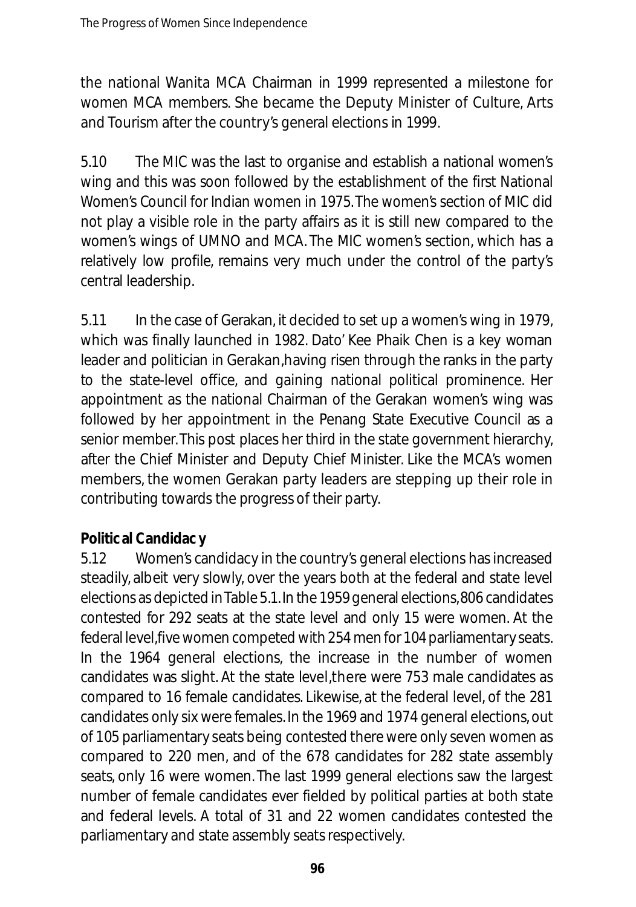the national Wanita MCA Chairman in 1999 represented a milestone for women MCA members. She became the Deputy Minister of Culture, Arts and Tourism after the country's general elections in 1999.

5.10 The MIC was the last to organise and establish a national women's wing and this was soon followed by the establishment of the first National Women's Council for Indian women in 1975. The women's section of MIC did not play a visible role in the party affairs as it is still new compared to the women's wings of UMNO and MCA. The MIC women's section, which has a relatively low profile, remains very much under the control of the party's central leadership.

5.11 In the case of Gerakan, it decided to set up a women's wing in 1979, which was finally launched in 1982. Dato' Kee Phaik Chen is a key woman leader and politician in Gerakan, having risen through the ranks in the party to the state-level office, and gaining national political prominence. Her appointment as the national Chairman of the Gerakan women's wing was followed by her appointment in the Penang State Executive Council as a senior member. This post places her third in the state government hierarchy, after the Chief Minister and Deputy Chief Minister. Like the MCA's women members, the women Gerakan party leaders are stepping up their role in contributing towards the progress of their party.

**Political Candidacy**

5.12 Women's candidacy in the country's general elections has increased steadily, albeit very slowly, over the years both at the federal and state level elections as depicted in Table 5.1. In the 1959 general elections, 806 candidates contested for 292 seats at the state level and only 15 were women. At the federal level, five women competed with 254 men for 104 parliamentary seats. In the 1964 general elections, the increase in the number of women candidates was slight. At the state level, there were 753 male candidates as compared to 16 female candidates. Likewise, at the federal level, of the 281 candidates only six were females. In the 1969 and 1974 general elections, out of 105 parliamentary seats being contested there were only seven women as compared to 220 men, and of the 678 candidates for 282 state assembly seats, only 16 were women. The last 1999 general elections saw the largest number of female candidates ever fielded by political parties at both state and federal levels. A total of 31 and 22 women candidates contested the parliamentary and state assembly seats respectively.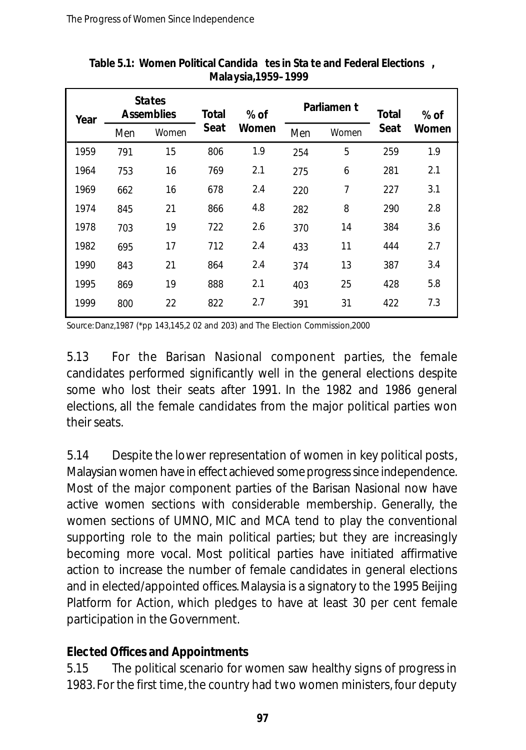**Table 5.1: Women Political Candidates in State and Federal Elections, Malaysia,1959–1999**

| Year | States Assemblies | | Total Seat | % of Women | Parliament | | Total Seat | % of Women |
|---|---|---|---|---|---|---|---|---|
| | Men | Women | | | Men | Women | | |
| 1959 | 791 | 15 | 806 | 1.9 | 254 | 5 | 259 | 1.9 |
| 1964 | 753 | 16 | 769 | 2.1 | 275 | 6 | 281 | 2.1 |
| 1969 | 662 | 16 | 678 | 2.4 | 220 | 7 | 227 | 3.1 |
| 1974 | 845 | 21 | 866 | 4.8 | 282 | 8 | 290 | 2.8 |
| 1978 | 703 | 19 | 722 | 2.6 | 370 | 14 | 384 | 3.6 |
| 1982 | 695 | 17 | 712 | 2.4 | 433 | 11 | 444 | 2.7 |
| 1990 | 843 | 21 | 864 | 2.4 | 374 | 13 | 387 | 3.4 |
| 1995 | 869 | 19 | 888 | 2.1 | 403 | 25 | 428 | 5.8 |
| 1999 | 800 | 22 | 822 | 2.7 | 391 | 31 | 422 | 7.3 |

Source: Danz,1987 (*pp 143,145,202 and 203) and The Election Commission,2000

5.13 For the Barisan Nasional component parties, the female candidates performed significantly well in the general elections despite some who lost their seats after 1991. In the 1982 and 1986 general elections, all the female candidates from the major political parties won their seats.

5.14 Despite the lower representation of women in key political posts, Malaysian women have in effect achieved some progress since independence. Most of the major component parties of the Barisan Nasional now have active women sections with considerable membership. Generally, the women sections of UMNO, MIC and MCA tend to play the conventional supporting role to the main political parties; but they are increasingly becoming more vocal. Most political parties have initiated affirmative action to increase the number of female candidates in general elections and in elected/appointed offices. Malaysia is a signatory to the 1995 Beijing Platform for Action, which pledges to have at least 30 per cent female participation in the Government.

**Elected Offices and Appointments**

5.15 The political scenario for women saw healthy signs of progress in 1983. For the first time, the country had two women ministers, four deputy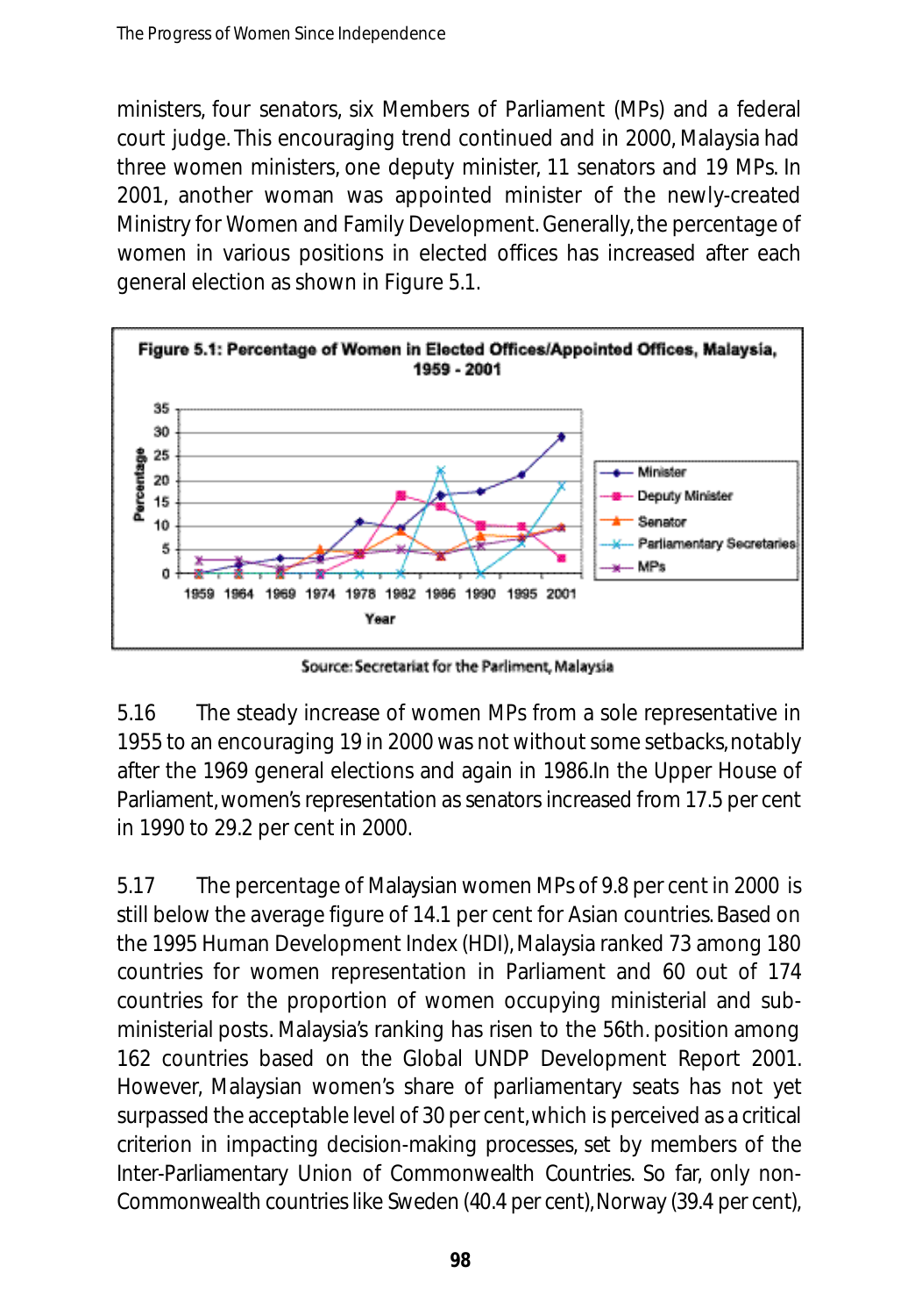ministers, four senators, six Members of Parliament (MPs) and a federal court judge. This encouraging trend continued and in 2000, Malaysia had three women ministers, one deputy minister, 11 senators and 19 MPs. In 2001, another woman was appointed minister of the newly-created Ministry for Women and Family Development. Generally, the percentage of women in various positions in elected offices has increased after each general election as shown in Figure 5.1.

**Figure 5.1: Percentage of Women in Elected Offices/Appointed Offices, Malaysia, 1959 - 2001**

Source: Secretariat for the Parliment, Malaysia

5.16 The steady increase of women MPs from a sole representative in 1955 to an encouraging 19 in 2000 was not without some setbacks, notably after the 1969 general elections and again in 1986.In the Upper House of Parliament, women's representation as senators increased from 17.5 per cent in 1990 to 29.2 per cent in 2000.

5.17 The percentage of Malaysian women MPs of 9.8 per cent in 2000 is still below the average figure of 14.1 per cent for Asian countries. Based on the 1995 Human Development Index (HDI), Malaysia ranked 73 among 180 countries for women representation in Parliament and 60 out of 174 countries for the proportion of women occupying ministerial and sub-ministerial posts. Malaysia's ranking has risen to the 56th. position among 162 countries based on the Global UNDP Development Report 2001. However, Malaysian women's share of parliamentary seats has not yet surpassed the acceptable level of 30 per cent, which is perceived as a critical criterion in impacting decision-making processes, set by members of the Inter-Parliamentary Union of Commonwealth Countries. So far, only non-Commonwealth countries like Sweden (40.4 per cent), Norway (39.4 per cent),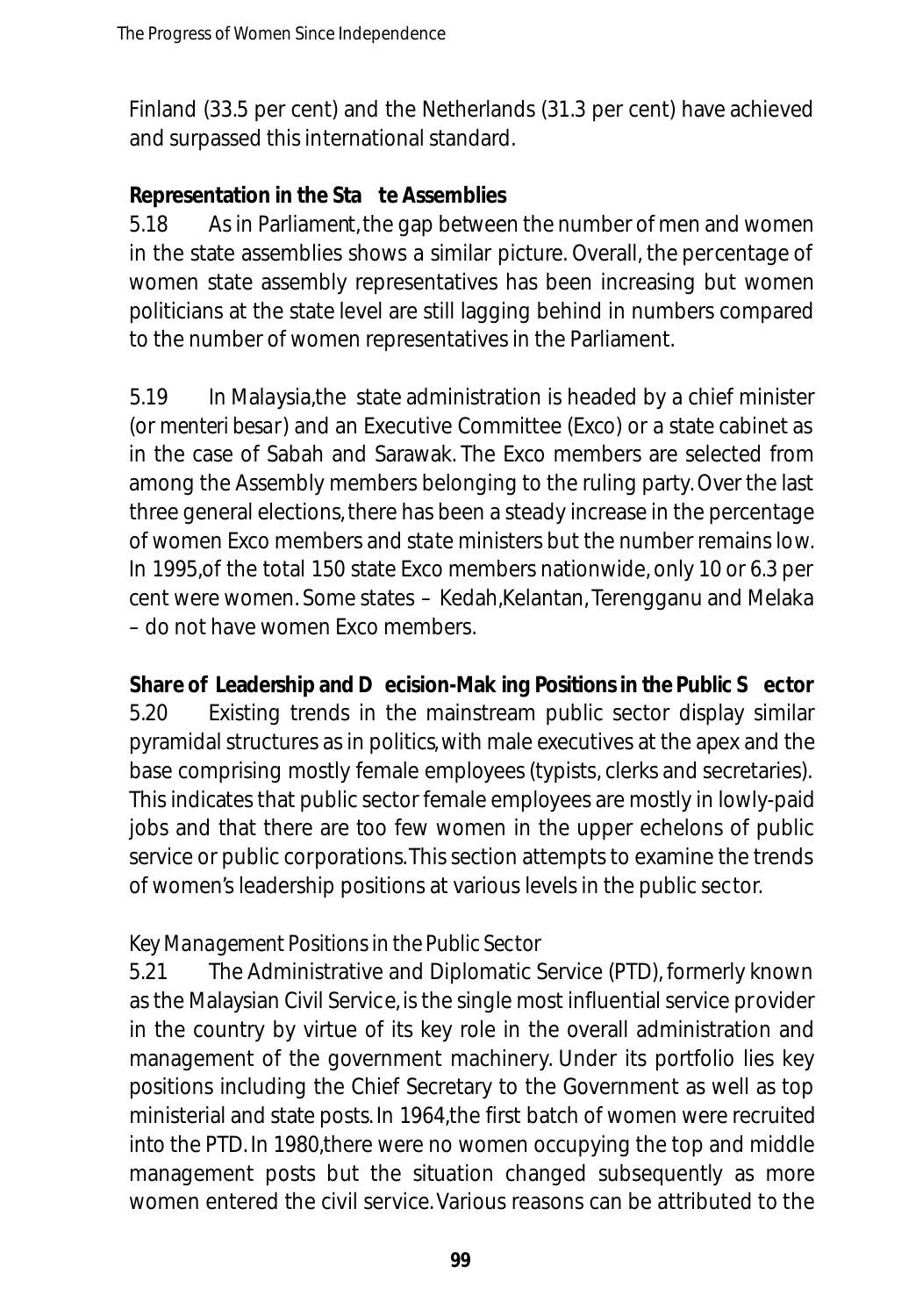Finland (33.5 per cent) and the Netherlands (31.3 per cent) have achieved and surpassed this international standard.

**Representation in the State Assemblies**

5.18 As in Parliament, the gap between the number of men and women in the state assemblies shows a similar picture. Overall, the percentage of women state assembly representatives has been increasing but women politicians at the state level are still lagging behind in numbers compared to the number of women representatives in the Parliament.

5.19 In Malaysia, the state administration is headed by a chief minister (or *menteri besar*) and an Executive Committee (Exco) or a state cabinet as in the case of Sabah and Sarawak. The Exco members are selected from among the Assembly members belonging to the ruling party. Over the last three general elections, there has been a steady increase in the percentage of women Exco members and state ministers but the number remains low. In 1995, of the total 150 state Exco members nationwide, only 10 or 6.3 per cent were women. Some states – Kedah, Kelantan, Terengganu and Melaka – do not have women Exco members.

**Share of Leadership and Decision-Making Positions in the Public Sector**

5.20 Existing trends in the mainstream public sector display similar pyramidal structures as in politics, with male executives at the apex and the base comprising mostly female employees (typists, clerks and secretaries). This indicates that public sector female employees are mostly in lowly-paid jobs and that there are too few women in the upper echelons of public service or public corporations. This section attempts to examine the trends of women's leadership positions at various levels in the public sector.

*Key Management Positions in the Public Sector*

5.21 The Administrative and Diplomatic Service (PTD), formerly known as the Malaysian Civil Service, is the single most influential service provider in the country by virtue of its key role in the overall administration and management of the government machinery. Under its portfolio lies key positions including the Chief Secretary to the Government as well as top ministerial and state posts. In 1964, the first batch of women were recruited into the PTD. In 1980, there were no women occupying the top and middle management posts but the situation changed subsequently as more women entered the civil service. Various reasons can be attributed to the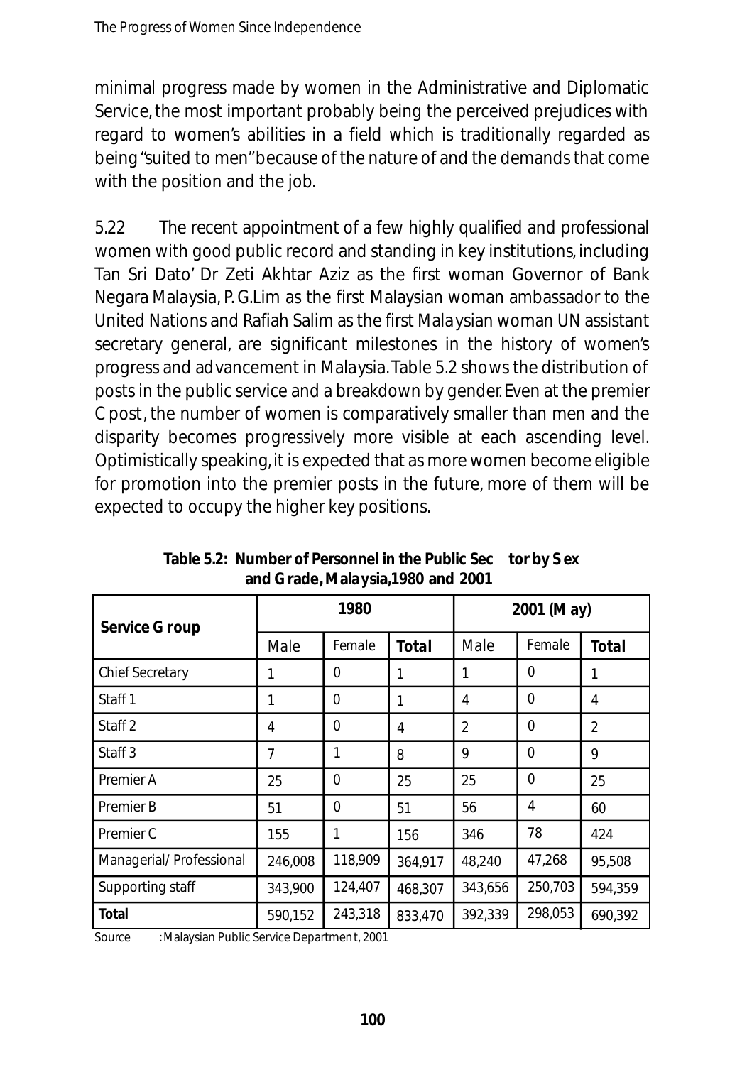minimal progress made by women in the Administrative and Diplomatic Service, the most important probably being the perceived prejudices with regard to women's abilities in a field which is traditionally regarded as being "suited to men" because of the nature of and the demands that come with the position and the job.

5.22 The recent appointment of a few highly qualified and professional women with good public record and standing in key institutions, including Tan Sri Dato' Dr Zeti Akhtar Aziz as the first woman Governor of Bank Negara Malaysia, P. G. Lim as the first Malaysian woman ambassador to the United Nations and Rafiah Salim as the first Malaysian woman UN assistant secretary general, are significant milestones in the history of women's progress and advancement in Malaysia. Table 5.2 shows the distribution of posts in the public service and a breakdown by gender. Even at the premier C post, the number of women is comparatively smaller than men and the disparity becomes progressively more visible at each ascending level. Optimistically speaking, it is expected that as more women become eligible for promotion into the premier posts in the future, more of them will be expected to occupy the higher key positions.

**Table 5.2: Number of Personnel in the Public Sector by Sex and Grade, Malaysia, 1980 and 2001**

| Service Group | 1980 | | | 2001 (May) | | |
|---|---|---|---|---|---|---|
| | Male | Female | **Total** | Male | Female | **Total** |
| Chief Secretary | 1 | 0 | 1 | 1 | 0 | 1 |
| Staff 1 | 1 | 0 | 1 | 4 | 0 | 4 |
| Staff 2 | 4 | 0 | 4 | 2 | 0 | 2 |
| Staff 3 | 7 | 1 | 8 | 9 | 0 | 9 |
| Premier A | 25 | 0 | 25 | 25 | 0 | 25 |
| Premier B | 51 | 0 | 51 | 56 | 4 | 60 |
| Premier C | 155 | 1 | 156 | 346 | 78 | 424 |
| Managerial/ Professional | 246,008 | 118,909 | 364,917 | 48,240 | 47,268 | 95,508 |
| Supporting staff | 343,900 | 124,407 | 468,307 | 343,656 | 250,703 | 594,359 |
| **Total** | 590,152 | 243,318 | 833,470 | 392,339 | 298,053 | 690,392 |

Source : Malaysian Public Service Department, 2001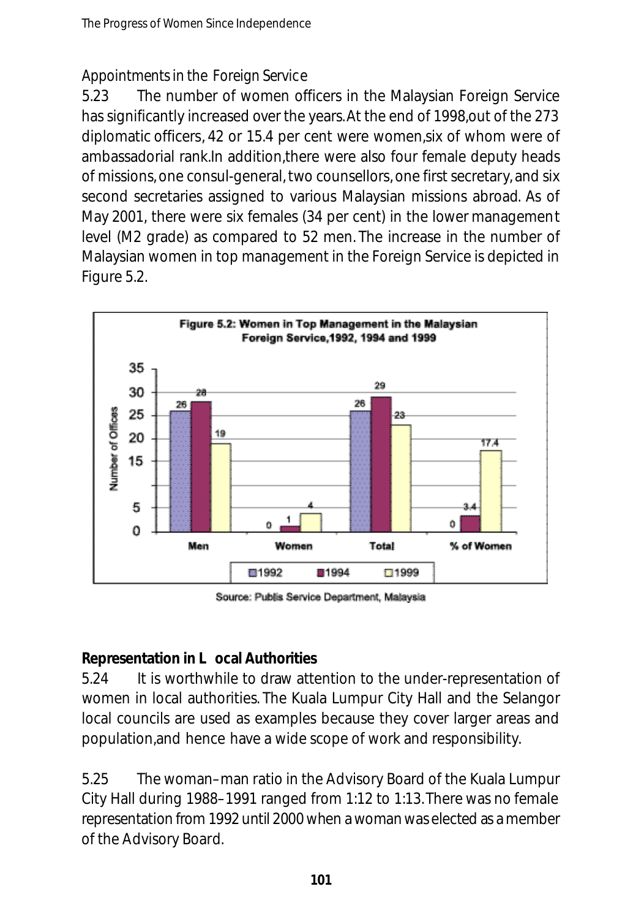### Appointments in the Foreign Service

5.23 The number of women officers in the Malaysian Foreign Service has significantly increased over the years. At the end of 1998, out of the 273 diplomatic officers, 42 or 15.4 per cent were women, six of whom were of ambassadorial rank. In addition, there were also four female deputy heads of missions, one consul-general, two counsellors, one first secretary, and six second secretaries assigned to various Malaysian missions abroad. As of May 2001, there were six females (34 per cent) in the lower management level (M2 grade) as compared to 52 men. The increase in the number of Malaysian women in top management in the Foreign Service is depicted in Figure 5.2.

**Figure 5.2: Women in Top Management in the Malaysian Foreign Service, 1992, 1994 and 1999**

| | 1992 | 1994 | 1999 |
|---|---|---|---|
| Men | 26 | 28 | 19 |
| Women | 0 | 1 | 4 |
| Total | 26 | 29 | 23 |
| % of Women | 0 | 3.4 | 17.4 |

Source: Public Service Department, Malaysia

### Representation in Local Authorities

5.24 It is worthwhile to draw attention to the under-representation of women in local authorities. The Kuala Lumpur City Hall and the Selangor local councils are used as examples because they cover larger areas and population, and hence have a wide scope of work and responsibility.

5.25 The woman–man ratio in the Advisory Board of the Kuala Lumpur City Hall during 1988–1991 ranged from 1:12 to 1:13. There was no female representation from 1992 until 2000 when a woman was elected as a member of the Advisory Board.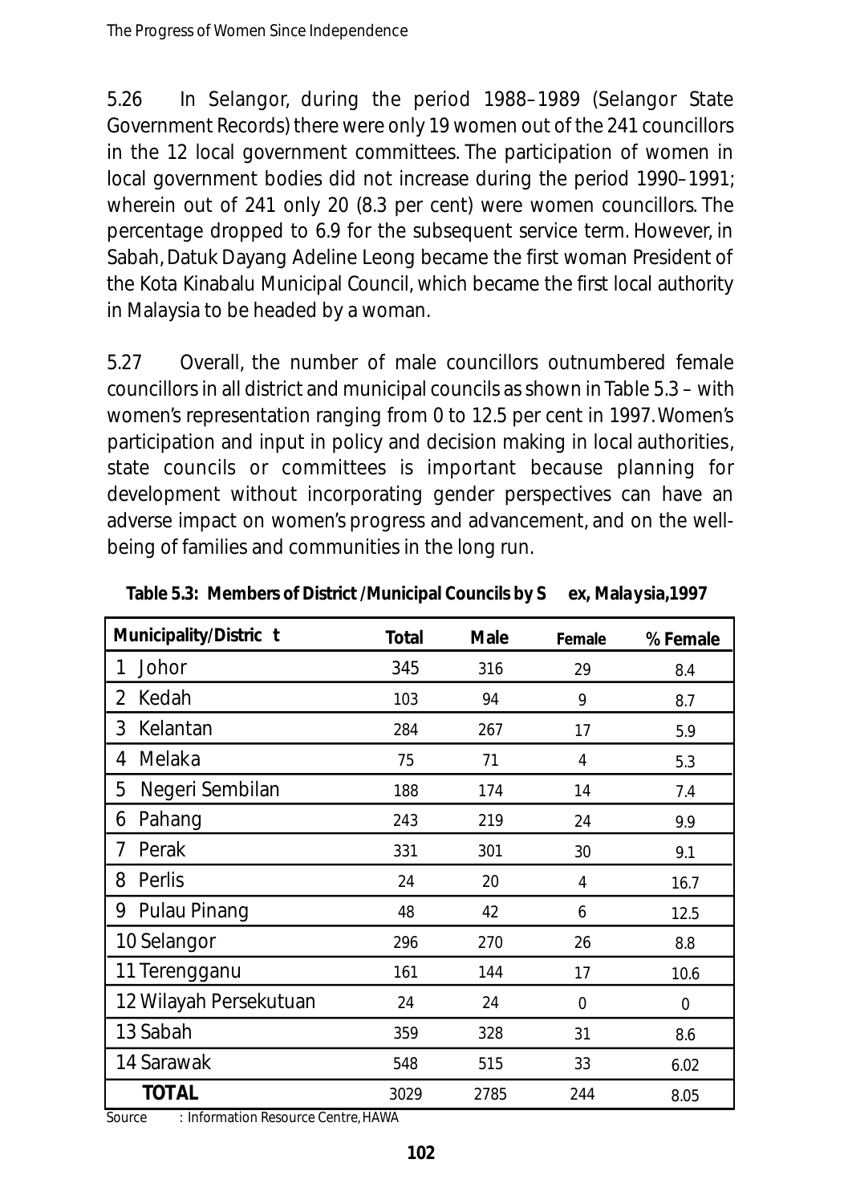5.26 In Selangor, during the period 1988–1989 (Selangor State Government Records) there were only 19 women out of the 241 councillors in the 12 local government committees. The participation of women in local government bodies did not increase during the period 1990–1991; wherein out of 241 only 20 (8.3 per cent) were women councillors. The percentage dropped to 6.9 for the subsequent service term. However, in Sabah, Datuk Dayang Adeline Leong became the first woman President of the Kota Kinabalu Municipal Council, which became the first local authority in Malaysia to be headed by a woman.

5.27 Overall, the number of male councillors outnumbered female councillors in all district and municipal councils as shown in Table 5.3 – with women's representation ranging from 0 to 12.5 per cent in 1997. Women's participation and input in policy and decision making in local authorities, state councils or committees is important because planning for development without incorporating gender perspectives can have an adverse impact on women's progress and advancement, and on the well-being of families and communities in the long run.

**Table 5.3: Members of District /Municipal Councils by Sex, Malaysia,1997**

| Municipality/District | Total | Male | Female | % Female |
|---|---|---|---|---|
| 1 Johor | 345 | 316 | 29 | 8.4 |
| 2 Kedah | 103 | 94 | 9 | 8.7 |
| 3 Kelantan | 284 | 267 | 17 | 5.9 |
| 4 Melaka | 75 | 71 | 4 | 5.3 |
| 5 Negeri Sembilan | 188 | 174 | 14 | 7.4 |
| 6 Pahang | 243 | 219 | 24 | 9.9 |
| 7 Perak | 331 | 301 | 30 | 9.1 |
| 8 Perlis | 24 | 20 | 4 | 16.7 |
| 9 Pulau Pinang | 48 | 42 | 6 | 12.5 |
| 10 Selangor | 296 | 270 | 26 | 8.8 |
| 11 Terengganu | 161 | 144 | 17 | 10.6 |
| 12 Wilayah Persekutuan | 24 | 24 | 0 | 0 |
| 13 Sabah | 359 | 328 | 31 | 8.6 |
| 14 Sarawak | 548 | 515 | 33 | 6.02 |
| **TOTAL** | 3029 | 2785 | 244 | 8.05 |

Source : Information Resource Centre, HAWA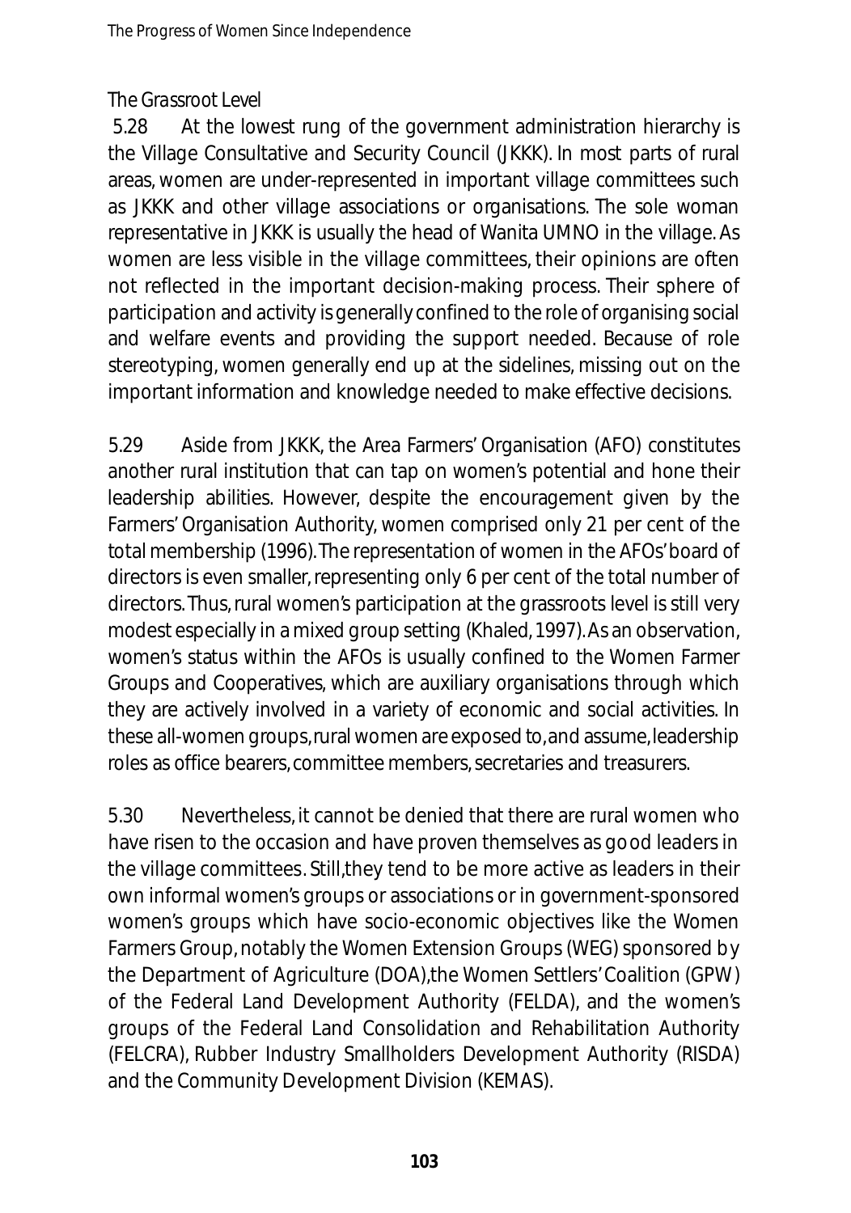*The Grassroot Level*

5.28 At the lowest rung of the government administration hierarchy is the Village Consultative and Security Council (JKKK). In most parts of rural areas, women are under-represented in important village committees such as JKKK and other village associations or organisations. The sole woman representative in JKKK is usually the head of Wanita UMNO in the village. As women are less visible in the village committees, their opinions are often not reflected in the important decision-making process. Their sphere of participation and activity is generally confined to the role of organising social and welfare events and providing the support needed. Because of role stereotyping, women generally end up at the sidelines, missing out on the important information and knowledge needed to make effective decisions.

5.29 Aside from JKKK, the Area Farmers' Organisation (AFO) constitutes another rural institution that can tap on women's potential and hone their leadership abilities. However, despite the encouragement given by the Farmers' Organisation Authority, women comprised only 21 per cent of the total membership (1996). The representation of women in the AFOs' board of directors is even smaller, representing only 6 per cent of the total number of directors. Thus, rural women's participation at the grassroots level is still very modest especially in a mixed group setting (Khaled, 1997). As an observation, women's status within the AFOs is usually confined to the Women Farmer Groups and Cooperatives, which are auxiliary organisations through which they are actively involved in a variety of economic and social activities. In these all-women groups, rural women are exposed to, and assume, leadership roles as office bearers, committee members, secretaries and treasurers.

5.30 Nevertheless, it cannot be denied that there are rural women who have risen to the occasion and have proven themselves as good leaders in the village committees. Still, they tend to be more active as leaders in their own informal women's groups or associations or in government-sponsored women's groups which have socio-economic objectives like the Women Farmers Group, notably the Women Extension Groups (WEG) sponsored by the Department of Agriculture (DOA), the Women Settlers' Coalition (GPW) of the Federal Land Development Authority (FELDA), and the women's groups of the Federal Land Consolidation and Rehabilitation Authority (FELCRA), Rubber Industry Smallholders Development Authority (RISDA) and the Community Development Division (KEMAS).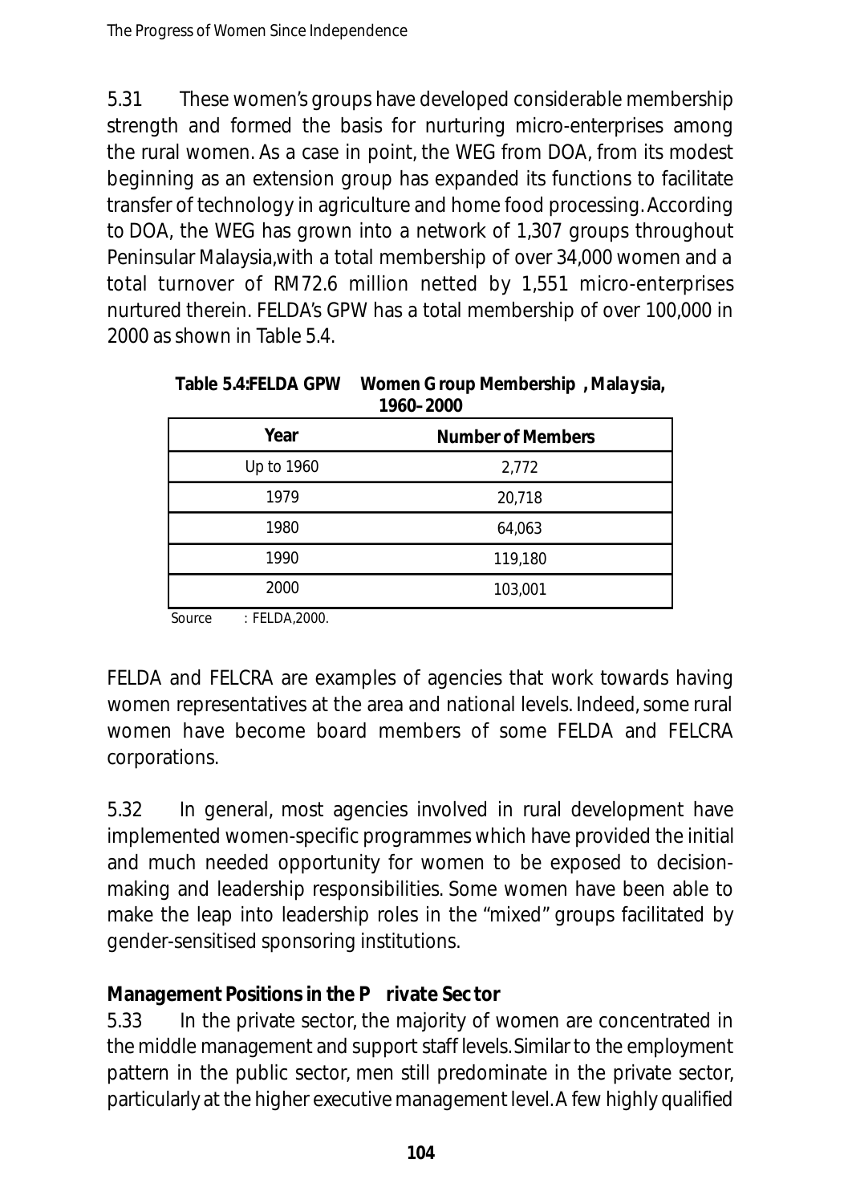5.31 These women's groups have developed considerable membership strength and formed the basis for nurturing micro-enterprises among the rural women. As a case in point, the WEG from DOA, from its modest beginning as an extension group has expanded its functions to facilitate transfer of technology in agriculture and home food processing. According to DOA, the WEG has grown into a network of 1,307 groups throughout Peninsular Malaysia, with a total membership of over 34,000 women and a total turnover of RM72.6 million netted by 1,551 micro-enterprises nurtured therein. FELDA's GPW has a total membership of over 100,000 in 2000 as shown in Table 5.4.

**Table 5.4: FELDA GPW Women Group Membership, Malaysia, 1960–2000**

| Year | Number of Members |
|---|---|
| Up to 1960 | 2,772 |
| 1979 | 20,718 |
| 1980 | 64,063 |
| 1990 | 119,180 |
| 2000 | 103,001 |

Source : FELDA, 2000.

FELDA and FELCRA are examples of agencies that work towards having women representatives at the area and national levels. Indeed, some rural women have become board members of some FELDA and FELCRA corporations.

5.32 In general, most agencies involved in rural development have implemented women-specific programmes which have provided the initial and much needed opportunity for women to be exposed to decision-making and leadership responsibilities. Some women have been able to make the leap into leadership roles in the "mixed" groups facilitated by gender-sensitised sponsoring institutions.

**Management Positions in the Private Sector**

5.33 In the private sector, the majority of women are concentrated in the middle management and support staff levels. Similar to the employment pattern in the public sector, men still predominate in the private sector, particularly at the higher executive management level. A few highly qualified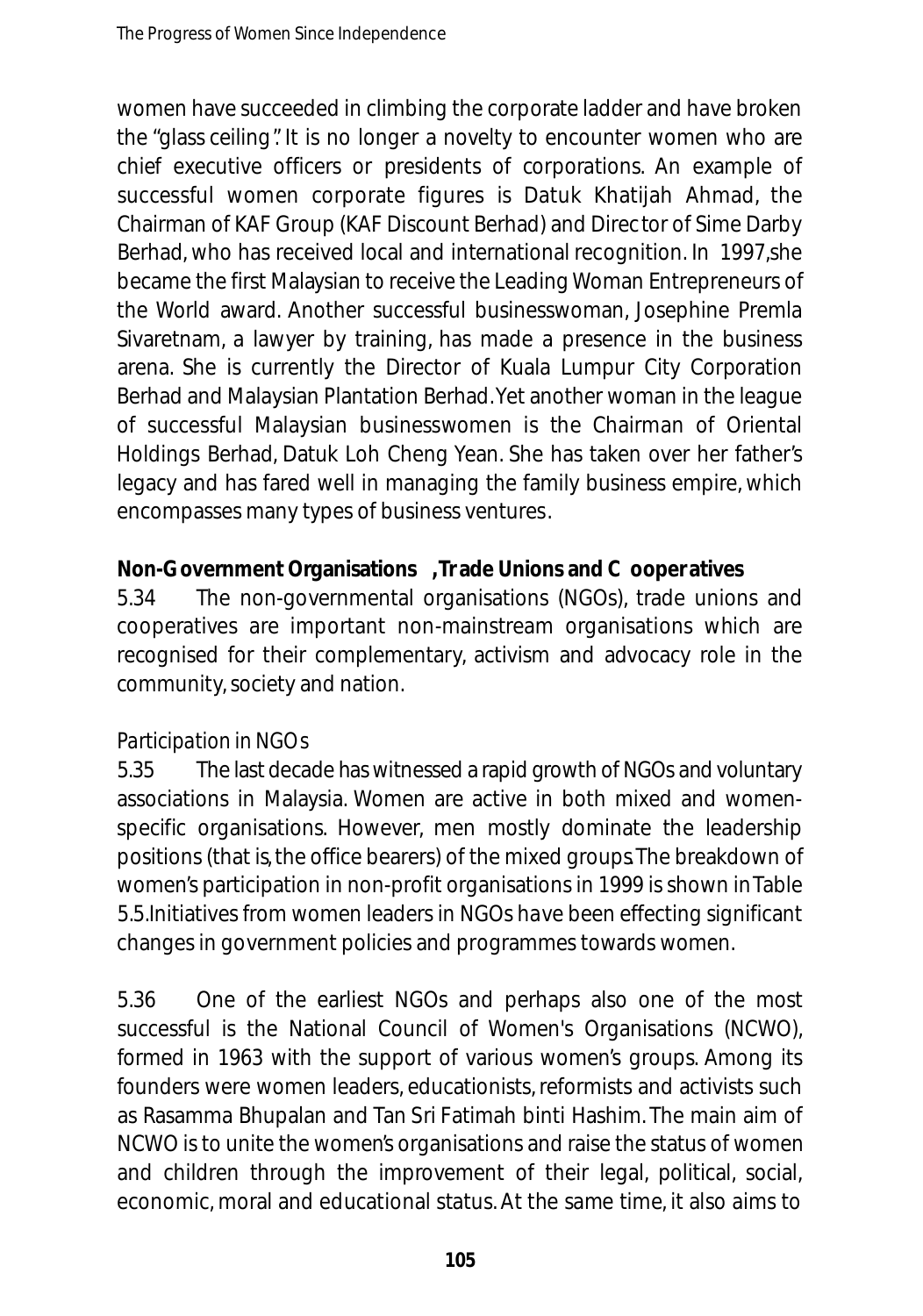women have succeeded in climbing the corporate ladder and have broken the "glass ceiling". It is no longer a novelty to encounter women who are chief executive officers or presidents of corporations. An example of successful women corporate figures is Datuk Khatijah Ahmad, the Chairman of KAF Group (KAF Discount Berhad) and Director of Sime Darby Berhad, who has received local and international recognition. In 1997, she became the first Malaysian to receive the Leading Woman Entrepreneurs of the World award. Another successful businesswoman, Josephine Premla Sivaretnam, a lawyer by training, has made a presence in the business arena. She is currently the Director of Kuala Lumpur City Corporation Berhad and Malaysian Plantation Berhad. Yet another woman in the league of successful Malaysian businesswomen is the Chairman of Oriental Holdings Berhad, Datuk Loh Cheng Yean. She has taken over her father's legacy and has fared well in managing the family business empire, which encompasses many types of business ventures.

**Non-Government Organisations, Trade Unions and Cooperatives**

5.34 The non-governmental organisations (NGOs), trade unions and cooperatives are important non-mainstream organisations which are recognised for their complementary, activism and advocacy role in the community, society and nation.

*Participation in NGOs*

5.35 The last decade has witnessed a rapid growth of NGOs and voluntary associations in Malaysia. Women are active in both mixed and women-specific organisations. However, men mostly dominate the leadership positions (that is, the office bearers) of the mixed groups. The breakdown of women's participation in non-profit organisations in 1999 is shown in Table 5.5. Initiatives from women leaders in NGOs have been effecting significant changes in government policies and programmes towards women.

5.36 One of the earliest NGOs and perhaps also one of the most successful is the National Council of Women's Organisations (NCWO), formed in 1963 with the support of various women's groups. Among its founders were women leaders, educationists, reformists and activists such as Rasamma Bhupalan and Tan Sri Fatimah binti Hashim. The main aim of NCWO is to unite the women's organisations and raise the status of women and children through the improvement of their legal, political, social, economic, moral and educational status. At the same time, it also aims to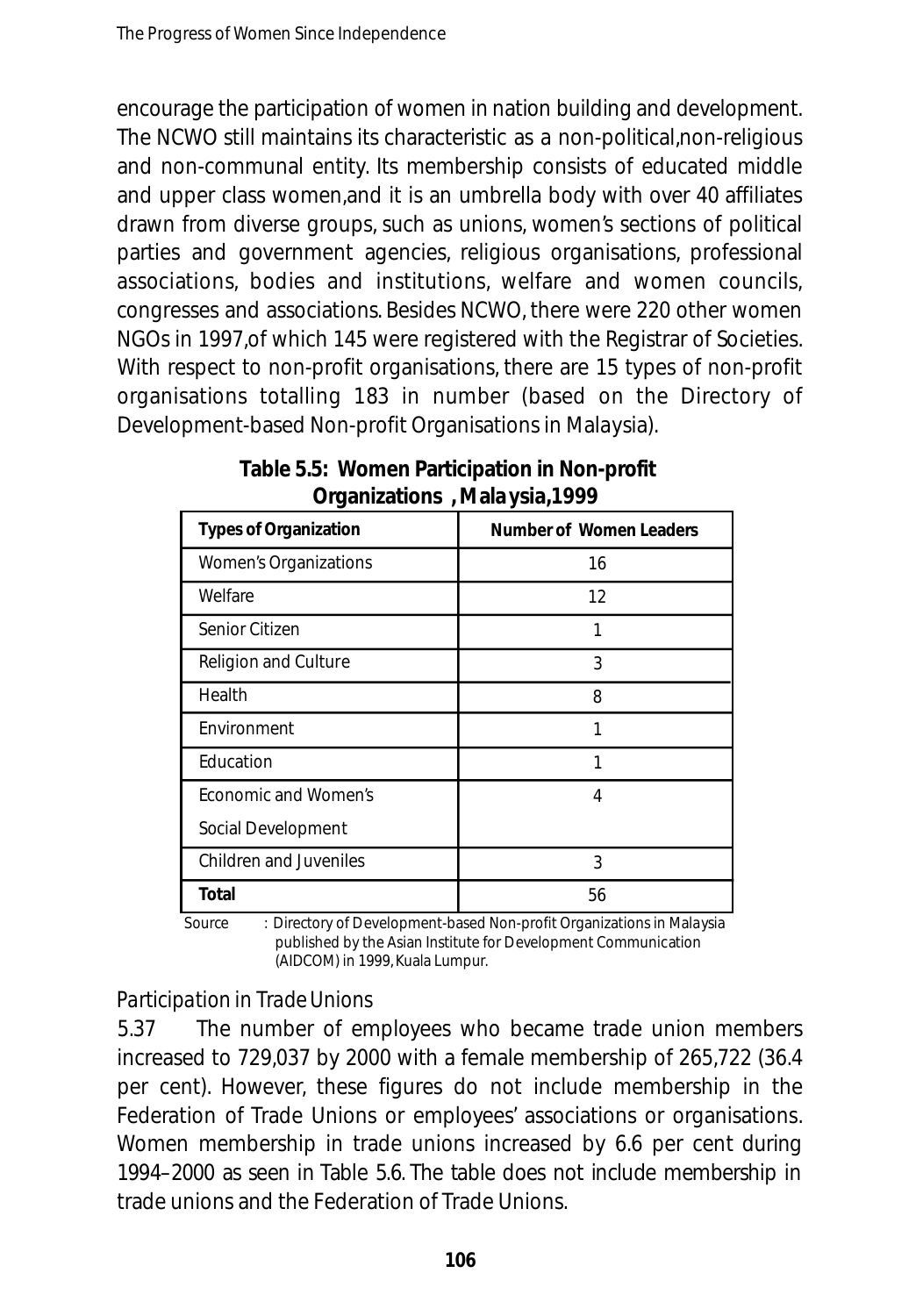encourage the participation of women in nation building and development. The NCWO still maintains its characteristic as a non-political,non-religious and non-communal entity. Its membership consists of educated middle and upper class women,and it is an umbrella body with over 40 affiliates drawn from diverse groups, such as unions, women's sections of political parties and government agencies, religious organisations, professional associations, bodies and institutions, welfare and women councils, congresses and associations. Besides NCWO, there were 220 other women NGOs in 1997,of which 145 were registered with the Registrar of Societies. With respect to non-profit organisations, there are 15 types of non-profit organisations totalling 183 in number (based on the Directory of Development-based Non-profit Organisations in Malaysia).

**Table 5.5: Women Participation in Non-profit Organizations , Malaysia,1999**

| Types of Organization | Number of Women Leaders |
|---|---|
| Women's Organizations | 16 |
| Welfare | 12 |
| Senior Citizen | 1 |
| Religion and Culture | 3 |
| Health | 8 |
| Environment | 1 |
| Education | 1 |
| Economic and Women's Social Development | 4 |
| Children and Juveniles | 3 |
| **Total** | 56 |

Source : Directory of Development-based Non-profit Organizations in Malaysia published by the Asian Institute for Development Communication (AIDCOM) in 1999, Kuala Lumpur.

*Participation in Trade Unions*

5.37 The number of employees who became trade union members increased to 729,037 by 2000 with a female membership of 265,722 (36.4 per cent). However, these figures do not include membership in the Federation of Trade Unions or employees' associations or organisations. Women membership in trade unions increased by 6.6 per cent during 1994–2000 as seen in Table 5.6. The table does not include membership in trade unions and the Federation of Trade Unions.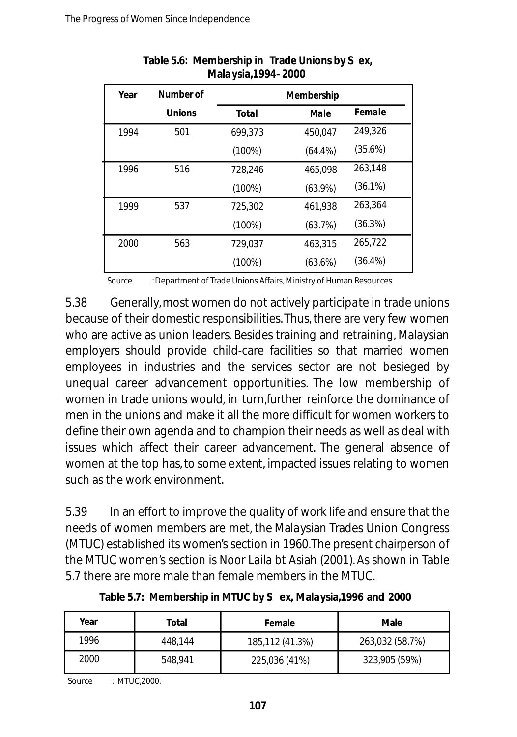**Table 5.6: Membership in Trade Unions by Sex, Malaysia,1994–2000**

| Year | Number of Unions | Membership | | |
|---|---|---|---|---|
| | | Total | Male | Female |
| 1994 | 501 | 699,373 | 450,047 | 249,326 |
| | | (100%) | (64.4%) | (35.6%) |
| 1996 | 516 | 728,246 | 465,098 | 263,148 |
| | | (100%) | (63.9%) | (36.1%) |
| 1999 | 537 | 725,302 | 461,938 | 263,364 |
| | | (100%) | (63.7%) | (36.3%) |
| 2000 | 563 | 729,037 | 463,315 | 265,722 |
| | | (100%) | (63.6%) | (36.4%) |

Source : Department of Trade Unions Affairs, Ministry of Human Resources

5.38 Generally, most women do not actively participate in trade unions because of their domestic responsibilities. Thus, there are very few women who are active as union leaders. Besides training and retraining, Malaysian employers should provide child-care facilities so that married women employees in industries and the services sector are not besieged by unequal career advancement opportunities. The low membership of women in trade unions would, in turn, further reinforce the dominance of men in the unions and make it all the more difficult for women workers to define their own agenda and to champion their needs as well as deal with issues which affect their career advancement. The general absence of women at the top has, to some extent, impacted issues relating to women such as the work environment.

5.39 In an effort to improve the quality of work life and ensure that the needs of women members are met, the Malaysian Trades Union Congress (MTUC) established its women's section in 1960. The present chairperson of the MTUC women's section is Noor Laila bt Asiah (2001). As shown in Table 5.7 there are more male than female members in the MTUC.

**Table 5.7: Membership in MTUC by Sex, Malaysia,1996 and 2000**

| Year | Total | Female | Male |
|---|---|---|---|
| 1996 | 448,144 | 185,112 (41.3%) | 263,032 (58.7%) |
| 2000 | 548,941 | 225,036 (41%) | 323,905 (59%) |

Source : MTUC, 2000.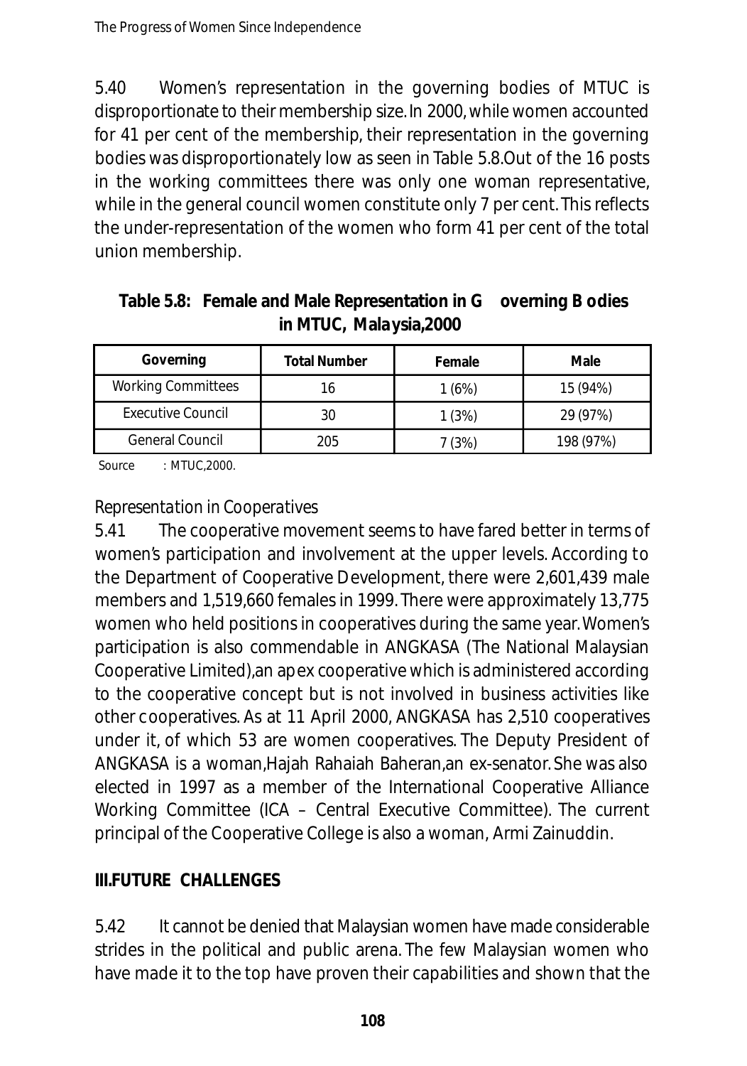5.40 Women's representation in the governing bodies of MTUC is disproportionate to their membership size. In 2000, while women accounted for 41 per cent of the membership, their representation in the governing bodies was disproportionately low as seen in Table 5.8. Out of the 16 posts in the working committees there was only one woman representative, while in the general council women constitute only 7 per cent. This reflects the under-representation of the women who form 41 per cent of the total union membership.

**Table 5.8: Female and Male Representation in Governing Bodies in MTUC, Malaysia, 2000**

| Governing | Total Number | Female | Male |
|---|---|---|---|
| Working Committees | 16 | 1 (6%) | 15 (94%) |
| Executive Council | 30 | 1 (3%) | 29 (97%) |
| General Council | 205 | 7 (3%) | 198 (97%) |

Source : MTUC, 2000.

*Representation in Cooperatives*

5.41 The cooperative movement seems to have fared better in terms of women's participation and involvement at the upper levels. According to the Department of Cooperative Development, there were 2,601,439 male members and 1,519,660 females in 1999. There were approximately 13,775 women who held positions in cooperatives during the same year. Women's participation is also commendable in ANGKASA (The National Malaysian Cooperative Limited), an apex cooperative which is administered according to the cooperative concept but is not involved in business activities like other cooperatives. As at 11 April 2000, ANGKASA has 2,510 cooperatives under it, of which 53 are women cooperatives. The Deputy President of ANGKASA is a woman, Hajah Rahaiah Baheran, an ex-senator. She was also elected in 1997 as a member of the International Cooperative Alliance Working Committee (ICA – Central Executive Committee). The current principal of the Cooperative College is also a woman, Armi Zainuddin.

**III. FUTURE CHALLENGES**

5.42 It cannot be denied that Malaysian women have made considerable strides in the political and public arena. The few Malaysian women who have made it to the top have proven their capabilities and shown that the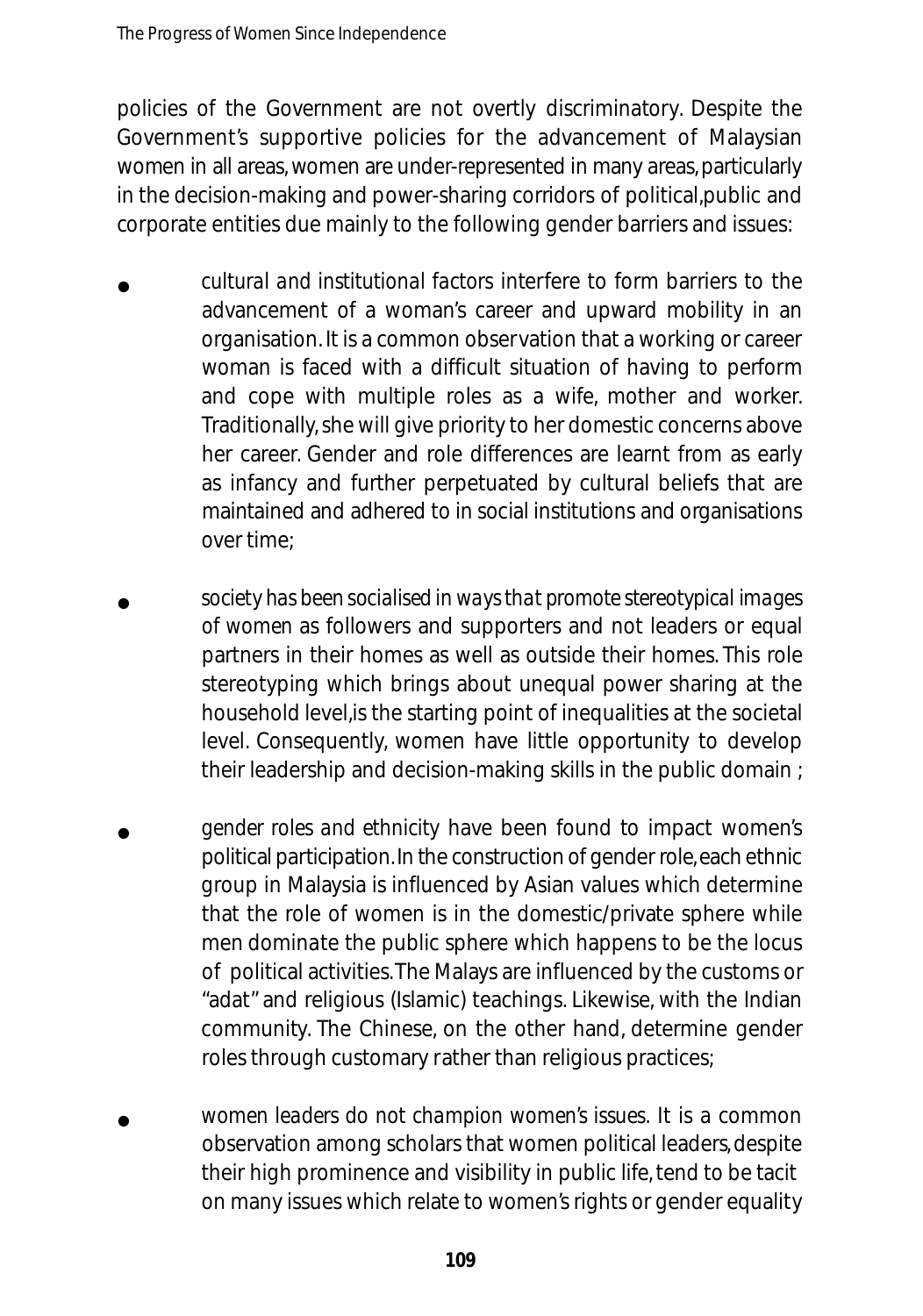policies of the Government are not overtly discriminatory. Despite the Government's supportive policies for the advancement of Malaysian women in all areas, women are under-represented in many areas, particularly in the decision-making and power-sharing corridors of political, public and corporate entities due mainly to the following gender barriers and issues:

- *cultural and institutional factors* interfere to form barriers to the advancement of a woman's career and upward mobility in an organisation. It is a common observation that a working or career woman is faced with a difficult situation of having to perform and cope with multiple roles as a wife, mother and worker. Traditionally, she will give priority to her domestic concerns above her career. Gender and role differences are learnt from as early as infancy and further perpetuated by cultural beliefs that are maintained and adhered to in social institutions and organisations over time;

- *society has been socialised in ways that promote stereotypical images* of women as followers and supporters and not leaders or equal partners in their homes as well as outside their homes. This role stereotyping which brings about unequal power sharing at the household level, is the starting point of inequalities at the societal level. Consequently, women have little opportunity to develop their leadership and decision-making skills in the public domain ;

- *gender roles and ethnicity* have been found to impact women's political participation. In the construction of gender role, each ethnic group in Malaysia is influenced by Asian values which determine that the role of women is in the domestic/private sphere while men dominate the public sphere which happens to be the locus of political activities. The Malays are influenced by the customs or "adat" and religious (Islamic) teachings. Likewise, with the Indian community. The Chinese, on the other hand, determine gender roles through customary rather than religious practices;

- *women leaders do not champion women's issues.* It is a common observation among scholars that women political leaders, despite their high prominence and visibility in public life, tend to be tacit on many issues which relate to women's rights or gender equality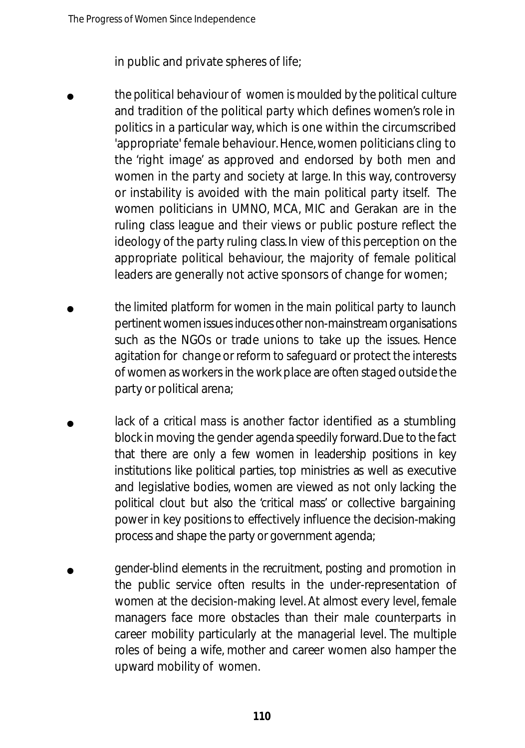in public and private spheres of life;

- *the political behaviour of women is moulded by the political culture* and tradition of the political party which defines women's role in politics in a particular way, which is one within the circumscribed 'appropriate' female behaviour. Hence, women politicians cling to the 'right image' as approved and endorsed by both men and women in the party and society at large. In this way, controversy or instability is avoided with the main political party itself. The women politicians in UMNO, MCA, MIC and Gerakan are in the ruling class league and their views or public posture reflect the ideology of the party ruling class. In view of this perception on the appropriate political behaviour, the majority of female political leaders are generally not active sponsors of change for women;

- *the limited platform for women in the main political party to launch* pertinent women issues induces other non-mainstream organisations such as the NGOs or trade unions to take up the issues. Hence agitation for change or reform to safeguard or protect the interests of women as workers in the work place are often staged outside the party or political arena;

- *lack of a critical mass* is another factor identified as a stumbling block in moving the gender agenda speedily forward. Due to the fact that there are only a few women in leadership positions in key institutions like political parties, top ministries as well as executive and legislative bodies, women are viewed as not only lacking the political clout but also the 'critical mass' or collective bargaining power in key positions to effectively influence the decision-making process and shape the party or government agenda;

- *gender-blind elements in the recruitment, posting and promotion in* the public service often results in the under-representation of women at the decision-making level. At almost every level, female managers face more obstacles than their male counterparts in career mobility particularly at the managerial level. The multiple roles of being a wife, mother and career women also hamper the upward mobility of women.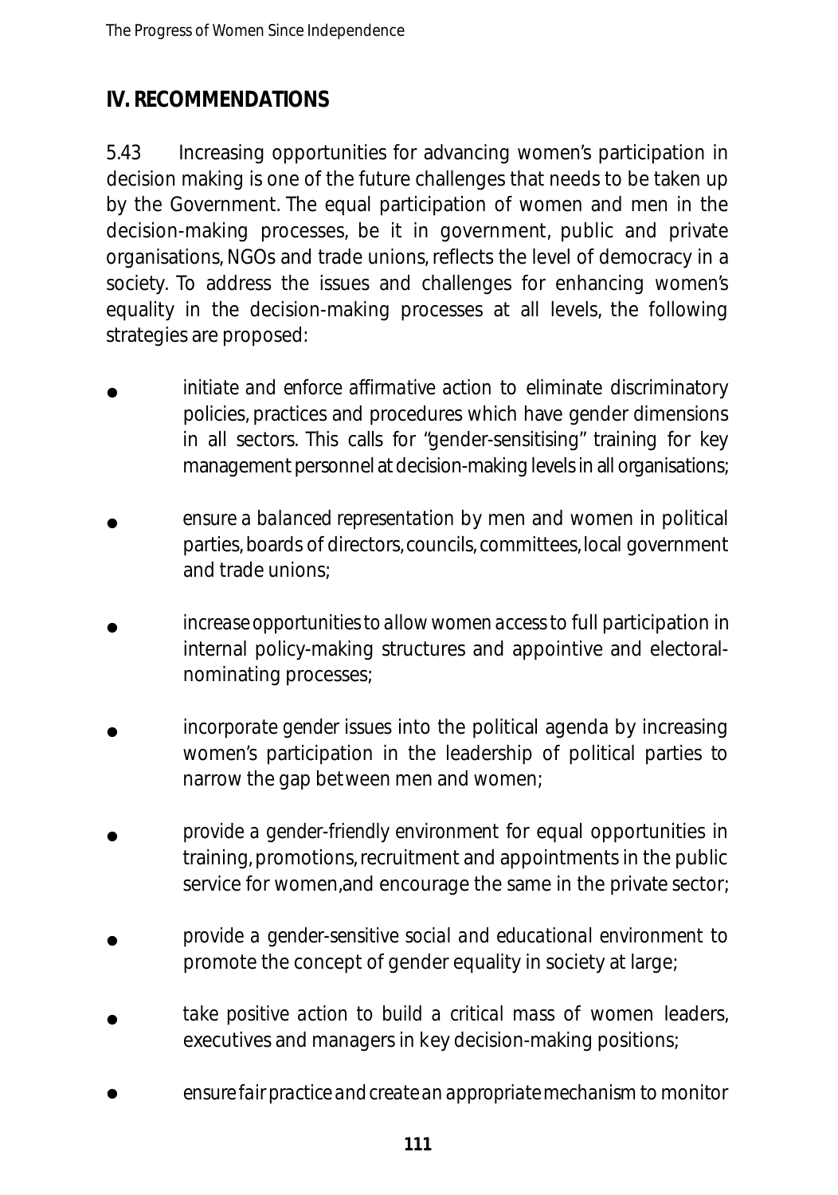## IV. RECOMMENDATIONS

5.43 Increasing opportunities for advancing women's participation in decision making is one of the future challenges that needs to be taken up by the Government. The equal participation of women and men in the decision-making processes, be it in government, public and private organisations, NGOs and trade unions, reflects the level of democracy in a society. To address the issues and challenges for enhancing women's equality in the decision-making processes at all levels, the following strategies are proposed:

- *initiate and enforce affirmative action* to eliminate discriminatory policies, practices and procedures which have gender dimensions in all sectors. This calls for "gender-sensitising" training for key management personnel at decision-making levels in all organisations;
- *ensure a balanced representation* by men and women in political parties, boards of directors, councils, committees, local government and trade unions;
- *increase opportunities to allow women access* to full participation in internal policy-making structures and appointive and electoral-nominating processes;
- *incorporate gender issues into the political agenda* by increasing women's participation in the leadership of political parties to narrow the gap between men and women;
- *provide a gender-friendly environment* for equal opportunities in training, promotions, recruitment and appointments in the public service for women, and encourage the same in the private sector;
- *provide a gender-sensitive social and educational environment* to promote the concept of gender equality in society at large;
- *take positive action to build a critical mass* of women leaders, executives and managers in key decision-making positions;
- *ensure fair practice and create an appropriate mechanism* to monitor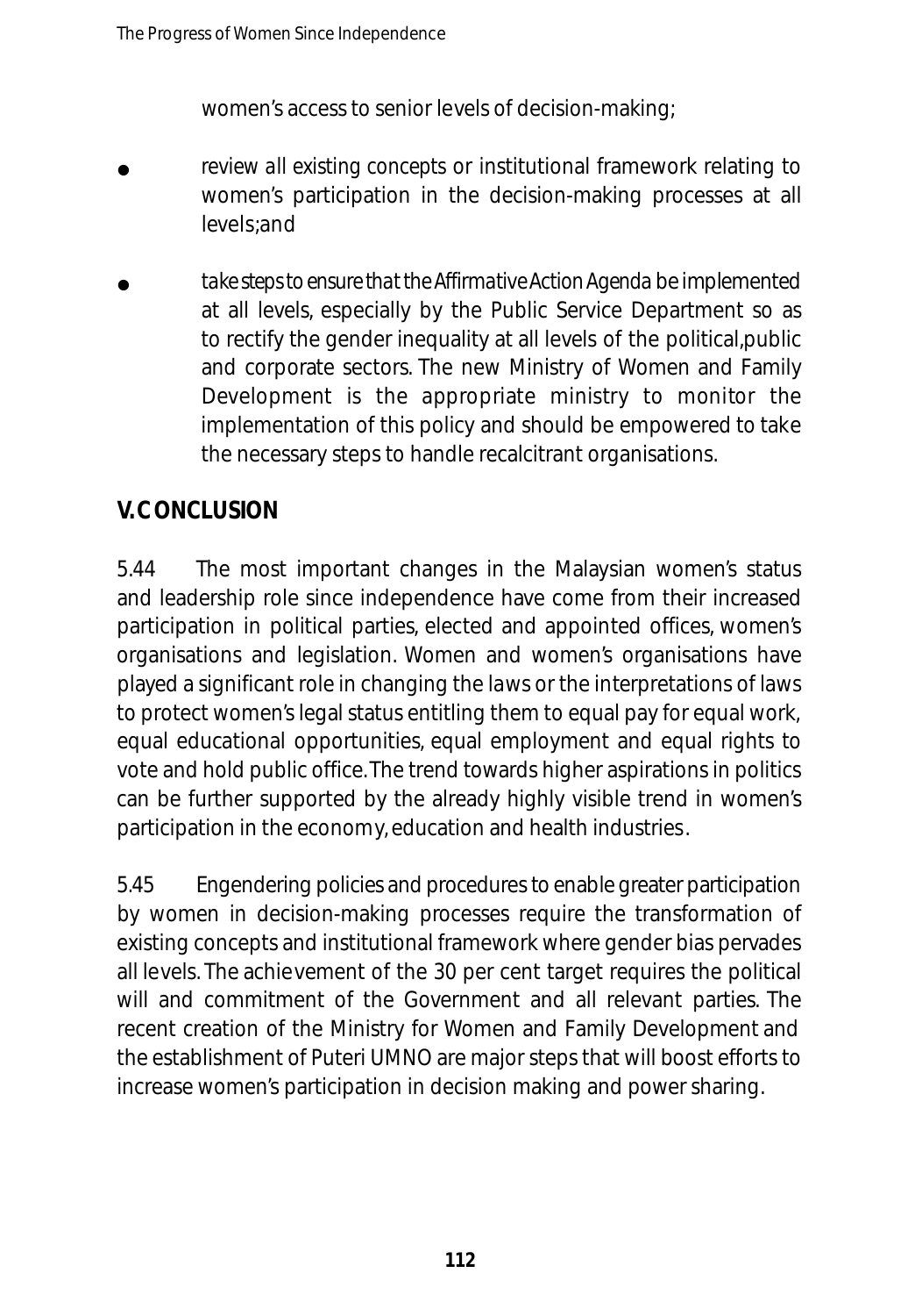women's access to senior levels of decision-making;

- review all existing concepts or institutional framework relating to women's participation in the decision-making processes at all levels;and
- take steps to ensure that the Affirmative Action Agenda be implemented at all levels, especially by the Public Service Department so as to rectify the gender inequality at all levels of the political,public and corporate sectors. The new Ministry of Women and Family Development is the appropriate ministry to monitor the implementation of this policy and should be empowered to take the necessary steps to handle recalcitrant organisations.

## V. CONCLUSION

5.44 The most important changes in the Malaysian women's status and leadership role since independence have come from their increased participation in political parties, elected and appointed offices, women's organisations and legislation. Women and women's organisations have played a significant role in changing the laws or the interpretations of laws to protect women's legal status entitling them to equal pay for equal work, equal educational opportunities, equal employment and equal rights to vote and hold public office. The trend towards higher aspirations in politics can be further supported by the already highly visible trend in women's participation in the economy, education and health industries.

5.45 Engendering policies and procedures to enable greater participation by women in decision-making processes require the transformation of existing concepts and institutional framework where gender bias pervades all levels. The achievement of the 30 per cent target requires the political will and commitment of the Government and all relevant parties. The recent creation of the Ministry for Women and Family Development and the establishment of Puteri UMNO are major steps that will boost efforts to increase women's participation in decision making and power sharing.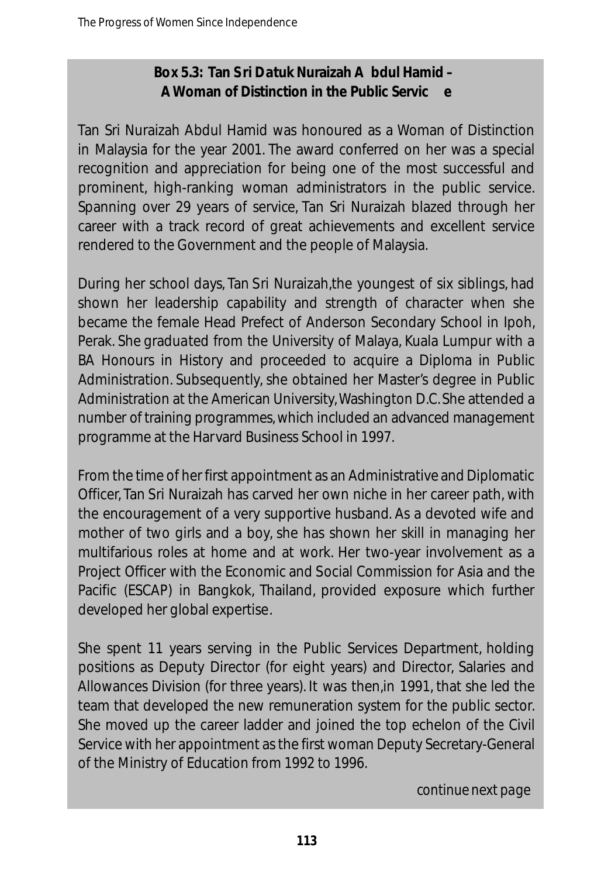**Box 5.3: Tan Sri Datuk Nuraizah Abdul Hamid – A Woman of Distinction in the Public Service**

Tan Sri Nuraizah Abdul Hamid was honoured as a Woman of Distinction in Malaysia for the year 2001. The award conferred on her was a special recognition and appreciation for being one of the most successful and prominent, high-ranking woman administrators in the public service. Spanning over 29 years of service, Tan Sri Nuraizah blazed through her career with a track record of great achievements and excellent service rendered to the Government and the people of Malaysia.

During her school days, Tan Sri Nuraizah, the youngest of six siblings, had shown her leadership capability and strength of character when she became the female Head Prefect of Anderson Secondary School in Ipoh, Perak. She graduated from the University of Malaya, Kuala Lumpur with a BA Honours in History and proceeded to acquire a Diploma in Public Administration. Subsequently, she obtained her Master's degree in Public Administration at the American University, Washington D.C. She attended a number of training programmes, which included an advanced management programme at the Harvard Business School in 1997.

From the time of her first appointment as an Administrative and Diplomatic Officer, Tan Sri Nuraizah has carved her own niche in her career path, with the encouragement of a very supportive husband. As a devoted wife and mother of two girls and a boy, she has shown her skill in managing her multifarious roles at home and at work. Her two-year involvement as a Project Officer with the Economic and Social Commission for Asia and the Pacific (ESCAP) in Bangkok, Thailand, provided exposure which further developed her global expertise.

She spent 11 years serving in the Public Services Department, holding positions as Deputy Director (for eight years) and Director, Salaries and Allowances Division (for three years). It was then, in 1991, that she led the team that developed the new remuneration system for the public sector. She moved up the career ladder and joined the top echelon of the Civil Service with her appointment as the first woman Deputy Secretary-General of the Ministry of Education from 1992 to 1996.

*continue next page*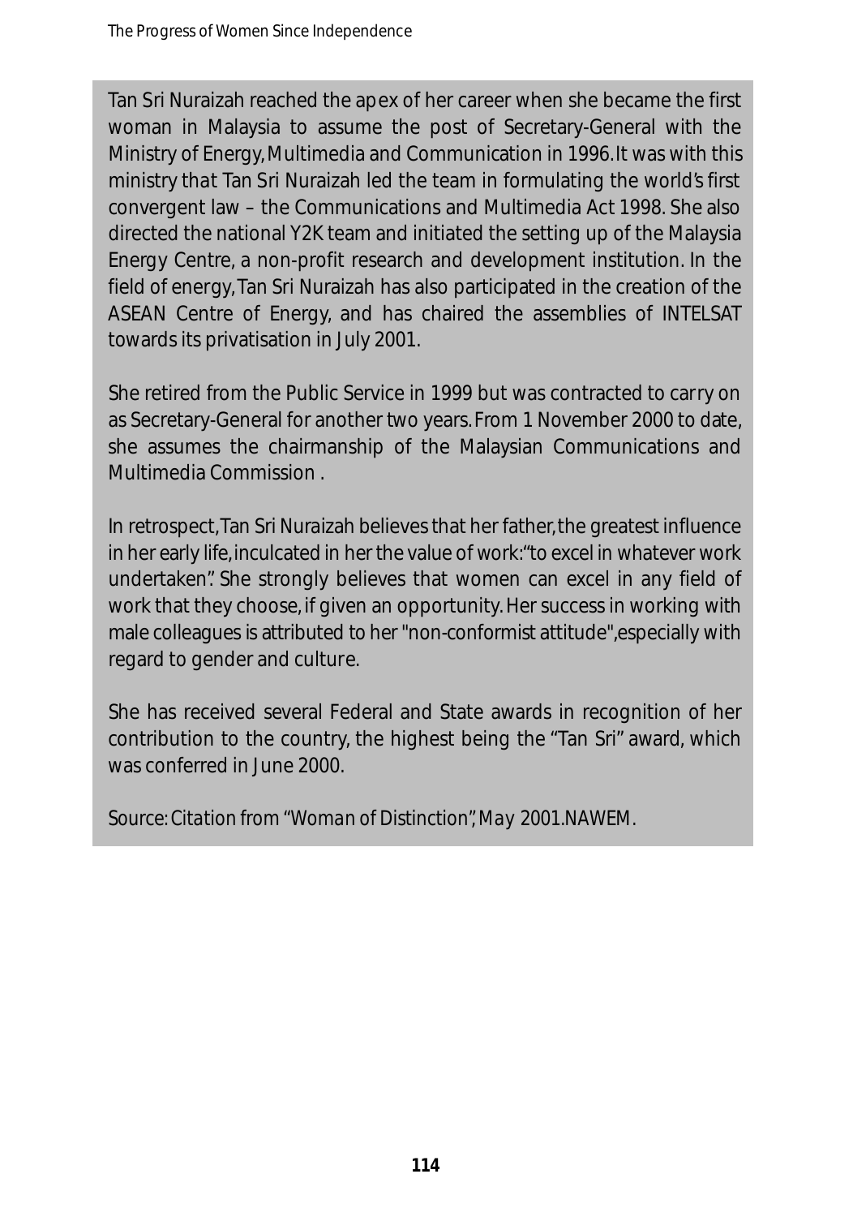Tan Sri Nuraizah reached the apex of her career when she became the first woman in Malaysia to assume the post of Secretary-General with the Ministry of Energy, Multimedia and Communication in 1996. It was with this ministry that Tan Sri Nuraizah led the team in formulating the world's first convergent law – the Communications and Multimedia Act 1998. She also directed the national Y2K team and initiated the setting up of the Malaysia Energy Centre, a non-profit research and development institution. In the field of energy, Tan Sri Nuraizah has also participated in the creation of the ASEAN Centre of Energy, and has chaired the assemblies of INTELSAT towards its privatisation in July 2001.

She retired from the Public Service in 1999 but was contracted to carry on as Secretary-General for another two years. From 1 November 2000 to date, she assumes the chairmanship of the Malaysian Communications and Multimedia Commission .

In retrospect, Tan Sri Nuraizah believes that her father, the greatest influence in her early life, inculcated in her the value of work: "to excel in whatever work undertaken". She strongly believes that women can excel in any field of work that they choose, if given an opportunity. Her success in working with male colleagues is attributed to her "non-conformist attitude", especially with regard to gender and culture.

She has received several Federal and State awards in recognition of her contribution to the country, the highest being the "Tan Sri" award, which was conferred in June 2000.

*Source: Citation from "Woman of Distinction", May 2001. NAWEM.*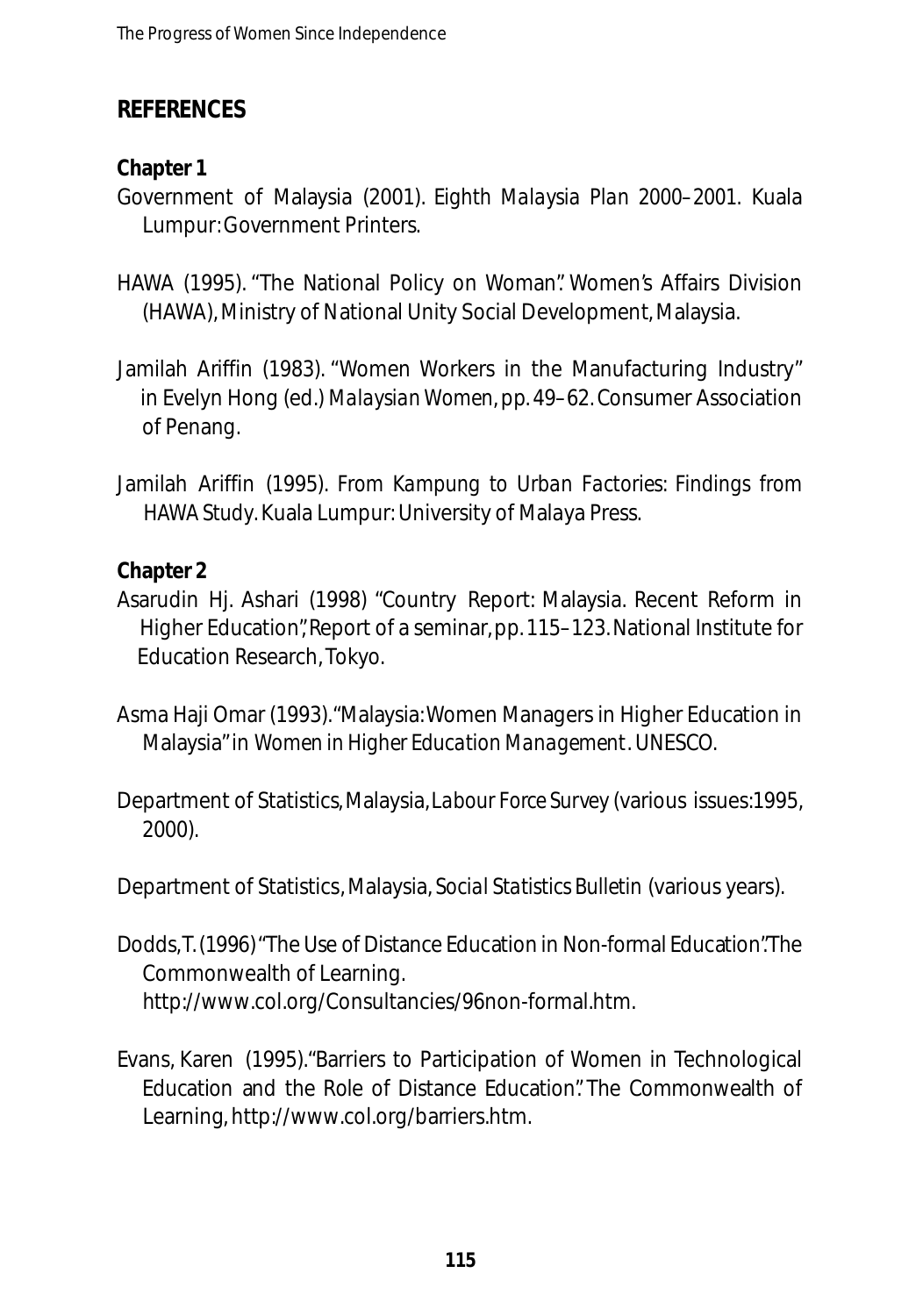## REFERENCES

### Chapter 1

Government of Malaysia (2001). *Eighth Malaysia Plan 2000–2001*. Kuala Lumpur: Government Printers.

HAWA (1995). "The National Policy on Woman". Women's Affairs Division (HAWA), Ministry of National Unity Social Development, Malaysia.

Jamilah Ariffin (1983). "Women Workers in the Manufacturing Industry" in Evelyn Hong (ed.) *Malaysian Women*, pp. 49–62. Consumer Association of Penang.

Jamilah Ariffin (1995). *From Kampung to Urban Factories: Findings from HAWA Study*. Kuala Lumpur: University of Malaya Press.

### Chapter 2

Asarudin Hj. Ashari (1998) "Country Report: Malaysia. Recent Reform in Higher Education", Report of a seminar, pp. 115–123. National Institute for Education Research, Tokyo.

Asma Haji Omar (1993). "Malaysia: Women Managers in Higher Education in Malaysia" in *Women in Higher Education Management*. UNESCO.

Department of Statistics, Malaysia, *Labour Force Survey* (various issues:1995, 2000).

Department of Statistics, Malaysia, *Social Statistics Bulletin* (various years).

Dodds, T. (1996) "The Use of Distance Education in Non-formal Education". The Commonwealth of Learning. http://www.col.org/Consultancies/96non-formal.htm.

Evans, Karen (1995). "Barriers to Participation of Women in Technological Education and the Role of Distance Education". The Commonwealth of Learning, http://www.col.org/barriers.htm.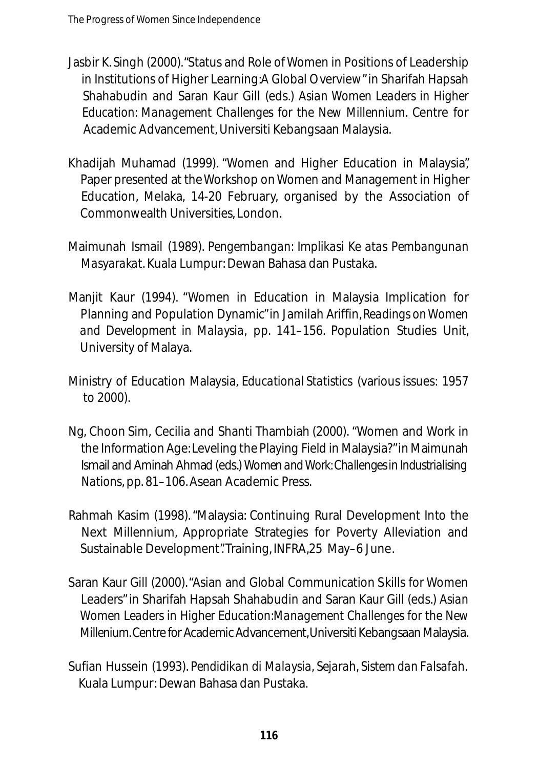Jasbir K. Singh (2000). "Status and Role of Women in Positions of Leadership in Institutions of Higher Learning: A Global Overview" in Sharifah Hapsah Shahabudin and Saran Kaur Gill (eds.) *Asian Women Leaders in Higher Education: Management Challenges for the New Millennium*. Centre for Academic Advancement, Universiti Kebangsaan Malaysia.

Khadijah Muhamad (1999). "Women and Higher Education in Malaysia", Paper presented at the Workshop on Women and Management in Higher Education, Melaka, 14-20 February, organised by the Association of Commonwealth Universities, London.

Maimunah Ismail (1989). *Pengembangan: Implikasi Ke atas Pembangunan Masyarakat*. Kuala Lumpur: Dewan Bahasa dan Pustaka.

Manjit Kaur (1994). "Women in Education in Malaysia Implication for Planning and Population Dynamic" in Jamilah Ariffin, *Readings on Women and Development in Malaysia*, pp. 141–156. Population Studies Unit, University of Malaya.

Ministry of Education Malaysia, *Educational Statistics* (various issues: 1957 to 2000).

Ng, Choon Sim, Cecilia and Shanti Thambiah (2000). "Women and Work in the Information Age: Leveling the Playing Field in Malaysia?" in Maimunah Ismail and Aminah Ahmad (eds.) *Women and Work: Challenges in Industrialising Nations*, pp. 81–106. Asean Academic Press.

Rahmah Kasim (1998). "Malaysia: Continuing Rural Development Into the Next Millennium, Appropriate Strategies for Poverty Alleviation and Sustainable Development". Training, INFRA, 25 May–6 June.

Saran Kaur Gill (2000). "Asian and Global Communication Skills for Women Leaders" in Sharifah Hapsah Shahabudin and Saran Kaur Gill (eds.) *Asian Women Leaders in Higher Education: Management Challenges for the New Millenium*. Centre for Academic Advancement, Universiti Kebangsaan Malaysia.

Sufian Hussein (1993). *Pendidikan di Malaysia, Sejarah, Sistem dan Falsafah*. Kuala Lumpur: Dewan Bahasa dan Pustaka.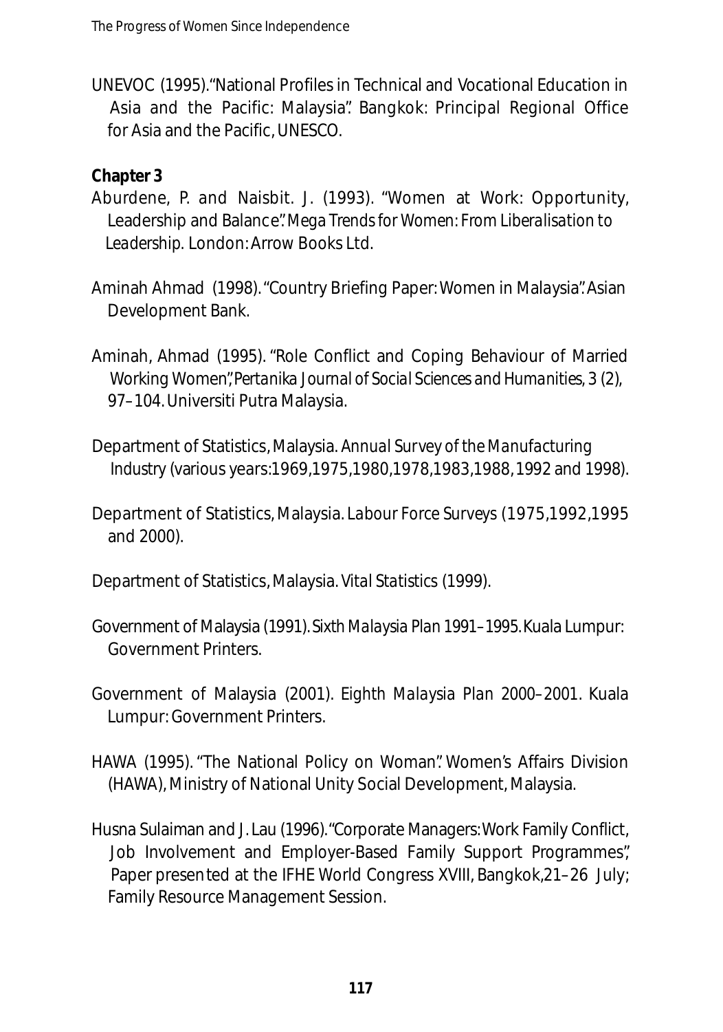UNEVOC (1995). "National Profiles in Technical and Vocational Education in Asia and the Pacific: Malaysia". Bangkok: Principal Regional Office for Asia and the Pacific, UNESCO.

**Chapter 3**

Aburdene, P. and Naisbit. J. (1993). "Women at Work: Opportunity, Leadership and Balance". *Mega Trends for Women: From Liberalisation to Leadership*. London: Arrow Books Ltd.

Aminah Ahmad (1998). "Country Briefing Paper: Women in Malaysia". Asian Development Bank.

Aminah, Ahmad (1995). "Role Conflict and Coping Behaviour of Married Working Women", *Pertanika Journal of Social Sciences and Humanities*, 3 (2), 97–104. Universiti Putra Malaysia.

Department of Statistics, Malaysia. *Annual Survey of the Manufacturing Industry* (various years:1969,1975,1980,1978,1983,1988, 1992 and 1998).

Department of Statistics, Malaysia. *Labour Force Surveys* (1975,1992,1995 and 2000).

Department of Statistics, Malaysia. *Vital Statistics* (1999).

Government of Malaysia (1991). *Sixth Malaysia Plan 1991–1995*. Kuala Lumpur: Government Printers.

Government of Malaysia (2001). *Eighth Malaysia Plan 2000–2001*. Kuala Lumpur: Government Printers.

HAWA (1995). "The National Policy on Woman". Women's Affairs Division (HAWA), Ministry of National Unity Social Development, Malaysia.

Husna Sulaiman and J. Lau (1996). "Corporate Managers: Work Family Conflict, Job Involvement and Employer-Based Family Support Programmes", Paper presented at the IFHE World Congress XVIII, Bangkok, 21–26 July; Family Resource Management Session.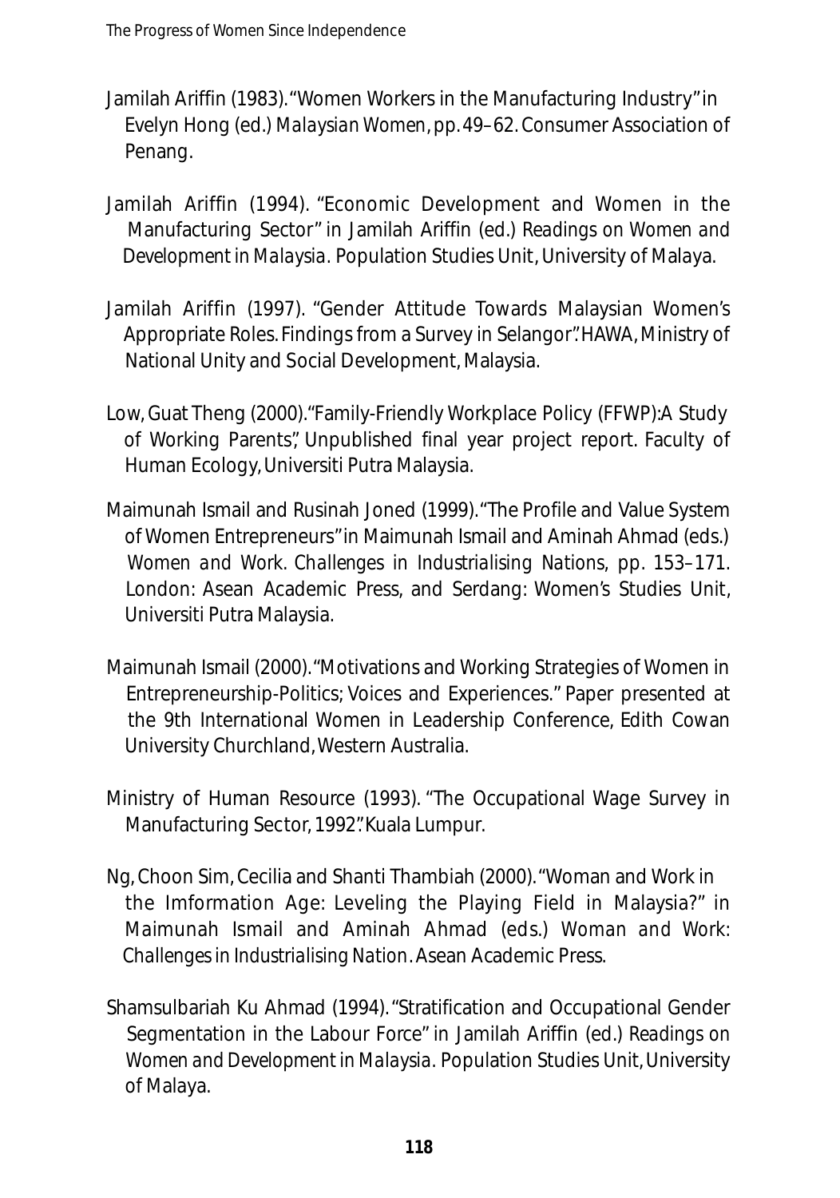Jamilah Ariffin (1983). "Women Workers in the Manufacturing Industry" in Evelyn Hong (ed.) *Malaysian Women*, pp. 49–62. Consumer Association of Penang.

Jamilah Ariffin (1994). "Economic Development and Women in the Manufacturing Sector" in Jamilah Ariffin (ed.) *Readings on Women and Development in Malaysia*. Population Studies Unit, University of Malaya.

Jamilah Ariffin (1997). "Gender Attitude Towards Malaysian Women's Appropriate Roles. Findings from a Survey in Selangor". HAWA, Ministry of National Unity and Social Development, Malaysia.

Low, Guat Theng (2000). "Family-Friendly Workplace Policy (FFWP): A Study of Working Parents", Unpublished final year project report. Faculty of Human Ecology, Universiti Putra Malaysia.

Maimunah Ismail and Rusinah Joned (1999). "The Profile and Value System of Women Entrepreneurs" in Maimunah Ismail and Aminah Ahmad (eds.) *Women and Work. Challenges in Industrialising Nations*, pp. 153–171. London: Asean Academic Press, and Serdang: Women's Studies Unit, Universiti Putra Malaysia.

Maimunah Ismail (2000). "Motivations and Working Strategies of Women in Entrepreneurship-Politics; Voices and Experiences." Paper presented at the 9th International Women in Leadership Conference, Edith Cowan University Churchland, Western Australia.

Ministry of Human Resource (1993). "The Occupational Wage Survey in Manufacturing Sector, 1992". Kuala Lumpur.

Ng, Choon Sim, Cecilia and Shanti Thambiah (2000). "Woman and Work in the Imformation Age: Leveling the Playing Field in Malaysia?" in Maimunah Ismail and Aminah Ahmad (eds.) *Woman and Work: Challenges in Industrialising Nation*. Asean Academic Press.

Shamsulbariah Ku Ahmad (1994). "Stratification and Occupational Gender Segmentation in the Labour Force" in Jamilah Ariffin (ed.) *Readings on Women and Development in Malaysia*. Population Studies Unit, University of Malaya.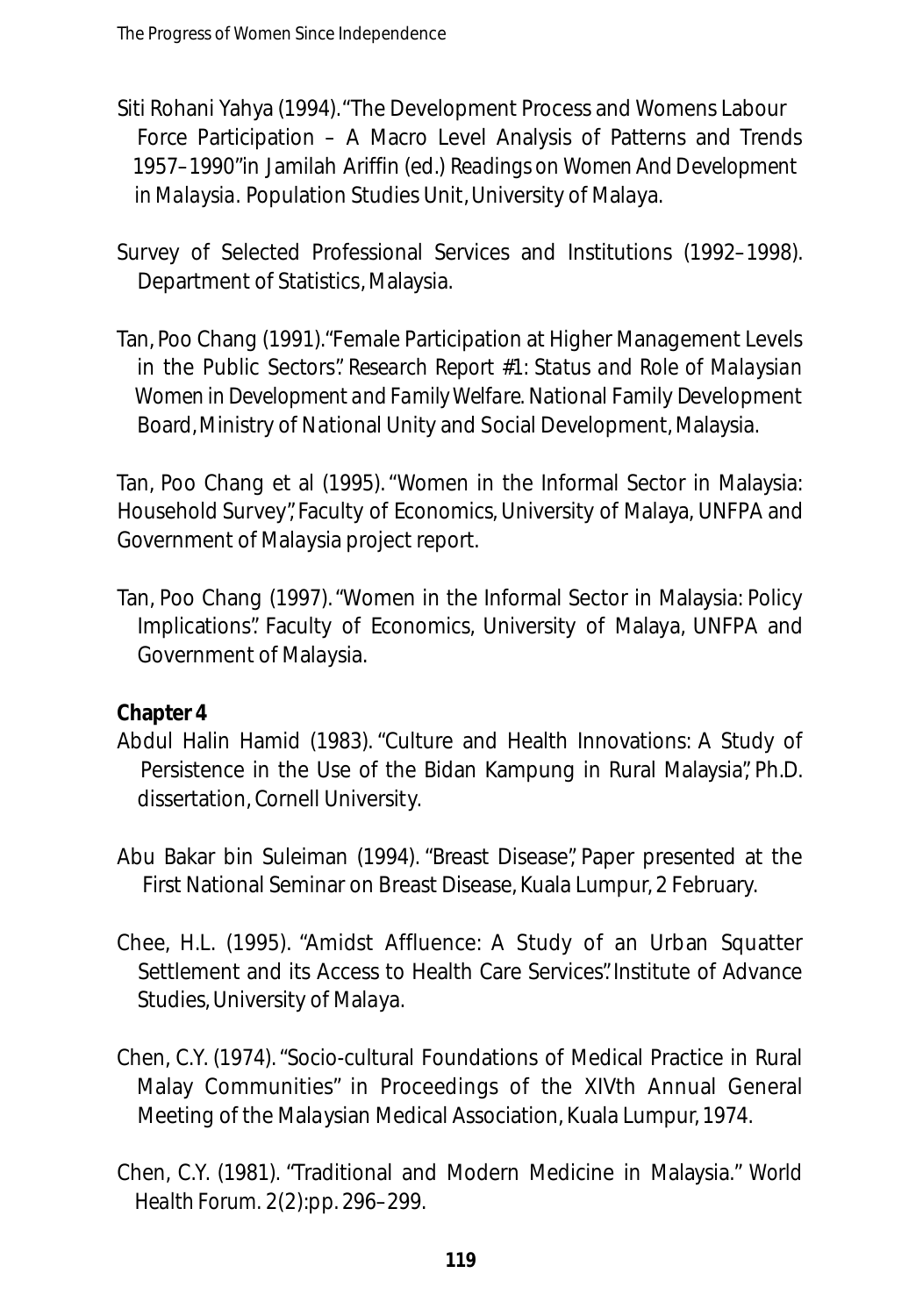Siti Rohani Yahya (1994). "The Development Process and Womens Labour Force Participation – A Macro Level Analysis of Patterns and Trends 1957–1990" in Jamilah Ariffin (ed.) *Readings on Women And Development in Malaysia*. Population Studies Unit, University of Malaya.

Survey of Selected Professional Services and Institutions (1992–1998). Department of Statistics, Malaysia.

Tan, Poo Chang (1991). "Female Participation at Higher Management Levels in the Public Sectors". *Research Report #1: Status and Role of Malaysian Women in Development and Family Welfare*. National Family Development Board, Ministry of National Unity and Social Development, Malaysia.

Tan, Poo Chang et al (1995). "Women in the Informal Sector in Malaysia: Household Survey", Faculty of Economics, University of Malaya, UNFPA and Government of Malaysia project report.

Tan, Poo Chang (1997). "Women in the Informal Sector in Malaysia: Policy Implications". Faculty of Economics, University of Malaya, UNFPA and Government of Malaysia.

**Chapter 4**

Abdul Halin Hamid (1983). "Culture and Health Innovations: A Study of Persistence in the Use of the Bidan Kampung in Rural Malaysia", Ph.D. dissertation, Cornell University.

Abu Bakar bin Suleiman (1994). "Breast Disease", Paper presented at the First National Seminar on Breast Disease, Kuala Lumpur, 2 February.

Chee, H.L. (1995). "Amidst Affluence: A Study of an Urban Squatter Settlement and its Access to Health Care Services". Institute of Advance Studies, University of Malaya.

Chen, C.Y. (1974). "Socio-cultural Foundations of Medical Practice in Rural Malay Communities" in Proceedings of the XIVth Annual General Meeting of the Malaysian Medical Association, Kuala Lumpur, 1974.

Chen, C.Y. (1981). "Traditional and Modern Medicine in Malaysia." *World Health Forum*. 2(2):pp. 296–299.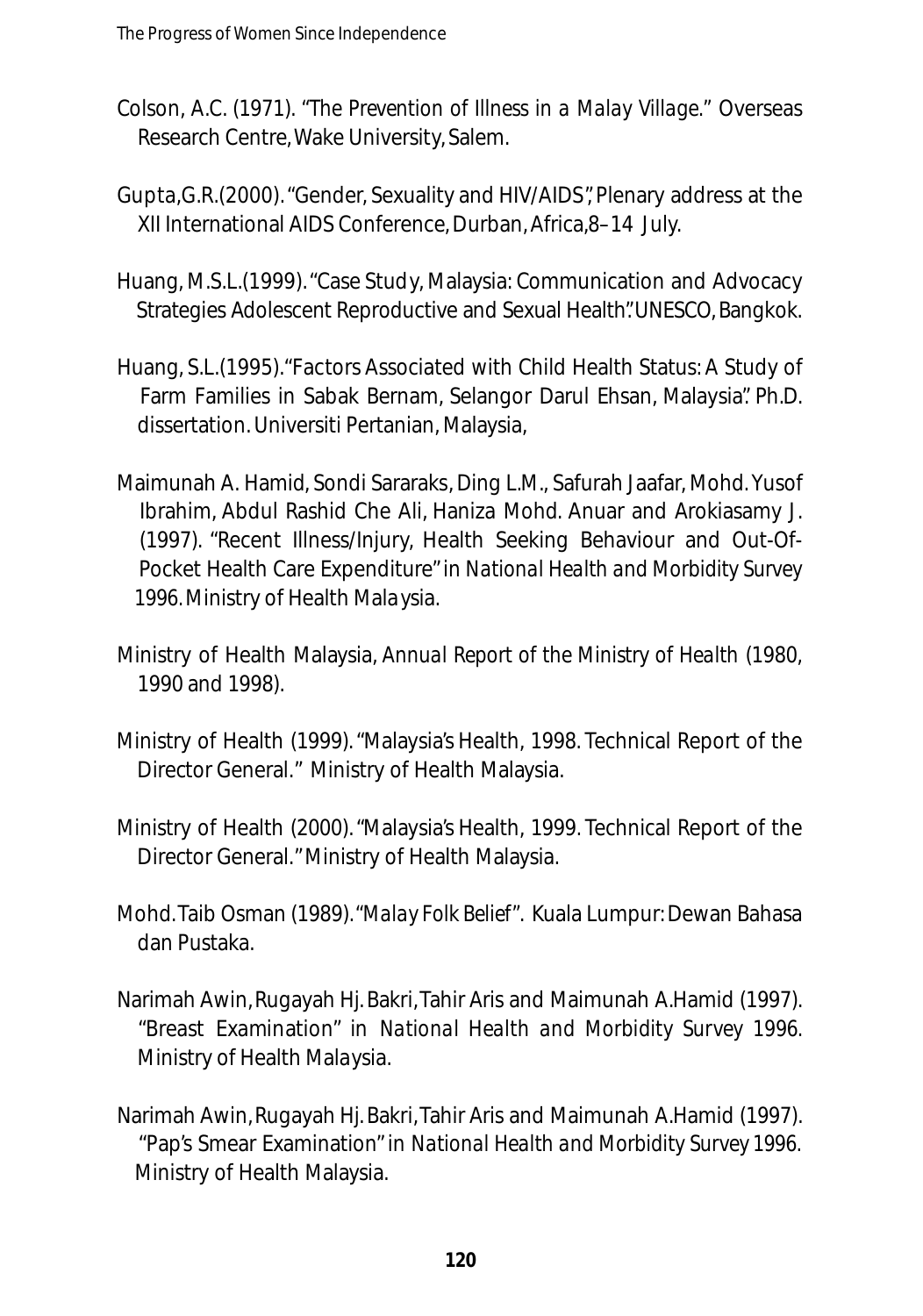Colson, A.C. (1971). "The Prevention of Illness in a Malay Village." Overseas Research Centre, Wake University, Salem.

Gupta, G.R. (2000). "Gender, Sexuality and HIV/AIDS", Plenary address at the XII International AIDS Conference, Durban, Africa, 8–14 July.

Huang, M.S.L. (1999). "Case Study, Malaysia: Communication and Advocacy Strategies Adolescent Reproductive and Sexual Health". UNESCO, Bangkok.

Huang, S.L. (1995). "Factors Associated with Child Health Status: A Study of Farm Families in Sabak Bernam, Selangor Darul Ehsan, Malaysia". Ph.D. dissertation. Universiti Pertanian, Malaysia,

Maimunah A. Hamid, Sondi Sararaks, Ding L.M., Safurah Jaafar, Mohd. Yusof Ibrahim, Abdul Rashid Che Ali, Haniza Mohd. Anuar and Arokiasamy J. (1997). "Recent Illness/Injury, Health Seeking Behaviour and Out-Of-Pocket Health Care Expenditure" in *National Health and Morbidity Survey 1996*. Ministry of Health Malaysia.

Ministry of Health Malaysia, *Annual Report of the Ministry of Health* (1980, 1990 and 1998).

Ministry of Health (1999). "Malaysia's Health, 1998. Technical Report of the Director General." Ministry of Health Malaysia.

Ministry of Health (2000). "Malaysia's Health, 1999. Technical Report of the Director General." Ministry of Health Malaysia.

Mohd. Taib Osman (1989). "*Malay Folk Belief*". Kuala Lumpur: Dewan Bahasa dan Pustaka.

Narimah Awin, Rugayah Hj. Bakri, Tahir Aris and Maimunah A.Hamid (1997). "Breast Examination" in *National Health and Morbidity Survey 1996*. Ministry of Health Malaysia.

Narimah Awin, Rugayah Hj. Bakri, Tahir Aris and Maimunah A.Hamid (1997). "Pap's Smear Examination" in *National Health and Morbidity Survey 1996*. Ministry of Health Malaysia.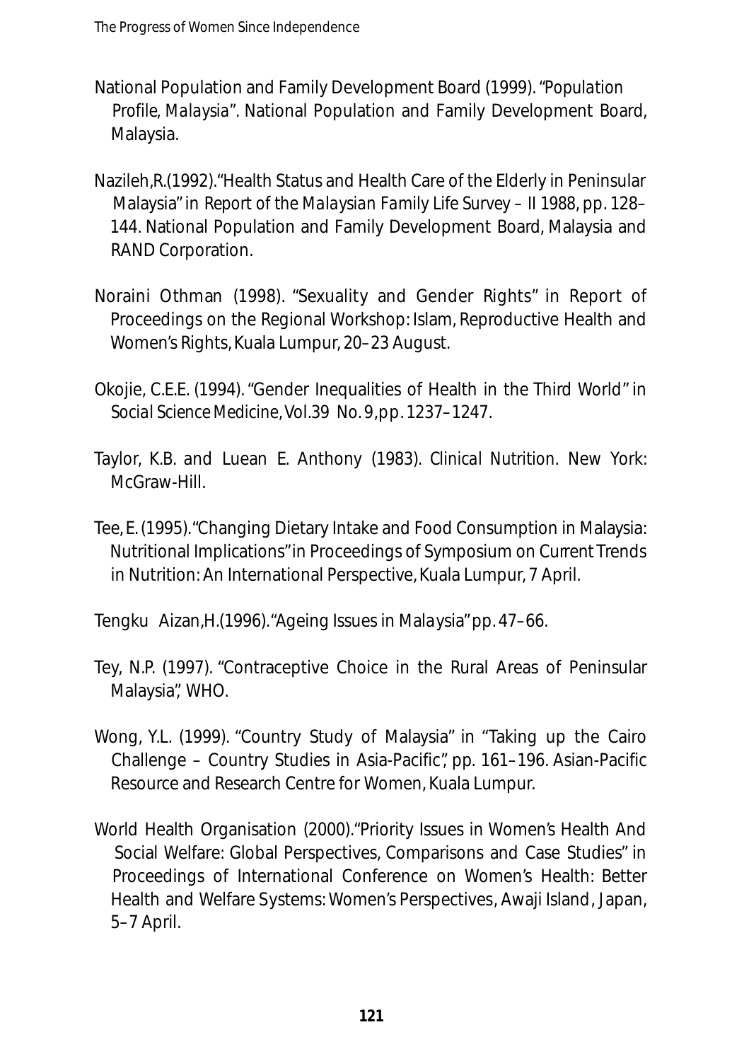National Population and Family Development Board (1999). "*Population Profile, Malaysia*". National Population and Family Development Board, Malaysia.

Nazileh,R.(1992)."Health Status and Health Care of the Elderly in Peninsular Malaysia" in *Report of the Malaysian Family Life Survey – II 1988*, pp. 128–144. National Population and Family Development Board, Malaysia and RAND Corporation.

Noraini Othman (1998). "Sexuality and Gender Rights" in Report of Proceedings on the Regional Workshop: Islam, Reproductive Health and Women's Rights, Kuala Lumpur, 20–23 August.

Okojie, C.E.E. (1994). "Gender Inequalities of Health in the Third World" in *Social Science Medicine*, Vol.39 No. 9, pp. 1237–1247.

Taylor, K.B. and Luean E. Anthony (1983). *Clinical Nutrition*. New York: McGraw-Hill.

Tee, E. (1995). "Changing Dietary Intake and Food Consumption in Malaysia: Nutritional Implications" in Proceedings of Symposium on Current Trends in Nutrition: An International Perspective, Kuala Lumpur, 7 April.

Tengku Aizan, H. (1996). "Ageing Issues in Malaysia" pp. 47–66.

Tey, N.P. (1997). "Contraceptive Choice in the Rural Areas of Peninsular Malaysia", WHO.

Wong, Y.L. (1999). "Country Study of Malaysia" in "Taking up the Cairo Challenge – Country Studies in Asia-Pacific", pp. 161–196. Asian-Pacific Resource and Research Centre for Women, Kuala Lumpur.

World Health Organisation (2000). "Priority Issues in Women's Health And Social Welfare: Global Perspectives, Comparisons and Case Studies" in Proceedings of International Conference on Women's Health: Better Health and Welfare Systems: Women's Perspectives, Awaji Island, Japan, 5–7 April.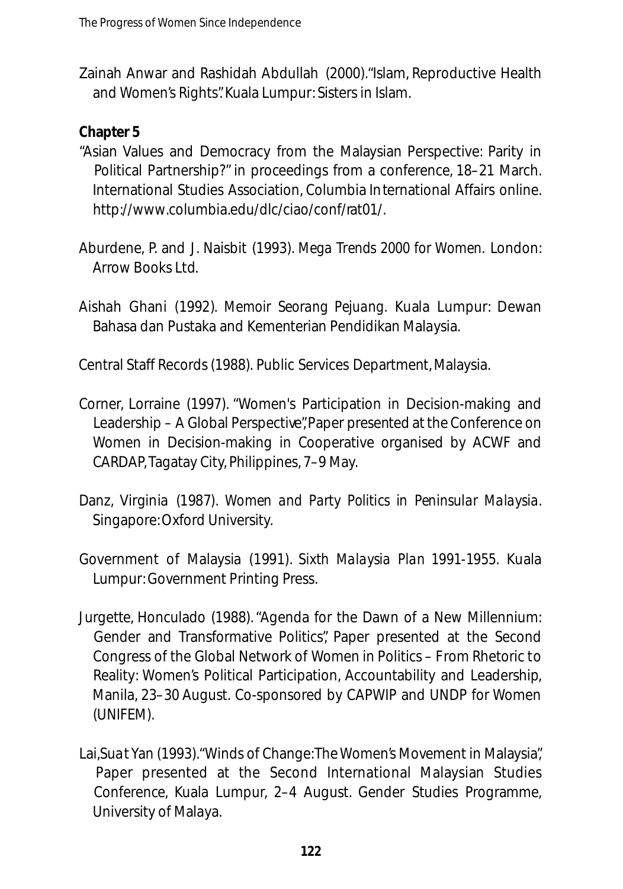Zainah Anwar and Rashidah Abdullah (2000). "Islam, Reproductive Health and Women's Rights". Kuala Lumpur: Sisters in Islam.

**Chapter 5**

"Asian Values and Democracy from the Malaysian Perspective: Parity in Political Partnership?" in proceedings from a conference, 18–21 March. International Studies Association, Columbia International Affairs online. http://www.columbia.edu/dlc/ciao/conf/rat01/.

Aburdene, P. and J. Naisbit (1993). *Mega Trends 2000 for Women*. London: Arrow Books Ltd.

Aishah Ghani (1992). *Memoir Seorang Pejuang*. Kuala Lumpur: Dewan Bahasa dan Pustaka and Kementerian Pendidikan Malaysia.

Central Staff Records (1988). Public Services Department, Malaysia.

Corner, Lorraine (1997). "Women's Participation in Decision-making and Leadership – A Global Perspective", Paper presented at the Conference on Women in Decision-making in Cooperative organised by ACWF and CARDAP, Tagatay City, Philippines, 7–9 May.

Danz, Virginia (1987). *Women and Party Politics in Peninsular Malaysia*. Singapore: Oxford University.

Government of Malaysia (1991). *Sixth Malaysia Plan 1991-1955*. Kuala Lumpur: Government Printing Press.

Jurgette, Honculado (1988). "Agenda for the Dawn of a New Millennium: Gender and Transformative Politics", Paper presented at the Second Congress of the Global Network of Women in Politics – From Rhetoric to Reality: Women's Political Participation, Accountability and Leadership, Manila, 23–30 August. Co-sponsored by CAPWIP and UNDP for Women (UNIFEM).

Lai, Suat Yan (1993). "Winds of Change: The Women's Movement in Malaysia", Paper presented at the Second International Malaysian Studies Conference, Kuala Lumpur, 2–4 August. Gender Studies Programme, University of Malaya.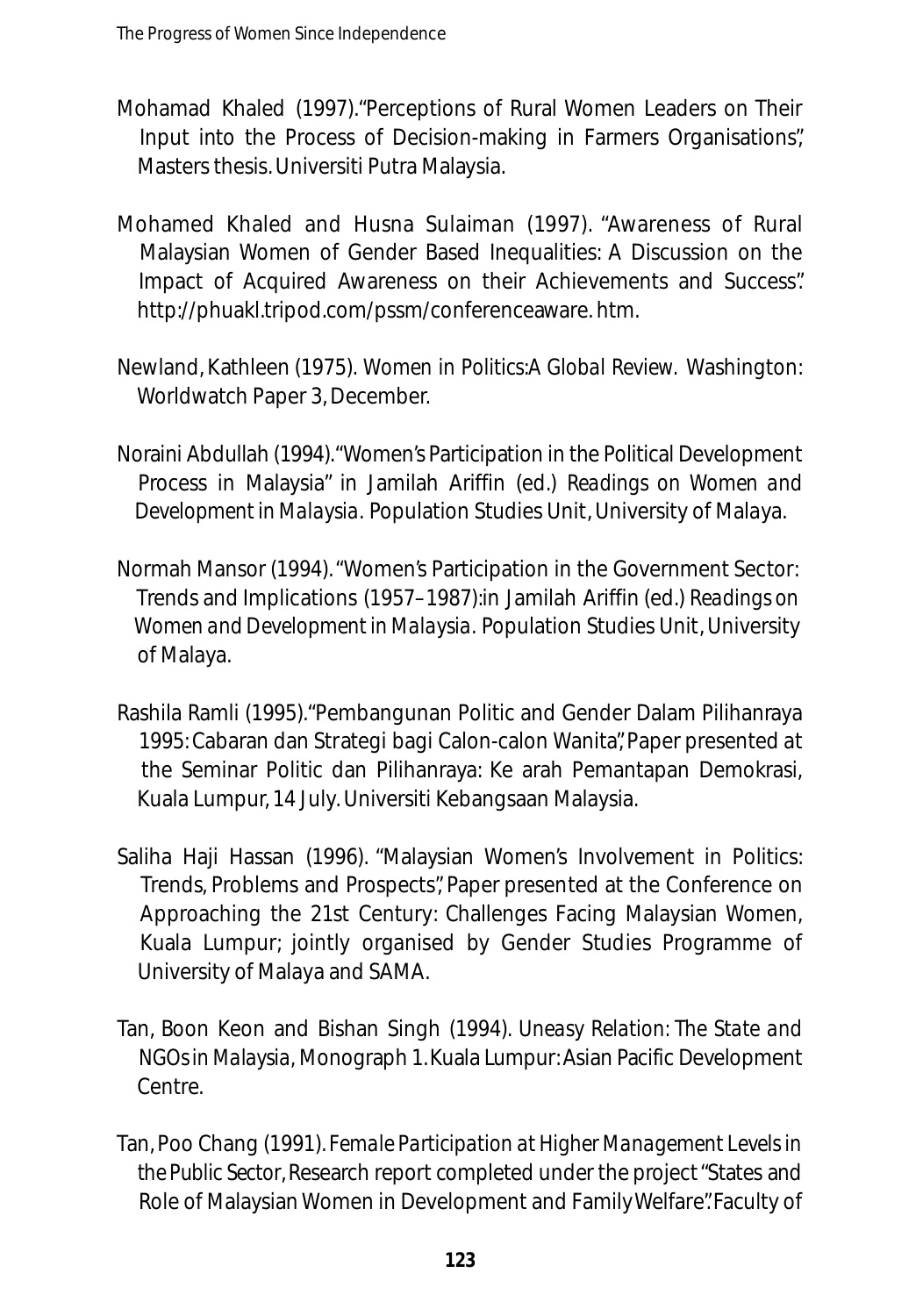Mohamad Khaled (1997)."Perceptions of Rural Women Leaders on Their Input into the Process of Decision-making in Farmers Organisations", Masters thesis. Universiti Putra Malaysia.

Mohamed Khaled and Husna Sulaiman (1997). "Awareness of Rural Malaysian Women of Gender Based Inequalities: A Discussion on the Impact of Acquired Awareness on their Achievements and Success". http://phuakl.tripod.com/pssm/conferenceaware. htm.

Newland, Kathleen (1975). *Women in Politics:A Global Review.* Washington: Worldwatch Paper 3, December.

Noraini Abdullah (1994)."Women's Participation in the Political Development Process in Malaysia" in Jamilah Ariffin (ed.) *Readings on Women and Development in Malaysia*. Population Studies Unit, University of Malaya.

Normah Mansor (1994). "Women's Participation in the Government Sector: Trends and Implications (1957–1987):in Jamilah Ariffin (ed.) *Readings on Women and Development in Malaysia*. Population Studies Unit, University of Malaya.

Rashila Ramli (1995)."Pembangunan Politic and Gender Dalam Pilihanraya 1995: Cabaran dan Strategi bagi Calon-calon Wanita", Paper presented at the Seminar Politic dan Pilihanraya: Ke arah Pemantapan Demokrasi, Kuala Lumpur, 14 July. Universiti Kebangsaan Malaysia.

Saliha Haji Hassan (1996). "Malaysian Women's Involvement in Politics: Trends, Problems and Prospects", Paper presented at the Conference on Approaching the 21st Century: Challenges Facing Malaysian Women, Kuala Lumpur; jointly organised by Gender Studies Programme of University of Malaya and SAMA.

Tan, Boon Keon and Bishan Singh (1994). *Uneasy Relation: The State and NGOs in Malaysia*, Monograph 1. Kuala Lumpur: Asian Pacific Development Centre.

Tan, Poo Chang (1991). *Female Participation at Higher Management Levels in the Public Sector*, Research report completed under the project "States and Role of Malaysian Women in Development and Family Welfare". Faculty of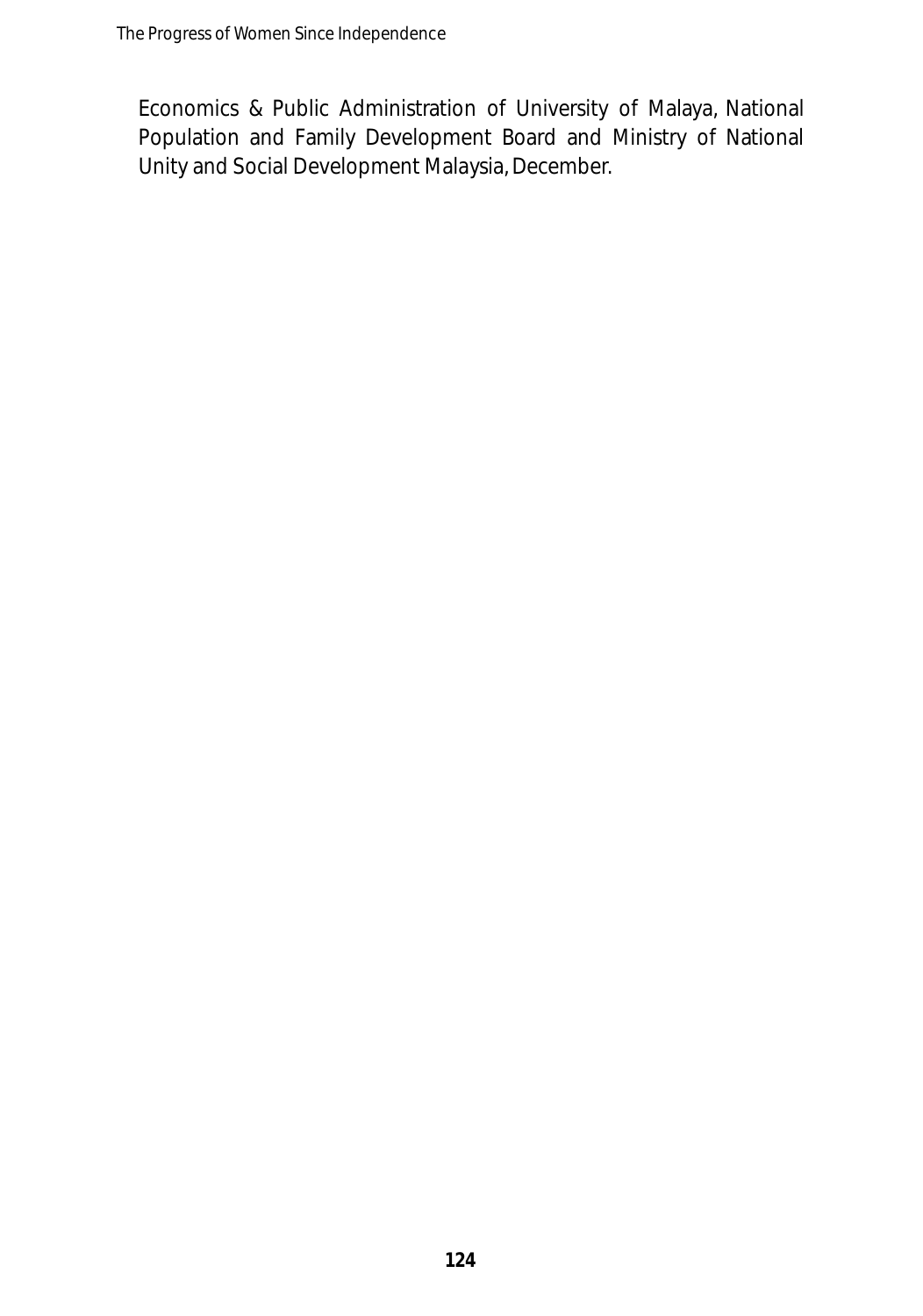Economics & Public Administration of University of Malaya, National Population and Family Development Board and Ministry of National Unity and Social Development Malaysia, December.